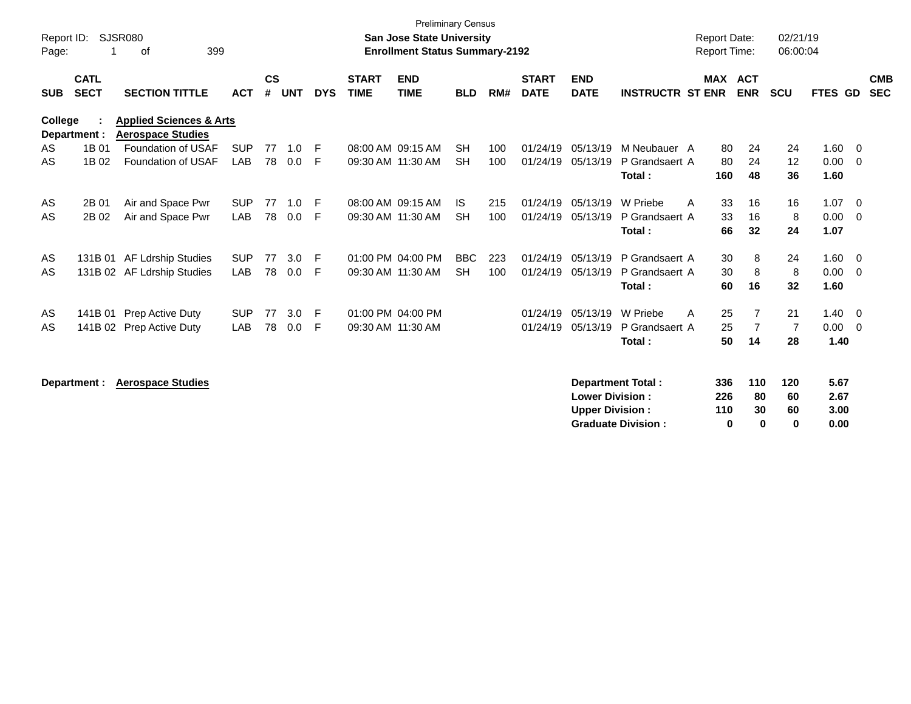Preliminary Census

**San Jose State University**

**Enrollment Status Summary-2192**

Report ID: SJSR080

Report Date: 02/21/19

Report Time: 06:00:04

| SUB | CATL SECT | SECTION TITTLE | ACT | CS # | UNT | DYS | START TIME | END TIME | BLD | RM# | START DATE | END DATE | INSTRUCTR | ST | MAX ENR | ACT ENR | SCU | FTES | GD | CMB SEC |
|---|---|---|---|---|---|---|---|---|---|---|---|---|---|---|---|---|---|---|---|---|
| **College :** | | **Applied Sciences & Arts** | | | | | | | | | | | | | | | | | | |
| **Department :** | | **Aerospace Studies** | | | | | | | | | | | | | | | | | | |
| AS | 1B 01 | Foundation of USAF | SUP | 77 | 1.0 | F | 08:00 AM | 09:15 AM | SH | 100 | 01/24/19 | 05/13/19 | M Neubauer | A | 80 | 24 | 24 | 1.60 | 0 | |
| AS | 1B 02 | Foundation of USAF | LAB | 78 | 0.0 | F | 09:30 AM | 11:30 AM | SH | 100 | 01/24/19 | 05/13/19 | P Grandsaert | A | 80 | 24 | 12 | 0.00 | 0 | |
| | | | | | | | | | | | | | **Total :** | | **160** | **48** | **36** | **1.60** | | |
| AS | 2B 01 | Air and Space Pwr | SUP | 77 | 1.0 | F | 08:00 AM | 09:15 AM | IS | 215 | 01/24/19 | 05/13/19 | W Priebe | A | 33 | 16 | 16 | 1.07 | 0 | |
| AS | 2B 02 | Air and Space Pwr | LAB | 78 | 0.0 | F | 09:30 AM | 11:30 AM | SH | 100 | 01/24/19 | 05/13/19 | P Grandsaert | A | 33 | 16 | 8 | 0.00 | 0 | |
| | | | | | | | | | | | | | **Total :** | | **66** | **32** | **24** | **1.07** | | |
| AS | 131B 01 | AF Ldrship Studies | SUP | 77 | 3.0 | F | 01:00 PM | 04:00 PM | BBC | 223 | 01/24/19 | 05/13/19 | P Grandsaert | A | 30 | 8 | 24 | 1.60 | 0 | |
| AS | 131B 02 | AF Ldrship Studies | LAB | 78 | 0.0 | F | 09:30 AM | 11:30 AM | SH | 100 | 01/24/19 | 05/13/19 | P Grandsaert | A | 30 | 8 | 8 | 0.00 | 0 | |
| | | | | | | | | | | | | | **Total :** | | **60** | **16** | **32** | **1.60** | | |
| AS | 141B 01 | Prep Active Duty | SUP | 77 | 3.0 | F | 01:00 PM | 04:00 PM | | | 01/24/19 | 05/13/19 | W Priebe | A | 25 | 7 | 21 | 1.40 | 0 | |
| AS | 141B 02 | Prep Active Duty | LAB | 78 | 0.0 | F | 09:30 AM | 11:30 AM | | | 01/24/19 | 05/13/19 | P Grandsaert | A | 25 | 7 | 7 | 0.00 | 0 | |
| | | | | | | | | | | | | | **Total :** | | **50** | **14** | **28** | **1.40** | | |

**Department : Aerospace Studies**

| | MAX ENR | ACT ENR | SCU | FTES |
|---|---|---|---|---|
| **Department Total :** | **336** | **110** | **120** | **5.67** |
| **Lower Division :** | **226** | **80** | **60** | **2.67** |
| **Upper Division :** | **110** | **30** | **60** | **3.00** |
| **Graduate Division :** | **0** | **0** | **0** | **0.00** |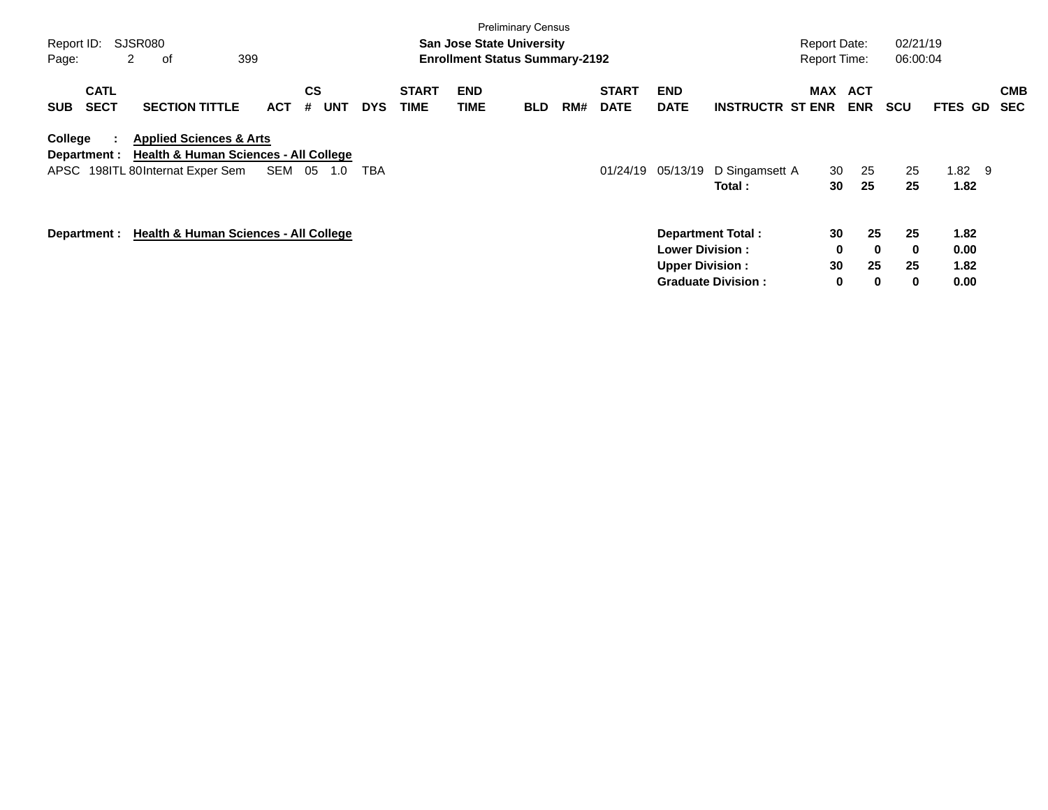Preliminary Census

**San Jose State University**
**Enrollment Status Summary-2192**

Report ID: SJSR080
Report Date: 02/21/19
Report Time: 06:00:04

| SUB | CATL SECT | SECTION TITTLE | ACT | CS # | UNT | DYS | START TIME | END TIME | BLD | RM# | START DATE | END DATE | INSTRUCTR | ST | MAX ENR | ACT ENR | SCU | FTES | GD | CMB SEC |
|---|---|---|---|---|---|---|---|---|---|---|---|---|---|---|---|---|---|---|---|---|
| **College : Applied Sciences & Arts** | | | | | | | | | | | | | | | | | | | | |
| **Department : Health & Human Sciences - All College** | | | | | | | | | | | | | | | | | | | | |
| APSC | 198ITL 80 | Internat Exper Sem | SEM | 05 | 1.0 | TBA | | | | | 01/24/19 | 05/13/19 | D Singamsett | A | 30 | 25 | 25 | 1.82 | 9 | |
| | | | | | | | | | | | | | **Total :** | | **30** | **25** | **25** | **1.82** | | |

**Department : Health & Human Sciences - All College**

| | MAX ENR | ACT ENR | SCU | FTES |
|---|---|---|---|---|
| **Department Total :** | **30** | **25** | **25** | **1.82** |
| **Lower Division :** | **0** | **0** | **0** | **0.00** |
| **Upper Division :** | **30** | **25** | **25** | **1.82** |
| **Graduate Division :** | **0** | **0** | **0** | **0.00** |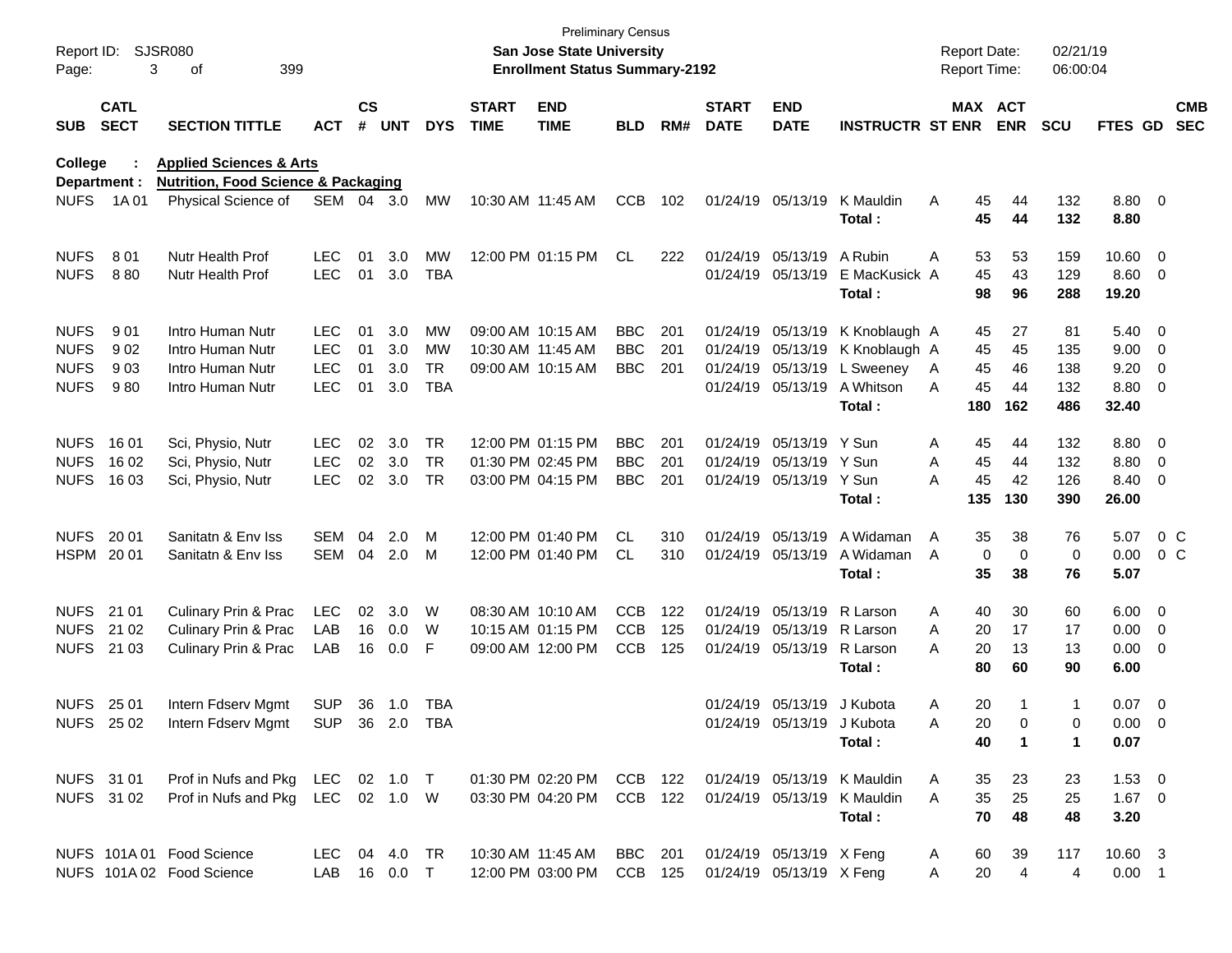Preliminary Census
**San Jose State University**
**Enrollment Status Summary-2192**

Report ID: SJSR080
Report Date: 02/21/19
Report Time: 06:00:04

**College : Applied Sciences & Arts**
**Department : Nutrition, Food Science & Packaging**

| SUB | CATL SECT | SECTION TITTLE | ACT | CS # | UNT | DYS | START TIME | END TIME | BLD | RM# | START DATE | END DATE | INSTRUCTR | ST | MAX ENR | ACT ENR | SCU | FTES | GD | CMB SEC |
|---|---|---|---|---|---|---|---|---|---|---|---|---|---|---|---|---|---|---|---|---|
| NUFS | 1A 01 | Physical Science of | SEM | 04 | 3.0 | MW | 10:30 AM | 11:45 AM | CCB | 102 | 01/24/19 | 05/13/19 | K Mauldin | A | 45 | 44 | 132 | 8.80 | 0 | |
| | | | | | | | | | | | | | **Total :** | | **45** | **44** | **132** | **8.80** | | |
| NUFS | 8 01 | Nutr Health Prof | LEC | 01 | 3.0 | MW | 12:00 PM | 01:15 PM | CL | 222 | 01/24/19 | 05/13/19 | A Rubin | A | 53 | 53 | 159 | 10.60 | 0 | |
| NUFS | 8 80 | Nutr Health Prof | LEC | 01 | 3.0 | TBA | | | | | 01/24/19 | 05/13/19 | E MacKusick | A | 45 | 43 | 129 | 8.60 | 0 | |
| | | | | | | | | | | | | | **Total :** | | **98** | **96** | **288** | **19.20** | | |
| NUFS | 9 01 | Intro Human Nutr | LEC | 01 | 3.0 | MW | 09:00 AM | 10:15 AM | BBC | 201 | 01/24/19 | 05/13/19 | K Knoblaugh | A | 45 | 27 | 81 | 5.40 | 0 | |
| NUFS | 9 02 | Intro Human Nutr | LEC | 01 | 3.0 | MW | 10:30 AM | 11:45 AM | BBC | 201 | 01/24/19 | 05/13/19 | K Knoblaugh | A | 45 | 45 | 135 | 9.00 | 0 | |
| NUFS | 9 03 | Intro Human Nutr | LEC | 01 | 3.0 | TR | 09:00 AM | 10:15 AM | BBC | 201 | 01/24/19 | 05/13/19 | L Sweeney | A | 45 | 46 | 138 | 9.20 | 0 | |
| NUFS | 9 80 | Intro Human Nutr | LEC | 01 | 3.0 | TBA | | | | | 01/24/19 | 05/13/19 | A Whitson | A | 45 | 44 | 132 | 8.80 | 0 | |
| | | | | | | | | | | | | | **Total :** | | **180** | **162** | **486** | **32.40** | | |
| NUFS | 16 01 | Sci, Physio, Nutr | LEC | 02 | 3.0 | TR | 12:00 PM | 01:15 PM | BBC | 201 | 01/24/19 | 05/13/19 | Y Sun | A | 45 | 44 | 132 | 8.80 | 0 | |
| NUFS | 16 02 | Sci, Physio, Nutr | LEC | 02 | 3.0 | TR | 01:30 PM | 02:45 PM | BBC | 201 | 01/24/19 | 05/13/19 | Y Sun | A | 45 | 44 | 132 | 8.80 | 0 | |
| NUFS | 16 03 | Sci, Physio, Nutr | LEC | 02 | 3.0 | TR | 03:00 PM | 04:15 PM | BBC | 201 | 01/24/19 | 05/13/19 | Y Sun | A | 45 | 42 | 126 | 8.40 | 0 | |
| | | | | | | | | | | | | | **Total :** | | **135** | **130** | **390** | **26.00** | | |
| NUFS | 20 01 | Sanitatn & Env Iss | SEM | 04 | 2.0 | M | 12:00 PM | 01:40 PM | CL | 310 | 01/24/19 | 05/13/19 | A Widaman | A | 35 | 38 | 76 | 5.07 | 0 | C |
| HSPM | 20 01 | Sanitatn & Env Iss | SEM | 04 | 2.0 | M | 12:00 PM | 01:40 PM | CL | 310 | 01/24/19 | 05/13/19 | A Widaman | A | 0 | 0 | 0 | 0.00 | 0 | C |
| | | | | | | | | | | | | | **Total :** | | **35** | **38** | **76** | **5.07** | | |
| NUFS | 21 01 | Culinary Prin & Prac | LEC | 02 | 3.0 | W | 08:30 AM | 10:10 AM | CCB | 122 | 01/24/19 | 05/13/19 | R Larson | A | 40 | 30 | 60 | 6.00 | 0 | |
| NUFS | 21 02 | Culinary Prin & Prac | LAB | 16 | 0.0 | W | 10:15 AM | 01:15 PM | CCB | 125 | 01/24/19 | 05/13/19 | R Larson | A | 20 | 17 | 17 | 0.00 | 0 | |
| NUFS | 21 03 | Culinary Prin & Prac | LAB | 16 | 0.0 | F | 09:00 AM | 12:00 PM | CCB | 125 | 01/24/19 | 05/13/19 | R Larson | A | 20 | 13 | 13 | 0.00 | 0 | |
| | | | | | | | | | | | | | **Total :** | | **80** | **60** | **90** | **6.00** | | |
| NUFS | 25 01 | Intern Fdserv Mgmt | SUP | 36 | 1.0 | TBA | | | | | 01/24/19 | 05/13/19 | J Kubota | A | 20 | 1 | 1 | 0.07 | 0 | |
| NUFS | 25 02 | Intern Fdserv Mgmt | SUP | 36 | 2.0 | TBA | | | | | 01/24/19 | 05/13/19 | J Kubota | A | 20 | 0 | 0 | 0.00 | 0 | |
| | | | | | | | | | | | | | **Total :** | | **40** | **1** | **1** | **0.07** | | |
| NUFS | 31 01 | Prof in Nufs and Pkg | LEC | 02 | 1.0 | T | 01:30 PM | 02:20 PM | CCB | 122 | 01/24/19 | 05/13/19 | K Mauldin | A | 35 | 23 | 23 | 1.53 | 0 | |
| NUFS | 31 02 | Prof in Nufs and Pkg | LEC | 02 | 1.0 | W | 03:30 PM | 04:20 PM | CCB | 122 | 01/24/19 | 05/13/19 | K Mauldin | A | 35 | 25 | 25 | 1.67 | 0 | |
| | | | | | | | | | | | | | **Total :** | | **70** | **48** | **48** | **3.20** | | |
| NUFS | 101A 01 | Food Science | LEC | 04 | 4.0 | TR | 10:30 AM | 11:45 AM | BBC | 201 | 01/24/19 | 05/13/19 | X Feng | A | 60 | 39 | 117 | 10.60 | 3 | |
| NUFS | 101A 02 | Food Science | LAB | 16 | 0.0 | T | 12:00 PM | 03:00 PM | CCB | 125 | 01/24/19 | 05/13/19 | X Feng | A | 20 | 4 | 4 | 0.00 | 1 | |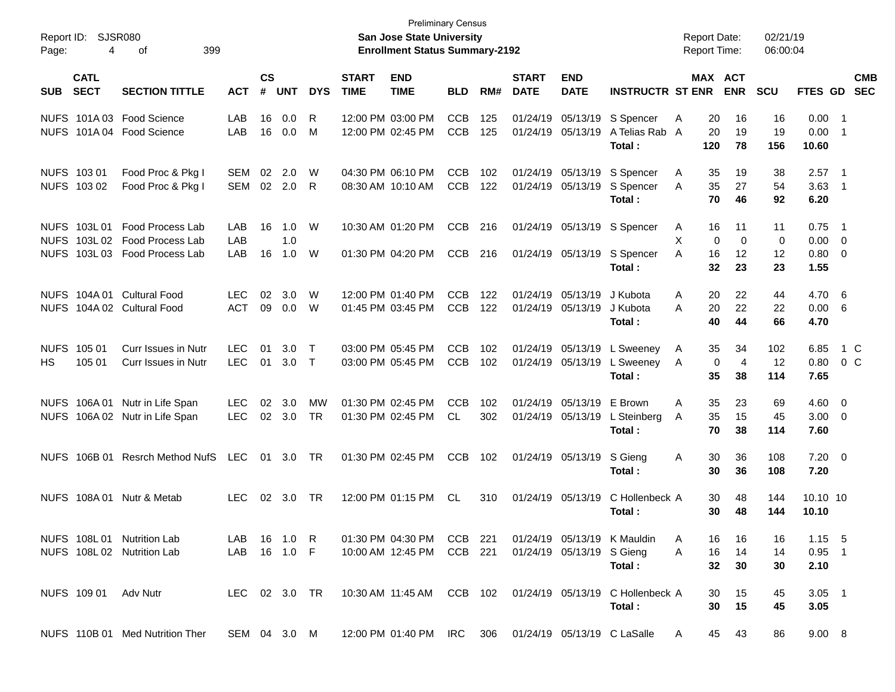Preliminary Census
**San Jose State University**
**Enrollment Status Summary-2192**

Report ID: SJSR080
Report Date: 02/21/19
Report Time: 06:00:04

| SUB | CATL SECT | SECTION TITTLE | ACT | CS # | UNT | DYS | START TIME | END TIME | BLD | RM# | START DATE | END DATE | INSTRUCTR | ST | MAX ENR | ACT ENR | SCU | FTES | GD | CMB SEC |
|---|---|---|---|---|---|---|---|---|---|---|---|---|---|---|---|---|---|---|---|---|
| NUFS | 101A 03 | Food Science | LAB | 16 | 0.0 | R | 12:00 PM | 03:00 PM | CCB | 125 | 01/24/19 | 05/13/19 | S Spencer | A | 20 | 16 | 16 | 0.00 | 1 | |
| NUFS | 101A 04 | Food Science | LAB | 16 | 0.0 | M | 12:00 PM | 02:45 PM | CCB | 125 | 01/24/19 | 05/13/19 | A Telias Rab | A | 20 | 19 | 19 | 0.00 | 1 | |
| | | | | | | | | | | | | | **Total :** | | **120** | **78** | **156** | **10.60** | | |
| NUFS | 103 01 | Food Proc & Pkg I | SEM | 02 | 2.0 | W | 04:30 PM | 06:10 PM | CCB | 102 | 01/24/19 | 05/13/19 | S Spencer | A | 35 | 19 | 38 | 2.57 | 1 | |
| NUFS | 103 02 | Food Proc & Pkg I | SEM | 02 | 2.0 | R | 08:30 AM | 10:10 AM | CCB | 122 | 01/24/19 | 05/13/19 | S Spencer | A | 35 | 27 | 54 | 3.63 | 1 | |
| | | | | | | | | | | | | | **Total :** | | **70** | **46** | **92** | **6.20** | | |
| NUFS | 103L 01 | Food Process Lab | LAB | 16 | 1.0 | W | 10:30 AM | 01:20 PM | CCB | 216 | 01/24/19 | 05/13/19 | S Spencer | A | 16 | 11 | 11 | 0.75 | 1 | |
| NUFS | 103L 02 | Food Process Lab | LAB | | 1.0 | | | | | | | | | X | 0 | 0 | 0 | 0.00 | 0 | |
| NUFS | 103L 03 | Food Process Lab | LAB | 16 | 1.0 | W | 01:30 PM | 04:20 PM | CCB | 216 | 01/24/19 | 05/13/19 | S Spencer | A | 16 | 12 | 12 | 0.80 | 0 | |
| | | | | | | | | | | | | | **Total :** | | **32** | **23** | **23** | **1.55** | | |
| NUFS | 104A 01 | Cultural Food | LEC | 02 | 3.0 | W | 12:00 PM | 01:40 PM | CCB | 122 | 01/24/19 | 05/13/19 | J Kubota | A | 20 | 22 | 44 | 4.70 | 6 | |
| NUFS | 104A 02 | Cultural Food | ACT | 09 | 0.0 | W | 01:45 PM | 03:45 PM | CCB | 122 | 01/24/19 | 05/13/19 | J Kubota | A | 20 | 22 | 22 | 0.00 | 6 | |
| | | | | | | | | | | | | | **Total :** | | **40** | **44** | **66** | **4.70** | | |
| NUFS | 105 01 | Curr Issues in Nutr | LEC | 01 | 3.0 | T | 03:00 PM | 05:45 PM | CCB | 102 | 01/24/19 | 05/13/19 | L Sweeney | A | 35 | 34 | 102 | 6.85 | 1 | C |
| HS | 105 01 | Curr Issues in Nutr | LEC | 01 | 3.0 | T | 03:00 PM | 05:45 PM | CCB | 102 | 01/24/19 | 05/13/19 | L Sweeney | A | 0 | 4 | 12 | 0.80 | 0 | C |
| | | | | | | | | | | | | | **Total :** | | **35** | **38** | **114** | **7.65** | | |
| NUFS | 106A 01 | Nutr in Life Span | LEC | 02 | 3.0 | MW | 01:30 PM | 02:45 PM | CCB | 102 | 01/24/19 | 05/13/19 | E Brown | A | 35 | 23 | 69 | 4.60 | 0 | |
| NUFS | 106A 02 | Nutr in Life Span | LEC | 02 | 3.0 | TR | 01:30 PM | 02:45 PM | CL | 302 | 01/24/19 | 05/13/19 | L Steinberg | A | 35 | 15 | 45 | 3.00 | 0 | |
| | | | | | | | | | | | | | **Total :** | | **70** | **38** | **114** | **7.60** | | |
| NUFS | 106B 01 | Resrch Method NufS | LEC | 01 | 3.0 | TR | 01:30 PM | 02:45 PM | CCB | 102 | 01/24/19 | 05/13/19 | S Gieng | A | 30 | 36 | 108 | 7.20 | 0 | |
| | | | | | | | | | | | | | **Total :** | | **30** | **36** | **108** | **7.20** | | |
| NUFS | 108A 01 | Nutr & Metab | LEC | 02 | 3.0 | TR | 12:00 PM | 01:15 PM | CL | 310 | 01/24/19 | 05/13/19 | C Hollenbeck | A | 30 | 48 | 144 | 10.10 | 10 | |
| | | | | | | | | | | | | | **Total :** | | **30** | **48** | **144** | **10.10** | | |
| NUFS | 108L 01 | Nutrition Lab | LAB | 16 | 1.0 | R | 01:30 PM | 04:30 PM | CCB | 221 | 01/24/19 | 05/13/19 | K Mauldin | A | 16 | 16 | 16 | 1.15 | 5 | |
| NUFS | 108L 02 | Nutrition Lab | LAB | 16 | 1.0 | F | 10:00 AM | 12:45 PM | CCB | 221 | 01/24/19 | 05/13/19 | S Gieng | A | 16 | 14 | 14 | 0.95 | 1 | |
| | | | | | | | | | | | | | **Total :** | | **32** | **30** | **30** | **2.10** | | |
| NUFS | 109 01 | Adv Nutr | LEC | 02 | 3.0 | TR | 10:30 AM | 11:45 AM | CCB | 102 | 01/24/19 | 05/13/19 | C Hollenbeck | A | 30 | 15 | 45 | 3.05 | 1 | |
| | | | | | | | | | | | | | **Total :** | | **30** | **15** | **45** | **3.05** | | |
| NUFS | 110B 01 | Med Nutrition Ther | SEM | 04 | 3.0 | M | 12:00 PM | 01:40 PM | IRC | 306 | 01/24/19 | 05/13/19 | C LaSalle | A | 45 | 43 | 86 | 9.00 | 8 | |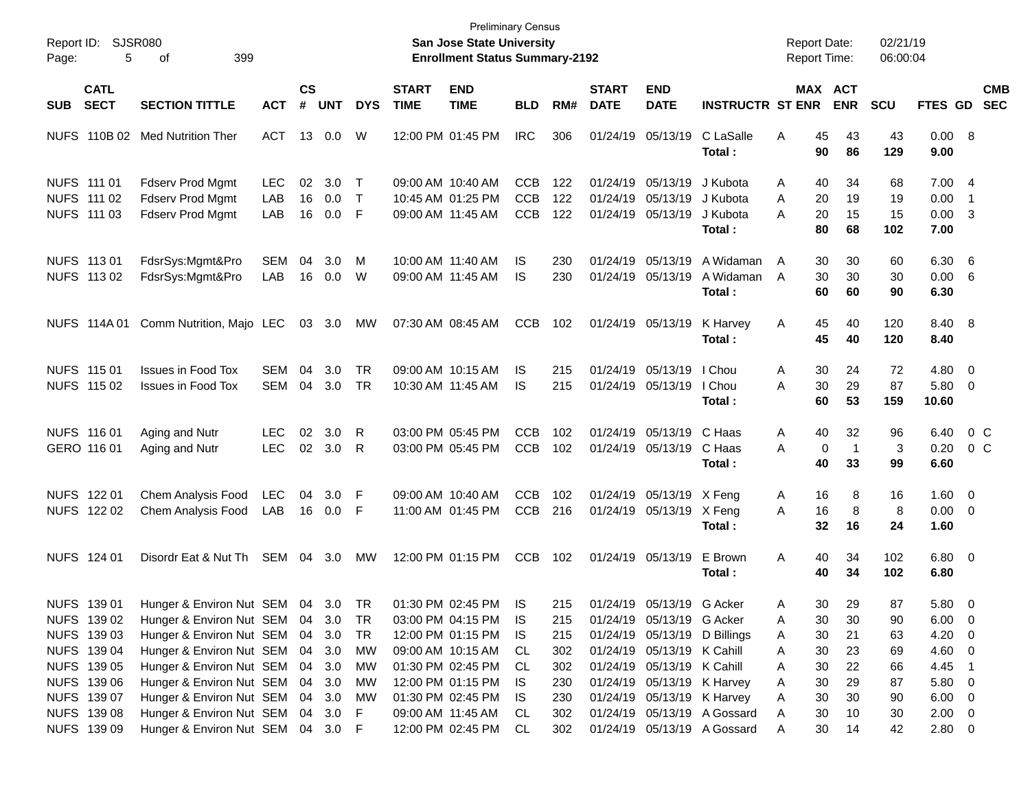Preliminary Census

**San Jose State University**

**Enrollment Status Summary-2192**

Report ID: SJSR080

Report Date: 02/21/19

Report Time: 06:00:04

| SUB | CATL SECT | SECTION TITTLE | ACT | CS # | UNT | DYS | START TIME | END TIME | BLD | RM# | START DATE | END DATE | INSTRUCTR | ST | MAX ENR | ACT ENR | SCU | FTES | GD | CMB SEC |
|---|---|---|---|---|---|---|---|---|---|---|---|---|---|---|---|---|---|---|---|---|
| NUFS | 110B 02 | Med Nutrition Ther | ACT | 13 | 0.0 | W | 12:00 PM | 01:45 PM | IRC | 306 | 01/24/19 | 05/13/19 | C LaSalle | A | 45 | 43 | 43 | 0.00 | 8 | |
| | | | | | | | | | | | | | **Total :** | | **90** | **86** | **129** | **9.00** | | |
| NUFS | 111 01 | Fdserv Prod Mgmt | LEC | 02 | 3.0 | T | 09:00 AM | 10:40 AM | CCB | 122 | 01/24/19 | 05/13/19 | J Kubota | A | 40 | 34 | 68 | 7.00 | 4 | |
| NUFS | 111 02 | Fdserv Prod Mgmt | LAB | 16 | 0.0 | T | 10:45 AM | 01:25 PM | CCB | 122 | 01/24/19 | 05/13/19 | J Kubota | A | 20 | 19 | 19 | 0.00 | 1 | |
| NUFS | 111 03 | Fdserv Prod Mgmt | LAB | 16 | 0.0 | F | 09:00 AM | 11:45 AM | CCB | 122 | 01/24/19 | 05/13/19 | J Kubota | A | 20 | 15 | 15 | 0.00 | 3 | |
| | | | | | | | | | | | | | **Total :** | | **80** | **68** | **102** | **7.00** | | |
| NUFS | 113 01 | FdsrSys:Mgmt&Pro | SEM | 04 | 3.0 | M | 10:00 AM | 11:40 AM | IS | 230 | 01/24/19 | 05/13/19 | A Widaman | A | 30 | 30 | 60 | 6.30 | 6 | |
| NUFS | 113 02 | FdsrSys:Mgmt&Pro | LAB | 16 | 0.0 | W | 09:00 AM | 11:45 AM | IS | 230 | 01/24/19 | 05/13/19 | A Widaman | A | 30 | 30 | 30 | 0.00 | 6 | |
| | | | | | | | | | | | | | **Total :** | | **60** | **60** | **90** | **6.30** | | |
| NUFS | 114A 01 | Comm Nutrition, Majo | LEC | 03 | 3.0 | MW | 07:30 AM | 08:45 AM | CCB | 102 | 01/24/19 | 05/13/19 | K Harvey | A | 45 | 40 | 120 | 8.40 | 8 | |
| | | | | | | | | | | | | | **Total :** | | **45** | **40** | **120** | **8.40** | | |
| NUFS | 115 01 | Issues in Food Tox | SEM | 04 | 3.0 | TR | 09:00 AM | 10:15 AM | IS | 215 | 01/24/19 | 05/13/19 | I Chou | A | 30 | 24 | 72 | 4.80 | 0 | |
| NUFS | 115 02 | Issues in Food Tox | SEM | 04 | 3.0 | TR | 10:30 AM | 11:45 AM | IS | 215 | 01/24/19 | 05/13/19 | I Chou | A | 30 | 29 | 87 | 5.80 | 0 | |
| | | | | | | | | | | | | | **Total :** | | **60** | **53** | **159** | **10.60** | | |
| NUFS | 116 01 | Aging and Nutr | LEC | 02 | 3.0 | R | 03:00 PM | 05:45 PM | CCB | 102 | 01/24/19 | 05/13/19 | C Haas | A | 40 | 32 | 96 | 6.40 | 0 | C |
| GERO | 116 01 | Aging and Nutr | LEC | 02 | 3.0 | R | 03:00 PM | 05:45 PM | CCB | 102 | 01/24/19 | 05/13/19 | C Haas | A | 0 | 1 | 3 | 0.20 | 0 | C |
| | | | | | | | | | | | | | **Total :** | | **40** | **33** | **99** | **6.60** | | |
| NUFS | 122 01 | Chem Analysis Food | LEC | 04 | 3.0 | F | 09:00 AM | 10:40 AM | CCB | 102 | 01/24/19 | 05/13/19 | X Feng | A | 16 | 8 | 16 | 1.60 | 0 | |
| NUFS | 122 02 | Chem Analysis Food | LAB | 16 | 0.0 | F | 11:00 AM | 01:45 PM | CCB | 216 | 01/24/19 | 05/13/19 | X Feng | A | 16 | 8 | 8 | 0.00 | 0 | |
| | | | | | | | | | | | | | **Total :** | | **32** | **16** | **24** | **1.60** | | |
| NUFS | 124 01 | Disordr Eat & Nut Th | SEM | 04 | 3.0 | MW | 12:00 PM | 01:15 PM | CCB | 102 | 01/24/19 | 05/13/19 | E Brown | A | 40 | 34 | 102 | 6.80 | 0 | |
| | | | | | | | | | | | | | **Total :** | | **40** | **34** | **102** | **6.80** | | |
| NUFS | 139 01 | Hunger & Environ Nut | SEM | 04 | 3.0 | TR | 01:30 PM | 02:45 PM | IS | 215 | 01/24/19 | 05/13/19 | G Acker | A | 30 | 29 | 87 | 5.80 | 0 | |
| NUFS | 139 02 | Hunger & Environ Nut | SEM | 04 | 3.0 | TR | 03:00 PM | 04:15 PM | IS | 215 | 01/24/19 | 05/13/19 | G Acker | A | 30 | 30 | 90 | 6.00 | 0 | |
| NUFS | 139 03 | Hunger & Environ Nut | SEM | 04 | 3.0 | TR | 12:00 PM | 01:15 PM | IS | 215 | 01/24/19 | 05/13/19 | D Billings | A | 30 | 21 | 63 | 4.20 | 0 | |
| NUFS | 139 04 | Hunger & Environ Nut | SEM | 04 | 3.0 | MW | 09:00 AM | 10:15 AM | CL | 302 | 01/24/19 | 05/13/19 | K Cahill | A | 30 | 23 | 69 | 4.60 | 0 | |
| NUFS | 139 05 | Hunger & Environ Nut | SEM | 04 | 3.0 | MW | 01:30 PM | 02:45 PM | CL | 302 | 01/24/19 | 05/13/19 | K Cahill | A | 30 | 22 | 66 | 4.45 | 1 | |
| NUFS | 139 06 | Hunger & Environ Nut | SEM | 04 | 3.0 | MW | 12:00 PM | 01:15 PM | IS | 230 | 01/24/19 | 05/13/19 | K Harvey | A | 30 | 29 | 87 | 5.80 | 0 | |
| NUFS | 139 07 | Hunger & Environ Nut | SEM | 04 | 3.0 | MW | 01:30 PM | 02:45 PM | IS | 230 | 01/24/19 | 05/13/19 | K Harvey | A | 30 | 30 | 90 | 6.00 | 0 | |
| NUFS | 139 08 | Hunger & Environ Nut | SEM | 04 | 3.0 | F | 09:00 AM | 11:45 AM | CL | 302 | 01/24/19 | 05/13/19 | A Gossard | A | 30 | 10 | 30 | 2.00 | 0 | |
| NUFS | 139 09 | Hunger & Environ Nut | SEM | 04 | 3.0 | F | 12:00 PM | 02:45 PM | CL | 302 | 01/24/19 | 05/13/19 | A Gossard | A | 30 | 14 | 42 | 2.80 | 0 | |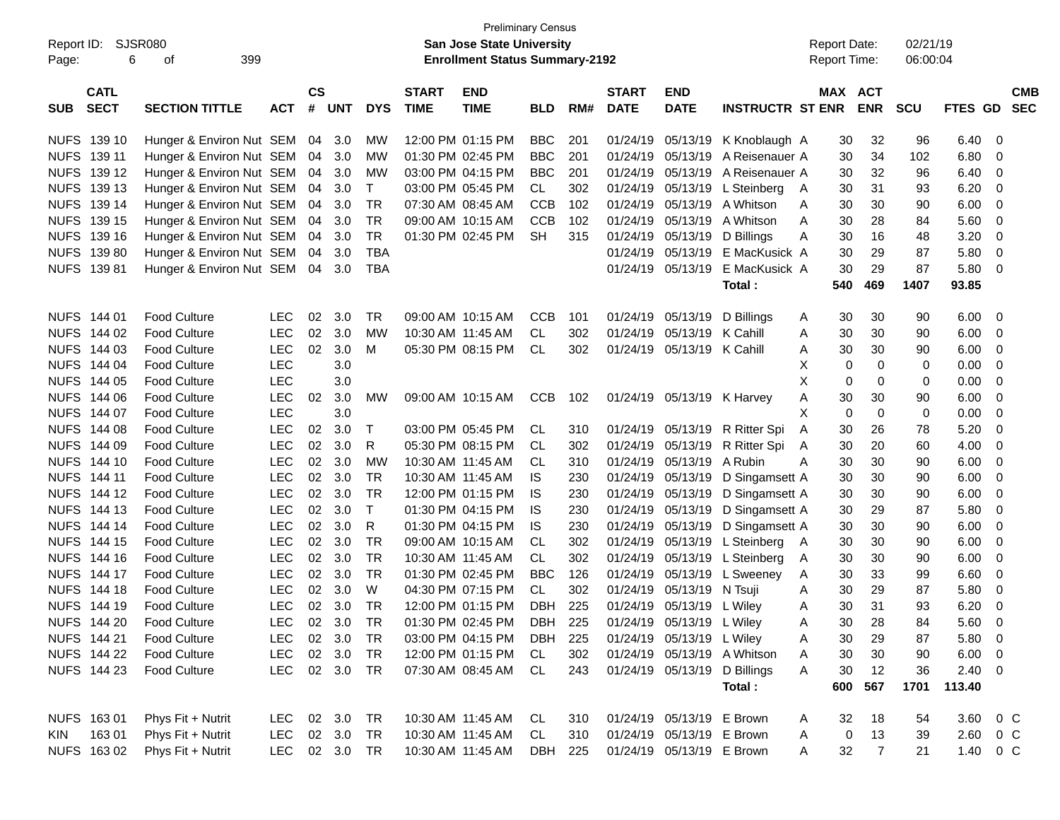Preliminary Census

Report ID: SJSR080 **San Jose State University** Report Date: 02/21/19

**Enrollment Status Summary-2192** Report Time: 06:00:04

| SUB | CATL SECT | SECTION TITTLE | ACT | CS # | UNT | DYS | START TIME | END TIME | BLD | RM# | START DATE | END DATE | INSTRUCTR | ST | MAX ENR | ACT ENR | SCU | FTES | GD | CMB SEC |
|---|---|---|---|---|---|---|---|---|---|---|---|---|---|---|---|---|---|---|---|---|
| NUFS | 139 10 | Hunger & Environ Nut | SEM | 04 | 3.0 | MW | 12:00 PM | 01:15 PM | BBC | 201 | 01/24/19 | 05/13/19 | K Knoblaugh | A | 30 | 32 | 96 | 6.40 | 0 | |
| NUFS | 139 11 | Hunger & Environ Nut | SEM | 04 | 3.0 | MW | 01:30 PM | 02:45 PM | BBC | 201 | 01/24/19 | 05/13/19 | A Reisenauer | A | 30 | 34 | 102 | 6.80 | 0 | |
| NUFS | 139 12 | Hunger & Environ Nut | SEM | 04 | 3.0 | MW | 03:00 PM | 04:15 PM | BBC | 201 | 01/24/19 | 05/13/19 | A Reisenauer | A | 30 | 32 | 96 | 6.40 | 0 | |
| NUFS | 139 13 | Hunger & Environ Nut | SEM | 04 | 3.0 | T | 03:00 PM | 05:45 PM | CL | 302 | 01/24/19 | 05/13/19 | L Steinberg | A | 30 | 31 | 93 | 6.20 | 0 | |
| NUFS | 139 14 | Hunger & Environ Nut | SEM | 04 | 3.0 | TR | 07:30 AM | 08:45 AM | CCB | 102 | 01/24/19 | 05/13/19 | A Whitson | A | 30 | 30 | 90 | 6.00 | 0 | |
| NUFS | 139 15 | Hunger & Environ Nut | SEM | 04 | 3.0 | TR | 09:00 AM | 10:15 AM | CCB | 102 | 01/24/19 | 05/13/19 | A Whitson | A | 30 | 28 | 84 | 5.60 | 0 | |
| NUFS | 139 16 | Hunger & Environ Nut | SEM | 04 | 3.0 | TR | 01:30 PM | 02:45 PM | SH | 315 | 01/24/19 | 05/13/19 | D Billings | A | 30 | 16 | 48 | 3.20 | 0 | |
| NUFS | 139 80 | Hunger & Environ Nut | SEM | 04 | 3.0 | TBA | | | | | 01/24/19 | 05/13/19 | E MacKusick | A | 30 | 29 | 87 | 5.80 | 0 | |
| NUFS | 139 81 | Hunger & Environ Nut | SEM | 04 | 3.0 | TBA | | | | | 01/24/19 | 05/13/19 | E MacKusick | A | 30 | 29 | 87 | 5.80 | 0 | |
| | | | | | | | | | | | | | Total : | | 540 | 469 | 1407 | 93.85 | | |
| NUFS | 144 01 | Food Culture | LEC | 02 | 3.0 | TR | 09:00 AM | 10:15 AM | CCB | 101 | 01/24/19 | 05/13/19 | D Billings | A | 30 | 30 | 90 | 6.00 | 0 | |
| NUFS | 144 02 | Food Culture | LEC | 02 | 3.0 | MW | 10:30 AM | 11:45 AM | CL | 302 | 01/24/19 | 05/13/19 | K Cahill | A | 30 | 30 | 90 | 6.00 | 0 | |
| NUFS | 144 03 | Food Culture | LEC | 02 | 3.0 | M | 05:30 PM | 08:15 PM | CL | 302 | 01/24/19 | 05/13/19 | K Cahill | A | 30 | 30 | 90 | 6.00 | 0 | |
| NUFS | 144 04 | Food Culture | LEC | | 3.0 | | | | | | | | | X | 0 | 0 | 0 | 0.00 | 0 | |
| NUFS | 144 05 | Food Culture | LEC | | 3.0 | | | | | | | | | X | 0 | 0 | 0 | 0.00 | 0 | |
| NUFS | 144 06 | Food Culture | LEC | 02 | 3.0 | MW | 09:00 AM | 10:15 AM | CCB | 102 | 01/24/19 | 05/13/19 | K Harvey | A | 30 | 30 | 90 | 6.00 | 0 | |
| NUFS | 144 07 | Food Culture | LEC | | 3.0 | | | | | | | | | X | 0 | 0 | 0 | 0.00 | 0 | |
| NUFS | 144 08 | Food Culture | LEC | 02 | 3.0 | T | 03:00 PM | 05:45 PM | CL | 310 | 01/24/19 | 05/13/19 | R Ritter Spi | A | 30 | 26 | 78 | 5.20 | 0 | |
| NUFS | 144 09 | Food Culture | LEC | 02 | 3.0 | R | 05:30 PM | 08:15 PM | CL | 302 | 01/24/19 | 05/13/19 | R Ritter Spi | A | 30 | 20 | 60 | 4.00 | 0 | |
| NUFS | 144 10 | Food Culture | LEC | 02 | 3.0 | MW | 10:30 AM | 11:45 AM | CL | 310 | 01/24/19 | 05/13/19 | A Rubin | A | 30 | 30 | 90 | 6.00 | 0 | |
| NUFS | 144 11 | Food Culture | LEC | 02 | 3.0 | TR | 10:30 AM | 11:45 AM | IS | 230 | 01/24/19 | 05/13/19 | D Singamsett | A | 30 | 30 | 90 | 6.00 | 0 | |
| NUFS | 144 12 | Food Culture | LEC | 02 | 3.0 | TR | 12:00 PM | 01:15 PM | IS | 230 | 01/24/19 | 05/13/19 | D Singamsett | A | 30 | 30 | 90 | 6.00 | 0 | |
| NUFS | 144 13 | Food Culture | LEC | 02 | 3.0 | T | 01:30 PM | 04:15 PM | IS | 230 | 01/24/19 | 05/13/19 | D Singamsett | A | 30 | 29 | 87 | 5.80 | 0 | |
| NUFS | 144 14 | Food Culture | LEC | 02 | 3.0 | R | 01:30 PM | 04:15 PM | IS | 230 | 01/24/19 | 05/13/19 | D Singamsett | A | 30 | 30 | 90 | 6.00 | 0 | |
| NUFS | 144 15 | Food Culture | LEC | 02 | 3.0 | TR | 09:00 AM | 10:15 AM | CL | 302 | 01/24/19 | 05/13/19 | L Steinberg | A | 30 | 30 | 90 | 6.00 | 0 | |
| NUFS | 144 16 | Food Culture | LEC | 02 | 3.0 | TR | 10:30 AM | 11:45 AM | CL | 302 | 01/24/19 | 05/13/19 | L Steinberg | A | 30 | 30 | 90 | 6.00 | 0 | |
| NUFS | 144 17 | Food Culture | LEC | 02 | 3.0 | TR | 01:30 PM | 02:45 PM | BBC | 126 | 01/24/19 | 05/13/19 | L Sweeney | A | 30 | 33 | 99 | 6.60 | 0 | |
| NUFS | 144 18 | Food Culture | LEC | 02 | 3.0 | W | 04:30 PM | 07:15 PM | CL | 302 | 01/24/19 | 05/13/19 | N Tsuji | A | 30 | 29 | 87 | 5.80 | 0 | |
| NUFS | 144 19 | Food Culture | LEC | 02 | 3.0 | TR | 12:00 PM | 01:15 PM | DBH | 225 | 01/24/19 | 05/13/19 | L Wiley | A | 30 | 31 | 93 | 6.20 | 0 | |
| NUFS | 144 20 | Food Culture | LEC | 02 | 3.0 | TR | 01:30 PM | 02:45 PM | DBH | 225 | 01/24/19 | 05/13/19 | L Wiley | A | 30 | 28 | 84 | 5.60 | 0 | |
| NUFS | 144 21 | Food Culture | LEC | 02 | 3.0 | TR | 03:00 PM | 04:15 PM | DBH | 225 | 01/24/19 | 05/13/19 | L Wiley | A | 30 | 29 | 87 | 5.80 | 0 | |
| NUFS | 144 22 | Food Culture | LEC | 02 | 3.0 | TR | 12:00 PM | 01:15 PM | CL | 302 | 01/24/19 | 05/13/19 | A Whitson | A | 30 | 30 | 90 | 6.00 | 0 | |
| NUFS | 144 23 | Food Culture | LEC | 02 | 3.0 | TR | 07:30 AM | 08:45 AM | CL | 243 | 01/24/19 | 05/13/19 | D Billings | A | 30 | 12 | 36 | 2.40 | 0 | |
| | | | | | | | | | | | | | Total : | | 600 | 567 | 1701 | 113.40 | | |
| NUFS | 163 01 | Phys Fit + Nutrit | LEC | 02 | 3.0 | TR | 10:30 AM | 11:45 AM | CL | 310 | 01/24/19 | 05/13/19 | E Brown | A | 32 | 18 | 54 | 3.60 | 0 | C |
| KIN | 163 01 | Phys Fit + Nutrit | LEC | 02 | 3.0 | TR | 10:30 AM | 11:45 AM | CL | 310 | 01/24/19 | 05/13/19 | E Brown | A | 0 | 13 | 39 | 2.60 | 0 | C |
| NUFS | 163 02 | Phys Fit + Nutrit | LEC | 02 | 3.0 | TR | 10:30 AM | 11:45 AM | DBH | 225 | 01/24/19 | 05/13/19 | E Brown | A | 32 | 7 | 21 | 1.40 | 0 | C |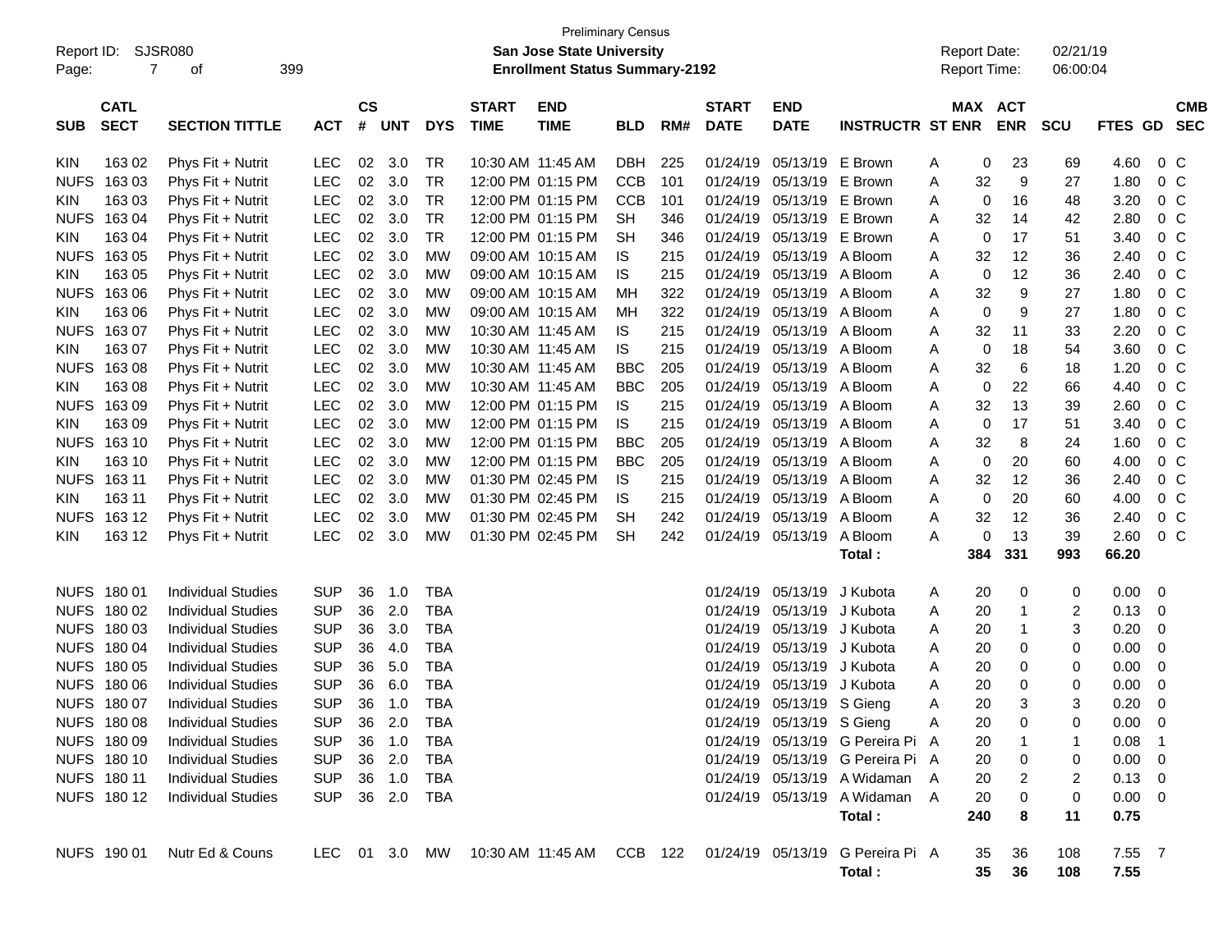Preliminary Census

Report ID: SJSR080 **San Jose State University** Report Date: 02/21/19

**Enrollment Status Summary-2192** Report Time: 06:00:04

| SUB | CATL SECT | SECTION TITTLE | ACT | CS # | UNT | DYS | START TIME | END TIME | BLD | RM# | START DATE | END DATE | INSTRUCTR | ST | MAX ENR | ACT ENR | SCU | FTES | GD | CMB SEC |
|---|---|---|---|---|---|---|---|---|---|---|---|---|---|---|---|---|---|---|---|---|
| KIN | 163 02 | Phys Fit + Nutrit | LEC | 02 | 3.0 | TR | 10:30 AM | 11:45 AM | DBH | 225 | 01/24/19 | 05/13/19 | E Brown | A | 0 | 23 | 69 | 4.60 | 0 | C |
| NUFS | 163 03 | Phys Fit + Nutrit | LEC | 02 | 3.0 | TR | 12:00 PM | 01:15 PM | CCB | 101 | 01/24/19 | 05/13/19 | E Brown | A | 32 | 9 | 27 | 1.80 | 0 | C |
| KIN | 163 03 | Phys Fit + Nutrit | LEC | 02 | 3.0 | TR | 12:00 PM | 01:15 PM | CCB | 101 | 01/24/19 | 05/13/19 | E Brown | A | 0 | 16 | 48 | 3.20 | 0 | C |
| NUFS | 163 04 | Phys Fit + Nutrit | LEC | 02 | 3.0 | TR | 12:00 PM | 01:15 PM | SH | 346 | 01/24/19 | 05/13/19 | E Brown | A | 32 | 14 | 42 | 2.80 | 0 | C |
| KIN | 163 04 | Phys Fit + Nutrit | LEC | 02 | 3.0 | TR | 12:00 PM | 01:15 PM | SH | 346 | 01/24/19 | 05/13/19 | E Brown | A | 0 | 17 | 51 | 3.40 | 0 | C |
| NUFS | 163 05 | Phys Fit + Nutrit | LEC | 02 | 3.0 | MW | 09:00 AM | 10:15 AM | IS | 215 | 01/24/19 | 05/13/19 | A Bloom | A | 32 | 12 | 36 | 2.40 | 0 | C |
| KIN | 163 05 | Phys Fit + Nutrit | LEC | 02 | 3.0 | MW | 09:00 AM | 10:15 AM | IS | 215 | 01/24/19 | 05/13/19 | A Bloom | A | 0 | 12 | 36 | 2.40 | 0 | C |
| NUFS | 163 06 | Phys Fit + Nutrit | LEC | 02 | 3.0 | MW | 09:00 AM | 10:15 AM | MH | 322 | 01/24/19 | 05/13/19 | A Bloom | A | 32 | 9 | 27 | 1.80 | 0 | C |
| KIN | 163 06 | Phys Fit + Nutrit | LEC | 02 | 3.0 | MW | 09:00 AM | 10:15 AM | MH | 322 | 01/24/19 | 05/13/19 | A Bloom | A | 0 | 9 | 27 | 1.80 | 0 | C |
| NUFS | 163 07 | Phys Fit + Nutrit | LEC | 02 | 3.0 | MW | 10:30 AM | 11:45 AM | IS | 215 | 01/24/19 | 05/13/19 | A Bloom | A | 32 | 11 | 33 | 2.20 | 0 | C |
| KIN | 163 07 | Phys Fit + Nutrit | LEC | 02 | 3.0 | MW | 10:30 AM | 11:45 AM | IS | 215 | 01/24/19 | 05/13/19 | A Bloom | A | 0 | 18 | 54 | 3.60 | 0 | C |
| NUFS | 163 08 | Phys Fit + Nutrit | LEC | 02 | 3.0 | MW | 10:30 AM | 11:45 AM | BBC | 205 | 01/24/19 | 05/13/19 | A Bloom | A | 32 | 6 | 18 | 1.20 | 0 | C |
| KIN | 163 08 | Phys Fit + Nutrit | LEC | 02 | 3.0 | MW | 10:30 AM | 11:45 AM | BBC | 205 | 01/24/19 | 05/13/19 | A Bloom | A | 0 | 22 | 66 | 4.40 | 0 | C |
| NUFS | 163 09 | Phys Fit + Nutrit | LEC | 02 | 3.0 | MW | 12:00 PM | 01:15 PM | IS | 215 | 01/24/19 | 05/13/19 | A Bloom | A | 32 | 13 | 39 | 2.60 | 0 | C |
| KIN | 163 09 | Phys Fit + Nutrit | LEC | 02 | 3.0 | MW | 12:00 PM | 01:15 PM | IS | 215 | 01/24/19 | 05/13/19 | A Bloom | A | 0 | 17 | 51 | 3.40 | 0 | C |
| NUFS | 163 10 | Phys Fit + Nutrit | LEC | 02 | 3.0 | MW | 12:00 PM | 01:15 PM | BBC | 205 | 01/24/19 | 05/13/19 | A Bloom | A | 32 | 8 | 24 | 1.60 | 0 | C |
| KIN | 163 10 | Phys Fit + Nutrit | LEC | 02 | 3.0 | MW | 12:00 PM | 01:15 PM | BBC | 205 | 01/24/19 | 05/13/19 | A Bloom | A | 0 | 20 | 60 | 4.00 | 0 | C |
| NUFS | 163 11 | Phys Fit + Nutrit | LEC | 02 | 3.0 | MW | 01:30 PM | 02:45 PM | IS | 215 | 01/24/19 | 05/13/19 | A Bloom | A | 32 | 12 | 36 | 2.40 | 0 | C |
| KIN | 163 11 | Phys Fit + Nutrit | LEC | 02 | 3.0 | MW | 01:30 PM | 02:45 PM | IS | 215 | 01/24/19 | 05/13/19 | A Bloom | A | 0 | 20 | 60 | 4.00 | 0 | C |
| NUFS | 163 12 | Phys Fit + Nutrit | LEC | 02 | 3.0 | MW | 01:30 PM | 02:45 PM | SH | 242 | 01/24/19 | 05/13/19 | A Bloom | A | 32 | 12 | 36 | 2.40 | 0 | C |
| KIN | 163 12 | Phys Fit + Nutrit | LEC | 02 | 3.0 | MW | 01:30 PM | 02:45 PM | SH | 242 | 01/24/19 | 05/13/19 | A Bloom | A | 0 | 13 | 39 | 2.60 | 0 | C |
| | | | | | | | | | | | | | **Total :** | | **384** | **331** | **993** | **66.20** | | |
| NUFS | 180 01 | Individual Studies | SUP | 36 | 1.0 | TBA | | | | | 01/24/19 | 05/13/19 | J Kubota | A | 20 | 0 | 0 | 0.00 | 0 | |
| NUFS | 180 02 | Individual Studies | SUP | 36 | 2.0 | TBA | | | | | 01/24/19 | 05/13/19 | J Kubota | A | 20 | 1 | 2 | 0.13 | 0 | |
| NUFS | 180 03 | Individual Studies | SUP | 36 | 3.0 | TBA | | | | | 01/24/19 | 05/13/19 | J Kubota | A | 20 | 1 | 3 | 0.20 | 0 | |
| NUFS | 180 04 | Individual Studies | SUP | 36 | 4.0 | TBA | | | | | 01/24/19 | 05/13/19 | J Kubota | A | 20 | 0 | 0 | 0.00 | 0 | |
| NUFS | 180 05 | Individual Studies | SUP | 36 | 5.0 | TBA | | | | | 01/24/19 | 05/13/19 | J Kubota | A | 20 | 0 | 0 | 0.00 | 0 | |
| NUFS | 180 06 | Individual Studies | SUP | 36 | 6.0 | TBA | | | | | 01/24/19 | 05/13/19 | J Kubota | A | 20 | 0 | 0 | 0.00 | 0 | |
| NUFS | 180 07 | Individual Studies | SUP | 36 | 1.0 | TBA | | | | | 01/24/19 | 05/13/19 | S Gieng | A | 20 | 3 | 3 | 0.20 | 0 | |
| NUFS | 180 08 | Individual Studies | SUP | 36 | 2.0 | TBA | | | | | 01/24/19 | 05/13/19 | S Gieng | A | 20 | 0 | 0 | 0.00 | 0 | |
| NUFS | 180 09 | Individual Studies | SUP | 36 | 1.0 | TBA | | | | | 01/24/19 | 05/13/19 | G Pereira Pi | A | 20 | 1 | 1 | 0.08 | 1 | |
| NUFS | 180 10 | Individual Studies | SUP | 36 | 2.0 | TBA | | | | | 01/24/19 | 05/13/19 | G Pereira Pi | A | 20 | 0 | 0 | 0.00 | 0 | |
| NUFS | 180 11 | Individual Studies | SUP | 36 | 1.0 | TBA | | | | | 01/24/19 | 05/13/19 | A Widaman | A | 20 | 2 | 2 | 0.13 | 0 | |
| NUFS | 180 12 | Individual Studies | SUP | 36 | 2.0 | TBA | | | | | 01/24/19 | 05/13/19 | A Widaman | A | 20 | 0 | 0 | 0.00 | 0 | |
| | | | | | | | | | | | | | **Total :** | | **240** | **8** | **11** | **0.75** | | |
| NUFS | 190 01 | Nutr Ed & Couns | LEC | 01 | 3.0 | MW | 10:30 AM | 11:45 AM | CCB | 122 | 01/24/19 | 05/13/19 | G Pereira Pi | A | 35 | 36 | 108 | 7.55 | 7 | |
| | | | | | | | | | | | | | **Total :** | | **35** | **36** | **108** | **7.55** | | |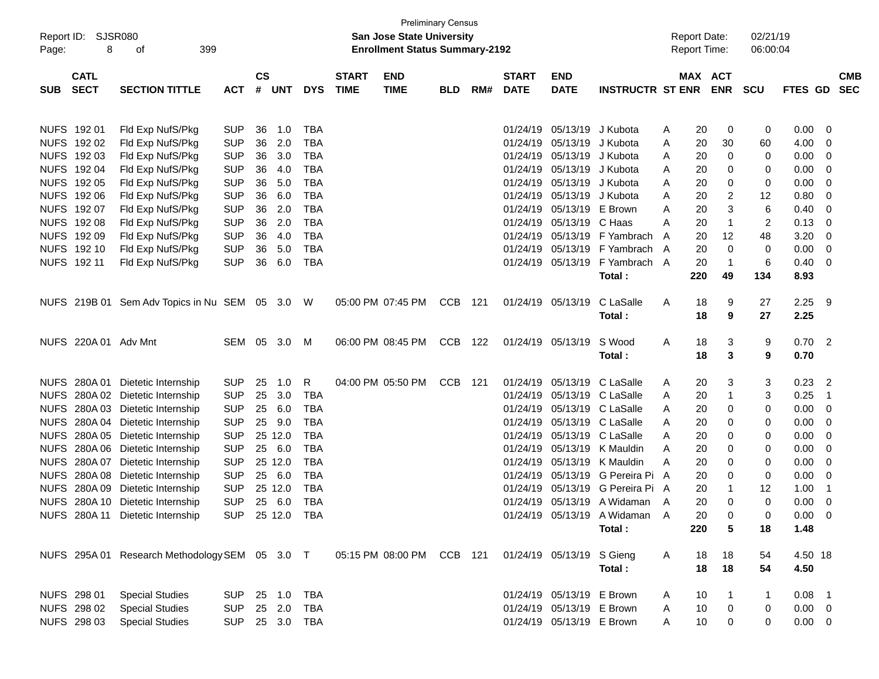Preliminary Census

**San Jose State University**

**Enrollment Status Summary-2192**

Report ID: SJSR080

Report Date: 02/21/19

Report Time: 06:00:04

| SUB | CATL SECT | SECTION TITTLE | ACT | CS # | UNT | DYS | START TIME | END TIME | BLD | RM# | START DATE | END DATE | INSTRUCTR | ST | MAX ENR | ACT ENR | SCU | FTES | GD | CMB SEC |
|---|---|---|---|---|---|---|---|---|---|---|---|---|---|---|---|---|---|---|---|---|
| NUFS | 192 01 | Fld Exp NufS/Pkg | SUP | 36 | 1.0 | TBA | | | | | 01/24/19 | 05/13/19 | J Kubota | A | 20 | 0 | 0 | 0.00 | 0 | |
| NUFS | 192 02 | Fld Exp NufS/Pkg | SUP | 36 | 2.0 | TBA | | | | | 01/24/19 | 05/13/19 | J Kubota | A | 20 | 30 | 60 | 4.00 | 0 | |
| NUFS | 192 03 | Fld Exp NufS/Pkg | SUP | 36 | 3.0 | TBA | | | | | 01/24/19 | 05/13/19 | J Kubota | A | 20 | 0 | 0 | 0.00 | 0 | |
| NUFS | 192 04 | Fld Exp NufS/Pkg | SUP | 36 | 4.0 | TBA | | | | | 01/24/19 | 05/13/19 | J Kubota | A | 20 | 0 | 0 | 0.00 | 0 | |
| NUFS | 192 05 | Fld Exp NufS/Pkg | SUP | 36 | 5.0 | TBA | | | | | 01/24/19 | 05/13/19 | J Kubota | A | 20 | 0 | 0 | 0.00 | 0 | |
| NUFS | 192 06 | Fld Exp NufS/Pkg | SUP | 36 | 6.0 | TBA | | | | | 01/24/19 | 05/13/19 | J Kubota | A | 20 | 2 | 12 | 0.80 | 0 | |
| NUFS | 192 07 | Fld Exp NufS/Pkg | SUP | 36 | 2.0 | TBA | | | | | 01/24/19 | 05/13/19 | E Brown | A | 20 | 3 | 6 | 0.40 | 0 | |
| NUFS | 192 08 | Fld Exp NufS/Pkg | SUP | 36 | 2.0 | TBA | | | | | 01/24/19 | 05/13/19 | C Haas | A | 20 | 1 | 2 | 0.13 | 0 | |
| NUFS | 192 09 | Fld Exp NufS/Pkg | SUP | 36 | 4.0 | TBA | | | | | 01/24/19 | 05/13/19 | F Yambrach | A | 20 | 12 | 48 | 3.20 | 0 | |
| NUFS | 192 10 | Fld Exp NufS/Pkg | SUP | 36 | 5.0 | TBA | | | | | 01/24/19 | 05/13/19 | F Yambrach | A | 20 | 0 | 0 | 0.00 | 0 | |
| NUFS | 192 11 | Fld Exp NufS/Pkg | SUP | 36 | 6.0 | TBA | | | | | 01/24/19 | 05/13/19 | F Yambrach | A | 20 | 1 | 6 | 0.40 | 0 | |
| | | | | | | | | | | | | | **Total :** | | **220** | **49** | **134** | **8.93** | | |
| NUFS | 219B 01 | Sem Adv Topics in Nu | SEM | 05 | 3.0 | W | 05:00 PM | 07:45 PM | CCB | 121 | 01/24/19 | 05/13/19 | C LaSalle | A | 18 | 9 | 27 | 2.25 | 9 | |
| | | | | | | | | | | | | | **Total :** | | **18** | **9** | **27** | **2.25** | | |
| NUFS | 220A 01 | Adv Mnt | SEM | 05 | 3.0 | M | 06:00 PM | 08:45 PM | CCB | 122 | 01/24/19 | 05/13/19 | S Wood | A | 18 | 3 | 9 | 0.70 | 2 | |
| | | | | | | | | | | | | | **Total :** | | **18** | **3** | **9** | **0.70** | | |
| NUFS | 280A 01 | Dietetic Internship | SUP | 25 | 1.0 | R | 04:00 PM | 05:50 PM | CCB | 121 | 01/24/19 | 05/13/19 | C LaSalle | A | 20 | 3 | 3 | 0.23 | 2 | |
| NUFS | 280A 02 | Dietetic Internship | SUP | 25 | 3.0 | TBA | | | | | 01/24/19 | 05/13/19 | C LaSalle | A | 20 | 1 | 3 | 0.25 | 1 | |
| NUFS | 280A 03 | Dietetic Internship | SUP | 25 | 6.0 | TBA | | | | | 01/24/19 | 05/13/19 | C LaSalle | A | 20 | 0 | 0 | 0.00 | 0 | |
| NUFS | 280A 04 | Dietetic Internship | SUP | 25 | 9.0 | TBA | | | | | 01/24/19 | 05/13/19 | C LaSalle | A | 20 | 0 | 0 | 0.00 | 0 | |
| NUFS | 280A 05 | Dietetic Internship | SUP | 25 | 12.0 | TBA | | | | | 01/24/19 | 05/13/19 | C LaSalle | A | 20 | 0 | 0 | 0.00 | 0 | |
| NUFS | 280A 06 | Dietetic Internship | SUP | 25 | 6.0 | TBA | | | | | 01/24/19 | 05/13/19 | K Mauldin | A | 20 | 0 | 0 | 0.00 | 0 | |
| NUFS | 280A 07 | Dietetic Internship | SUP | 25 | 12.0 | TBA | | | | | 01/24/19 | 05/13/19 | K Mauldin | A | 20 | 0 | 0 | 0.00 | 0 | |
| NUFS | 280A 08 | Dietetic Internship | SUP | 25 | 6.0 | TBA | | | | | 01/24/19 | 05/13/19 | G Pereira Pi | A | 20 | 0 | 0 | 0.00 | 0 | |
| NUFS | 280A 09 | Dietetic Internship | SUP | 25 | 12.0 | TBA | | | | | 01/24/19 | 05/13/19 | G Pereira Pi | A | 20 | 1 | 12 | 1.00 | 1 | |
| NUFS | 280A 10 | Dietetic Internship | SUP | 25 | 6.0 | TBA | | | | | 01/24/19 | 05/13/19 | A Widaman | A | 20 | 0 | 0 | 0.00 | 0 | |
| NUFS | 280A 11 | Dietetic Internship | SUP | 25 | 12.0 | TBA | | | | | 01/24/19 | 05/13/19 | A Widaman | A | 20 | 0 | 0 | 0.00 | 0 | |
| | | | | | | | | | | | | | **Total :** | | **220** | **5** | **18** | **1.48** | | |
| NUFS | 295A 01 | Research Methodology | SEM | 05 | 3.0 | T | 05:15 PM | 08:00 PM | CCB | 121 | 01/24/19 | 05/13/19 | S Gieng | A | 18 | 18 | 54 | 4.50 | 18 | |
| | | | | | | | | | | | | | **Total :** | | **18** | **18** | **54** | **4.50** | | |
| NUFS | 298 01 | Special Studies | SUP | 25 | 1.0 | TBA | | | | | 01/24/19 | 05/13/19 | E Brown | A | 10 | 1 | 1 | 0.08 | 1 | |
| NUFS | 298 02 | Special Studies | SUP | 25 | 2.0 | TBA | | | | | 01/24/19 | 05/13/19 | E Brown | A | 10 | 0 | 0 | 0.00 | 0 | |
| NUFS | 298 03 | Special Studies | SUP | 25 | 3.0 | TBA | | | | | 01/24/19 | 05/13/19 | E Brown | A | 10 | 0 | 0 | 0.00 | 0 | |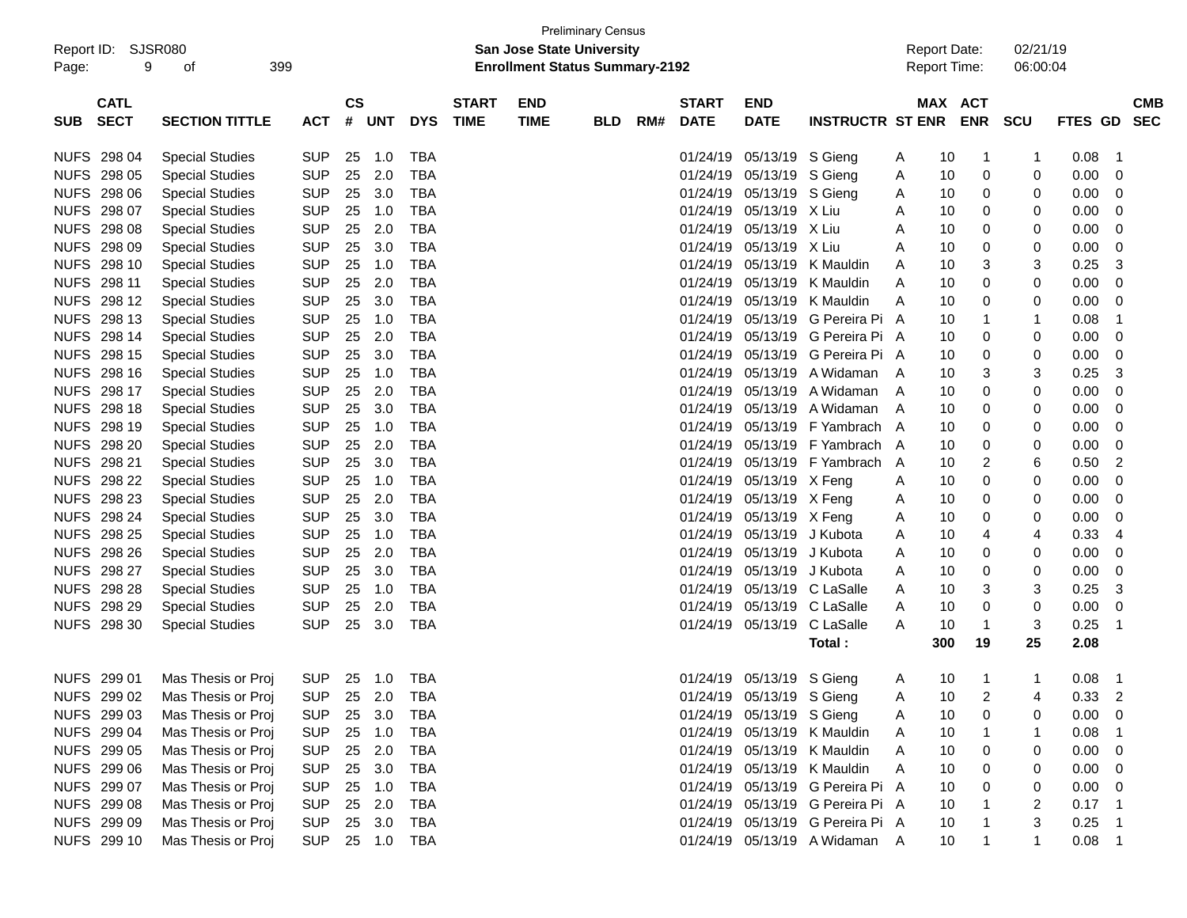Preliminary Census

Report ID: SJSR080

**San Jose State University**

**Enrollment Status Summary-2192**

Report Date: 02/21/19

Report Time: 06:00:04

| SUB | CATL SECT | SECTION TITTLE | ACT | CS # | UNT | DYS | START TIME | END TIME | BLD | RM# | START DATE | END DATE | INSTRUCTR | ST | MAX ENR | ACT ENR | SCU | FTES | GD | CMB SEC |
|---|---|---|---|---|---|---|---|---|---|---|---|---|---|---|---|---|---|---|---|---|
| NUFS | 298 04 | Special Studies | SUP | 25 | 1.0 | TBA | | | | | 01/24/19 | 05/13/19 | S Gieng | A | 10 | 1 | 1 | 0.08 | 1 | |
| NUFS | 298 05 | Special Studies | SUP | 25 | 2.0 | TBA | | | | | 01/24/19 | 05/13/19 | S Gieng | A | 10 | 0 | 0 | 0.00 | 0 | |
| NUFS | 298 06 | Special Studies | SUP | 25 | 3.0 | TBA | | | | | 01/24/19 | 05/13/19 | S Gieng | A | 10 | 0 | 0 | 0.00 | 0 | |
| NUFS | 298 07 | Special Studies | SUP | 25 | 1.0 | TBA | | | | | 01/24/19 | 05/13/19 | X Liu | A | 10 | 0 | 0 | 0.00 | 0 | |
| NUFS | 298 08 | Special Studies | SUP | 25 | 2.0 | TBA | | | | | 01/24/19 | 05/13/19 | X Liu | A | 10 | 0 | 0 | 0.00 | 0 | |
| NUFS | 298 09 | Special Studies | SUP | 25 | 3.0 | TBA | | | | | 01/24/19 | 05/13/19 | X Liu | A | 10 | 0 | 0 | 0.00 | 0 | |
| NUFS | 298 10 | Special Studies | SUP | 25 | 1.0 | TBA | | | | | 01/24/19 | 05/13/19 | K Mauldin | A | 10 | 3 | 3 | 0.25 | 3 | |
| NUFS | 298 11 | Special Studies | SUP | 25 | 2.0 | TBA | | | | | 01/24/19 | 05/13/19 | K Mauldin | A | 10 | 0 | 0 | 0.00 | 0 | |
| NUFS | 298 12 | Special Studies | SUP | 25 | 3.0 | TBA | | | | | 01/24/19 | 05/13/19 | K Mauldin | A | 10 | 0 | 0 | 0.00 | 0 | |
| NUFS | 298 13 | Special Studies | SUP | 25 | 1.0 | TBA | | | | | 01/24/19 | 05/13/19 | G Pereira Pi | A | 10 | 1 | 1 | 0.08 | 1 | |
| NUFS | 298 14 | Special Studies | SUP | 25 | 2.0 | TBA | | | | | 01/24/19 | 05/13/19 | G Pereira Pi | A | 10 | 0 | 0 | 0.00 | 0 | |
| NUFS | 298 15 | Special Studies | SUP | 25 | 3.0 | TBA | | | | | 01/24/19 | 05/13/19 | G Pereira Pi | A | 10 | 0 | 0 | 0.00 | 0 | |
| NUFS | 298 16 | Special Studies | SUP | 25 | 1.0 | TBA | | | | | 01/24/19 | 05/13/19 | A Widaman | A | 10 | 3 | 3 | 0.25 | 3 | |
| NUFS | 298 17 | Special Studies | SUP | 25 | 2.0 | TBA | | | | | 01/24/19 | 05/13/19 | A Widaman | A | 10 | 0 | 0 | 0.00 | 0 | |
| NUFS | 298 18 | Special Studies | SUP | 25 | 3.0 | TBA | | | | | 01/24/19 | 05/13/19 | A Widaman | A | 10 | 0 | 0 | 0.00 | 0 | |
| NUFS | 298 19 | Special Studies | SUP | 25 | 1.0 | TBA | | | | | 01/24/19 | 05/13/19 | F Yambrach | A | 10 | 0 | 0 | 0.00 | 0 | |
| NUFS | 298 20 | Special Studies | SUP | 25 | 2.0 | TBA | | | | | 01/24/19 | 05/13/19 | F Yambrach | A | 10 | 0 | 0 | 0.00 | 0 | |
| NUFS | 298 21 | Special Studies | SUP | 25 | 3.0 | TBA | | | | | 01/24/19 | 05/13/19 | F Yambrach | A | 10 | 2 | 6 | 0.50 | 2 | |
| NUFS | 298 22 | Special Studies | SUP | 25 | 1.0 | TBA | | | | | 01/24/19 | 05/13/19 | X Feng | A | 10 | 0 | 0 | 0.00 | 0 | |
| NUFS | 298 23 | Special Studies | SUP | 25 | 2.0 | TBA | | | | | 01/24/19 | 05/13/19 | X Feng | A | 10 | 0 | 0 | 0.00 | 0 | |
| NUFS | 298 24 | Special Studies | SUP | 25 | 3.0 | TBA | | | | | 01/24/19 | 05/13/19 | X Feng | A | 10 | 0 | 0 | 0.00 | 0 | |
| NUFS | 298 25 | Special Studies | SUP | 25 | 1.0 | TBA | | | | | 01/24/19 | 05/13/19 | J Kubota | A | 10 | 4 | 4 | 0.33 | 4 | |
| NUFS | 298 26 | Special Studies | SUP | 25 | 2.0 | TBA | | | | | 01/24/19 | 05/13/19 | J Kubota | A | 10 | 0 | 0 | 0.00 | 0 | |
| NUFS | 298 27 | Special Studies | SUP | 25 | 3.0 | TBA | | | | | 01/24/19 | 05/13/19 | J Kubota | A | 10 | 0 | 0 | 0.00 | 0 | |
| NUFS | 298 28 | Special Studies | SUP | 25 | 1.0 | TBA | | | | | 01/24/19 | 05/13/19 | C LaSalle | A | 10 | 3 | 3 | 0.25 | 3 | |
| NUFS | 298 29 | Special Studies | SUP | 25 | 2.0 | TBA | | | | | 01/24/19 | 05/13/19 | C LaSalle | A | 10 | 0 | 0 | 0.00 | 0 | |
| NUFS | 298 30 | Special Studies | SUP | 25 | 3.0 | TBA | | | | | 01/24/19 | 05/13/19 | C LaSalle | A | 10 | 1 | 3 | 0.25 | 1 | |
| | | | | | | | | | | | | | **Total :** | | **300** | **19** | **25** | **2.08** | | |
| NUFS | 299 01 | Mas Thesis or Proj | SUP | 25 | 1.0 | TBA | | | | | 01/24/19 | 05/13/19 | S Gieng | A | 10 | 1 | 1 | 0.08 | 1 | |
| NUFS | 299 02 | Mas Thesis or Proj | SUP | 25 | 2.0 | TBA | | | | | 01/24/19 | 05/13/19 | S Gieng | A | 10 | 2 | 4 | 0.33 | 2 | |
| NUFS | 299 03 | Mas Thesis or Proj | SUP | 25 | 3.0 | TBA | | | | | 01/24/19 | 05/13/19 | S Gieng | A | 10 | 0 | 0 | 0.00 | 0 | |
| NUFS | 299 04 | Mas Thesis or Proj | SUP | 25 | 1.0 | TBA | | | | | 01/24/19 | 05/13/19 | K Mauldin | A | 10 | 1 | 1 | 0.08 | 1 | |
| NUFS | 299 05 | Mas Thesis or Proj | SUP | 25 | 2.0 | TBA | | | | | 01/24/19 | 05/13/19 | K Mauldin | A | 10 | 0 | 0 | 0.00 | 0 | |
| NUFS | 299 06 | Mas Thesis or Proj | SUP | 25 | 3.0 | TBA | | | | | 01/24/19 | 05/13/19 | K Mauldin | A | 10 | 0 | 0 | 0.00 | 0 | |
| NUFS | 299 07 | Mas Thesis or Proj | SUP | 25 | 1.0 | TBA | | | | | 01/24/19 | 05/13/19 | G Pereira Pi | A | 10 | 0 | 0 | 0.00 | 0 | |
| NUFS | 299 08 | Mas Thesis or Proj | SUP | 25 | 2.0 | TBA | | | | | 01/24/19 | 05/13/19 | G Pereira Pi | A | 10 | 1 | 2 | 0.17 | 1 | |
| NUFS | 299 09 | Mas Thesis or Proj | SUP | 25 | 3.0 | TBA | | | | | 01/24/19 | 05/13/19 | G Pereira Pi | A | 10 | 1 | 3 | 0.25 | 1 | |
| NUFS | 299 10 | Mas Thesis or Proj | SUP | 25 | 1.0 | TBA | | | | | 01/24/19 | 05/13/19 | A Widaman | A | 10 | 1 | 1 | 0.08 | 1 | |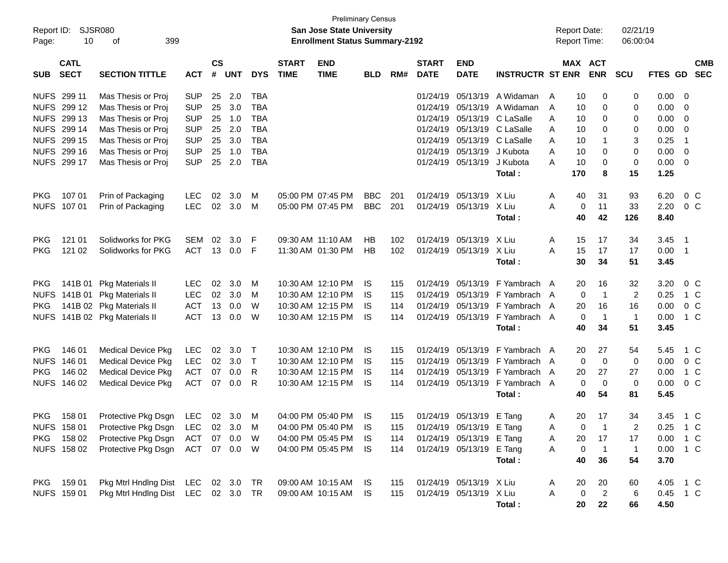Preliminary Census

**San Jose State University**

**Enrollment Status Summary-2192**

Report ID: SJSR080

Report Date: 02/21/19

Report Time: 06:00:04

| SUB | CATL SECT | SECTION TITTLE | ACT | CS # | UNT | DYS | START TIME | END TIME | BLD | RM# | START DATE | END DATE | INSTRUCTR | ST | MAX ENR | ACT ENR | SCU | FTES | GD | CMB SEC |
|---|---|---|---|---|---|---|---|---|---|---|---|---|---|---|---|---|---|---|---|---|
| NUFS | 299 11 | Mas Thesis or Proj | SUP | 25 | 2.0 | TBA | | | | | 01/24/19 | 05/13/19 | A Widaman | A | 10 | 0 | 0 | 0.00 | 0 | |
| NUFS | 299 12 | Mas Thesis or Proj | SUP | 25 | 3.0 | TBA | | | | | 01/24/19 | 05/13/19 | A Widaman | A | 10 | 0 | 0 | 0.00 | 0 | |
| NUFS | 299 13 | Mas Thesis or Proj | SUP | 25 | 1.0 | TBA | | | | | 01/24/19 | 05/13/19 | C LaSalle | A | 10 | 0 | 0 | 0.00 | 0 | |
| NUFS | 299 14 | Mas Thesis or Proj | SUP | 25 | 2.0 | TBA | | | | | 01/24/19 | 05/13/19 | C LaSalle | A | 10 | 0 | 0 | 0.00 | 0 | |
| NUFS | 299 15 | Mas Thesis or Proj | SUP | 25 | 3.0 | TBA | | | | | 01/24/19 | 05/13/19 | C LaSalle | A | 10 | 1 | 3 | 0.25 | 1 | |
| NUFS | 299 16 | Mas Thesis or Proj | SUP | 25 | 1.0 | TBA | | | | | 01/24/19 | 05/13/19 | J Kubota | A | 10 | 0 | 0 | 0.00 | 0 | |
| NUFS | 299 17 | Mas Thesis or Proj | SUP | 25 | 2.0 | TBA | | | | | 01/24/19 | 05/13/19 | J Kubota | A | 10 | 0 | 0 | 0.00 | 0 | |
| | | | | | | | | | | | | | **Total :** | | **170** | **8** | **15** | **1.25** | | |
| PKG | 107 01 | Prin of Packaging | LEC | 02 | 3.0 | M | 05:00 PM | 07:45 PM | BBC | 201 | 01/24/19 | 05/13/19 | X Liu | A | 40 | 31 | 93 | 6.20 | 0 | C |
| NUFS | 107 01 | Prin of Packaging | LEC | 02 | 3.0 | M | 05:00 PM | 07:45 PM | BBC | 201 | 01/24/19 | 05/13/19 | X Liu | A | 0 | 11 | 33 | 2.20 | 0 | C |
| | | | | | | | | | | | | | **Total :** | | **40** | **42** | **126** | **8.40** | | |
| PKG | 121 01 | Solidworks for PKG | SEM | 02 | 3.0 | F | 09:30 AM | 11:10 AM | HB | 102 | 01/24/19 | 05/13/19 | X Liu | A | 15 | 17 | 34 | 3.45 | 1 | |
| PKG | 121 02 | Solidworks for PKG | ACT | 13 | 0.0 | F | 11:30 AM | 01:30 PM | HB | 102 | 01/24/19 | 05/13/19 | X Liu | A | 15 | 17 | 17 | 0.00 | 1 | |
| | | | | | | | | | | | | | **Total :** | | **30** | **34** | **51** | **3.45** | | |
| PKG | 141B 01 | Pkg Materials II | LEC | 02 | 3.0 | M | 10:30 AM | 12:10 PM | IS | 115 | 01/24/19 | 05/13/19 | F Yambrach | A | 20 | 16 | 32 | 3.20 | 0 | C |
| NUFS | 141B 01 | Pkg Materials II | LEC | 02 | 3.0 | M | 10:30 AM | 12:10 PM | IS | 115 | 01/24/19 | 05/13/19 | F Yambrach | A | 0 | 1 | 2 | 0.25 | 1 | C |
| PKG | 141B 02 | Pkg Materials II | ACT | 13 | 0.0 | W | 10:30 AM | 12:15 PM | IS | 114 | 01/24/19 | 05/13/19 | F Yambrach | A | 20 | 16 | 16 | 0.00 | 0 | C |
| NUFS | 141B 02 | Pkg Materials II | ACT | 13 | 0.0 | W | 10:30 AM | 12:15 PM | IS | 114 | 01/24/19 | 05/13/19 | F Yambrach | A | 0 | 1 | 1 | 0.00 | 1 | C |
| | | | | | | | | | | | | | **Total :** | | **40** | **34** | **51** | **3.45** | | |
| PKG | 146 01 | Medical Device Pkg | LEC | 02 | 3.0 | T | 10:30 AM | 12:10 PM | IS | 115 | 01/24/19 | 05/13/19 | F Yambrach | A | 20 | 27 | 54 | 5.45 | 1 | C |
| NUFS | 146 01 | Medical Device Pkg | LEC | 02 | 3.0 | T | 10:30 AM | 12:10 PM | IS | 115 | 01/24/19 | 05/13/19 | F Yambrach | A | 0 | 0 | 0 | 0.00 | 0 | C |
| PKG | 146 02 | Medical Device Pkg | ACT | 07 | 0.0 | R | 10:30 AM | 12:15 PM | IS | 114 | 01/24/19 | 05/13/19 | F Yambrach | A | 20 | 27 | 27 | 0.00 | 1 | C |
| NUFS | 146 02 | Medical Device Pkg | ACT | 07 | 0.0 | R | 10:30 AM | 12:15 PM | IS | 114 | 01/24/19 | 05/13/19 | F Yambrach | A | 0 | 0 | 0 | 0.00 | 0 | C |
| | | | | | | | | | | | | | **Total :** | | **40** | **54** | **81** | **5.45** | | |
| PKG | 158 01 | Protective Pkg Dsgn | LEC | 02 | 3.0 | M | 04:00 PM | 05:40 PM | IS | 115 | 01/24/19 | 05/13/19 | E Tang | A | 20 | 17 | 34 | 3.45 | 1 | C |
| NUFS | 158 01 | Protective Pkg Dsgn | LEC | 02 | 3.0 | M | 04:00 PM | 05:40 PM | IS | 115 | 01/24/19 | 05/13/19 | E Tang | A | 0 | 1 | 2 | 0.25 | 1 | C |
| PKG | 158 02 | Protective Pkg Dsgn | ACT | 07 | 0.0 | W | 04:00 PM | 05:45 PM | IS | 114 | 01/24/19 | 05/13/19 | E Tang | A | 20 | 17 | 17 | 0.00 | 1 | C |
| NUFS | 158 02 | Protective Pkg Dsgn | ACT | 07 | 0.0 | W | 04:00 PM | 05:45 PM | IS | 114 | 01/24/19 | 05/13/19 | E Tang | A | 0 | 1 | 1 | 0.00 | 1 | C |
| | | | | | | | | | | | | | **Total :** | | **40** | **36** | **54** | **3.70** | | |
| PKG | 159 01 | Pkg Mtrl Hndlng Dist | LEC | 02 | 3.0 | TR | 09:00 AM | 10:15 AM | IS | 115 | 01/24/19 | 05/13/19 | X Liu | A | 20 | 20 | 60 | 4.05 | 1 | C |
| NUFS | 159 01 | Pkg Mtrl Hndlng Dist | LEC | 02 | 3.0 | TR | 09:00 AM | 10:15 AM | IS | 115 | 01/24/19 | 05/13/19 | X Liu | A | 0 | 2 | 6 | 0.45 | 1 | C |
| | | | | | | | | | | | | | **Total :** | | **20** | **22** | **66** | **4.50** | | |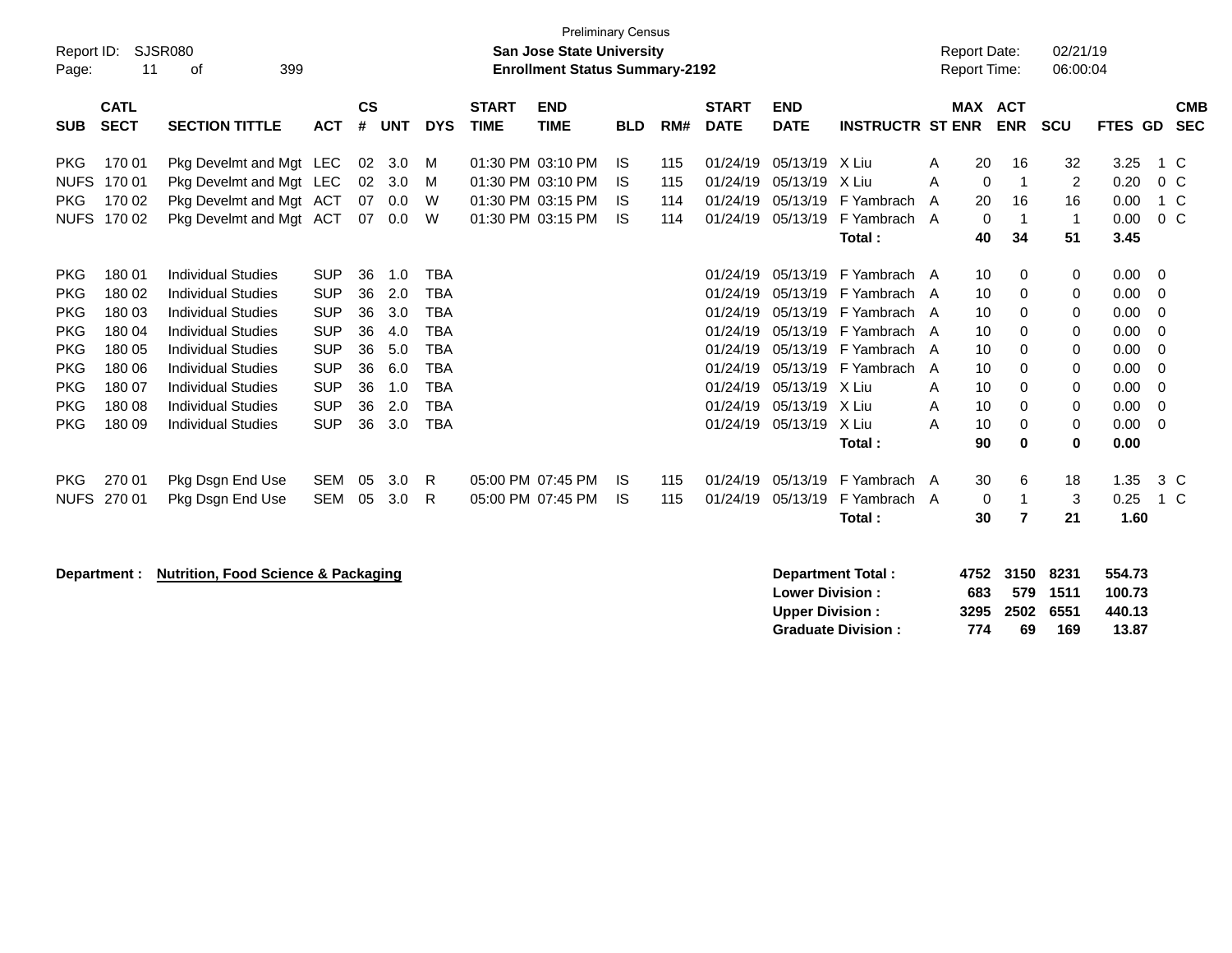Preliminary Census

Report ID: SJSR080

**San Jose State University**

**Enrollment Status Summary-2192**

Report Date: 02/21/19

Report Time: 06:00:04

| SUB | CATL SECT | SECTION TITTLE | ACT | CS # | UNT | DYS | START TIME | END TIME | BLD | RM# | START DATE | END DATE | INSTRUCTR | ST | MAX ENR | ACT ENR | SCU | FTES | GD | CMB SEC |
|---|---|---|---|---|---|---|---|---|---|---|---|---|---|---|---|---|---|---|---|---|
| PKG | 170 01 | Pkg Develmt and Mgt | LEC | 02 | 3.0 | M | 01:30 PM | 03:10 PM | IS | 115 | 01/24/19 | 05/13/19 | X Liu | A | 20 | 16 | 32 | 3.25 | 1 | C |
| NUFS | 170 01 | Pkg Develmt and Mgt | LEC | 02 | 3.0 | M | 01:30 PM | 03:10 PM | IS | 115 | 01/24/19 | 05/13/19 | X Liu | A | 0 | 1 | 2 | 0.20 | 0 | C |
| PKG | 170 02 | Pkg Develmt and Mgt | ACT | 07 | 0.0 | W | 01:30 PM | 03:15 PM | IS | 114 | 01/24/19 | 05/13/19 | F Yambrach | A | 20 | 16 | 16 | 0.00 | 1 | C |
| NUFS | 170 02 | Pkg Develmt and Mgt | ACT | 07 | 0.0 | W | 01:30 PM | 03:15 PM | IS | 114 | 01/24/19 | 05/13/19 | F Yambrach | A | 0 | 1 | 1 | 0.00 | 0 | C |
| | | | | | | | | | | | | | **Total :** | | **40** | **34** | **51** | **3.45** | | |
| PKG | 180 01 | Individual Studies | SUP | 36 | 1.0 | TBA | | | | | 01/24/19 | 05/13/19 | F Yambrach | A | 10 | 0 | 0 | 0.00 | 0 | |
| PKG | 180 02 | Individual Studies | SUP | 36 | 2.0 | TBA | | | | | 01/24/19 | 05/13/19 | F Yambrach | A | 10 | 0 | 0 | 0.00 | 0 | |
| PKG | 180 03 | Individual Studies | SUP | 36 | 3.0 | TBA | | | | | 01/24/19 | 05/13/19 | F Yambrach | A | 10 | 0 | 0 | 0.00 | 0 | |
| PKG | 180 04 | Individual Studies | SUP | 36 | 4.0 | TBA | | | | | 01/24/19 | 05/13/19 | F Yambrach | A | 10 | 0 | 0 | 0.00 | 0 | |
| PKG | 180 05 | Individual Studies | SUP | 36 | 5.0 | TBA | | | | | 01/24/19 | 05/13/19 | F Yambrach | A | 10 | 0 | 0 | 0.00 | 0 | |
| PKG | 180 06 | Individual Studies | SUP | 36 | 6.0 | TBA | | | | | 01/24/19 | 05/13/19 | F Yambrach | A | 10 | 0 | 0 | 0.00 | 0 | |
| PKG | 180 07 | Individual Studies | SUP | 36 | 1.0 | TBA | | | | | 01/24/19 | 05/13/19 | X Liu | A | 10 | 0 | 0 | 0.00 | 0 | |
| PKG | 180 08 | Individual Studies | SUP | 36 | 2.0 | TBA | | | | | 01/24/19 | 05/13/19 | X Liu | A | 10 | 0 | 0 | 0.00 | 0 | |
| PKG | 180 09 | Individual Studies | SUP | 36 | 3.0 | TBA | | | | | 01/24/19 | 05/13/19 | X Liu | A | 10 | 0 | 0 | 0.00 | 0 | |
| | | | | | | | | | | | | | **Total :** | | **90** | **0** | **0** | **0.00** | | |
| PKG | 270 01 | Pkg Dsgn End Use | SEM | 05 | 3.0 | R | 05:00 PM | 07:45 PM | IS | 115 | 01/24/19 | 05/13/19 | F Yambrach | A | 30 | 6 | 18 | 1.35 | 3 | C |
| NUFS | 270 01 | Pkg Dsgn End Use | SEM | 05 | 3.0 | R | 05:00 PM | 07:45 PM | IS | 115 | 01/24/19 | 05/13/19 | F Yambrach | A | 0 | 1 | 3 | 0.25 | 1 | C |
| | | | | | | | | | | | | | **Total :** | | **30** | **7** | **21** | **1.60** | | |

**Department :** **Nutrition, Food Science & Packaging**

| | MAX ENR | ACT ENR | SCU | FTES |
|---|---|---|---|---|
| **Department Total :** | **4752** | **3150** | **8231** | **554.73** |
| **Lower Division :** | **683** | **579** | **1511** | **100.73** |
| **Upper Division :** | **3295** | **2502** | **6551** | **440.13** |
| **Graduate Division :** | **774** | **69** | **169** | **13.87** |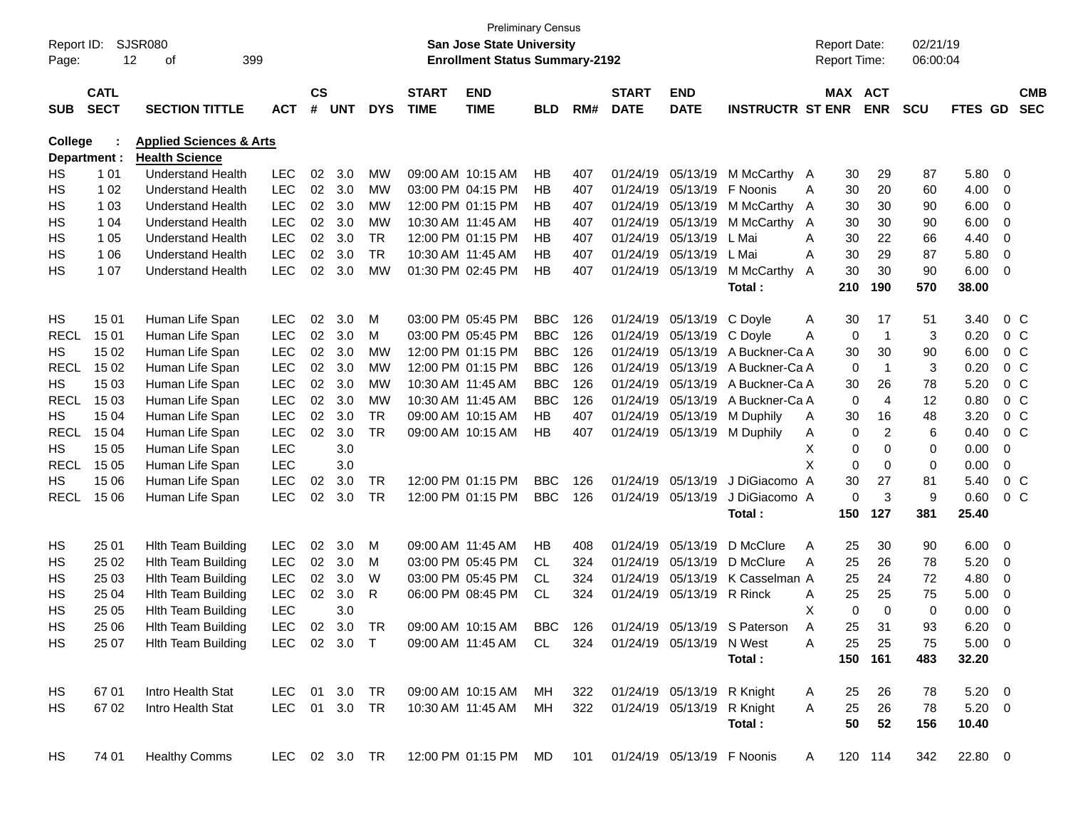Preliminary Census

Report ID: SJSR080 **San Jose State University** Report Date: 02/21/19

Page: 12 of 399 **Enrollment Status Summary-2192** Report Time: 06:00:04

| SUB | CATL SECT | SECTION TITTLE | ACT | CS # | UNT | DYS | START TIME | END TIME | BLD | RM# | START DATE | END DATE | INSTRUCTR | ST | MAX ENR | ACT ENR | SCU | FTES | GD | CMB SEC |
|---|---|---|---|---|---|---|---|---|---|---|---|---|---|---|---|---|---|---|---|---|
| **College** | : | **Applied Sciences & Arts** | | | | | | | | | | | | | | | | | | |
| **Department :** | | **Health Science** | | | | | | | | | | | | | | | | | | |
| HS | 1 01 | Understand Health | LEC | 02 | 3.0 | MW | 09:00 AM | 10:15 AM | HB | 407 | 01/24/19 | 05/13/19 | M McCarthy | A | 30 | 29 | 87 | 5.80 | 0 | |
| HS | 1 02 | Understand Health | LEC | 02 | 3.0 | MW | 03:00 PM | 04:15 PM | HB | 407 | 01/24/19 | 05/13/19 | F Noonis | A | 30 | 20 | 60 | 4.00 | 0 | |
| HS | 1 03 | Understand Health | LEC | 02 | 3.0 | MW | 12:00 PM | 01:15 PM | HB | 407 | 01/24/19 | 05/13/19 | M McCarthy | A | 30 | 30 | 90 | 6.00 | 0 | |
| HS | 1 04 | Understand Health | LEC | 02 | 3.0 | MW | 10:30 AM | 11:45 AM | HB | 407 | 01/24/19 | 05/13/19 | M McCarthy | A | 30 | 30 | 90 | 6.00 | 0 | |
| HS | 1 05 | Understand Health | LEC | 02 | 3.0 | TR | 12:00 PM | 01:15 PM | HB | 407 | 01/24/19 | 05/13/19 | L Mai | A | 30 | 22 | 66 | 4.40 | 0 | |
| HS | 1 06 | Understand Health | LEC | 02 | 3.0 | TR | 10:30 AM | 11:45 AM | HB | 407 | 01/24/19 | 05/13/19 | L Mai | A | 30 | 29 | 87 | 5.80 | 0 | |
| HS | 1 07 | Understand Health | LEC | 02 | 3.0 | MW | 01:30 PM | 02:45 PM | HB | 407 | 01/24/19 | 05/13/19 | M McCarthy | A | 30 | 30 | 90 | 6.00 | 0 | |
| | | | | | | | | | | | | | **Total :** | | **210** | **190** | **570** | **38.00** | | |
| HS | 15 01 | Human Life Span | LEC | 02 | 3.0 | M | 03:00 PM | 05:45 PM | BBC | 126 | 01/24/19 | 05/13/19 | C Doyle | A | 30 | 17 | 51 | 3.40 | 0 | C |
| RECL | 15 01 | Human Life Span | LEC | 02 | 3.0 | M | 03:00 PM | 05:45 PM | BBC | 126 | 01/24/19 | 05/13/19 | C Doyle | A | 0 | 1 | 3 | 0.20 | 0 | C |
| HS | 15 02 | Human Life Span | LEC | 02 | 3.0 | MW | 12:00 PM | 01:15 PM | BBC | 126 | 01/24/19 | 05/13/19 | A Buckner-Ca | A | 30 | 30 | 90 | 6.00 | 0 | C |
| RECL | 15 02 | Human Life Span | LEC | 02 | 3.0 | MW | 12:00 PM | 01:15 PM | BBC | 126 | 01/24/19 | 05/13/19 | A Buckner-Ca | A | 0 | 1 | 3 | 0.20 | 0 | C |
| HS | 15 03 | Human Life Span | LEC | 02 | 3.0 | MW | 10:30 AM | 11:45 AM | BBC | 126 | 01/24/19 | 05/13/19 | A Buckner-Ca | A | 30 | 26 | 78 | 5.20 | 0 | C |
| RECL | 15 03 | Human Life Span | LEC | 02 | 3.0 | MW | 10:30 AM | 11:45 AM | BBC | 126 | 01/24/19 | 05/13/19 | A Buckner-Ca | A | 0 | 4 | 12 | 0.80 | 0 | C |
| HS | 15 04 | Human Life Span | LEC | 02 | 3.0 | TR | 09:00 AM | 10:15 AM | HB | 407 | 01/24/19 | 05/13/19 | M Duphily | A | 30 | 16 | 48 | 3.20 | 0 | C |
| RECL | 15 04 | Human Life Span | LEC | 02 | 3.0 | TR | 09:00 AM | 10:15 AM | HB | 407 | 01/24/19 | 05/13/19 | M Duphily | A | 0 | 2 | 6 | 0.40 | 0 | C |
| HS | 15 05 | Human Life Span | LEC | | 3.0 | | | | | | | | | X | 0 | 0 | 0 | 0.00 | 0 | |
| RECL | 15 05 | Human Life Span | LEC | | 3.0 | | | | | | | | | X | 0 | 0 | 0 | 0.00 | 0 | |
| HS | 15 06 | Human Life Span | LEC | 02 | 3.0 | TR | 12:00 PM | 01:15 PM | BBC | 126 | 01/24/19 | 05/13/19 | J DiGiacomo | A | 30 | 27 | 81 | 5.40 | 0 | C |
| RECL | 15 06 | Human Life Span | LEC | 02 | 3.0 | TR | 12:00 PM | 01:15 PM | BBC | 126 | 01/24/19 | 05/13/19 | J DiGiacomo | A | 0 | 3 | 9 | 0.60 | 0 | C |
| | | | | | | | | | | | | | **Total :** | | **150** | **127** | **381** | **25.40** | | |
| HS | 25 01 | Hlth Team Building | LEC | 02 | 3.0 | M | 09:00 AM | 11:45 AM | HB | 408 | 01/24/19 | 05/13/19 | D McClure | A | 25 | 30 | 90 | 6.00 | 0 | |
| HS | 25 02 | Hlth Team Building | LEC | 02 | 3.0 | M | 03:00 PM | 05:45 PM | CL | 324 | 01/24/19 | 05/13/19 | D McClure | A | 25 | 26 | 78 | 5.20 | 0 | |
| HS | 25 03 | Hlth Team Building | LEC | 02 | 3.0 | W | 03:00 PM | 05:45 PM | CL | 324 | 01/24/19 | 05/13/19 | K Casselman | A | 25 | 24 | 72 | 4.80 | 0 | |
| HS | 25 04 | Hlth Team Building | LEC | 02 | 3.0 | R | 06:00 PM | 08:45 PM | CL | 324 | 01/24/19 | 05/13/19 | R Rinck | A | 25 | 25 | 75 | 5.00 | 0 | |
| HS | 25 05 | Hlth Team Building | LEC | | 3.0 | | | | | | | | | X | 0 | 0 | 0 | 0.00 | 0 | |
| HS | 25 06 | Hlth Team Building | LEC | 02 | 3.0 | TR | 09:00 AM | 10:15 AM | BBC | 126 | 01/24/19 | 05/13/19 | S Paterson | A | 25 | 31 | 93 | 6.20 | 0 | |
| HS | 25 07 | Hlth Team Building | LEC | 02 | 3.0 | T | 09:00 AM | 11:45 AM | CL | 324 | 01/24/19 | 05/13/19 | N West | A | 25 | 25 | 75 | 5.00 | 0 | |
| | | | | | | | | | | | | | **Total :** | | **150** | **161** | **483** | **32.20** | | |
| HS | 67 01 | Intro Health Stat | LEC | 01 | 3.0 | TR | 09:00 AM | 10:15 AM | MH | 322 | 01/24/19 | 05/13/19 | R Knight | A | 25 | 26 | 78 | 5.20 | 0 | |
| HS | 67 02 | Intro Health Stat | LEC | 01 | 3.0 | TR | 10:30 AM | 11:45 AM | MH | 322 | 01/24/19 | 05/13/19 | R Knight | A | 25 | 26 | 78 | 5.20 | 0 | |
| | | | | | | | | | | | | | **Total :** | | **50** | **52** | **156** | **10.40** | | |
| HS | 74 01 | Healthy Comms | LEC | 02 | 3.0 | TR | 12:00 PM | 01:15 PM | MD | 101 | 01/24/19 | 05/13/19 | F Noonis | A | 120 | 114 | 342 | 22.80 | 0 | |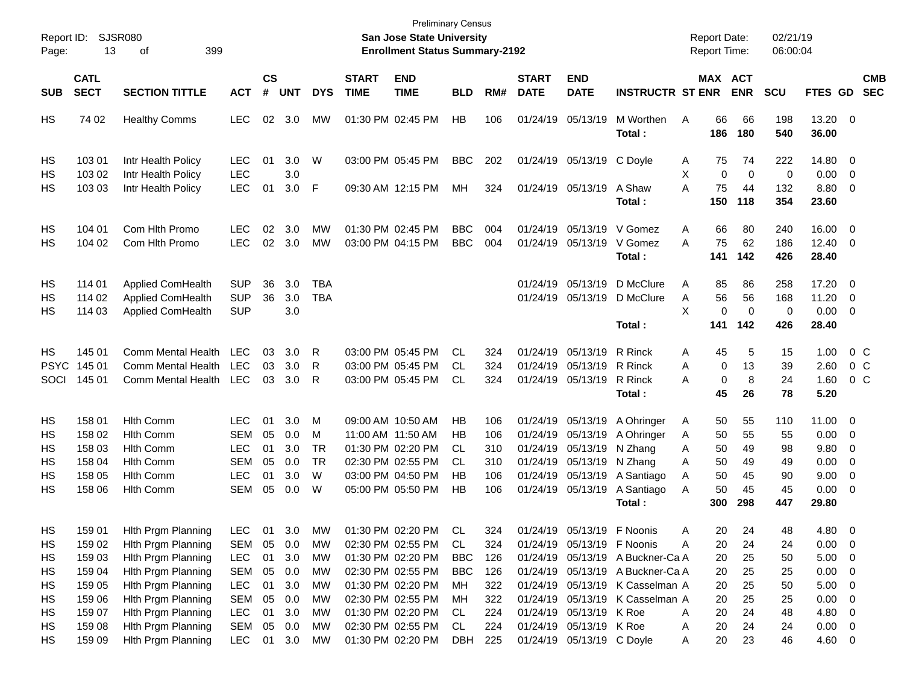Preliminary Census

**San Jose State University**

**Enrollment Status Summary-2192**

Report ID: SJSR080

Report Date: 02/21/19

Report Time: 06:00:04

| SUB | CATL SECT | SECTION TITTLE | ACT | CS # | UNT | DYS | START TIME | END TIME | BLD | RM# | START DATE | END DATE | INSTRUCTR | ST | MAX ENR | ACT ENR | SCU | FTES | GD | CMB SEC |
|---|---|---|---|---|---|---|---|---|---|---|---|---|---|---|---|---|---|---|---|---|
| HS | 74 02 | Healthy Comms | LEC | 02 | 3.0 | MW | 01:30 PM | 02:45 PM | HB | 106 | 01/24/19 | 05/13/19 | M Worthen | A | 66 | 66 | 198 | 13.20 | 0 | |
| | | | | | | | | | | | | | **Total :** | | **186** | **180** | **540** | **36.00** | | |
| HS | 103 01 | Intr Health Policy | LEC | 01 | 3.0 | W | 03:00 PM | 05:45 PM | BBC | 202 | 01/24/19 | 05/13/19 | C Doyle | A | 75 | 74 | 222 | 14.80 | 0 | |
| HS | 103 02 | Intr Health Policy | LEC | | 3.0 | | | | | | | | | X | 0 | 0 | 0 | 0.00 | 0 | |
| HS | 103 03 | Intr Health Policy | LEC | 01 | 3.0 | F | 09:30 AM | 12:15 PM | MH | 324 | 01/24/19 | 05/13/19 | A Shaw | A | 75 | 44 | 132 | 8.80 | 0 | |
| | | | | | | | | | | | | | **Total :** | | **150** | **118** | **354** | **23.60** | | |
| HS | 104 01 | Com Hlth Promo | LEC | 02 | 3.0 | MW | 01:30 PM | 02:45 PM | BBC | 004 | 01/24/19 | 05/13/19 | V Gomez | A | 66 | 80 | 240 | 16.00 | 0 | |
| HS | 104 02 | Com Hlth Promo | LEC | 02 | 3.0 | MW | 03:00 PM | 04:15 PM | BBC | 004 | 01/24/19 | 05/13/19 | V Gomez | A | 75 | 62 | 186 | 12.40 | 0 | |
| | | | | | | | | | | | | | **Total :** | | **141** | **142** | **426** | **28.40** | | |
| HS | 114 01 | Applied ComHealth | SUP | 36 | 3.0 | TBA | | | | | 01/24/19 | 05/13/19 | D McClure | A | 85 | 86 | 258 | 17.20 | 0 | |
| HS | 114 02 | Applied ComHealth | SUP | 36 | 3.0 | TBA | | | | | 01/24/19 | 05/13/19 | D McClure | A | 56 | 56 | 168 | 11.20 | 0 | |
| HS | 114 03 | Applied ComHealth | SUP | | 3.0 | | | | | | | | | X | 0 | 0 | 0 | 0.00 | 0 | |
| | | | | | | | | | | | | | **Total :** | | **141** | **142** | **426** | **28.40** | | |
| HS | 145 01 | Comm Mental Health | LEC | 03 | 3.0 | R | 03:00 PM | 05:45 PM | CL | 324 | 01/24/19 | 05/13/19 | R Rinck | A | 45 | 5 | 15 | 1.00 | 0 | C |
| PSYC | 145 01 | Comm Mental Health | LEC | 03 | 3.0 | R | 03:00 PM | 05:45 PM | CL | 324 | 01/24/19 | 05/13/19 | R Rinck | A | 0 | 13 | 39 | 2.60 | 0 | C |
| SOCI | 145 01 | Comm Mental Health | LEC | 03 | 3.0 | R | 03:00 PM | 05:45 PM | CL | 324 | 01/24/19 | 05/13/19 | R Rinck | A | 0 | 8 | 24 | 1.60 | 0 | C |
| | | | | | | | | | | | | | **Total :** | | **45** | **26** | **78** | **5.20** | | |
| HS | 158 01 | Hlth Comm | LEC | 01 | 3.0 | M | 09:00 AM | 10:50 AM | HB | 106 | 01/24/19 | 05/13/19 | A Ohringer | A | 50 | 55 | 110 | 11.00 | 0 | |
| HS | 158 02 | Hlth Comm | SEM | 05 | 0.0 | M | 11:00 AM | 11:50 AM | HB | 106 | 01/24/19 | 05/13/19 | A Ohringer | A | 50 | 55 | 55 | 0.00 | 0 | |
| HS | 158 03 | Hlth Comm | LEC | 01 | 3.0 | TR | 01:30 PM | 02:20 PM | CL | 310 | 01/24/19 | 05/13/19 | N Zhang | A | 50 | 49 | 98 | 9.80 | 0 | |
| HS | 158 04 | Hlth Comm | SEM | 05 | 0.0 | TR | 02:30 PM | 02:55 PM | CL | 310 | 01/24/19 | 05/13/19 | N Zhang | A | 50 | 49 | 49 | 0.00 | 0 | |
| HS | 158 05 | Hlth Comm | LEC | 01 | 3.0 | W | 03:00 PM | 04:50 PM | HB | 106 | 01/24/19 | 05/13/19 | A Santiago | A | 50 | 45 | 90 | 9.00 | 0 | |
| HS | 158 06 | Hlth Comm | SEM | 05 | 0.0 | W | 05:00 PM | 05:50 PM | HB | 106 | 01/24/19 | 05/13/19 | A Santiago | A | 50 | 45 | 45 | 0.00 | 0 | |
| | | | | | | | | | | | | | **Total :** | | **300** | **298** | **447** | **29.80** | | |
| HS | 159 01 | Hlth Prgm Planning | LEC | 01 | 3.0 | MW | 01:30 PM | 02:20 PM | CL | 324 | 01/24/19 | 05/13/19 | F Noonis | A | 20 | 24 | 48 | 4.80 | 0 | |
| HS | 159 02 | Hlth Prgm Planning | SEM | 05 | 0.0 | MW | 02:30 PM | 02:55 PM | CL | 324 | 01/24/19 | 05/13/19 | F Noonis | A | 20 | 24 | 24 | 0.00 | 0 | |
| HS | 159 03 | Hlth Prgm Planning | LEC | 01 | 3.0 | MW | 01:30 PM | 02:20 PM | BBC | 126 | 01/24/19 | 05/13/19 | A Buckner-Ca | A | 20 | 25 | 50 | 5.00 | 0 | |
| HS | 159 04 | Hlth Prgm Planning | SEM | 05 | 0.0 | MW | 02:30 PM | 02:55 PM | BBC | 126 | 01/24/19 | 05/13/19 | A Buckner-Ca | A | 20 | 25 | 25 | 0.00 | 0 | |
| HS | 159 05 | Hlth Prgm Planning | LEC | 01 | 3.0 | MW | 01:30 PM | 02:20 PM | MH | 322 | 01/24/19 | 05/13/19 | K Casselman | A | 20 | 25 | 50 | 5.00 | 0 | |
| HS | 159 06 | Hlth Prgm Planning | SEM | 05 | 0.0 | MW | 02:30 PM | 02:55 PM | MH | 322 | 01/24/19 | 05/13/19 | K Casselman | A | 20 | 25 | 25 | 0.00 | 0 | |
| HS | 159 07 | Hlth Prgm Planning | LEC | 01 | 3.0 | MW | 01:30 PM | 02:20 PM | CL | 224 | 01/24/19 | 05/13/19 | K Roe | A | 20 | 24 | 48 | 4.80 | 0 | |
| HS | 159 08 | Hlth Prgm Planning | SEM | 05 | 0.0 | MW | 02:30 PM | 02:55 PM | CL | 224 | 01/24/19 | 05/13/19 | K Roe | A | 20 | 24 | 24 | 0.00 | 0 | |
| HS | 159 09 | Hlth Prgm Planning | LEC | 01 | 3.0 | MW | 01:30 PM | 02:20 PM | DBH | 225 | 01/24/19 | 05/13/19 | C Doyle | A | 20 | 23 | 46 | 4.60 | 0 | |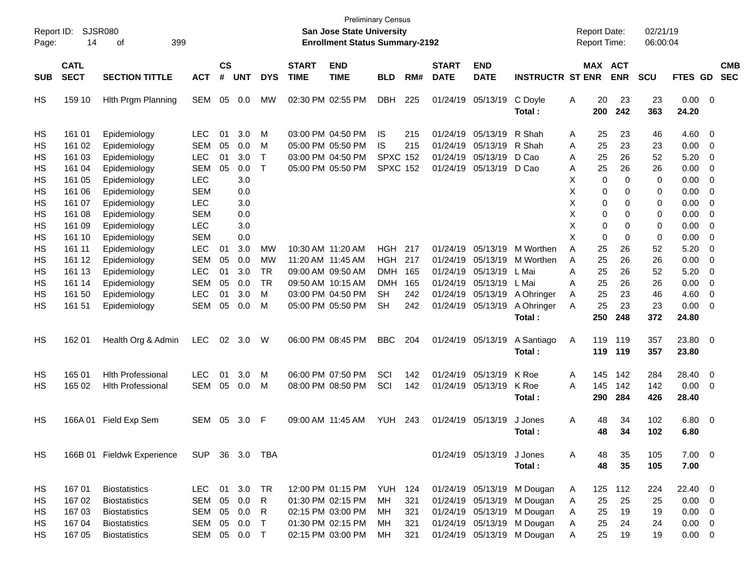Preliminary Census
**San Jose State University**
**Enrollment Status Summary-2192**

Report ID: SJSR080
Report Date: 02/21/19
Report Time: 06:00:04

| SUB | CATL SECT | SECTION TITTLE | ACT | CS # | UNT | DYS | START TIME | END TIME | BLD | RM# | START DATE | END DATE | INSTRUCTR | ST | MAX ENR | ACT ENR | SCU | FTES | GD | CMB SEC |
|---|---|---|---|---|---|---|---|---|---|---|---|---|---|---|---|---|---|---|---|---|
| HS | 159 10 | Hlth Prgm Planning | SEM | 05 | 0.0 | MW | 02:30 PM | 02:55 PM | DBH | 225 | 01/24/19 | 05/13/19 | C Doyle | A | 20 | 23 | 23 | 0.00 | 0 | |
| | | | | | | | | | | | | | **Total :** | | **200** | **242** | **363** | **24.20** | | |
| HS | 161 01 | Epidemiology | LEC | 01 | 3.0 | M | 03:00 PM | 04:50 PM | IS | 215 | 01/24/19 | 05/13/19 | R Shah | A | 25 | 23 | 46 | 4.60 | 0 | |
| HS | 161 02 | Epidemiology | SEM | 05 | 0.0 | M | 05:00 PM | 05:50 PM | IS | 215 | 01/24/19 | 05/13/19 | R Shah | A | 25 | 23 | 23 | 0.00 | 0 | |
| HS | 161 03 | Epidemiology | LEC | 01 | 3.0 | T | 03:00 PM | 04:50 PM | SPXC | 152 | 01/24/19 | 05/13/19 | D Cao | A | 25 | 26 | 52 | 5.20 | 0 | |
| HS | 161 04 | Epidemiology | SEM | 05 | 0.0 | T | 05:00 PM | 05:50 PM | SPXC | 152 | 01/24/19 | 05/13/19 | D Cao | A | 25 | 26 | 26 | 0.00 | 0 | |
| HS | 161 05 | Epidemiology | LEC | | 3.0 | | | | | | | | | X | 0 | 0 | 0 | 0.00 | 0 | |
| HS | 161 06 | Epidemiology | SEM | | 0.0 | | | | | | | | | X | 0 | 0 | 0 | 0.00 | 0 | |
| HS | 161 07 | Epidemiology | LEC | | 3.0 | | | | | | | | | X | 0 | 0 | 0 | 0.00 | 0 | |
| HS | 161 08 | Epidemiology | SEM | | 0.0 | | | | | | | | | X | 0 | 0 | 0 | 0.00 | 0 | |
| HS | 161 09 | Epidemiology | LEC | | 3.0 | | | | | | | | | X | 0 | 0 | 0 | 0.00 | 0 | |
| HS | 161 10 | Epidemiology | SEM | | 0.0 | | | | | | | | | X | 0 | 0 | 0 | 0.00 | 0 | |
| HS | 161 11 | Epidemiology | LEC | 01 | 3.0 | MW | 10:30 AM | 11:20 AM | HGH | 217 | 01/24/19 | 05/13/19 | M Worthen | A | 25 | 26 | 52 | 5.20 | 0 | |
| HS | 161 12 | Epidemiology | SEM | 05 | 0.0 | MW | 11:20 AM | 11:45 AM | HGH | 217 | 01/24/19 | 05/13/19 | M Worthen | A | 25 | 26 | 26 | 0.00 | 0 | |
| HS | 161 13 | Epidemiology | LEC | 01 | 3.0 | TR | 09:00 AM | 09:50 AM | DMH | 165 | 01/24/19 | 05/13/19 | L Mai | A | 25 | 26 | 52 | 5.20 | 0 | |
| HS | 161 14 | Epidemiology | SEM | 05 | 0.0 | TR | 09:50 AM | 10:15 AM | DMH | 165 | 01/24/19 | 05/13/19 | L Mai | A | 25 | 26 | 26 | 0.00 | 0 | |
| HS | 161 50 | Epidemiology | LEC | 01 | 3.0 | M | 03:00 PM | 04:50 PM | SH | 242 | 01/24/19 | 05/13/19 | A Ohringer | A | 25 | 23 | 46 | 4.60 | 0 | |
| HS | 161 51 | Epidemiology | SEM | 05 | 0.0 | M | 05:00 PM | 05:50 PM | SH | 242 | 01/24/19 | 05/13/19 | A Ohringer | A | 25 | 23 | 23 | 0.00 | 0 | |
| | | | | | | | | | | | | | **Total :** | | **250** | **248** | **372** | **24.80** | | |
| HS | 162 01 | Health Org & Admin | LEC | 02 | 3.0 | W | 06:00 PM | 08:45 PM | BBC | 204 | 01/24/19 | 05/13/19 | A Santiago | A | 119 | 119 | 357 | 23.80 | 0 | |
| | | | | | | | | | | | | | **Total :** | | **119** | **119** | **357** | **23.80** | | |
| HS | 165 01 | Hlth Professional | LEC | 01 | 3.0 | M | 06:00 PM | 07:50 PM | SCI | 142 | 01/24/19 | 05/13/19 | K Roe | A | 145 | 142 | 284 | 28.40 | 0 | |
| HS | 165 02 | Hlth Professional | SEM | 05 | 0.0 | M | 08:00 PM | 08:50 PM | SCI | 142 | 01/24/19 | 05/13/19 | K Roe | A | 145 | 142 | 142 | 0.00 | 0 | |
| | | | | | | | | | | | | | **Total :** | | **290** | **284** | **426** | **28.40** | | |
| HS | 166A 01 | Field Exp Sem | SEM | 05 | 3.0 | F | 09:00 AM | 11:45 AM | YUH | 243 | 01/24/19 | 05/13/19 | J Jones | A | 48 | 34 | 102 | 6.80 | 0 | |
| | | | | | | | | | | | | | **Total :** | | **48** | **34** | **102** | **6.80** | | |
| HS | 166B 01 | Fieldwk Experience | SUP | 36 | 3.0 | TBA | | | | | 01/24/19 | 05/13/19 | J Jones | A | 48 | 35 | 105 | 7.00 | 0 | |
| | | | | | | | | | | | | | **Total :** | | **48** | **35** | **105** | **7.00** | | |
| HS | 167 01 | Biostatistics | LEC | 01 | 3.0 | TR | 12:00 PM | 01:15 PM | YUH | 124 | 01/24/19 | 05/13/19 | M Dougan | A | 125 | 112 | 224 | 22.40 | 0 | |
| HS | 167 02 | Biostatistics | SEM | 05 | 0.0 | R | 01:30 PM | 02:15 PM | MH | 321 | 01/24/19 | 05/13/19 | M Dougan | A | 25 | 25 | 25 | 0.00 | 0 | |
| HS | 167 03 | Biostatistics | SEM | 05 | 0.0 | R | 02:15 PM | 03:00 PM | MH | 321 | 01/24/19 | 05/13/19 | M Dougan | A | 25 | 19 | 19 | 0.00 | 0 | |
| HS | 167 04 | Biostatistics | SEM | 05 | 0.0 | T | 01:30 PM | 02:15 PM | MH | 321 | 01/24/19 | 05/13/19 | M Dougan | A | 25 | 24 | 24 | 0.00 | 0 | |
| HS | 167 05 | Biostatistics | SEM | 05 | 0.0 | T | 02:15 PM | 03:00 PM | MH | 321 | 01/24/19 | 05/13/19 | M Dougan | A | 25 | 19 | 19 | 0.00 | 0 | |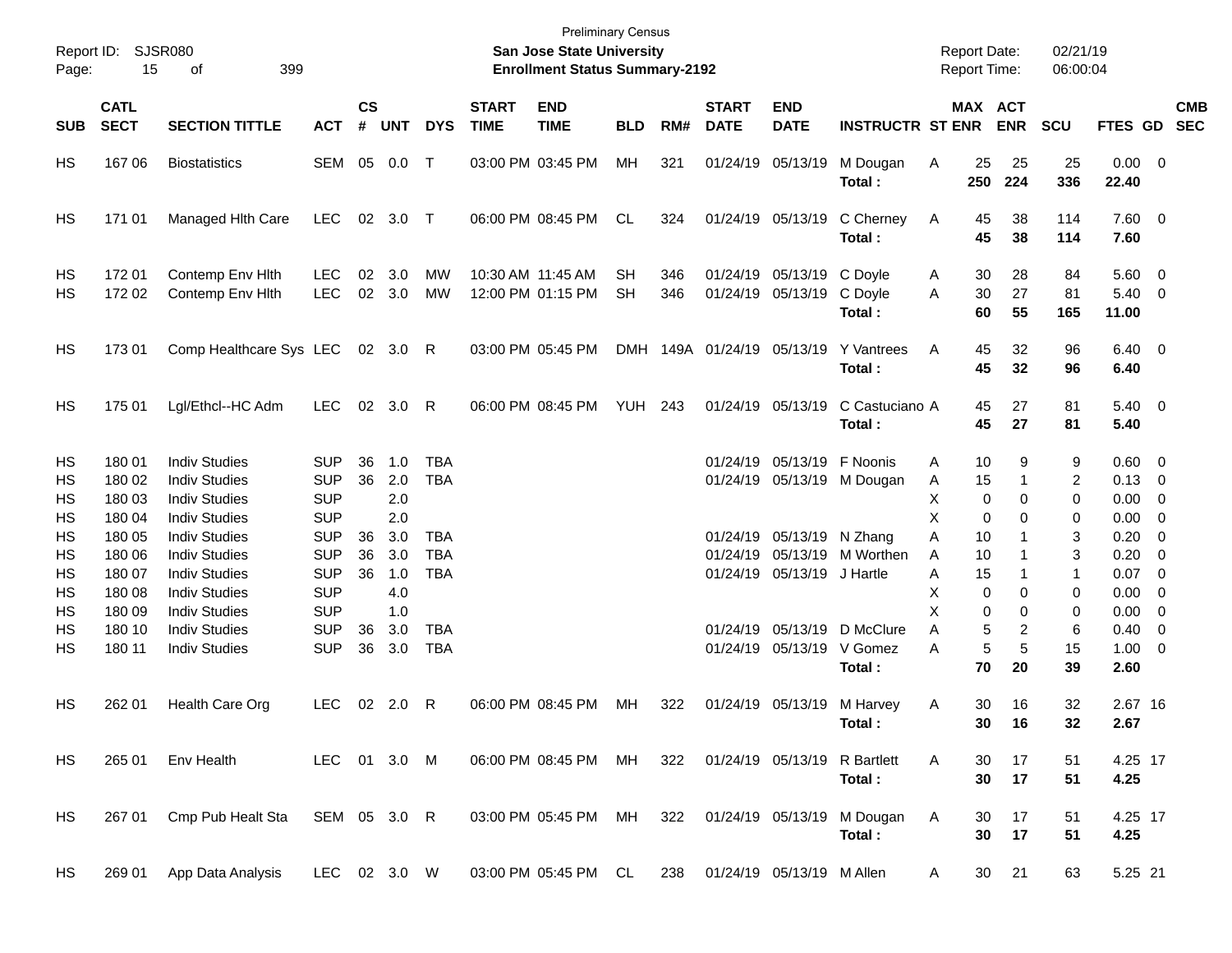Preliminary Census

Report ID: SJSR080 — San Jose State University — Report Date: 02/21/19

Enrollment Status Summary-2192 — Report Time: 06:00:04

| SUB | CATL SECT | SECTION TITTLE | ACT | CS # | UNT | DYS | START TIME | END TIME | BLD | RM# | START DATE | END DATE | INSTRUCTR | ST | MAX ENR | ACT ENR | SCU | FTES | GD | CMB SEC |
|---|---|---|---|---|---|---|---|---|---|---|---|---|---|---|---|---|---|---|---|---|
| HS | 167 06 | Biostatistics | SEM | 05 | 0.0 | T | 03:00 PM | 03:45 PM | MH | 321 | 01/24/19 | 05/13/19 | M Dougan | A | 25 | 25 | 25 | 0.00 | 0 | |
| | | | | | | | | | | | | | **Total :** | | **250** | **224** | **336** | **22.40** | | |
| HS | 171 01 | Managed Hlth Care | LEC | 02 | 3.0 | T | 06:00 PM | 08:45 PM | CL | 324 | 01/24/19 | 05/13/19 | C Cherney | A | 45 | 38 | 114 | 7.60 | 0 | |
| | | | | | | | | | | | | | **Total :** | | **45** | **38** | **114** | **7.60** | | |
| HS | 172 01 | Contemp Env Hlth | LEC | 02 | 3.0 | MW | 10:30 AM | 11:45 AM | SH | 346 | 01/24/19 | 05/13/19 | C Doyle | A | 30 | 28 | 84 | 5.60 | 0 | |
| HS | 172 02 | Contemp Env Hlth | LEC | 02 | 3.0 | MW | 12:00 PM | 01:15 PM | SH | 346 | 01/24/19 | 05/13/19 | C Doyle | A | 30 | 27 | 81 | 5.40 | 0 | |
| | | | | | | | | | | | | | **Total :** | | **60** | **55** | **165** | **11.00** | | |
| HS | 173 01 | Comp Healthcare Sys | LEC | 02 | 3.0 | R | 03:00 PM | 05:45 PM | DMH | 149A | 01/24/19 | 05/13/19 | Y Vantrees | A | 45 | 32 | 96 | 6.40 | 0 | |
| | | | | | | | | | | | | | **Total :** | | **45** | **32** | **96** | **6.40** | | |
| HS | 175 01 | Lgl/Ethcl--HC Adm | LEC | 02 | 3.0 | R | 06:00 PM | 08:45 PM | YUH | 243 | 01/24/19 | 05/13/19 | C Castuciano | A | 45 | 27 | 81 | 5.40 | 0 | |
| | | | | | | | | | | | | | **Total :** | | **45** | **27** | **81** | **5.40** | | |
| HS | 180 01 | Indiv Studies | SUP | 36 | 1.0 | TBA | | | | | 01/24/19 | 05/13/19 | F Noonis | A | 10 | 9 | 9 | 0.60 | 0 | |
| HS | 180 02 | Indiv Studies | SUP | 36 | 2.0 | TBA | | | | | 01/24/19 | 05/13/19 | M Dougan | A | 15 | 1 | 2 | 0.13 | 0 | |
| HS | 180 03 | Indiv Studies | SUP | | 2.0 | | | | | | | | | X | 0 | 0 | 0 | 0.00 | 0 | |
| HS | 180 04 | Indiv Studies | SUP | | 2.0 | | | | | | | | | X | 0 | 0 | 0 | 0.00 | 0 | |
| HS | 180 05 | Indiv Studies | SUP | 36 | 3.0 | TBA | | | | | 01/24/19 | 05/13/19 | N Zhang | A | 10 | 1 | 3 | 0.20 | 0 | |
| HS | 180 06 | Indiv Studies | SUP | 36 | 3.0 | TBA | | | | | 01/24/19 | 05/13/19 | M Worthen | A | 10 | 1 | 3 | 0.20 | 0 | |
| HS | 180 07 | Indiv Studies | SUP | 36 | 1.0 | TBA | | | | | 01/24/19 | 05/13/19 | J Hartle | A | 15 | 1 | 1 | 0.07 | 0 | |
| HS | 180 08 | Indiv Studies | SUP | | 4.0 | | | | | | | | | X | 0 | 0 | 0 | 0.00 | 0 | |
| HS | 180 09 | Indiv Studies | SUP | | 1.0 | | | | | | | | | X | 0 | 0 | 0 | 0.00 | 0 | |
| HS | 180 10 | Indiv Studies | SUP | 36 | 3.0 | TBA | | | | | 01/24/19 | 05/13/19 | D McClure | A | 5 | 2 | 6 | 0.40 | 0 | |
| HS | 180 11 | Indiv Studies | SUP | 36 | 3.0 | TBA | | | | | 01/24/19 | 05/13/19 | V Gomez | A | 5 | 5 | 15 | 1.00 | 0 | |
| | | | | | | | | | | | | | **Total :** | | **70** | **20** | **39** | **2.60** | | |
| HS | 262 01 | Health Care Org | LEC | 02 | 2.0 | R | 06:00 PM | 08:45 PM | MH | 322 | 01/24/19 | 05/13/19 | M Harvey | A | 30 | 16 | 32 | 2.67 | 16 | |
| | | | | | | | | | | | | | **Total :** | | **30** | **16** | **32** | **2.67** | | |
| HS | 265 01 | Env Health | LEC | 01 | 3.0 | M | 06:00 PM | 08:45 PM | MH | 322 | 01/24/19 | 05/13/19 | R Bartlett | A | 30 | 17 | 51 | 4.25 | 17 | |
| | | | | | | | | | | | | | **Total :** | | **30** | **17** | **51** | **4.25** | | |
| HS | 267 01 | Cmp Pub Healt Sta | SEM | 05 | 3.0 | R | 03:00 PM | 05:45 PM | MH | 322 | 01/24/19 | 05/13/19 | M Dougan | A | 30 | 17 | 51 | 4.25 | 17 | |
| | | | | | | | | | | | | | **Total :** | | **30** | **17** | **51** | **4.25** | | |
| HS | 269 01 | App Data Analysis | LEC | 02 | 3.0 | W | 03:00 PM | 05:45 PM | CL | 238 | 01/24/19 | 05/13/19 | M Allen | A | 30 | 21 | 63 | 5.25 | 21 | |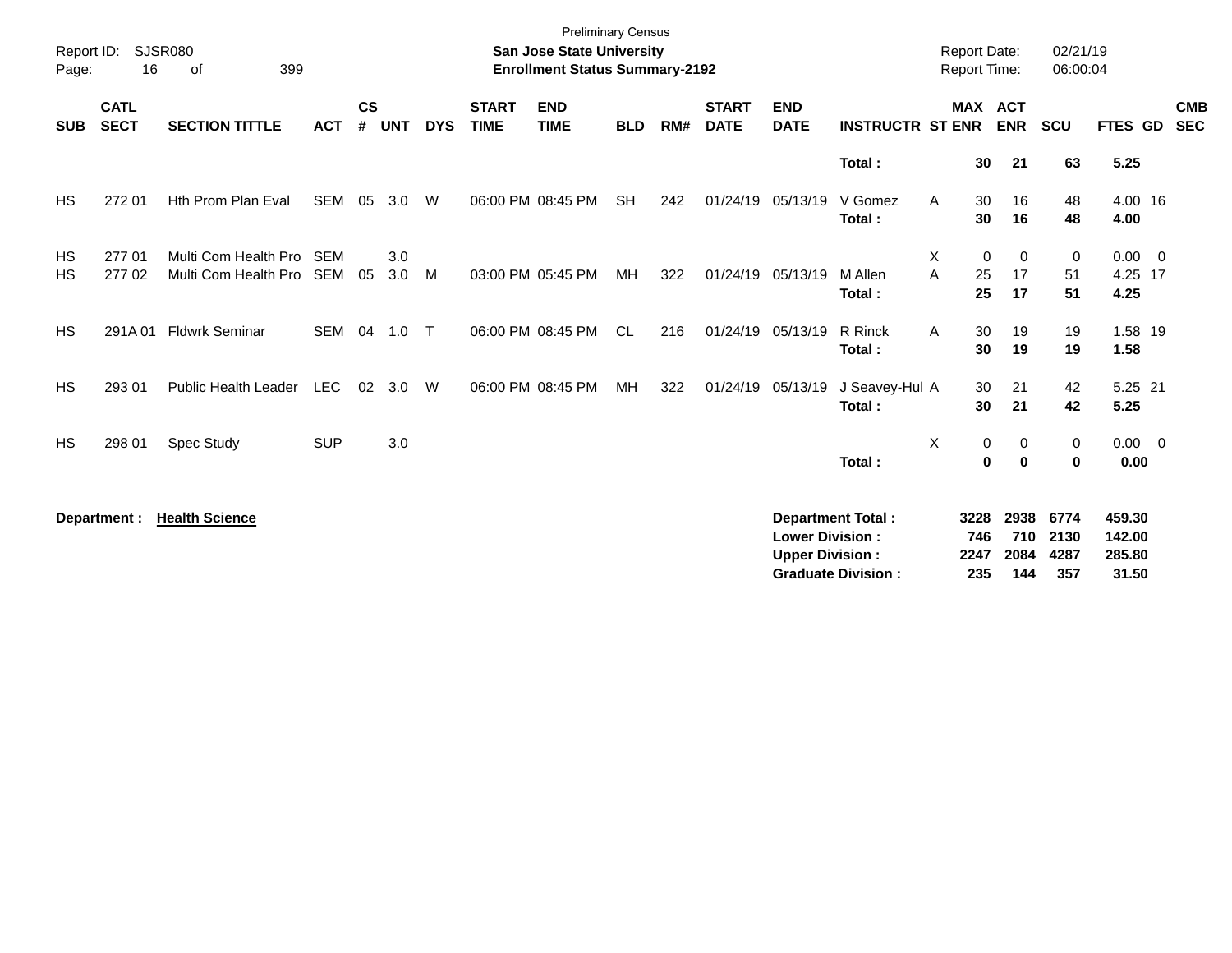Preliminary Census

**San Jose State University**

**Enrollment Status Summary-2192**

Report ID: SJSR080

Report Date: 02/21/19

Report Time: 06:00:04

| SUB | CATL SECT | SECTION TITTLE | ACT | CS # | UNT | DYS | START TIME | END TIME | BLD | RM# | START DATE | END DATE | INSTRUCTR | ST | MAX ENR | ACT ENR | SCU | FTES | GD | CMB SEC |
|---|---|---|---|---|---|---|---|---|---|---|---|---|---|---|---|---|---|---|---|---|
| | | | | | | | | | | | | | **Total :** | | **30** | **21** | **63** | **5.25** | | |
| HS | 272 01 | Hth Prom Plan Eval | SEM | 05 | 3.0 | W | 06:00 PM | 08:45 PM | SH | 242 | 01/24/19 | 05/13/19 | V Gomez | A | 30 | 16 | 48 | 4.00 | 16 | |
| | | | | | | | | | | | | | **Total :** | | **30** | **16** | **48** | **4.00** | | |
| HS | 277 01 | Multi Com Health Pro | SEM | | 3.0 | | | | | | | | | X | 0 | 0 | 0 | 0.00 | 0 | |
| HS | 277 02 | Multi Com Health Pro | SEM | 05 | 3.0 | M | 03:00 PM | 05:45 PM | MH | 322 | 01/24/19 | 05/13/19 | M Allen | A | 25 | 17 | 51 | 4.25 | 17 | |
| | | | | | | | | | | | | | **Total :** | | **25** | **17** | **51** | **4.25** | | |
| HS | 291A 01 | Fldwrk Seminar | SEM | 04 | 1.0 | T | 06:00 PM | 08:45 PM | CL | 216 | 01/24/19 | 05/13/19 | R Rinck | A | 30 | 19 | 19 | 1.58 | 19 | |
| | | | | | | | | | | | | | **Total :** | | **30** | **19** | **19** | **1.58** | | |
| HS | 293 01 | Public Health Leader | LEC | 02 | 3.0 | W | 06:00 PM | 08:45 PM | MH | 322 | 01/24/19 | 05/13/19 | J Seavey-Hul | A | 30 | 21 | 42 | 5.25 | 21 | |
| | | | | | | | | | | | | | **Total :** | | **30** | **21** | **42** | **5.25** | | |
| HS | 298 01 | Spec Study | SUP | | 3.0 | | | | | | | | | X | 0 | 0 | 0 | 0.00 | 0 | |
| | | | | | | | | | | | | | **Total :** | | **0** | **0** | **0** | **0.00** | | |

**Department :** **Health Science**

| | MAX ENR | ACT ENR | SCU | FTES |
|---|---|---|---|---|
| **Department Total :** | **3228** | **2938** | **6774** | **459.30** |
| **Lower Division :** | **746** | **710** | **2130** | **142.00** |
| **Upper Division :** | **2247** | **2084** | **4287** | **285.80** |
| **Graduate Division :** | **235** | **144** | **357** | **31.50** |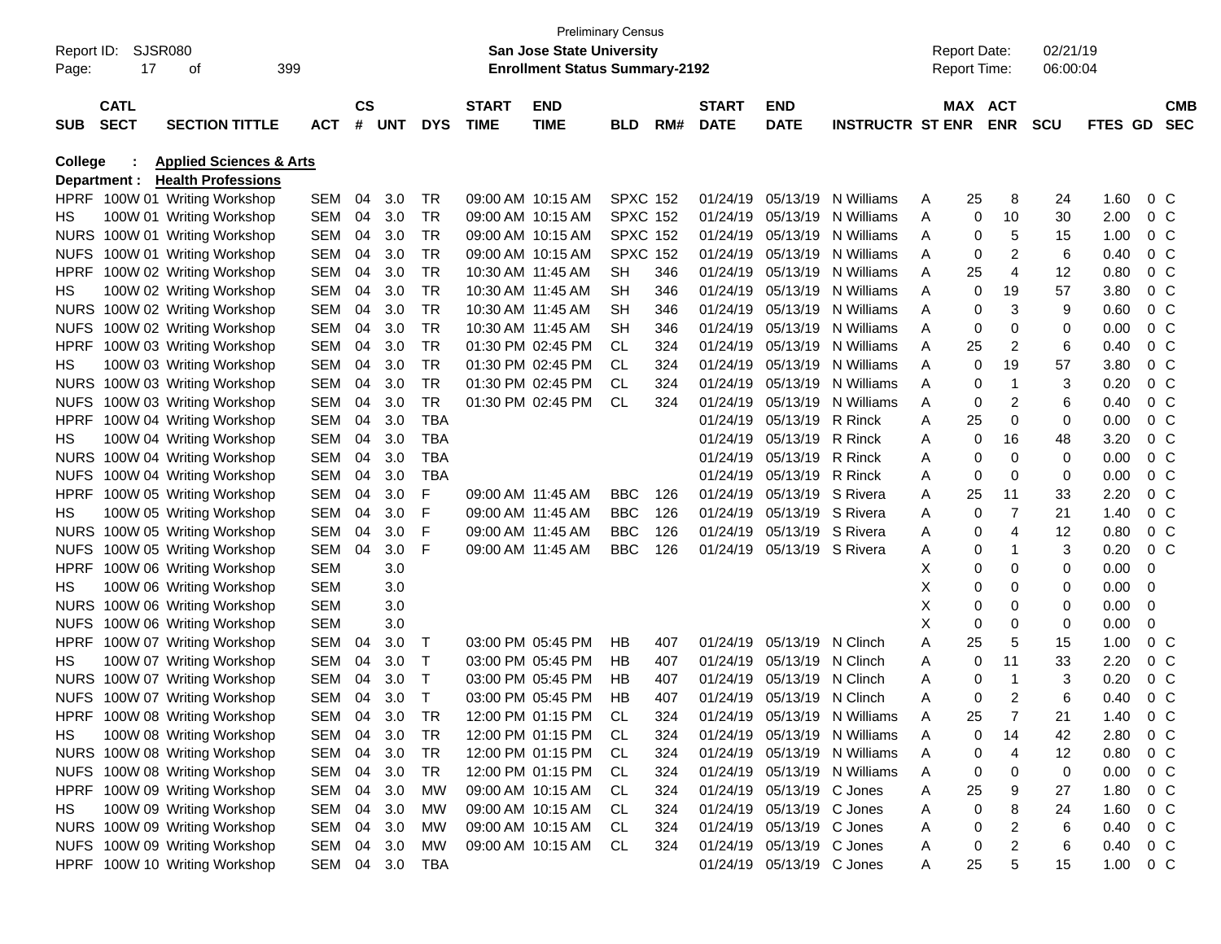Preliminary Census

Report ID: SJSR080 — **San Jose State University** — Report Date: 02/21/19

**Enrollment Status Summary-2192** — Report Time: 06:00:04

**College : Applied Sciences & Arts**

**Department : Health Professions**

| SUB | CATL SECT | SECTION TITTLE | ACT | CS # | UNT | DYS | START TIME | END TIME | BLD | RM# | START DATE | END DATE | INSTRUCTR | ST | MAX ENR | ACT ENR | SCU | FTES | GD | CMB SEC |
|---|---|---|---|---|---|---|---|---|---|---|---|---|---|---|---|---|---|---|---|---|
| HPRF | 100W 01 | Writing Workshop | SEM | 04 | 3.0 | TR | 09:00 AM | 10:15 AM | SPXC | 152 | 01/24/19 | 05/13/19 | N Williams | A | 25 | 8 | 24 | 1.60 | 0 | C |
| HS | 100W 01 | Writing Workshop | SEM | 04 | 3.0 | TR | 09:00 AM | 10:15 AM | SPXC | 152 | 01/24/19 | 05/13/19 | N Williams | A | 0 | 10 | 30 | 2.00 | 0 | C |
| NURS | 100W 01 | Writing Workshop | SEM | 04 | 3.0 | TR | 09:00 AM | 10:15 AM | SPXC | 152 | 01/24/19 | 05/13/19 | N Williams | A | 0 | 5 | 15 | 1.00 | 0 | C |
| NUFS | 100W 01 | Writing Workshop | SEM | 04 | 3.0 | TR | 09:00 AM | 10:15 AM | SPXC | 152 | 01/24/19 | 05/13/19 | N Williams | A | 0 | 2 | 6 | 0.40 | 0 | C |
| HPRF | 100W 02 | Writing Workshop | SEM | 04 | 3.0 | TR | 10:30 AM | 11:45 AM | SH | 346 | 01/24/19 | 05/13/19 | N Williams | A | 25 | 4 | 12 | 0.80 | 0 | C |
| HS | 100W 02 | Writing Workshop | SEM | 04 | 3.0 | TR | 10:30 AM | 11:45 AM | SH | 346 | 01/24/19 | 05/13/19 | N Williams | A | 0 | 19 | 57 | 3.80 | 0 | C |
| NURS | 100W 02 | Writing Workshop | SEM | 04 | 3.0 | TR | 10:30 AM | 11:45 AM | SH | 346 | 01/24/19 | 05/13/19 | N Williams | A | 0 | 3 | 9 | 0.60 | 0 | C |
| NUFS | 100W 02 | Writing Workshop | SEM | 04 | 3.0 | TR | 10:30 AM | 11:45 AM | SH | 346 | 01/24/19 | 05/13/19 | N Williams | A | 0 | 0 | 0 | 0.00 | 0 | C |
| HPRF | 100W 03 | Writing Workshop | SEM | 04 | 3.0 | TR | 01:30 PM | 02:45 PM | CL | 324 | 01/24/19 | 05/13/19 | N Williams | A | 25 | 2 | 6 | 0.40 | 0 | C |
| HS | 100W 03 | Writing Workshop | SEM | 04 | 3.0 | TR | 01:30 PM | 02:45 PM | CL | 324 | 01/24/19 | 05/13/19 | N Williams | A | 0 | 19 | 57 | 3.80 | 0 | C |
| NURS | 100W 03 | Writing Workshop | SEM | 04 | 3.0 | TR | 01:30 PM | 02:45 PM | CL | 324 | 01/24/19 | 05/13/19 | N Williams | A | 0 | 1 | 3 | 0.20 | 0 | C |
| NUFS | 100W 03 | Writing Workshop | SEM | 04 | 3.0 | TR | 01:30 PM | 02:45 PM | CL | 324 | 01/24/19 | 05/13/19 | N Williams | A | 0 | 2 | 6 | 0.40 | 0 | C |
| HPRF | 100W 04 | Writing Workshop | SEM | 04 | 3.0 | TBA | | | | | 01/24/19 | 05/13/19 | R Rinck | A | 25 | 0 | 0 | 0.00 | 0 | C |
| HS | 100W 04 | Writing Workshop | SEM | 04 | 3.0 | TBA | | | | | 01/24/19 | 05/13/19 | R Rinck | A | 0 | 16 | 48 | 3.20 | 0 | C |
| NURS | 100W 04 | Writing Workshop | SEM | 04 | 3.0 | TBA | | | | | 01/24/19 | 05/13/19 | R Rinck | A | 0 | 0 | 0 | 0.00 | 0 | C |
| NUFS | 100W 04 | Writing Workshop | SEM | 04 | 3.0 | TBA | | | | | 01/24/19 | 05/13/19 | R Rinck | A | 0 | 0 | 0 | 0.00 | 0 | C |
| HPRF | 100W 05 | Writing Workshop | SEM | 04 | 3.0 | F | 09:00 AM | 11:45 AM | BBC | 126 | 01/24/19 | 05/13/19 | S Rivera | A | 25 | 11 | 33 | 2.20 | 0 | C |
| HS | 100W 05 | Writing Workshop | SEM | 04 | 3.0 | F | 09:00 AM | 11:45 AM | BBC | 126 | 01/24/19 | 05/13/19 | S Rivera | A | 0 | 7 | 21 | 1.40 | 0 | C |
| NURS | 100W 05 | Writing Workshop | SEM | 04 | 3.0 | F | 09:00 AM | 11:45 AM | BBC | 126 | 01/24/19 | 05/13/19 | S Rivera | A | 0 | 4 | 12 | 0.80 | 0 | C |
| NUFS | 100W 05 | Writing Workshop | SEM | 04 | 3.0 | F | 09:00 AM | 11:45 AM | BBC | 126 | 01/24/19 | 05/13/19 | S Rivera | A | 0 | 1 | 3 | 0.20 | 0 | C |
| HPRF | 100W 06 | Writing Workshop | SEM | | 3.0 | | | | | | | | | X | 0 | 0 | 0 | 0.00 | 0 | |
| HS | 100W 06 | Writing Workshop | SEM | | 3.0 | | | | | | | | | X | 0 | 0 | 0 | 0.00 | 0 | |
| NURS | 100W 06 | Writing Workshop | SEM | | 3.0 | | | | | | | | | X | 0 | 0 | 0 | 0.00 | 0 | |
| NUFS | 100W 06 | Writing Workshop | SEM | | 3.0 | | | | | | | | | X | 0 | 0 | 0 | 0.00 | 0 | |
| HPRF | 100W 07 | Writing Workshop | SEM | 04 | 3.0 | T | 03:00 PM | 05:45 PM | HB | 407 | 01/24/19 | 05/13/19 | N Clinch | A | 25 | 5 | 15 | 1.00 | 0 | C |
| HS | 100W 07 | Writing Workshop | SEM | 04 | 3.0 | T | 03:00 PM | 05:45 PM | HB | 407 | 01/24/19 | 05/13/19 | N Clinch | A | 0 | 11 | 33 | 2.20 | 0 | C |
| NURS | 100W 07 | Writing Workshop | SEM | 04 | 3.0 | T | 03:00 PM | 05:45 PM | HB | 407 | 01/24/19 | 05/13/19 | N Clinch | A | 0 | 1 | 3 | 0.20 | 0 | C |
| NUFS | 100W 07 | Writing Workshop | SEM | 04 | 3.0 | T | 03:00 PM | 05:45 PM | HB | 407 | 01/24/19 | 05/13/19 | N Clinch | A | 0 | 2 | 6 | 0.40 | 0 | C |
| HPRF | 100W 08 | Writing Workshop | SEM | 04 | 3.0 | TR | 12:00 PM | 01:15 PM | CL | 324 | 01/24/19 | 05/13/19 | N Williams | A | 25 | 7 | 21 | 1.40 | 0 | C |
| HS | 100W 08 | Writing Workshop | SEM | 04 | 3.0 | TR | 12:00 PM | 01:15 PM | CL | 324 | 01/24/19 | 05/13/19 | N Williams | A | 0 | 14 | 42 | 2.80 | 0 | C |
| NURS | 100W 08 | Writing Workshop | SEM | 04 | 3.0 | TR | 12:00 PM | 01:15 PM | CL | 324 | 01/24/19 | 05/13/19 | N Williams | A | 0 | 4 | 12 | 0.80 | 0 | C |
| NUFS | 100W 08 | Writing Workshop | SEM | 04 | 3.0 | TR | 12:00 PM | 01:15 PM | CL | 324 | 01/24/19 | 05/13/19 | N Williams | A | 0 | 0 | 0 | 0.00 | 0 | C |
| HPRF | 100W 09 | Writing Workshop | SEM | 04 | 3.0 | MW | 09:00 AM | 10:15 AM | CL | 324 | 01/24/19 | 05/13/19 | C Jones | A | 25 | 9 | 27 | 1.80 | 0 | C |
| HS | 100W 09 | Writing Workshop | SEM | 04 | 3.0 | MW | 09:00 AM | 10:15 AM | CL | 324 | 01/24/19 | 05/13/19 | C Jones | A | 0 | 8 | 24 | 1.60 | 0 | C |
| NURS | 100W 09 | Writing Workshop | SEM | 04 | 3.0 | MW | 09:00 AM | 10:15 AM | CL | 324 | 01/24/19 | 05/13/19 | C Jones | A | 0 | 2 | 6 | 0.40 | 0 | C |
| NUFS | 100W 09 | Writing Workshop | SEM | 04 | 3.0 | MW | 09:00 AM | 10:15 AM | CL | 324 | 01/24/19 | 05/13/19 | C Jones | A | 0 | 2 | 6 | 0.40 | 0 | C |
| HPRF | 100W 10 | Writing Workshop | SEM | 04 | 3.0 | TBA | | | | | 01/24/19 | 05/13/19 | C Jones | A | 25 | 5 | 15 | 1.00 | 0 | C |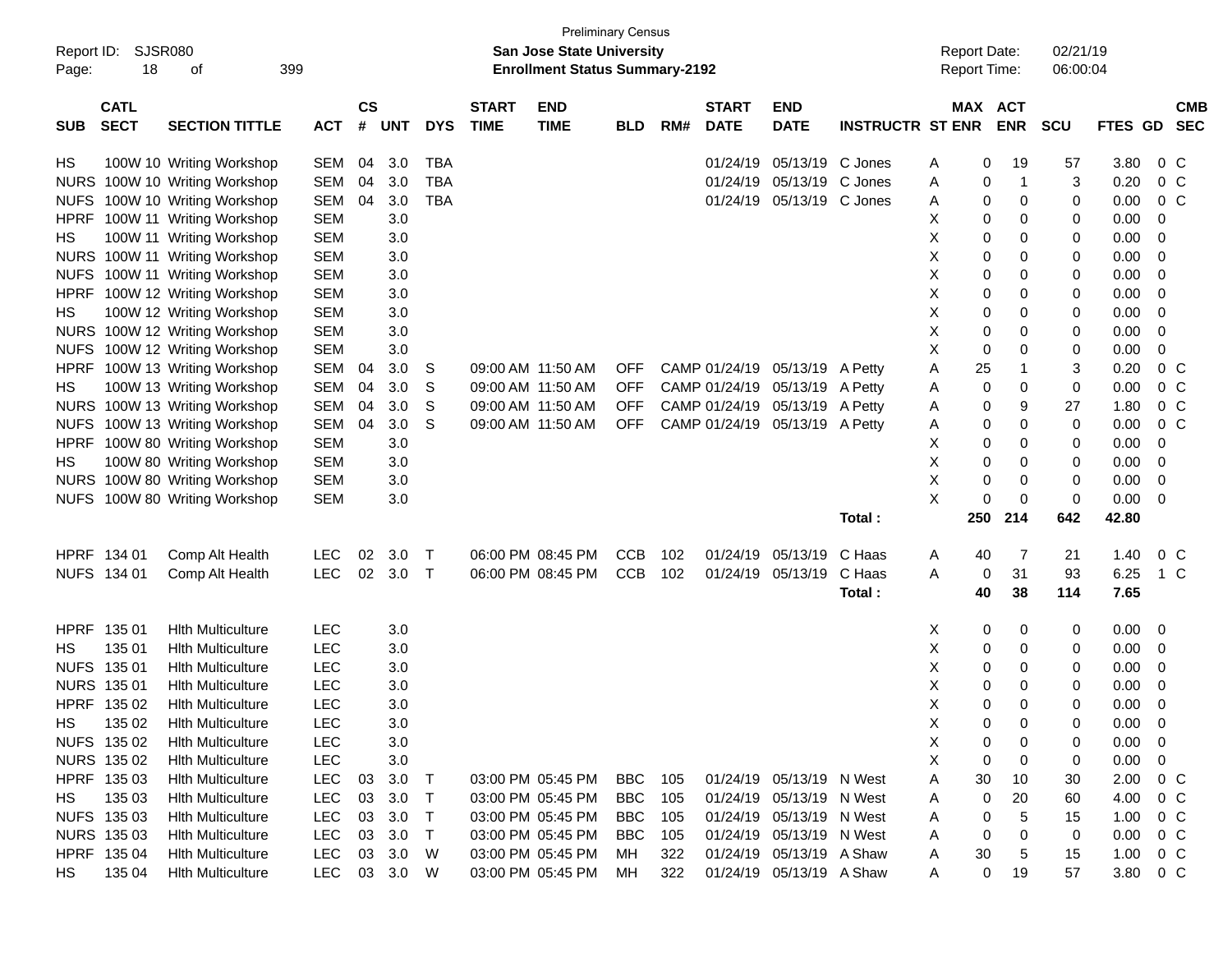Preliminary Census

Report ID: SJSR080

**San Jose State University**

**Enrollment Status Summary-2192**

Report Date: 02/21/19

Report Time: 06:00:04

| SUB | CATL SECT | SECTION TITTLE | ACT | CS # | UNT | DYS | START TIME | END TIME | BLD | RM# | START DATE | END DATE | INSTRUCTR | ST | MAX ENR | ACT ENR | SCU | FTES | GD | CMB SEC |
|---|---|---|---|---|---|---|---|---|---|---|---|---|---|---|---|---|---|---|---|---|
| HS | 100W 10 | Writing Workshop | SEM | 04 | 3.0 | TBA | | | | | 01/24/19 | 05/13/19 | C Jones | A | 0 | 19 | 57 | 3.80 | 0 | C |
| NURS | 100W 10 | Writing Workshop | SEM | 04 | 3.0 | TBA | | | | | 01/24/19 | 05/13/19 | C Jones | A | 0 | 1 | 3 | 0.20 | 0 | C |
| NUFS | 100W 10 | Writing Workshop | SEM | 04 | 3.0 | TBA | | | | | 01/24/19 | 05/13/19 | C Jones | A | 0 | 0 | 0 | 0.00 | 0 | C |
| HPRF | 100W 11 | Writing Workshop | SEM | | 3.0 | | | | | | | | | X | 0 | 0 | 0 | 0.00 | 0 | |
| HS | 100W 11 | Writing Workshop | SEM | | 3.0 | | | | | | | | | X | 0 | 0 | 0 | 0.00 | 0 | |
| NURS | 100W 11 | Writing Workshop | SEM | | 3.0 | | | | | | | | | X | 0 | 0 | 0 | 0.00 | 0 | |
| NUFS | 100W 11 | Writing Workshop | SEM | | 3.0 | | | | | | | | | X | 0 | 0 | 0 | 0.00 | 0 | |
| HPRF | 100W 12 | Writing Workshop | SEM | | 3.0 | | | | | | | | | X | 0 | 0 | 0 | 0.00 | 0 | |
| HS | 100W 12 | Writing Workshop | SEM | | 3.0 | | | | | | | | | X | 0 | 0 | 0 | 0.00 | 0 | |
| NURS | 100W 12 | Writing Workshop | SEM | | 3.0 | | | | | | | | | X | 0 | 0 | 0 | 0.00 | 0 | |
| NUFS | 100W 12 | Writing Workshop | SEM | | 3.0 | | | | | | | | | X | 0 | 0 | 0 | 0.00 | 0 | |
| HPRF | 100W 13 | Writing Workshop | SEM | 04 | 3.0 | S | 09:00 AM | 11:50 AM | OFF | CAMP | 01/24/19 | 05/13/19 | A Petty | A | 25 | 1 | 3 | 0.20 | 0 | C |
| HS | 100W 13 | Writing Workshop | SEM | 04 | 3.0 | S | 09:00 AM | 11:50 AM | OFF | CAMP | 01/24/19 | 05/13/19 | A Petty | A | 0 | 0 | 0 | 0.00 | 0 | C |
| NURS | 100W 13 | Writing Workshop | SEM | 04 | 3.0 | S | 09:00 AM | 11:50 AM | OFF | CAMP | 01/24/19 | 05/13/19 | A Petty | A | 0 | 9 | 27 | 1.80 | 0 | C |
| NUFS | 100W 13 | Writing Workshop | SEM | 04 | 3.0 | S | 09:00 AM | 11:50 AM | OFF | CAMP | 01/24/19 | 05/13/19 | A Petty | A | 0 | 0 | 0 | 0.00 | 0 | C |
| HPRF | 100W 80 | Writing Workshop | SEM | | 3.0 | | | | | | | | | X | 0 | 0 | 0 | 0.00 | 0 | |
| HS | 100W 80 | Writing Workshop | SEM | | 3.0 | | | | | | | | | X | 0 | 0 | 0 | 0.00 | 0 | |
| NURS | 100W 80 | Writing Workshop | SEM | | 3.0 | | | | | | | | | X | 0 | 0 | 0 | 0.00 | 0 | |
| NUFS | 100W 80 | Writing Workshop | SEM | | 3.0 | | | | | | | | | X | 0 | 0 | 0 | 0.00 | 0 | |
| | | | | | | | | | | | | | Total : | | 250 | 214 | 642 | 42.80 | | |
| HPRF | 134 01 | Comp Alt Health | LEC | 02 | 3.0 | T | 06:00 PM | 08:45 PM | CCB | 102 | 01/24/19 | 05/13/19 | C Haas | A | 40 | 7 | 21 | 1.40 | 0 | C |
| NUFS | 134 01 | Comp Alt Health | LEC | 02 | 3.0 | T | 06:00 PM | 08:45 PM | CCB | 102 | 01/24/19 | 05/13/19 | C Haas | A | 0 | 31 | 93 | 6.25 | 1 | C |
| | | | | | | | | | | | | | Total : | | 40 | 38 | 114 | 7.65 | | |
| HPRF | 135 01 | Hlth Multiculture | LEC | | 3.0 | | | | | | | | | X | 0 | 0 | 0 | 0.00 | 0 | |
| HS | 135 01 | Hlth Multiculture | LEC | | 3.0 | | | | | | | | | X | 0 | 0 | 0 | 0.00 | 0 | |
| NUFS | 135 01 | Hlth Multiculture | LEC | | 3.0 | | | | | | | | | X | 0 | 0 | 0 | 0.00 | 0 | |
| NURS | 135 01 | Hlth Multiculture | LEC | | 3.0 | | | | | | | | | X | 0 | 0 | 0 | 0.00 | 0 | |
| HPRF | 135 02 | Hlth Multiculture | LEC | | 3.0 | | | | | | | | | X | 0 | 0 | 0 | 0.00 | 0 | |
| HS | 135 02 | Hlth Multiculture | LEC | | 3.0 | | | | | | | | | X | 0 | 0 | 0 | 0.00 | 0 | |
| NUFS | 135 02 | Hlth Multiculture | LEC | | 3.0 | | | | | | | | | X | 0 | 0 | 0 | 0.00 | 0 | |
| NURS | 135 02 | Hlth Multiculture | LEC | | 3.0 | | | | | | | | | X | 0 | 0 | 0 | 0.00 | 0 | |
| HPRF | 135 03 | Hlth Multiculture | LEC | 03 | 3.0 | T | 03:00 PM | 05:45 PM | BBC | 105 | 01/24/19 | 05/13/19 | N West | A | 30 | 10 | 30 | 2.00 | 0 | C |
| HS | 135 03 | Hlth Multiculture | LEC | 03 | 3.0 | T | 03:00 PM | 05:45 PM | BBC | 105 | 01/24/19 | 05/13/19 | N West | A | 0 | 20 | 60 | 4.00 | 0 | C |
| NUFS | 135 03 | Hlth Multiculture | LEC | 03 | 3.0 | T | 03:00 PM | 05:45 PM | BBC | 105 | 01/24/19 | 05/13/19 | N West | A | 0 | 5 | 15 | 1.00 | 0 | C |
| NURS | 135 03 | Hlth Multiculture | LEC | 03 | 3.0 | T | 03:00 PM | 05:45 PM | BBC | 105 | 01/24/19 | 05/13/19 | N West | A | 0 | 0 | 0 | 0.00 | 0 | C |
| HPRF | 135 04 | Hlth Multiculture | LEC | 03 | 3.0 | W | 03:00 PM | 05:45 PM | MH | 322 | 01/24/19 | 05/13/19 | A Shaw | A | 30 | 5 | 15 | 1.00 | 0 | C |
| HS | 135 04 | Hlth Multiculture | LEC | 03 | 3.0 | W | 03:00 PM | 05:45 PM | MH | 322 | 01/24/19 | 05/13/19 | A Shaw | A | 0 | 19 | 57 | 3.80 | 0 | C |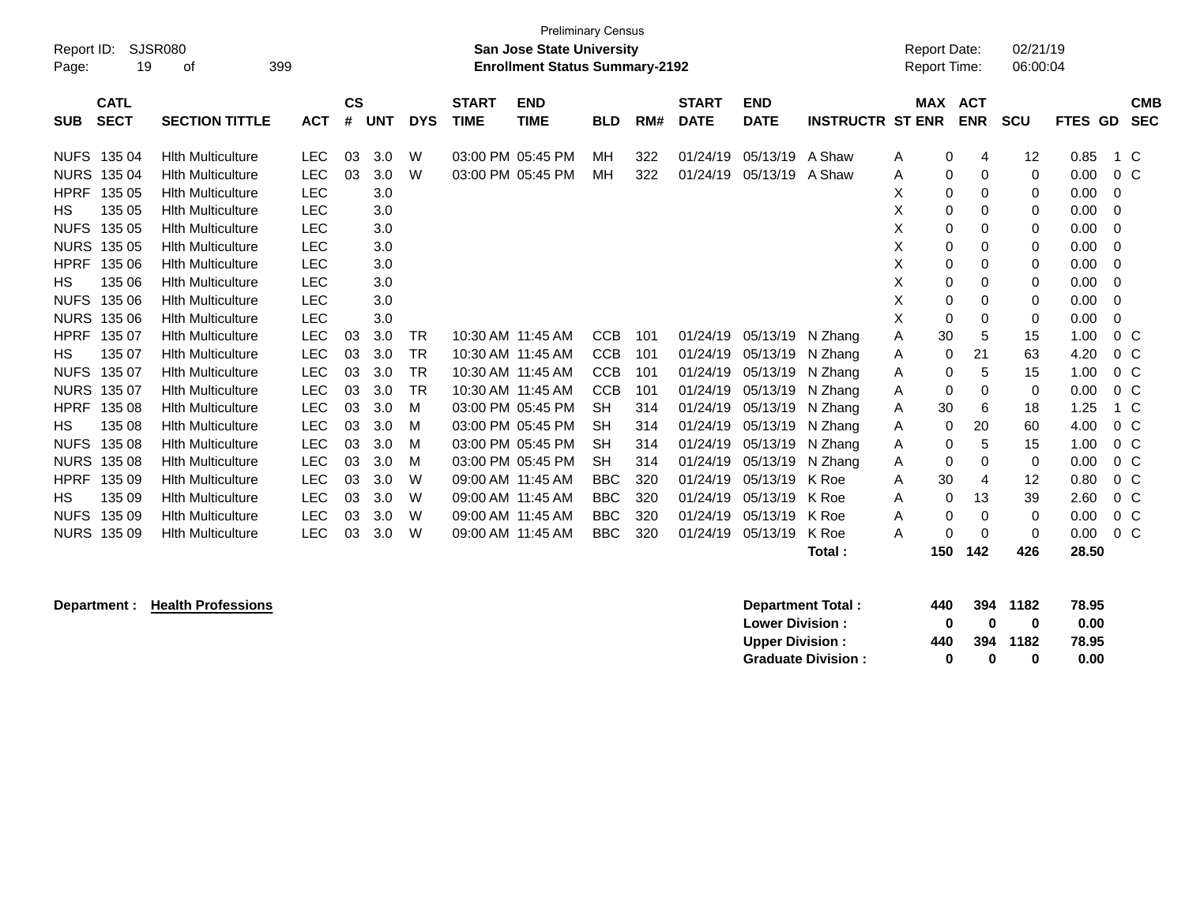Preliminary Census

Report ID: SJSR080 | **San Jose State University** | Report Date: 02/21/19

Page: 19 of 399 | **Enrollment Status Summary-2192** | Report Time: 06:00:04

| SUB | CATL SECT | SECTION TITTLE | ACT | CS # | UNT | DYS | START TIME | END TIME | BLD | RM# | START DATE | END DATE | INSTRUCTR | ST | MAX ENR | ACT ENR | SCU | FTES | GD | CMB SEC |
|---|---|---|---|---|---|---|---|---|---|---|---|---|---|---|---|---|---|---|---|---|
| NUFS | 135 04 | Hlth Multiculture | LEC | 03 | 3.0 | W | 03:00 PM | 05:45 PM | MH | 322 | 01/24/19 | 05/13/19 | A Shaw | A | 0 | 4 | 12 | 0.85 | 1 | C |
| NURS | 135 04 | Hlth Multiculture | LEC | 03 | 3.0 | W | 03:00 PM | 05:45 PM | MH | 322 | 01/24/19 | 05/13/19 | A Shaw | A | 0 | 0 | 0 | 0.00 | 0 | C |
| HPRF | 135 05 | Hlth Multiculture | LEC | | 3.0 | | | | | | | | | X | 0 | 0 | 0 | 0.00 | 0 | |
| HS | 135 05 | Hlth Multiculture | LEC | | 3.0 | | | | | | | | | X | 0 | 0 | 0 | 0.00 | 0 | |
| NUFS | 135 05 | Hlth Multiculture | LEC | | 3.0 | | | | | | | | | X | 0 | 0 | 0 | 0.00 | 0 | |
| NURS | 135 05 | Hlth Multiculture | LEC | | 3.0 | | | | | | | | | X | 0 | 0 | 0 | 0.00 | 0 | |
| HPRF | 135 06 | Hlth Multiculture | LEC | | 3.0 | | | | | | | | | X | 0 | 0 | 0 | 0.00 | 0 | |
| HS | 135 06 | Hlth Multiculture | LEC | | 3.0 | | | | | | | | | X | 0 | 0 | 0 | 0.00 | 0 | |
| NUFS | 135 06 | Hlth Multiculture | LEC | | 3.0 | | | | | | | | | X | 0 | 0 | 0 | 0.00 | 0 | |
| NURS | 135 06 | Hlth Multiculture | LEC | | 3.0 | | | | | | | | | X | 0 | 0 | 0 | 0.00 | 0 | |
| HPRF | 135 07 | Hlth Multiculture | LEC | 03 | 3.0 | TR | 10:30 AM | 11:45 AM | CCB | 101 | 01/24/19 | 05/13/19 | N Zhang | A | 30 | 5 | 15 | 1.00 | 0 | C |
| HS | 135 07 | Hlth Multiculture | LEC | 03 | 3.0 | TR | 10:30 AM | 11:45 AM | CCB | 101 | 01/24/19 | 05/13/19 | N Zhang | A | 0 | 21 | 63 | 4.20 | 0 | C |
| NUFS | 135 07 | Hlth Multiculture | LEC | 03 | 3.0 | TR | 10:30 AM | 11:45 AM | CCB | 101 | 01/24/19 | 05/13/19 | N Zhang | A | 0 | 5 | 15 | 1.00 | 0 | C |
| NURS | 135 07 | Hlth Multiculture | LEC | 03 | 3.0 | TR | 10:30 AM | 11:45 AM | CCB | 101 | 01/24/19 | 05/13/19 | N Zhang | A | 0 | 0 | 0 | 0.00 | 0 | C |
| HPRF | 135 08 | Hlth Multiculture | LEC | 03 | 3.0 | M | 03:00 PM | 05:45 PM | SH | 314 | 01/24/19 | 05/13/19 | N Zhang | A | 30 | 6 | 18 | 1.25 | 1 | C |
| HS | 135 08 | Hlth Multiculture | LEC | 03 | 3.0 | M | 03:00 PM | 05:45 PM | SH | 314 | 01/24/19 | 05/13/19 | N Zhang | A | 0 | 20 | 60 | 4.00 | 0 | C |
| NUFS | 135 08 | Hlth Multiculture | LEC | 03 | 3.0 | M | 03:00 PM | 05:45 PM | SH | 314 | 01/24/19 | 05/13/19 | N Zhang | A | 0 | 5 | 15 | 1.00 | 0 | C |
| NURS | 135 08 | Hlth Multiculture | LEC | 03 | 3.0 | M | 03:00 PM | 05:45 PM | SH | 314 | 01/24/19 | 05/13/19 | N Zhang | A | 0 | 0 | 0 | 0.00 | 0 | C |
| HPRF | 135 09 | Hlth Multiculture | LEC | 03 | 3.0 | W | 09:00 AM | 11:45 AM | BBC | 320 | 01/24/19 | 05/13/19 | K Roe | A | 30 | 4 | 12 | 0.80 | 0 | C |
| HS | 135 09 | Hlth Multiculture | LEC | 03 | 3.0 | W | 09:00 AM | 11:45 AM | BBC | 320 | 01/24/19 | 05/13/19 | K Roe | A | 0 | 13 | 39 | 2.60 | 0 | C |
| NUFS | 135 09 | Hlth Multiculture | LEC | 03 | 3.0 | W | 09:00 AM | 11:45 AM | BBC | 320 | 01/24/19 | 05/13/19 | K Roe | A | 0 | 0 | 0 | 0.00 | 0 | C |
| NURS | 135 09 | Hlth Multiculture | LEC | 03 | 3.0 | W | 09:00 AM | 11:45 AM | BBC | 320 | 01/24/19 | 05/13/19 | K Roe | A | 0 | 0 | 0 | 0.00 | 0 | C |
| | | | | | | | | | | | | | **Total :** | | **150** | **142** | **426** | **28.50** | | |

**Department :** **Health Professions**

| | MAX ENR | ACT ENR | SCU | FTES |
|---|---|---|---|---|
| **Department Total :** | **440** | **394** | **1182** | **78.95** |
| **Lower Division :** | **0** | **0** | **0** | **0.00** |
| **Upper Division :** | **440** | **394** | **1182** | **78.95** |
| **Graduate Division :** | **0** | **0** | **0** | **0.00** |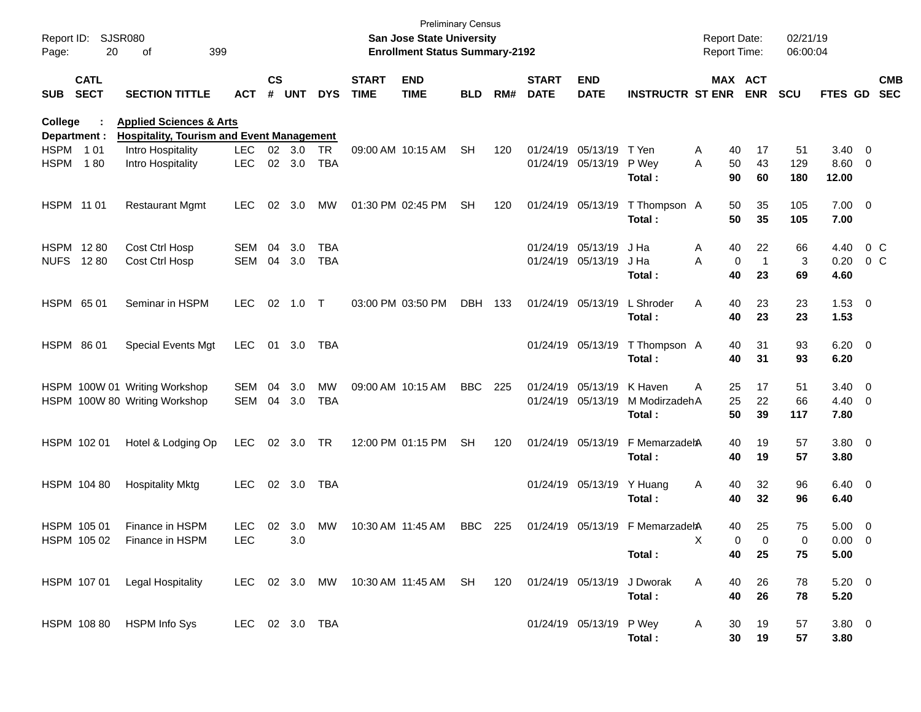Preliminary Census

**San Jose State University**

**Enrollment Status Summary-2192**

Report ID: SJSR080

Report Date: 02/21/19

Report Time: 06:00:04

**College : Applied Sciences & Arts**

**Department : Hospitality, Tourism and Event Management**

| SUB | CATL SECT | SECTION TITTLE | ACT | CS # | UNT | DYS | START TIME | END TIME | BLD | RM# | START DATE | END DATE | INSTRUCTR | ST | MAX ENR | ACT ENR | SCU | FTES | GD | CMB SEC |
|---|---|---|---|---|---|---|---|---|---|---|---|---|---|---|---|---|---|---|---|---|
| HSPM | 1 01 | Intro Hospitality | LEC | 02 | 3.0 | TR | 09:00 AM | 10:15 AM | SH | 120 | 01/24/19 | 05/13/19 | T Yen | A | 40 | 17 | 51 | 3.40 | 0 | |
| HSPM | 1 80 | Intro Hospitality | LEC | 02 | 3.0 | TBA | | | | | 01/24/19 | 05/13/19 | P Wey | A | 50 | 43 | 129 | 8.60 | 0 | |
| | | | | | | | | | | | | | **Total :** | | **90** | **60** | **180** | **12.00** | | |
| HSPM | 11 01 | Restaurant Mgmt | LEC | 02 | 3.0 | MW | 01:30 PM | 02:45 PM | SH | 120 | 01/24/19 | 05/13/19 | T Thompson | A | 50 | 35 | 105 | 7.00 | 0 | |
| | | | | | | | | | | | | | **Total :** | | **50** | **35** | **105** | **7.00** | | |
| HSPM | 12 80 | Cost Ctrl Hosp | SEM | 04 | 3.0 | TBA | | | | | 01/24/19 | 05/13/19 | J Ha | A | 40 | 22 | 66 | 4.40 | 0 | C |
| NUFS | 12 80 | Cost Ctrl Hosp | SEM | 04 | 3.0 | TBA | | | | | 01/24/19 | 05/13/19 | J Ha | A | 0 | 1 | 3 | 0.20 | 0 | C |
| | | | | | | | | | | | | | **Total :** | | **40** | **23** | **69** | **4.60** | | |
| HSPM | 65 01 | Seminar in HSPM | LEC | 02 | 1.0 | T | 03:00 PM | 03:50 PM | DBH | 133 | 01/24/19 | 05/13/19 | L Shroder | A | 40 | 23 | 23 | 1.53 | 0 | |
| | | | | | | | | | | | | | **Total :** | | **40** | **23** | **23** | **1.53** | | |
| HSPM | 86 01 | Special Events Mgt | LEC | 01 | 3.0 | TBA | | | | | 01/24/19 | 05/13/19 | T Thompson | A | 40 | 31 | 93 | 6.20 | 0 | |
| | | | | | | | | | | | | | **Total :** | | **40** | **31** | **93** | **6.20** | | |
| HSPM | 100W 01 | Writing Workshop | SEM | 04 | 3.0 | MW | 09:00 AM | 10:15 AM | BBC | 225 | 01/24/19 | 05/13/19 | K Haven | A | 25 | 17 | 51 | 3.40 | 0 | |
| HSPM | 100W 80 | Writing Workshop | SEM | 04 | 3.0 | TBA | | | | | 01/24/19 | 05/13/19 | M Modirzadeh | A | 25 | 22 | 66 | 4.40 | 0 | |
| | | | | | | | | | | | | | **Total :** | | **50** | **39** | **117** | **7.80** | | |
| HSPM | 102 01 | Hotel & Lodging Op | LEC | 02 | 3.0 | TR | 12:00 PM | 01:15 PM | SH | 120 | 01/24/19 | 05/13/19 | F Memarzadeh | A | 40 | 19 | 57 | 3.80 | 0 | |
| | | | | | | | | | | | | | **Total :** | | **40** | **19** | **57** | **3.80** | | |
| HSPM | 104 80 | Hospitality Mktg | LEC | 02 | 3.0 | TBA | | | | | 01/24/19 | 05/13/19 | Y Huang | A | 40 | 32 | 96 | 6.40 | 0 | |
| | | | | | | | | | | | | | **Total :** | | **40** | **32** | **96** | **6.40** | | |
| HSPM | 105 01 | Finance in HSPM | LEC | 02 | 3.0 | MW | 10:30 AM | 11:45 AM | BBC | 225 | 01/24/19 | 05/13/19 | F Memarzadeh | A | 40 | 25 | 75 | 5.00 | 0 | |
| HSPM | 105 02 | Finance in HSPM | LEC | | 3.0 | | | | | | | | | X | 0 | 0 | 0 | 0.00 | 0 | |
| | | | | | | | | | | | | | **Total :** | | **40** | **25** | **75** | **5.00** | | |
| HSPM | 107 01 | Legal Hospitality | LEC | 02 | 3.0 | MW | 10:30 AM | 11:45 AM | SH | 120 | 01/24/19 | 05/13/19 | J Dworak | A | 40 | 26 | 78 | 5.20 | 0 | |
| | | | | | | | | | | | | | **Total :** | | **40** | **26** | **78** | **5.20** | | |
| HSPM | 108 80 | HSPM Info Sys | LEC | 02 | 3.0 | TBA | | | | | 01/24/19 | 05/13/19 | P Wey | A | 30 | 19 | 57 | 3.80 | 0 | |
| | | | | | | | | | | | | | **Total :** | | **30** | **19** | **57** | **3.80** | | |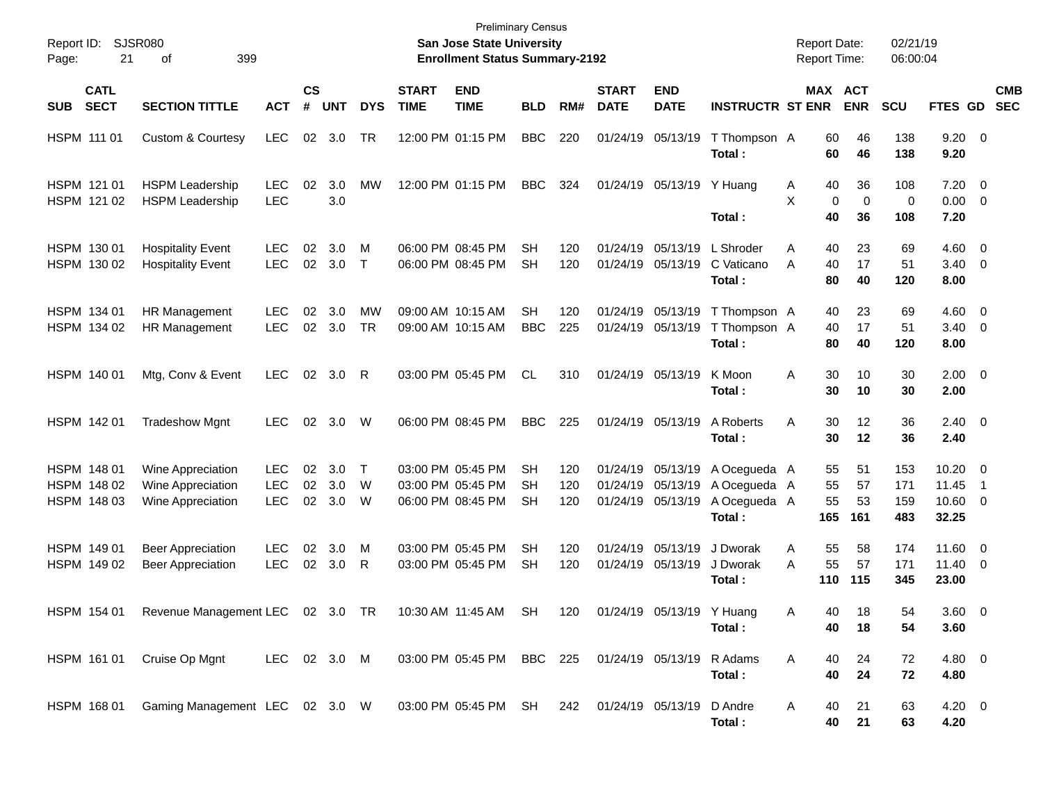Preliminary Census
**San Jose State University**
**Enrollment Status Summary-2192**

Report ID: SJSR080
Report Date: 02/21/19
Report Time: 06:00:04

| SUB | CATL SECT | SECTION TITTLE | ACT | CS # | UNT | DYS | START TIME | END TIME | BLD | RM# | START DATE | END DATE | INSTRUCTR | ST | MAX ENR | ACT ENR | SCU | FTES | GD | CMB SEC |
|---|---|---|---|---|---|---|---|---|---|---|---|---|---|---|---|---|---|---|---|---|
| HSPM | 111 01 | Custom & Courtesy | LEC | 02 | 3.0 | TR | 12:00 PM | 01:15 PM | BBC | 220 | 01/24/19 | 05/13/19 | T Thompson | A | 60 | 46 | 138 | 9.20 | 0 | |
| | | | | | | | | | | | | | **Total :** | | **60** | **46** | **138** | **9.20** | | |
| HSPM | 121 01 | HSPM Leadership | LEC | 02 | 3.0 | MW | 12:00 PM | 01:15 PM | BBC | 324 | 01/24/19 | 05/13/19 | Y Huang | A | 40 | 36 | 108 | 7.20 | 0 | |
| HSPM | 121 02 | HSPM Leadership | LEC | | 3.0 | | | | | | | | | X | 0 | 0 | 0 | 0.00 | 0 | |
| | | | | | | | | | | | | | **Total :** | | **40** | **36** | **108** | **7.20** | | |
| HSPM | 130 01 | Hospitality Event | LEC | 02 | 3.0 | M | 06:00 PM | 08:45 PM | SH | 120 | 01/24/19 | 05/13/19 | L Shroder | A | 40 | 23 | 69 | 4.60 | 0 | |
| HSPM | 130 02 | Hospitality Event | LEC | 02 | 3.0 | T | 06:00 PM | 08:45 PM | SH | 120 | 01/24/19 | 05/13/19 | C Vaticano | A | 40 | 17 | 51 | 3.40 | 0 | |
| | | | | | | | | | | | | | **Total :** | | **80** | **40** | **120** | **8.00** | | |
| HSPM | 134 01 | HR Management | LEC | 02 | 3.0 | MW | 09:00 AM | 10:15 AM | SH | 120 | 01/24/19 | 05/13/19 | T Thompson | A | 40 | 23 | 69 | 4.60 | 0 | |
| HSPM | 134 02 | HR Management | LEC | 02 | 3.0 | TR | 09:00 AM | 10:15 AM | BBC | 225 | 01/24/19 | 05/13/19 | T Thompson | A | 40 | 17 | 51 | 3.40 | 0 | |
| | | | | | | | | | | | | | **Total :** | | **80** | **40** | **120** | **8.00** | | |
| HSPM | 140 01 | Mtg, Conv & Event | LEC | 02 | 3.0 | R | 03:00 PM | 05:45 PM | CL | 310 | 01/24/19 | 05/13/19 | K Moon | A | 30 | 10 | 30 | 2.00 | 0 | |
| | | | | | | | | | | | | | **Total :** | | **30** | **10** | **30** | **2.00** | | |
| HSPM | 142 01 | Tradeshow Mgnt | LEC | 02 | 3.0 | W | 06:00 PM | 08:45 PM | BBC | 225 | 01/24/19 | 05/13/19 | A Roberts | A | 30 | 12 | 36 | 2.40 | 0 | |
| | | | | | | | | | | | | | **Total :** | | **30** | **12** | **36** | **2.40** | | |
| HSPM | 148 01 | Wine Appreciation | LEC | 02 | 3.0 | T | 03:00 PM | 05:45 PM | SH | 120 | 01/24/19 | 05/13/19 | A Ocegueda | A | 55 | 51 | 153 | 10.20 | 0 | |
| HSPM | 148 02 | Wine Appreciation | LEC | 02 | 3.0 | W | 03:00 PM | 05:45 PM | SH | 120 | 01/24/19 | 05/13/19 | A Ocegueda | A | 55 | 57 | 171 | 11.45 | 1 | |
| HSPM | 148 03 | Wine Appreciation | LEC | 02 | 3.0 | W | 06:00 PM | 08:45 PM | SH | 120 | 01/24/19 | 05/13/19 | A Ocegueda | A | 55 | 53 | 159 | 10.60 | 0 | |
| | | | | | | | | | | | | | **Total :** | | **165** | **161** | **483** | **32.25** | | |
| HSPM | 149 01 | Beer Appreciation | LEC | 02 | 3.0 | M | 03:00 PM | 05:45 PM | SH | 120 | 01/24/19 | 05/13/19 | J Dworak | A | 55 | 58 | 174 | 11.60 | 0 | |
| HSPM | 149 02 | Beer Appreciation | LEC | 02 | 3.0 | R | 03:00 PM | 05:45 PM | SH | 120 | 01/24/19 | 05/13/19 | J Dworak | A | 55 | 57 | 171 | 11.40 | 0 | |
| | | | | | | | | | | | | | **Total :** | | **110** | **115** | **345** | **23.00** | | |
| HSPM | 154 01 | Revenue Management | LEC | 02 | 3.0 | TR | 10:30 AM | 11:45 AM | SH | 120 | 01/24/19 | 05/13/19 | Y Huang | A | 40 | 18 | 54 | 3.60 | 0 | |
| | | | | | | | | | | | | | **Total :** | | **40** | **18** | **54** | **3.60** | | |
| HSPM | 161 01 | Cruise Op Mgnt | LEC | 02 | 3.0 | M | 03:00 PM | 05:45 PM | BBC | 225 | 01/24/19 | 05/13/19 | R Adams | A | 40 | 24 | 72 | 4.80 | 0 | |
| | | | | | | | | | | | | | **Total :** | | **40** | **24** | **72** | **4.80** | | |
| HSPM | 168 01 | Gaming Management | LEC | 02 | 3.0 | W | 03:00 PM | 05:45 PM | SH | 242 | 01/24/19 | 05/13/19 | D Andre | A | 40 | 21 | 63 | 4.20 | 0 | |
| | | | | | | | | | | | | | **Total :** | | **40** | **21** | **63** | **4.20** | | |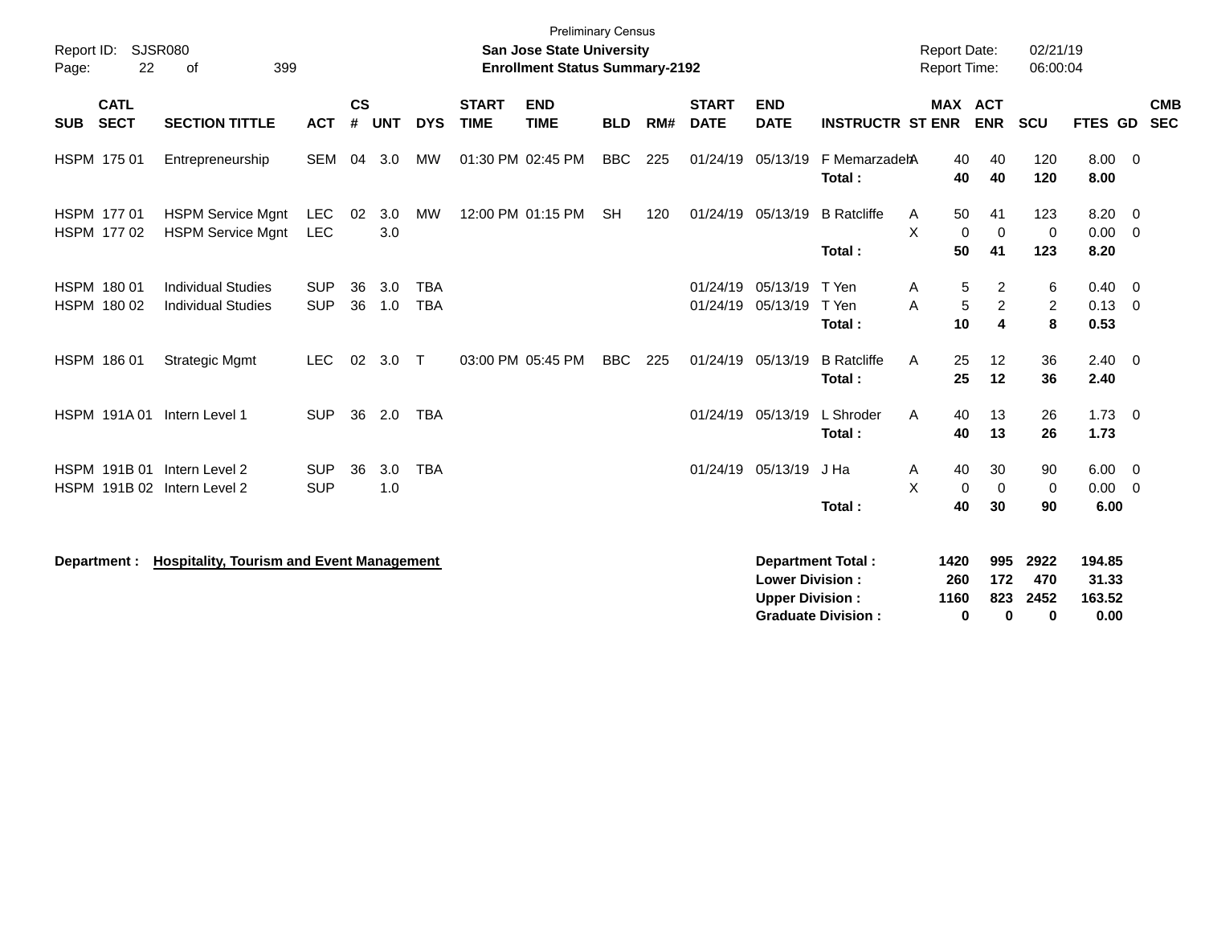Preliminary Census

**San Jose State University**

**Enrollment Status Summary-2192**

Report ID: SJSR080

Report Date: 02/21/19

Report Time: 06:00:04

| SUB | CATL SECT | SECTION TITTLE | ACT | CS # | UNT | DYS | START TIME | END TIME | BLD | RM# | START DATE | END DATE | INSTRUCTR | ST | MAX ENR | ACT ENR | SCU | FTES | GD | CMB SEC |
|---|---|---|---|---|---|---|---|---|---|---|---|---|---|---|---|---|---|---|---|---|
| HSPM | 175 01 | Entrepreneurship | SEM | 04 | 3.0 | MW | 01:30 PM | 02:45 PM | BBC | 225 | 01/24/19 | 05/13/19 | F Memarzadeh | A | 40 | 40 | 120 | 8.00 | 0 | |
| | | | | | | | | | | | | | **Total :** | | **40** | **40** | **120** | **8.00** | | |
| HSPM | 177 01 | HSPM Service Mgnt | LEC | 02 | 3.0 | MW | 12:00 PM | 01:15 PM | SH | 120 | 01/24/19 | 05/13/19 | B Ratcliffe | A | 50 | 41 | 123 | 8.20 | 0 | |
| HSPM | 177 02 | HSPM Service Mgnt | LEC | | 3.0 | | | | | | | | | X | 0 | 0 | 0 | 0.00 | 0 | |
| | | | | | | | | | | | | | **Total :** | | **50** | **41** | **123** | **8.20** | | |
| HSPM | 180 01 | Individual Studies | SUP | 36 | 3.0 | TBA | | | | | 01/24/19 | 05/13/19 | T Yen | A | 5 | 2 | 6 | 0.40 | 0 | |
| HSPM | 180 02 | Individual Studies | SUP | 36 | 1.0 | TBA | | | | | 01/24/19 | 05/13/19 | T Yen | A | 5 | 2 | 2 | 0.13 | 0 | |
| | | | | | | | | | | | | | **Total :** | | **10** | **4** | **8** | **0.53** | | |
| HSPM | 186 01 | Strategic Mgmt | LEC | 02 | 3.0 | T | 03:00 PM | 05:45 PM | BBC | 225 | 01/24/19 | 05/13/19 | B Ratcliffe | A | 25 | 12 | 36 | 2.40 | 0 | |
| | | | | | | | | | | | | | **Total :** | | **25** | **12** | **36** | **2.40** | | |
| HSPM | 191A 01 | Intern Level 1 | SUP | 36 | 2.0 | TBA | | | | | 01/24/19 | 05/13/19 | L Shroder | A | 40 | 13 | 26 | 1.73 | 0 | |
| | | | | | | | | | | | | | **Total :** | | **40** | **13** | **26** | **1.73** | | |
| HSPM | 191B 01 | Intern Level 2 | SUP | 36 | 3.0 | TBA | | | | | 01/24/19 | 05/13/19 | J Ha | A | 40 | 30 | 90 | 6.00 | 0 | |
| HSPM | 191B 02 | Intern Level 2 | SUP | | 1.0 | | | | | | | | | X | 0 | 0 | 0 | 0.00 | 0 | |
| | | | | | | | | | | | | | **Total :** | | **40** | **30** | **90** | **6.00** | | |

**Department : Hospitality, Tourism and Event Management**

| | MAX ENR | ACT ENR | SCU | FTES |
|---|---|---|---|---|
| **Department Total :** | **1420** | **995** | **2922** | **194.85** |
| **Lower Division :** | **260** | **172** | **470** | **31.33** |
| **Upper Division :** | **1160** | **823** | **2452** | **163.52** |
| **Graduate Division :** | **0** | **0** | **0** | **0.00** |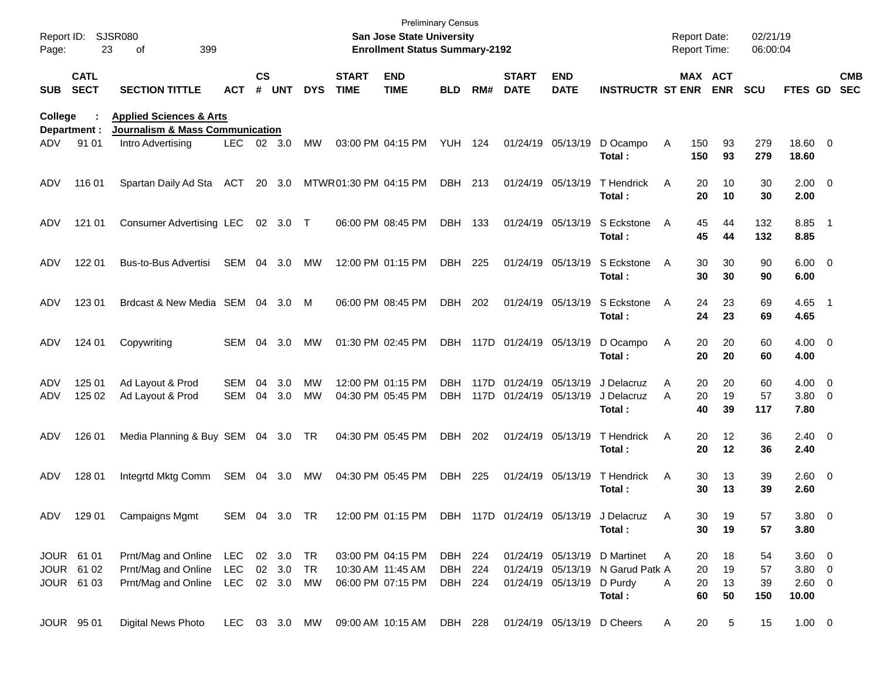Preliminary Census

**San Jose State University**

**Enrollment Status Summary-2192**

Report ID: SJSR080

Report Date: 02/21/19

Report Time: 06:00:04

| SUB | CATL SECT | SECTION TITTLE | ACT | CS # | UNT | DYS | START TIME | END TIME | BLD | RM# | START DATE | END DATE | INSTRUCTR | ST | MAX ENR | ACT ENR | SCU | FTES | GD | CMB SEC |
|---|---|---|---|---|---|---|---|---|---|---|---|---|---|---|---|---|---|---|---|---|
| **College :** | | **Applied Sciences & Arts** | | | | | | | | | | | | | | | | | | |
| **Department :** | | **Journalism & Mass Communication** | | | | | | | | | | | | | | | | | | |
| ADV | 91 01 | Intro Advertising | LEC | 02 | 3.0 | MW | 03:00 PM | 04:15 PM | YUH | 124 | 01/24/19 | 05/13/19 | D Ocampo | A | 150 | 93 | 279 | 18.60 | 0 | |
| | | | | | | | | | | | | | **Total :** | | **150** | **93** | **279** | **18.60** | | |
| ADV | 116 01 | Spartan Daily Ad Sta | ACT | 20 | 3.0 | MTWR | 01:30 PM | 04:15 PM | DBH | 213 | 01/24/19 | 05/13/19 | T Hendrick | A | 20 | 10 | 30 | 2.00 | 0 | |
| | | | | | | | | | | | | | **Total :** | | **20** | **10** | **30** | **2.00** | | |
| ADV | 121 01 | Consumer Advertising | LEC | 02 | 3.0 | T | 06:00 PM | 08:45 PM | DBH | 133 | 01/24/19 | 05/13/19 | S Eckstone | A | 45 | 44 | 132 | 8.85 | 1 | |
| | | | | | | | | | | | | | **Total :** | | **45** | **44** | **132** | **8.85** | | |
| ADV | 122 01 | Bus-to-Bus Advertisi | SEM | 04 | 3.0 | MW | 12:00 PM | 01:15 PM | DBH | 225 | 01/24/19 | 05/13/19 | S Eckstone | A | 30 | 30 | 90 | 6.00 | 0 | |
| | | | | | | | | | | | | | **Total :** | | **30** | **30** | **90** | **6.00** | | |
| ADV | 123 01 | Brdcast & New Media | SEM | 04 | 3.0 | M | 06:00 PM | 08:45 PM | DBH | 202 | 01/24/19 | 05/13/19 | S Eckstone | A | 24 | 23 | 69 | 4.65 | 1 | |
| | | | | | | | | | | | | | **Total :** | | **24** | **23** | **69** | **4.65** | | |
| ADV | 124 01 | Copywriting | SEM | 04 | 3.0 | MW | 01:30 PM | 02:45 PM | DBH | 117D | 01/24/19 | 05/13/19 | D Ocampo | A | 20 | 20 | 60 | 4.00 | 0 | |
| | | | | | | | | | | | | | **Total :** | | **20** | **20** | **60** | **4.00** | | |
| ADV | 125 01 | Ad Layout & Prod | SEM | 04 | 3.0 | MW | 12:00 PM | 01:15 PM | DBH | 117D | 01/24/19 | 05/13/19 | J Delacruz | A | 20 | 20 | 60 | 4.00 | 0 | |
| ADV | 125 02 | Ad Layout & Prod | SEM | 04 | 3.0 | MW | 04:30 PM | 05:45 PM | DBH | 117D | 01/24/19 | 05/13/19 | J Delacruz | A | 20 | 19 | 57 | 3.80 | 0 | |
| | | | | | | | | | | | | | **Total :** | | **40** | **39** | **117** | **7.80** | | |
| ADV | 126 01 | Media Planning & Buy | SEM | 04 | 3.0 | TR | 04:30 PM | 05:45 PM | DBH | 202 | 01/24/19 | 05/13/19 | T Hendrick | A | 20 | 12 | 36 | 2.40 | 0 | |
| | | | | | | | | | | | | | **Total :** | | **20** | **12** | **36** | **2.40** | | |
| ADV | 128 01 | Integrtd Mktg Comm | SEM | 04 | 3.0 | MW | 04:30 PM | 05:45 PM | DBH | 225 | 01/24/19 | 05/13/19 | T Hendrick | A | 30 | 13 | 39 | 2.60 | 0 | |
| | | | | | | | | | | | | | **Total :** | | **30** | **13** | **39** | **2.60** | | |
| ADV | 129 01 | Campaigns Mgmt | SEM | 04 | 3.0 | TR | 12:00 PM | 01:15 PM | DBH | 117D | 01/24/19 | 05/13/19 | J Delacruz | A | 30 | 19 | 57 | 3.80 | 0 | |
| | | | | | | | | | | | | | **Total :** | | **30** | **19** | **57** | **3.80** | | |
| JOUR | 61 01 | Prnt/Mag and Online | LEC | 02 | 3.0 | TR | 03:00 PM | 04:15 PM | DBH | 224 | 01/24/19 | 05/13/19 | D Martinet | A | 20 | 18 | 54 | 3.60 | 0 | |
| JOUR | 61 02 | Prnt/Mag and Online | LEC | 02 | 3.0 | TR | 10:30 AM | 11:45 AM | DBH | 224 | 01/24/19 | 05/13/19 | N Garud Patk | A | 20 | 19 | 57 | 3.80 | 0 | |
| JOUR | 61 03 | Prnt/Mag and Online | LEC | 02 | 3.0 | MW | 06:00 PM | 07:15 PM | DBH | 224 | 01/24/19 | 05/13/19 | D Purdy | A | 20 | 13 | 39 | 2.60 | 0 | |
| | | | | | | | | | | | | | **Total :** | | **60** | **50** | **150** | **10.00** | | |
| JOUR | 95 01 | Digital News Photo | LEC | 03 | 3.0 | MW | 09:00 AM | 10:15 AM | DBH | 228 | 01/24/19 | 05/13/19 | D Cheers | A | 20 | 5 | 15 | 1.00 | 0 | |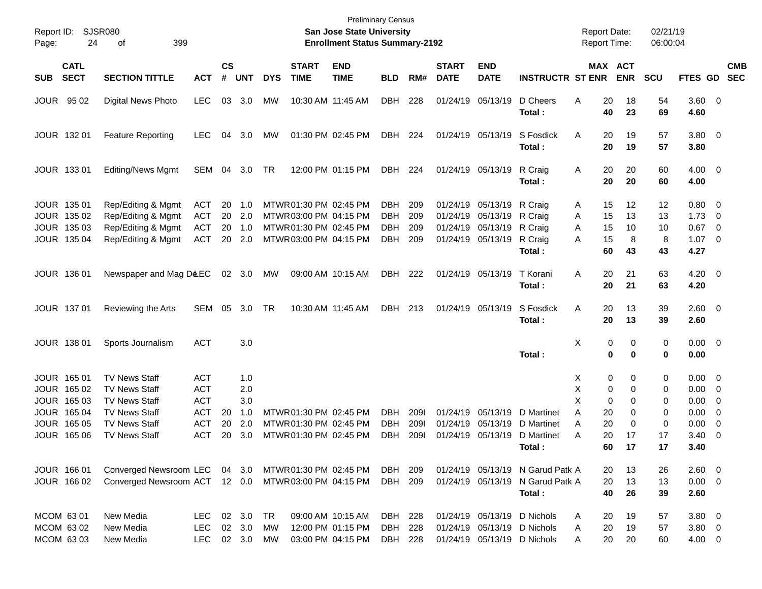Preliminary Census

Report ID: SJSR080

**San Jose State University**

**Enrollment Status Summary-2192**

Report Date: 02/21/19

Report Time: 06:00:04

| SUB | CATL SECT | SECTION TITTLE | ACT | CS # | UNT | DYS | START TIME | END TIME | BLD | RM# | START DATE | END DATE | INSTRUCTR | ST | MAX ENR | ACT ENR | SCU | FTES | GD | CMB SEC |
|---|---|---|---|---|---|---|---|---|---|---|---|---|---|---|---|---|---|---|---|---|
| JOUR | 95 02 | Digital News Photo | LEC | 03 | 3.0 | MW | 10:30 AM | 11:45 AM | DBH | 228 | 01/24/19 | 05/13/19 | D Cheers | A | 20 | 18 | 54 | 3.60 | 0 | |
| | | | | | | | | | | | | | **Total :** | | **40** | **23** | **69** | **4.60** | | |
| JOUR | 132 01 | Feature Reporting | LEC | 04 | 3.0 | MW | 01:30 PM | 02:45 PM | DBH | 224 | 01/24/19 | 05/13/19 | S Fosdick | A | 20 | 19 | 57 | 3.80 | 0 | |
| | | | | | | | | | | | | | **Total :** | | **20** | **19** | **57** | **3.80** | | |
| JOUR | 133 01 | Editing/News Mgmt | SEM | 04 | 3.0 | TR | 12:00 PM | 01:15 PM | DBH | 224 | 01/24/19 | 05/13/19 | R Craig | A | 20 | 20 | 60 | 4.00 | 0 | |
| | | | | | | | | | | | | | **Total :** | | **20** | **20** | **60** | **4.00** | | |
| JOUR | 135 01 | Rep/Editing & Mgmt | ACT | 20 | 1.0 | MTWR | 01:30 PM | 02:45 PM | DBH | 209 | 01/24/19 | 05/13/19 | R Craig | A | 15 | 12 | 12 | 0.80 | 0 | |
| JOUR | 135 02 | Rep/Editing & Mgmt | ACT | 20 | 2.0 | MTWR | 03:00 PM | 04:15 PM | DBH | 209 | 01/24/19 | 05/13/19 | R Craig | A | 15 | 13 | 13 | 1.73 | 0 | |
| JOUR | 135 03 | Rep/Editing & Mgmt | ACT | 20 | 1.0 | MTWR | 01:30 PM | 02:45 PM | DBH | 209 | 01/24/19 | 05/13/19 | R Craig | A | 15 | 10 | 10 | 0.67 | 0 | |
| JOUR | 135 04 | Rep/Editing & Mgmt | ACT | 20 | 2.0 | MTWR | 03:00 PM | 04:15 PM | DBH | 209 | 01/24/19 | 05/13/19 | R Craig | A | 15 | 8 | 8 | 1.07 | 0 | |
| | | | | | | | | | | | | | **Total :** | | **60** | **43** | **43** | **4.27** | | |
| JOUR | 136 01 | Newspaper and Mag De | LEC | 02 | 3.0 | MW | 09:00 AM | 10:15 AM | DBH | 222 | 01/24/19 | 05/13/19 | T Korani | A | 20 | 21 | 63 | 4.20 | 0 | |
| | | | | | | | | | | | | | **Total :** | | **20** | **21** | **63** | **4.20** | | |
| JOUR | 137 01 | Reviewing the Arts | SEM | 05 | 3.0 | TR | 10:30 AM | 11:45 AM | DBH | 213 | 01/24/19 | 05/13/19 | S Fosdick | A | 20 | 13 | 39 | 2.60 | 0 | |
| | | | | | | | | | | | | | **Total :** | | **20** | **13** | **39** | **2.60** | | |
| JOUR | 138 01 | Sports Journalism | ACT | | 3.0 | | | | | | | | | X | 0 | 0 | 0 | 0.00 | 0 | |
| | | | | | | | | | | | | | **Total :** | | **0** | **0** | **0** | **0.00** | | |
| JOUR | 165 01 | TV News Staff | ACT | | 1.0 | | | | | | | | | X | 0 | 0 | 0 | 0.00 | 0 | |
| JOUR | 165 02 | TV News Staff | ACT | | 2.0 | | | | | | | | | X | 0 | 0 | 0 | 0.00 | 0 | |
| JOUR | 165 03 | TV News Staff | ACT | | 3.0 | | | | | | | | | X | 0 | 0 | 0 | 0.00 | 0 | |
| JOUR | 165 04 | TV News Staff | ACT | 20 | 1.0 | MTWR | 01:30 PM | 02:45 PM | DBH | 209I | 01/24/19 | 05/13/19 | D Martinet | A | 20 | 0 | 0 | 0.00 | 0 | |
| JOUR | 165 05 | TV News Staff | ACT | 20 | 2.0 | MTWR | 01:30 PM | 02:45 PM | DBH | 209I | 01/24/19 | 05/13/19 | D Martinet | A | 20 | 0 | 0 | 0.00 | 0 | |
| JOUR | 165 06 | TV News Staff | ACT | 20 | 3.0 | MTWR | 01:30 PM | 02:45 PM | DBH | 209I | 01/24/19 | 05/13/19 | D Martinet | A | 20 | 17 | 17 | 3.40 | 0 | |
| | | | | | | | | | | | | | **Total :** | | **60** | **17** | **17** | **3.40** | | |
| JOUR | 166 01 | Converged Newsroom | LEC | 04 | 3.0 | MTWR | 01:30 PM | 02:45 PM | DBH | 209 | 01/24/19 | 05/13/19 | N Garud Patk | A | 20 | 13 | 26 | 2.60 | 0 | |
| JOUR | 166 02 | Converged Newsroom | ACT | 12 | 0.0 | MTWR | 03:00 PM | 04:15 PM | DBH | 209 | 01/24/19 | 05/13/19 | N Garud Patk | A | 20 | 13 | 13 | 0.00 | 0 | |
| | | | | | | | | | | | | | **Total :** | | **40** | **26** | **39** | **2.60** | | |
| MCOM | 63 01 | New Media | LEC | 02 | 3.0 | TR | 09:00 AM | 10:15 AM | DBH | 228 | 01/24/19 | 05/13/19 | D Nichols | A | 20 | 19 | 57 | 3.80 | 0 | |
| MCOM | 63 02 | New Media | LEC | 02 | 3.0 | MW | 12:00 PM | 01:15 PM | DBH | 228 | 01/24/19 | 05/13/19 | D Nichols | A | 20 | 19 | 57 | 3.80 | 0 | |
| MCOM | 63 03 | New Media | LEC | 02 | 3.0 | MW | 03:00 PM | 04:15 PM | DBH | 228 | 01/24/19 | 05/13/19 | D Nichols | A | 20 | 20 | 60 | 4.00 | 0 | |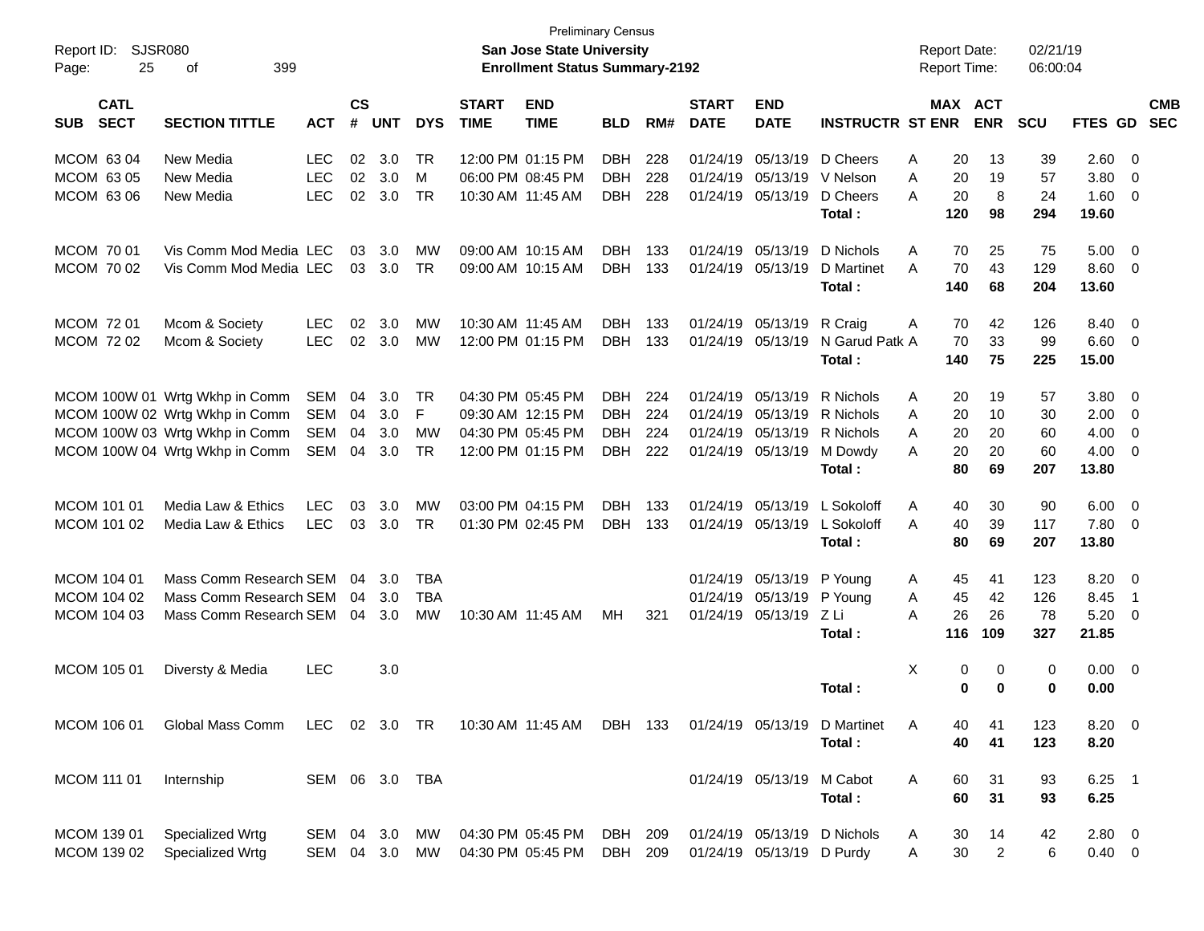Preliminary Census

**San Jose State University**

**Enrollment Status Summary-2192**

Report ID: SJSR080

Report Date: 02/21/19

Report Time: 06:00:04

| SUB | CATL SECT | SECTION TITTLE | ACT | CS # | UNT | DYS | START TIME | END TIME | BLD | RM# | START DATE | END DATE | INSTRUCTR | ST | MAX ENR | ACT ENR | SCU | FTES | GD | CMB SEC |
|---|---|---|---|---|---|---|---|---|---|---|---|---|---|---|---|---|---|---|---|---|
| MCOM | 63 04 | New Media | LEC | 02 | 3.0 | TR | 12:00 PM | 01:15 PM | DBH | 228 | 01/24/19 | 05/13/19 | D Cheers | A | 20 | 13 | 39 | 2.60 | 0 | |
| MCOM | 63 05 | New Media | LEC | 02 | 3.0 | M | 06:00 PM | 08:45 PM | DBH | 228 | 01/24/19 | 05/13/19 | V Nelson | A | 20 | 19 | 57 | 3.80 | 0 | |
| MCOM | 63 06 | New Media | LEC | 02 | 3.0 | TR | 10:30 AM | 11:45 AM | DBH | 228 | 01/24/19 | 05/13/19 | D Cheers | A | 20 | 8 | 24 | 1.60 | 0 | |
| | | | | | | | | | | | | | **Total :** | | **120** | **98** | **294** | **19.60** | | |
| MCOM | 70 01 | Vis Comm Mod Media | LEC | 03 | 3.0 | MW | 09:00 AM | 10:15 AM | DBH | 133 | 01/24/19 | 05/13/19 | D Nichols | A | 70 | 25 | 75 | 5.00 | 0 | |
| MCOM | 70 02 | Vis Comm Mod Media | LEC | 03 | 3.0 | TR | 09:00 AM | 10:15 AM | DBH | 133 | 01/24/19 | 05/13/19 | D Martinet | A | 70 | 43 | 129 | 8.60 | 0 | |
| | | | | | | | | | | | | | **Total :** | | **140** | **68** | **204** | **13.60** | | |
| MCOM | 72 01 | Mcom & Society | LEC | 02 | 3.0 | MW | 10:30 AM | 11:45 AM | DBH | 133 | 01/24/19 | 05/13/19 | R Craig | A | 70 | 42 | 126 | 8.40 | 0 | |
| MCOM | 72 02 | Mcom & Society | LEC | 02 | 3.0 | MW | 12:00 PM | 01:15 PM | DBH | 133 | 01/24/19 | 05/13/19 | N Garud Patk | A | 70 | 33 | 99 | 6.60 | 0 | |
| | | | | | | | | | | | | | **Total :** | | **140** | **75** | **225** | **15.00** | | |
| MCOM | 100W 01 | Wrtg Wkhp in Comm | SEM | 04 | 3.0 | TR | 04:30 PM | 05:45 PM | DBH | 224 | 01/24/19 | 05/13/19 | R Nichols | A | 20 | 19 | 57 | 3.80 | 0 | |
| MCOM | 100W 02 | Wrtg Wkhp in Comm | SEM | 04 | 3.0 | F | 09:30 AM | 12:15 PM | DBH | 224 | 01/24/19 | 05/13/19 | R Nichols | A | 20 | 10 | 30 | 2.00 | 0 | |
| MCOM | 100W 03 | Wrtg Wkhp in Comm | SEM | 04 | 3.0 | MW | 04:30 PM | 05:45 PM | DBH | 224 | 01/24/19 | 05/13/19 | R Nichols | A | 20 | 20 | 60 | 4.00 | 0 | |
| MCOM | 100W 04 | Wrtg Wkhp in Comm | SEM | 04 | 3.0 | TR | 12:00 PM | 01:15 PM | DBH | 222 | 01/24/19 | 05/13/19 | M Dowdy | A | 20 | 20 | 60 | 4.00 | 0 | |
| | | | | | | | | | | | | | **Total :** | | **80** | **69** | **207** | **13.80** | | |
| MCOM | 101 01 | Media Law & Ethics | LEC | 03 | 3.0 | MW | 03:00 PM | 04:15 PM | DBH | 133 | 01/24/19 | 05/13/19 | L Sokoloff | A | 40 | 30 | 90 | 6.00 | 0 | |
| MCOM | 101 02 | Media Law & Ethics | LEC | 03 | 3.0 | TR | 01:30 PM | 02:45 PM | DBH | 133 | 01/24/19 | 05/13/19 | L Sokoloff | A | 40 | 39 | 117 | 7.80 | 0 | |
| | | | | | | | | | | | | | **Total :** | | **80** | **69** | **207** | **13.80** | | |
| MCOM | 104 01 | Mass Comm Research | SEM | 04 | 3.0 | TBA | | | | | 01/24/19 | 05/13/19 | P Young | A | 45 | 41 | 123 | 8.20 | 0 | |
| MCOM | 104 02 | Mass Comm Research | SEM | 04 | 3.0 | TBA | | | | | 01/24/19 | 05/13/19 | P Young | A | 45 | 42 | 126 | 8.45 | 1 | |
| MCOM | 104 03 | Mass Comm Research | SEM | 04 | 3.0 | MW | 10:30 AM | 11:45 AM | MH | 321 | 01/24/19 | 05/13/19 | Z Li | A | 26 | 26 | 78 | 5.20 | 0 | |
| | | | | | | | | | | | | | **Total :** | | **116** | **109** | **327** | **21.85** | | |
| MCOM | 105 01 | Diversty & Media | LEC | | 3.0 | | | | | | | | | X | 0 | 0 | 0 | 0.00 | 0 | |
| | | | | | | | | | | | | | **Total :** | | **0** | **0** | **0** | **0.00** | | |
| MCOM | 106 01 | Global Mass Comm | LEC | 02 | 3.0 | TR | 10:30 AM | 11:45 AM | DBH | 133 | 01/24/19 | 05/13/19 | D Martinet | A | 40 | 41 | 123 | 8.20 | 0 | |
| | | | | | | | | | | | | | **Total :** | | **40** | **41** | **123** | **8.20** | | |
| MCOM | 111 01 | Internship | SEM | 06 | 3.0 | TBA | | | | | 01/24/19 | 05/13/19 | M Cabot | A | 60 | 31 | 93 | 6.25 | 1 | |
| | | | | | | | | | | | | | **Total :** | | **60** | **31** | **93** | **6.25** | | |
| MCOM | 139 01 | Specialized Wrtg | SEM | 04 | 3.0 | MW | 04:30 PM | 05:45 PM | DBH | 209 | 01/24/19 | 05/13/19 | D Nichols | A | 30 | 14 | 42 | 2.80 | 0 | |
| MCOM | 139 02 | Specialized Wrtg | SEM | 04 | 3.0 | MW | 04:30 PM | 05:45 PM | DBH | 209 | 01/24/19 | 05/13/19 | D Purdy | A | 30 | 2 | 6 | 0.40 | 0 | |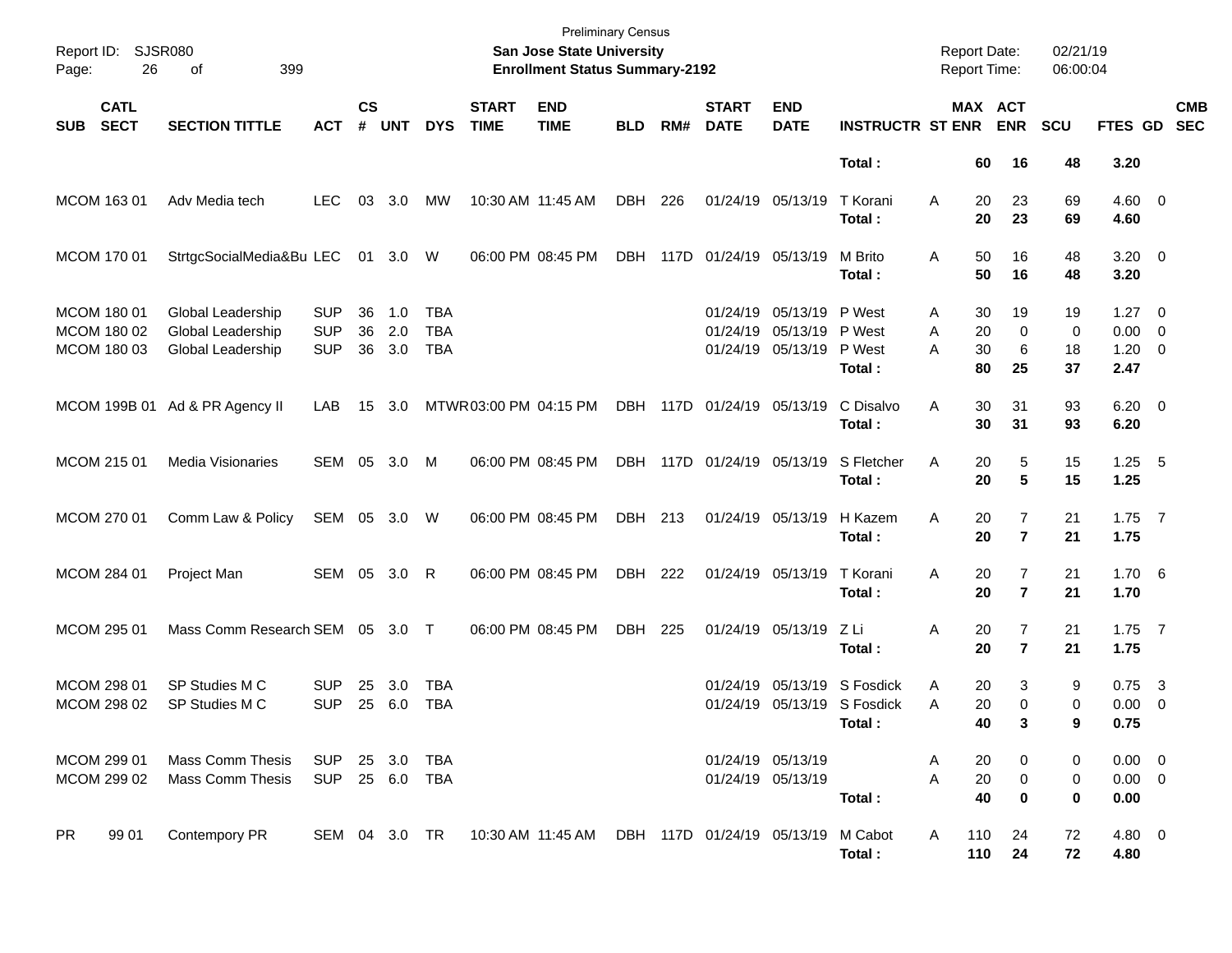Preliminary Census

**San Jose State University**

**Enrollment Status Summary-2192**

Report ID: SJSR080

Report Date: 02/21/19

Report Time: 06:00:04

| SUB | CATL SECT | SECTION TITTLE | ACT | CS # | UNT | DYS | START TIME | END TIME | BLD | RM# | START DATE | END DATE | INSTRUCTR | ST | MAX ENR | ACT ENR | SCU | FTES | GD | CMB SEC |
|---|---|---|---|---|---|---|---|---|---|---|---|---|---|---|---|---|---|---|---|---|
| | | | | | | | | | | | | | **Total :** | | **60** | **16** | **48** | **3.20** | | |
| MCOM | 163 01 | Adv Media tech | LEC | 03 | 3.0 | MW | 10:30 AM | 11:45 AM | DBH | 226 | 01/24/19 | 05/13/19 | T Korani | A | 20 | 23 | 69 | 4.60 | 0 | |
| | | | | | | | | | | | | | **Total :** | | **20** | **23** | **69** | **4.60** | | |
| MCOM | 170 01 | StrtgcSocialMedia&Bu | LEC | 01 | 3.0 | W | 06:00 PM | 08:45 PM | DBH | 117D | 01/24/19 | 05/13/19 | M Brito | A | 50 | 16 | 48 | 3.20 | 0 | |
| | | | | | | | | | | | | | **Total :** | | **50** | **16** | **48** | **3.20** | | |
| MCOM | 180 01 | Global Leadership | SUP | 36 | 1.0 | TBA | | | | | 01/24/19 | 05/13/19 | P West | A | 30 | 19 | 19 | 1.27 | 0 | |
| MCOM | 180 02 | Global Leadership | SUP | 36 | 2.0 | TBA | | | | | 01/24/19 | 05/13/19 | P West | A | 20 | 0 | 0 | 0.00 | 0 | |
| MCOM | 180 03 | Global Leadership | SUP | 36 | 3.0 | TBA | | | | | 01/24/19 | 05/13/19 | P West | A | 30 | 6 | 18 | 1.20 | 0 | |
| | | | | | | | | | | | | | **Total :** | | **80** | **25** | **37** | **2.47** | | |
| MCOM | 199B 01 | Ad & PR Agency II | LAB | 15 | 3.0 | MTWR | 03:00 PM | 04:15 PM | DBH | 117D | 01/24/19 | 05/13/19 | C Disalvo | A | 30 | 31 | 93 | 6.20 | 0 | |
| | | | | | | | | | | | | | **Total :** | | **30** | **31** | **93** | **6.20** | | |
| MCOM | 215 01 | Media Visionaries | SEM | 05 | 3.0 | M | 06:00 PM | 08:45 PM | DBH | 117D | 01/24/19 | 05/13/19 | S Fletcher | A | 20 | 5 | 15 | 1.25 | 5 | |
| | | | | | | | | | | | | | **Total :** | | **20** | **5** | **15** | **1.25** | | |
| MCOM | 270 01 | Comm Law & Policy | SEM | 05 | 3.0 | W | 06:00 PM | 08:45 PM | DBH | 213 | 01/24/19 | 05/13/19 | H Kazem | A | 20 | 7 | 21 | 1.75 | 7 | |
| | | | | | | | | | | | | | **Total :** | | **20** | **7** | **21** | **1.75** | | |
| MCOM | 284 01 | Project Man | SEM | 05 | 3.0 | R | 06:00 PM | 08:45 PM | DBH | 222 | 01/24/19 | 05/13/19 | T Korani | A | 20 | 7 | 21 | 1.70 | 6 | |
| | | | | | | | | | | | | | **Total :** | | **20** | **7** | **21** | **1.70** | | |
| MCOM | 295 01 | Mass Comm Research | SEM | 05 | 3.0 | T | 06:00 PM | 08:45 PM | DBH | 225 | 01/24/19 | 05/13/19 | Z Li | A | 20 | 7 | 21 | 1.75 | 7 | |
| | | | | | | | | | | | | | **Total :** | | **20** | **7** | **21** | **1.75** | | |
| MCOM | 298 01 | SP Studies M C | SUP | 25 | 3.0 | TBA | | | | | 01/24/19 | 05/13/19 | S Fosdick | A | 20 | 3 | 9 | 0.75 | 3 | |
| MCOM | 298 02 | SP Studies M C | SUP | 25 | 6.0 | TBA | | | | | 01/24/19 | 05/13/19 | S Fosdick | A | 20 | 0 | 0 | 0.00 | 0 | |
| | | | | | | | | | | | | | **Total :** | | **40** | **3** | **9** | **0.75** | | |
| MCOM | 299 01 | Mass Comm Thesis | SUP | 25 | 3.0 | TBA | | | | | 01/24/19 | 05/13/19 | | A | 20 | 0 | 0 | 0.00 | 0 | |
| MCOM | 299 02 | Mass Comm Thesis | SUP | 25 | 6.0 | TBA | | | | | 01/24/19 | 05/13/19 | | A | 20 | 0 | 0 | 0.00 | 0 | |
| | | | | | | | | | | | | | **Total :** | | **40** | **0** | **0** | **0.00** | | |
| PR | 99 01 | Contempory PR | SEM | 04 | 3.0 | TR | 10:30 AM | 11:45 AM | DBH | 117D | 01/24/19 | 05/13/19 | M Cabot | A | 110 | 24 | 72 | 4.80 | 0 | |
| | | | | | | | | | | | | | **Total :** | | **110** | **24** | **72** | **4.80** | | |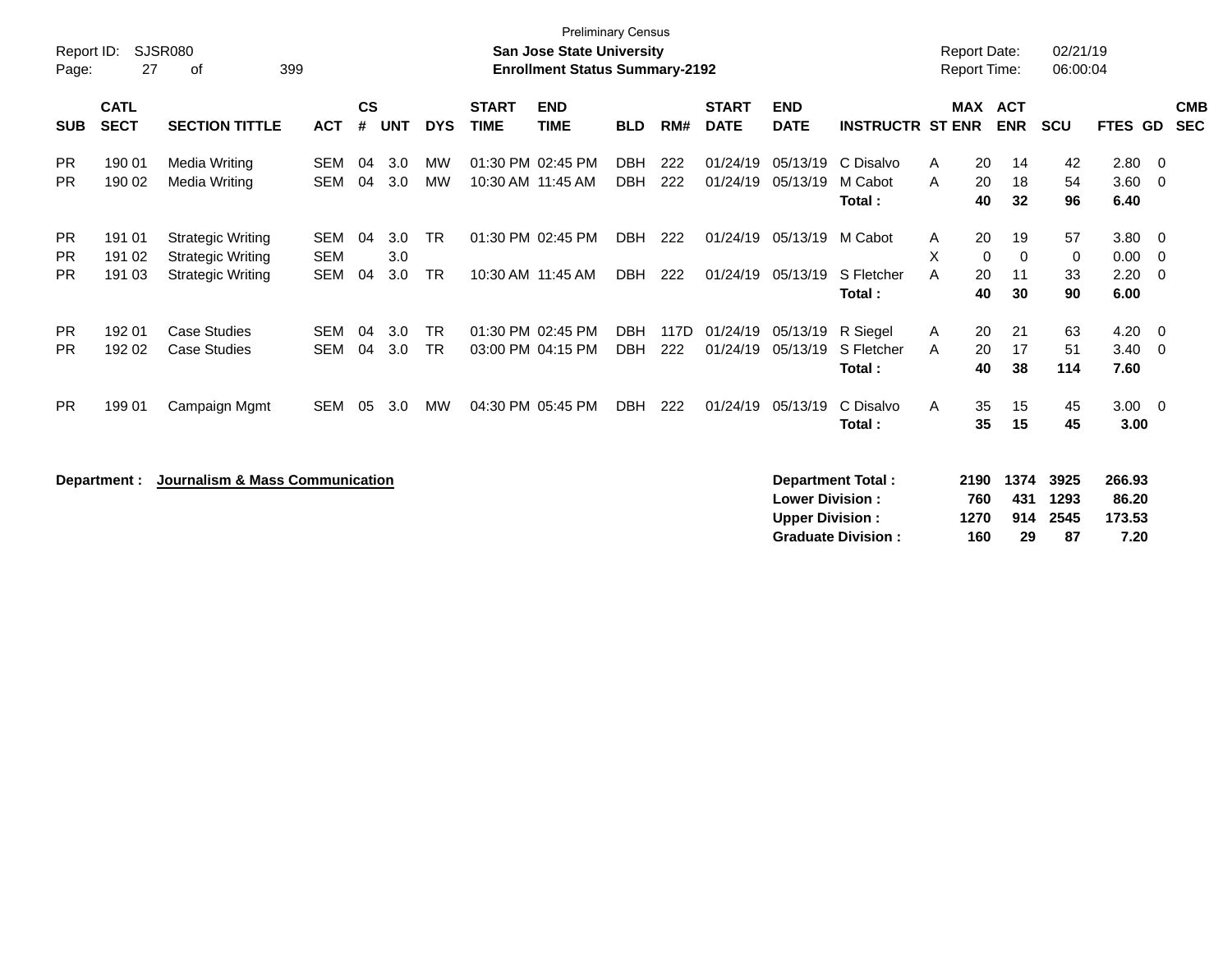Preliminary Census

**San Jose State University**

**Enrollment Status Summary-2192**

Report ID: SJSR080
Page: 27 of 399

Report Date: 02/21/19
Report Time: 06:00:04

| SUB | CATL SECT | SECTION TITTLE | ACT | CS # | UNT | DYS | START TIME | END TIME | BLD | RM# | START DATE | END DATE | INSTRUCTR | ST | MAX ENR | ACT ENR | SCU | FTES | GD | CMB SEC |
|---|---|---|---|---|---|---|---|---|---|---|---|---|---|---|---|---|---|---|---|---|
| PR | 190 01 | Media Writing | SEM | 04 | 3.0 | MW | 01:30 PM | 02:45 PM | DBH | 222 | 01/24/19 | 05/13/19 | C Disalvo | A | 20 | 14 | 42 | 2.80 | 0 | |
| PR | 190 02 | Media Writing | SEM | 04 | 3.0 | MW | 10:30 AM | 11:45 AM | DBH | 222 | 01/24/19 | 05/13/19 | M Cabot | A | 20 | 18 | 54 | 3.60 | 0 | |
| | | | | | | | | | | | | | **Total :** | | **40** | **32** | **96** | **6.40** | | |
| PR | 191 01 | Strategic Writing | SEM | 04 | 3.0 | TR | 01:30 PM | 02:45 PM | DBH | 222 | 01/24/19 | 05/13/19 | M Cabot | A | 20 | 19 | 57 | 3.80 | 0 | |
| PR | 191 02 | Strategic Writing | SEM | | 3.0 | | | | | | | | | X | 0 | 0 | 0 | 0.00 | 0 | |
| PR | 191 03 | Strategic Writing | SEM | 04 | 3.0 | TR | 10:30 AM | 11:45 AM | DBH | 222 | 01/24/19 | 05/13/19 | S Fletcher | A | 20 | 11 | 33 | 2.20 | 0 | |
| | | | | | | | | | | | | | **Total :** | | **40** | **30** | **90** | **6.00** | | |
| PR | 192 01 | Case Studies | SEM | 04 | 3.0 | TR | 01:30 PM | 02:45 PM | DBH | 117D | 01/24/19 | 05/13/19 | R Siegel | A | 20 | 21 | 63 | 4.20 | 0 | |
| PR | 192 02 | Case Studies | SEM | 04 | 3.0 | TR | 03:00 PM | 04:15 PM | DBH | 222 | 01/24/19 | 05/13/19 | S Fletcher | A | 20 | 17 | 51 | 3.40 | 0 | |
| | | | | | | | | | | | | | **Total :** | | **40** | **38** | **114** | **7.60** | | |
| PR | 199 01 | Campaign Mgmt | SEM | 05 | 3.0 | MW | 04:30 PM | 05:45 PM | DBH | 222 | 01/24/19 | 05/13/19 | C Disalvo | A | 35 | 15 | 45 | 3.00 | 0 | |
| | | | | | | | | | | | | | **Total :** | | **35** | **15** | **45** | **3.00** | | |

**Department : Journalism & Mass Communication**

| | MAX ENR | ACT ENR | SCU | FTES |
|---|---|---|---|---|
| **Department Total :** | **2190** | **1374** | **3925** | **266.93** |
| **Lower Division :** | **760** | **431** | **1293** | **86.20** |
| **Upper Division :** | **1270** | **914** | **2545** | **173.53** |
| **Graduate Division :** | **160** | **29** | **87** | **7.20** |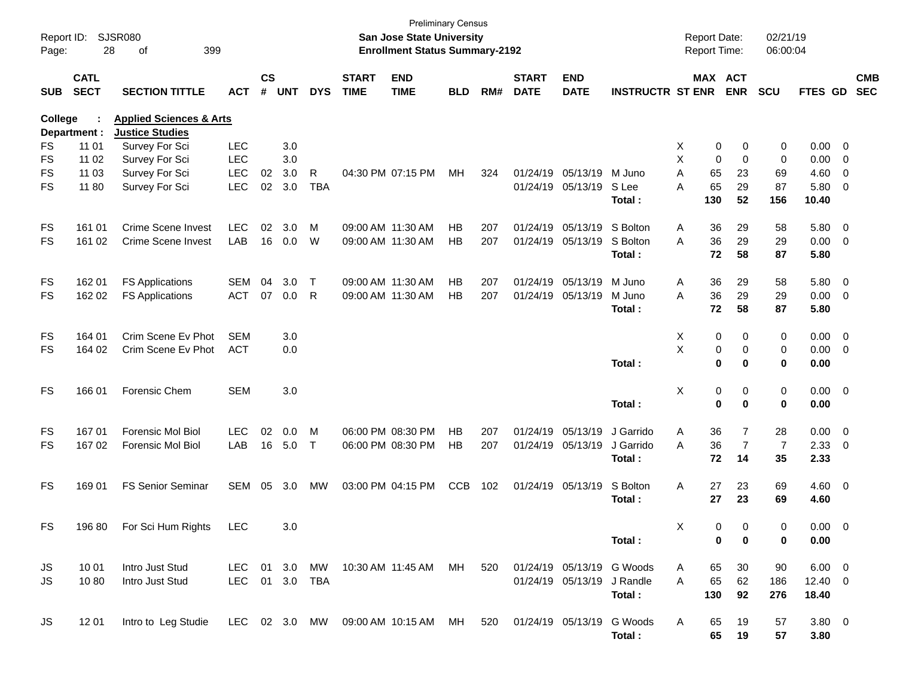Preliminary Census

Report ID: SJSR080

**San Jose State University**

**Enrollment Status Summary-2192**

Report Date: 02/21/19
Report Time: 06:00:04

**College : Applied Sciences & Arts**
**Department : Justice Studies**

| SUB | CATL SECT | SECTION TITTLE | ACT | CS # | UNT | DYS | START TIME | END TIME | BLD | RM# | START DATE | END DATE | INSTRUCTR | ST | MAX ENR | ACT ENR | SCU | FTES | GD | CMB SEC |
|---|---|---|---|---|---|---|---|---|---|---|---|---|---|---|---|---|---|---|---|---|
| FS | 11 01 | Survey For Sci | LEC | | 3.0 | | | | | | | | | X | 0 | 0 | 0 | 0.00 | 0 | |
| FS | 11 02 | Survey For Sci | LEC | | 3.0 | | | | | | | | | X | 0 | 0 | 0 | 0.00 | 0 | |
| FS | 11 03 | Survey For Sci | LEC | 02 | 3.0 | R | 04:30 PM | 07:15 PM | MH | 324 | 01/24/19 | 05/13/19 | M Juno | A | 65 | 23 | 69 | 4.60 | 0 | |
| FS | 11 80 | Survey For Sci | LEC | 02 | 3.0 | TBA | | | | | 01/24/19 | 05/13/19 | S Lee | A | 65 | 29 | 87 | 5.80 | 0 | |
| | | | | | | | | | | | | | **Total :** | | **130** | **52** | **156** | **10.40** | | |
| FS | 161 01 | Crime Scene Invest | LEC | 02 | 3.0 | M | 09:00 AM | 11:30 AM | HB | 207 | 01/24/19 | 05/13/19 | S Bolton | A | 36 | 29 | 58 | 5.80 | 0 | |
| FS | 161 02 | Crime Scene Invest | LAB | 16 | 0.0 | W | 09:00 AM | 11:30 AM | HB | 207 | 01/24/19 | 05/13/19 | S Bolton | A | 36 | 29 | 29 | 0.00 | 0 | |
| | | | | | | | | | | | | | **Total :** | | **72** | **58** | **87** | **5.80** | | |
| FS | 162 01 | FS Applications | SEM | 04 | 3.0 | T | 09:00 AM | 11:30 AM | HB | 207 | 01/24/19 | 05/13/19 | M Juno | A | 36 | 29 | 58 | 5.80 | 0 | |
| FS | 162 02 | FS Applications | ACT | 07 | 0.0 | R | 09:00 AM | 11:30 AM | HB | 207 | 01/24/19 | 05/13/19 | M Juno | A | 36 | 29 | 29 | 0.00 | 0 | |
| | | | | | | | | | | | | | **Total :** | | **72** | **58** | **87** | **5.80** | | |
| FS | 164 01 | Crim Scene Ev Phot | SEM | | 3.0 | | | | | | | | | X | 0 | 0 | 0 | 0.00 | 0 | |
| FS | 164 02 | Crim Scene Ev Phot | ACT | | 0.0 | | | | | | | | | X | 0 | 0 | 0 | 0.00 | 0 | |
| | | | | | | | | | | | | | **Total :** | | **0** | **0** | **0** | **0.00** | | |
| FS | 166 01 | Forensic Chem | SEM | | 3.0 | | | | | | | | | X | 0 | 0 | 0 | 0.00 | 0 | |
| | | | | | | | | | | | | | **Total :** | | **0** | **0** | **0** | **0.00** | | |
| FS | 167 01 | Forensic Mol Biol | LEC | 02 | 0.0 | M | 06:00 PM | 08:30 PM | HB | 207 | 01/24/19 | 05/13/19 | J Garrido | A | 36 | 7 | 28 | 0.00 | 0 | |
| FS | 167 02 | Forensic Mol Biol | LAB | 16 | 5.0 | T | 06:00 PM | 08:30 PM | HB | 207 | 01/24/19 | 05/13/19 | J Garrido | A | 36 | 7 | 7 | 2.33 | 0 | |
| | | | | | | | | | | | | | **Total :** | | **72** | **14** | **35** | **2.33** | | |
| FS | 169 01 | FS Senior Seminar | SEM | 05 | 3.0 | MW | 03:00 PM | 04:15 PM | CCB | 102 | 01/24/19 | 05/13/19 | S Bolton | A | 27 | 23 | 69 | 4.60 | 0 | |
| | | | | | | | | | | | | | **Total :** | | **27** | **23** | **69** | **4.60** | | |
| FS | 196 80 | For Sci Hum Rights | LEC | | 3.0 | | | | | | | | | X | 0 | 0 | 0 | 0.00 | 0 | |
| | | | | | | | | | | | | | **Total :** | | **0** | **0** | **0** | **0.00** | | |
| JS | 10 01 | Intro Just Stud | LEC | 01 | 3.0 | MW | 10:30 AM | 11:45 AM | MH | 520 | 01/24/19 | 05/13/19 | G Woods | A | 65 | 30 | 90 | 6.00 | 0 | |
| JS | 10 80 | Intro Just Stud | LEC | 01 | 3.0 | TBA | | | | | 01/24/19 | 05/13/19 | J Randle | A | 65 | 62 | 186 | 12.40 | 0 | |
| | | | | | | | | | | | | | **Total :** | | **130** | **92** | **276** | **18.40** | | |
| JS | 12 01 | Intro to Leg Studie | LEC | 02 | 3.0 | MW | 09:00 AM | 10:15 AM | MH | 520 | 01/24/19 | 05/13/19 | G Woods | A | 65 | 19 | 57 | 3.80 | 0 | |
| | | | | | | | | | | | | | **Total :** | | **65** | **19** | **57** | **3.80** | | |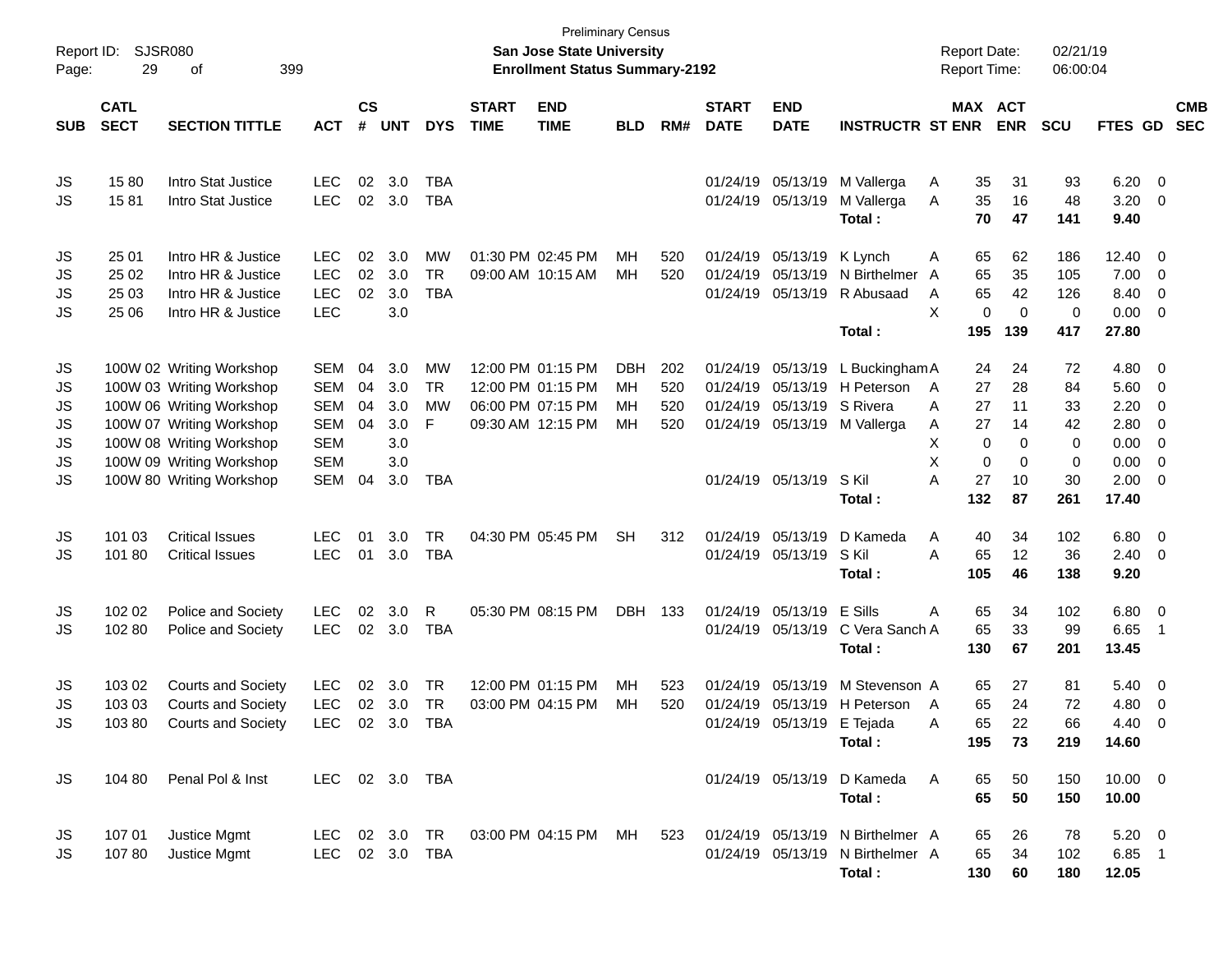Preliminary Census

**San Jose State University**

**Enrollment Status Summary-2192**

Report ID: SJSR080

Report Date: 02/21/19

Report Time: 06:00:04

| SUB | CATL SECT | SECTION TITTLE | ACT | CS # | UNT | DYS | START TIME | END TIME | BLD | RM# | START DATE | END DATE | INSTRUCTR | ST | MAX ENR | ACT ENR | SCU | FTES | GD | CMB SEC |
|---|---|---|---|---|---|---|---|---|---|---|---|---|---|---|---|---|---|---|---|---|
| JS | 15 80 | Intro Stat Justice | LEC | 02 | 3.0 | TBA | | | | | 01/24/19 | 05/13/19 | M Vallerga | A | 35 | 31 | 93 | 6.20 | 0 | |
| JS | 15 81 | Intro Stat Justice | LEC | 02 | 3.0 | TBA | | | | | 01/24/19 | 05/13/19 | M Vallerga | A | 35 | 16 | 48 | 3.20 | 0 | |
| | | | | | | | | | | | | | **Total :** | | **70** | **47** | **141** | **9.40** | | |
| JS | 25 01 | Intro HR & Justice | LEC | 02 | 3.0 | MW | 01:30 PM | 02:45 PM | MH | 520 | 01/24/19 | 05/13/19 | K Lynch | A | 65 | 62 | 186 | 12.40 | 0 | |
| JS | 25 02 | Intro HR & Justice | LEC | 02 | 3.0 | TR | 09:00 AM | 10:15 AM | MH | 520 | 01/24/19 | 05/13/19 | N Birthelmer | A | 65 | 35 | 105 | 7.00 | 0 | |
| JS | 25 03 | Intro HR & Justice | LEC | 02 | 3.0 | TBA | | | | | 01/24/19 | 05/13/19 | R Abusaad | A | 65 | 42 | 126 | 8.40 | 0 | |
| JS | 25 06 | Intro HR & Justice | LEC | | 3.0 | | | | | | | | | X | 0 | 0 | 0 | 0.00 | 0 | |
| | | | | | | | | | | | | | **Total :** | | **195** | **139** | **417** | **27.80** | | |
| JS | 100W 02 | Writing Workshop | SEM | 04 | 3.0 | MW | 12:00 PM | 01:15 PM | DBH | 202 | 01/24/19 | 05/13/19 | L Buckingham | A | 24 | 24 | 72 | 4.80 | 0 | |
| JS | 100W 03 | Writing Workshop | SEM | 04 | 3.0 | TR | 12:00 PM | 01:15 PM | MH | 520 | 01/24/19 | 05/13/19 | H Peterson | A | 27 | 28 | 84 | 5.60 | 0 | |
| JS | 100W 06 | Writing Workshop | SEM | 04 | 3.0 | MW | 06:00 PM | 07:15 PM | MH | 520 | 01/24/19 | 05/13/19 | S Rivera | A | 27 | 11 | 33 | 2.20 | 0 | |
| JS | 100W 07 | Writing Workshop | SEM | 04 | 3.0 | F | 09:30 AM | 12:15 PM | MH | 520 | 01/24/19 | 05/13/19 | M Vallerga | A | 27 | 14 | 42 | 2.80 | 0 | |
| JS | 100W 08 | Writing Workshop | SEM | | 3.0 | | | | | | | | | X | 0 | 0 | 0 | 0.00 | 0 | |
| JS | 100W 09 | Writing Workshop | SEM | | 3.0 | | | | | | | | | X | 0 | 0 | 0 | 0.00 | 0 | |
| JS | 100W 80 | Writing Workshop | SEM | 04 | 3.0 | TBA | | | | | 01/24/19 | 05/13/19 | S Kil | A | 27 | 10 | 30 | 2.00 | 0 | |
| | | | | | | | | | | | | | **Total :** | | **132** | **87** | **261** | **17.40** | | |
| JS | 101 03 | Critical Issues | LEC | 01 | 3.0 | TR | 04:30 PM | 05:45 PM | SH | 312 | 01/24/19 | 05/13/19 | D Kameda | A | 40 | 34 | 102 | 6.80 | 0 | |
| JS | 101 80 | Critical Issues | LEC | 01 | 3.0 | TBA | | | | | 01/24/19 | 05/13/19 | S Kil | A | 65 | 12 | 36 | 2.40 | 0 | |
| | | | | | | | | | | | | | **Total :** | | **105** | **46** | **138** | **9.20** | | |
| JS | 102 02 | Police and Society | LEC | 02 | 3.0 | R | 05:30 PM | 08:15 PM | DBH | 133 | 01/24/19 | 05/13/19 | E Sills | A | 65 | 34 | 102 | 6.80 | 0 | |
| JS | 102 80 | Police and Society | LEC | 02 | 3.0 | TBA | | | | | 01/24/19 | 05/13/19 | C Vera Sanch | A | 65 | 33 | 99 | 6.65 | 1 | |
| | | | | | | | | | | | | | **Total :** | | **130** | **67** | **201** | **13.45** | | |
| JS | 103 02 | Courts and Society | LEC | 02 | 3.0 | TR | 12:00 PM | 01:15 PM | MH | 523 | 01/24/19 | 05/13/19 | M Stevenson | A | 65 | 27 | 81 | 5.40 | 0 | |
| JS | 103 03 | Courts and Society | LEC | 02 | 3.0 | TR | 03:00 PM | 04:15 PM | MH | 520 | 01/24/19 | 05/13/19 | H Peterson | A | 65 | 24 | 72 | 4.80 | 0 | |
| JS | 103 80 | Courts and Society | LEC | 02 | 3.0 | TBA | | | | | 01/24/19 | 05/13/19 | E Tejada | A | 65 | 22 | 66 | 4.40 | 0 | |
| | | | | | | | | | | | | | **Total :** | | **195** | **73** | **219** | **14.60** | | |
| JS | 104 80 | Penal Pol & Inst | LEC | 02 | 3.0 | TBA | | | | | 01/24/19 | 05/13/19 | D Kameda | A | 65 | 50 | 150 | 10.00 | 0 | |
| | | | | | | | | | | | | | **Total :** | | **65** | **50** | **150** | **10.00** | | |
| JS | 107 01 | Justice Mgmt | LEC | 02 | 3.0 | TR | 03:00 PM | 04:15 PM | MH | 523 | 01/24/19 | 05/13/19 | N Birthelmer | A | 65 | 26 | 78 | 5.20 | 0 | |
| JS | 107 80 | Justice Mgmt | LEC | 02 | 3.0 | TBA | | | | | 01/24/19 | 05/13/19 | N Birthelmer | A | 65 | 34 | 102 | 6.85 | 1 | |
| | | | | | | | | | | | | | **Total :** | | **130** | **60** | **180** | **12.05** | | |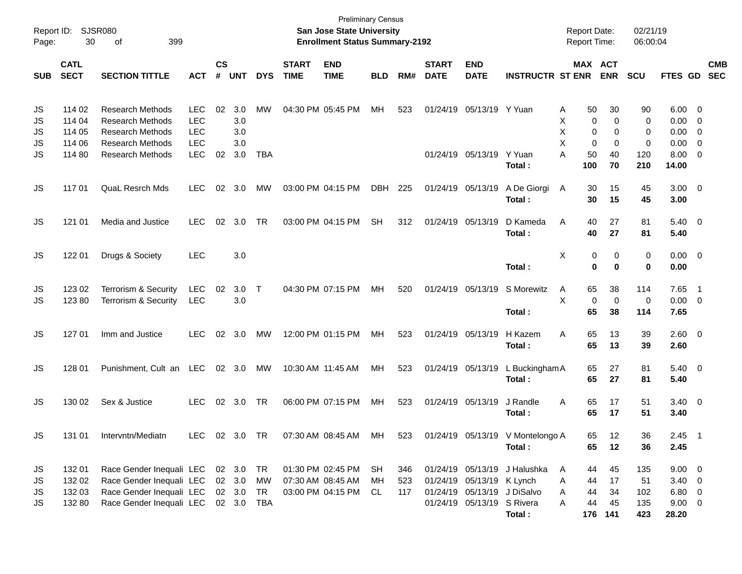Preliminary Census

**San Jose State University**

**Enrollment Status Summary-2192**

Report ID: SJSR080
Report Date: 02/21/19
Report Time: 06:00:04

| SUB | CATL SECT | SECTION TITTLE | ACT | CS # | UNT | DYS | START TIME | END TIME | BLD | RM# | START DATE | END DATE | INSTRUCTR | ST | MAX ENR | ACT ENR | SCU | FTES | GD | CMB SEC |
|---|---|---|---|---|---|---|---|---|---|---|---|---|---|---|---|---|---|---|---|---|
| JS | 114 02 | Research Methods | LEC | 02 | 3.0 | MW | 04:30 PM | 05:45 PM | MH | 523 | 01/24/19 | 05/13/19 | Y Yuan | A | 50 | 30 | 90 | 6.00 | 0 | |
| JS | 114 04 | Research Methods | LEC | | 3.0 | | | | | | | | | X | 0 | 0 | 0 | 0.00 | 0 | |
| JS | 114 05 | Research Methods | LEC | | 3.0 | | | | | | | | | X | 0 | 0 | 0 | 0.00 | 0 | |
| JS | 114 06 | Research Methods | LEC | | 3.0 | | | | | | | | | X | 0 | 0 | 0 | 0.00 | 0 | |
| JS | 114 80 | Research Methods | LEC | 02 | 3.0 | TBA | | | | | 01/24/19 | 05/13/19 | Y Yuan | A | 50 | 40 | 120 | 8.00 | 0 | |
| | | | | | | | | | | | | | **Total :** | | **100** | **70** | **210** | **14.00** | | |
| JS | 117 01 | QuaL Resrch Mds | LEC | 02 | 3.0 | MW | 03:00 PM | 04:15 PM | DBH | 225 | 01/24/19 | 05/13/19 | A De Giorgi | A | 30 | 15 | 45 | 3.00 | 0 | |
| | | | | | | | | | | | | | **Total :** | | **30** | **15** | **45** | **3.00** | | |
| JS | 121 01 | Media and Justice | LEC | 02 | 3.0 | TR | 03:00 PM | 04:15 PM | SH | 312 | 01/24/19 | 05/13/19 | D Kameda | A | 40 | 27 | 81 | 5.40 | 0 | |
| | | | | | | | | | | | | | **Total :** | | **40** | **27** | **81** | **5.40** | | |
| JS | 122 01 | Drugs & Society | LEC | | 3.0 | | | | | | | | | X | 0 | 0 | 0 | 0.00 | 0 | |
| | | | | | | | | | | | | | **Total :** | | **0** | **0** | **0** | **0.00** | | |
| JS | 123 02 | Terrorism & Security | LEC | 02 | 3.0 | T | 04:30 PM | 07:15 PM | MH | 520 | 01/24/19 | 05/13/19 | S Morewitz | A | 65 | 38 | 114 | 7.65 | 1 | |
| JS | 123 80 | Terrorism & Security | LEC | | 3.0 | | | | | | | | | X | 0 | 0 | 0 | 0.00 | 0 | |
| | | | | | | | | | | | | | **Total :** | | **65** | **38** | **114** | **7.65** | | |
| JS | 127 01 | Imm and Justice | LEC | 02 | 3.0 | MW | 12:00 PM | 01:15 PM | MH | 523 | 01/24/19 | 05/13/19 | H Kazem | A | 65 | 13 | 39 | 2.60 | 0 | |
| | | | | | | | | | | | | | **Total :** | | **65** | **13** | **39** | **2.60** | | |
| JS | 128 01 | Punishment, Cult an | LEC | 02 | 3.0 | MW | 10:30 AM | 11:45 AM | MH | 523 | 01/24/19 | 05/13/19 | L Buckingham | A | 65 | 27 | 81 | 5.40 | 0 | |
| | | | | | | | | | | | | | **Total :** | | **65** | **27** | **81** | **5.40** | | |
| JS | 130 02 | Sex & Justice | LEC | 02 | 3.0 | TR | 06:00 PM | 07:15 PM | MH | 523 | 01/24/19 | 05/13/19 | J Randle | A | 65 | 17 | 51 | 3.40 | 0 | |
| | | | | | | | | | | | | | **Total :** | | **65** | **17** | **51** | **3.40** | | |
| JS | 131 01 | Intervntn/Mediatn | LEC | 02 | 3.0 | TR | 07:30 AM | 08:45 AM | MH | 523 | 01/24/19 | 05/13/19 | V Montelongo | A | 65 | 12 | 36 | 2.45 | 1 | |
| | | | | | | | | | | | | | **Total :** | | **65** | **12** | **36** | **2.45** | | |
| JS | 132 01 | Race Gender Inequali | LEC | 02 | 3.0 | TR | 01:30 PM | 02:45 PM | SH | 346 | 01/24/19 | 05/13/19 | J Halushka | A | 44 | 45 | 135 | 9.00 | 0 | |
| JS | 132 02 | Race Gender Inequali | LEC | 02 | 3.0 | MW | 07:30 AM | 08:45 AM | MH | 523 | 01/24/19 | 05/13/19 | K Lynch | A | 44 | 17 | 51 | 3.40 | 0 | |
| JS | 132 03 | Race Gender Inequali | LEC | 02 | 3.0 | TR | 03:00 PM | 04:15 PM | CL | 117 | 01/24/19 | 05/13/19 | J DiSalvo | A | 44 | 34 | 102 | 6.80 | 0 | |
| JS | 132 80 | Race Gender Inequali | LEC | 02 | 3.0 | TBA | | | | | 01/24/19 | 05/13/19 | S Rivera | A | 44 | 45 | 135 | 9.00 | 0 | |
| | | | | | | | | | | | | | **Total :** | | **176** | **141** | **423** | **28.20** | | |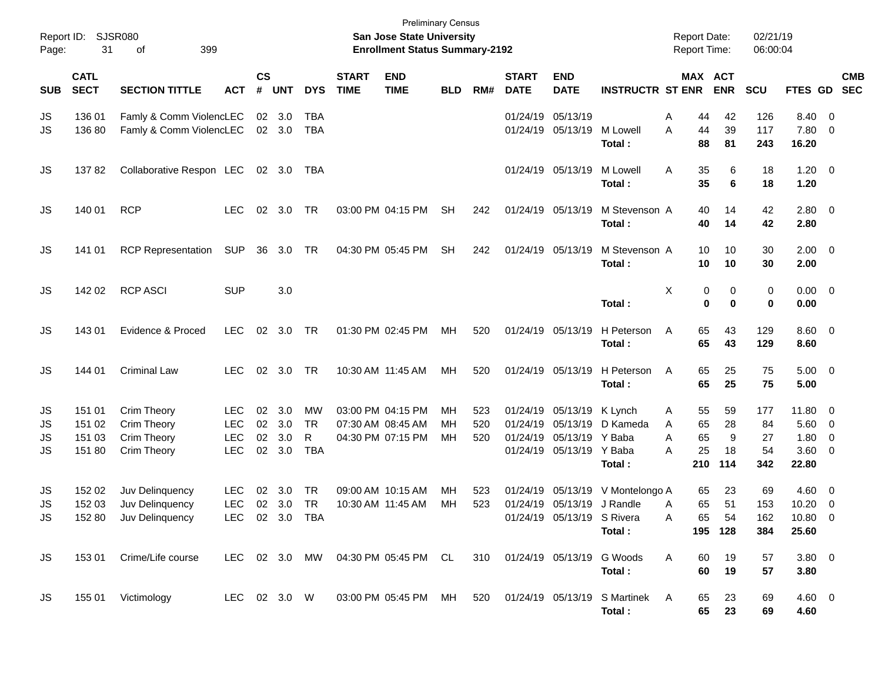Preliminary Census

**San Jose State University**

**Enrollment Status Summary-2192**

Report ID: SJSR080

Report Date: 02/21/19

Report Time: 06:00:04

| SUB | CATL SECT | SECTION TITTLE | ACT | CS # | UNT | DYS | START TIME | END TIME | BLD | RM# | START DATE | END DATE | INSTRUCTR | ST | MAX ENR | ACT ENR | SCU | FTES | GD | CMB SEC |
|---|---|---|---|---|---|---|---|---|---|---|---|---|---|---|---|---|---|---|---|---|
| JS | 136 01 | Famly & Comm ViolencLEC | | 02 | 3.0 | TBA | | | | | 01/24/19 | 05/13/19 | | A | 44 | 42 | 126 | 8.40 | 0 | |
| JS | 136 80 | Famly & Comm ViolencLEC | | 02 | 3.0 | TBA | | | | | 01/24/19 | 05/13/19 | M Lowell | A | 44 | 39 | 117 | 7.80 | 0 | |
| | | | | | | | | | | | | | **Total :** | | **88** | **81** | **243** | **16.20** | | |
| JS | 137 82 | Collaborative Respon | LEC | 02 | 3.0 | TBA | | | | | 01/24/19 | 05/13/19 | M Lowell | A | 35 | 6 | 18 | 1.20 | 0 | |
| | | | | | | | | | | | | | **Total :** | | **35** | **6** | **18** | **1.20** | | |
| JS | 140 01 | RCP | LEC | 02 | 3.0 | TR | 03:00 PM | 04:15 PM | SH | 242 | 01/24/19 | 05/13/19 | M Stevenson | A | 40 | 14 | 42 | 2.80 | 0 | |
| | | | | | | | | | | | | | **Total :** | | **40** | **14** | **42** | **2.80** | | |
| JS | 141 01 | RCP Representation | SUP | 36 | 3.0 | TR | 04:30 PM | 05:45 PM | SH | 242 | 01/24/19 | 05/13/19 | M Stevenson | A | 10 | 10 | 30 | 2.00 | 0 | |
| | | | | | | | | | | | | | **Total :** | | **10** | **10** | **30** | **2.00** | | |
| JS | 142 02 | RCP ASCI | SUP | | 3.0 | | | | | | | | | X | 0 | 0 | 0 | 0.00 | 0 | |
| | | | | | | | | | | | | | **Total :** | | **0** | **0** | **0** | **0.00** | | |
| JS | 143 01 | Evidence & Proced | LEC | 02 | 3.0 | TR | 01:30 PM | 02:45 PM | MH | 520 | 01/24/19 | 05/13/19 | H Peterson | A | 65 | 43 | 129 | 8.60 | 0 | |
| | | | | | | | | | | | | | **Total :** | | **65** | **43** | **129** | **8.60** | | |
| JS | 144 01 | Criminal Law | LEC | 02 | 3.0 | TR | 10:30 AM | 11:45 AM | MH | 520 | 01/24/19 | 05/13/19 | H Peterson | A | 65 | 25 | 75 | 5.00 | 0 | |
| | | | | | | | | | | | | | **Total :** | | **65** | **25** | **75** | **5.00** | | |
| JS | 151 01 | Crim Theory | LEC | 02 | 3.0 | MW | 03:00 PM | 04:15 PM | MH | 523 | 01/24/19 | 05/13/19 | K Lynch | A | 55 | 59 | 177 | 11.80 | 0 | |
| JS | 151 02 | Crim Theory | LEC | 02 | 3.0 | TR | 07:30 AM | 08:45 AM | MH | 520 | 01/24/19 | 05/13/19 | D Kameda | A | 65 | 28 | 84 | 5.60 | 0 | |
| JS | 151 03 | Crim Theory | LEC | 02 | 3.0 | R | 04:30 PM | 07:15 PM | MH | 520 | 01/24/19 | 05/13/19 | Y Baba | A | 65 | 9 | 27 | 1.80 | 0 | |
| JS | 151 80 | Crim Theory | LEC | 02 | 3.0 | TBA | | | | | 01/24/19 | 05/13/19 | Y Baba | A | 25 | 18 | 54 | 3.60 | 0 | |
| | | | | | | | | | | | | | **Total :** | | **210** | **114** | **342** | **22.80** | | |
| JS | 152 02 | Juv Delinquency | LEC | 02 | 3.0 | TR | 09:00 AM | 10:15 AM | MH | 523 | 01/24/19 | 05/13/19 | V Montelongo | A | 65 | 23 | 69 | 4.60 | 0 | |
| JS | 152 03 | Juv Delinquency | LEC | 02 | 3.0 | TR | 10:30 AM | 11:45 AM | MH | 523 | 01/24/19 | 05/13/19 | J Randle | A | 65 | 51 | 153 | 10.20 | 0 | |
| JS | 152 80 | Juv Delinquency | LEC | 02 | 3.0 | TBA | | | | | 01/24/19 | 05/13/19 | S Rivera | A | 65 | 54 | 162 | 10.80 | 0 | |
| | | | | | | | | | | | | | **Total :** | | **195** | **128** | **384** | **25.60** | | |
| JS | 153 01 | Crime/Life course | LEC | 02 | 3.0 | MW | 04:30 PM | 05:45 PM | CL | 310 | 01/24/19 | 05/13/19 | G Woods | A | 60 | 19 | 57 | 3.80 | 0 | |
| | | | | | | | | | | | | | **Total :** | | **60** | **19** | **57** | **3.80** | | |
| JS | 155 01 | Victimology | LEC | 02 | 3.0 | W | 03:00 PM | 05:45 PM | MH | 520 | 01/24/19 | 05/13/19 | S Martinek | A | 65 | 23 | 69 | 4.60 | 0 | |
| | | | | | | | | | | | | | **Total :** | | **65** | **23** | **69** | **4.60** | | |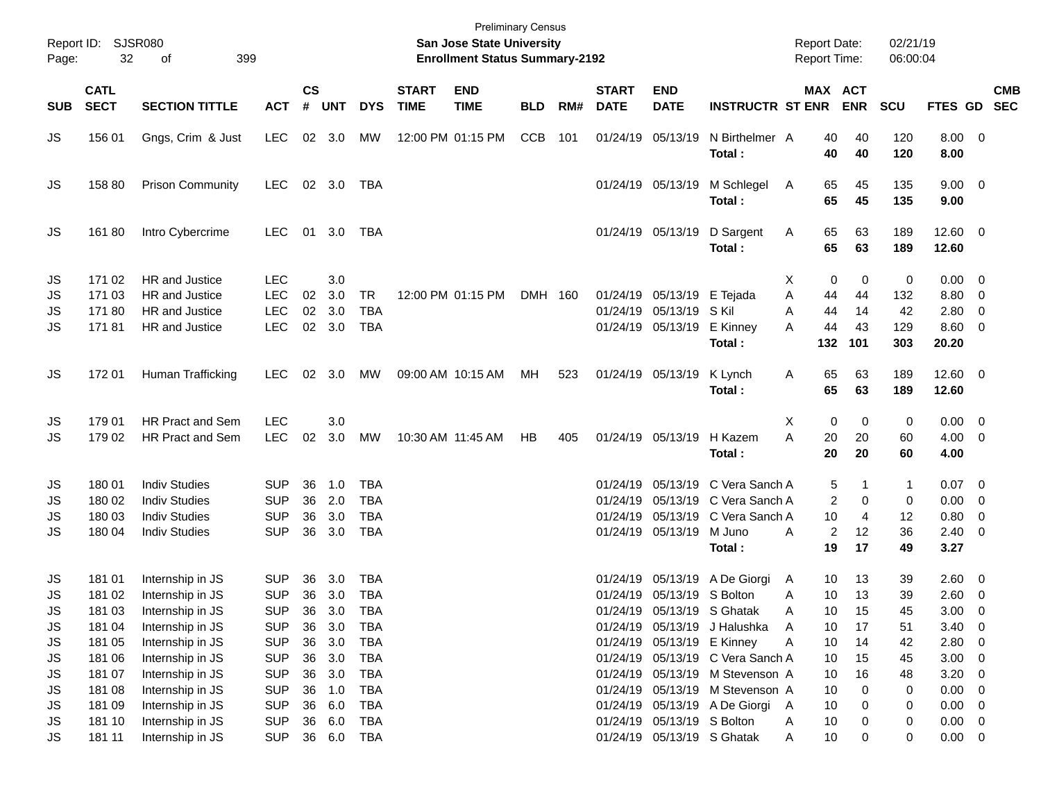Preliminary Census

Report ID: SJSR080

**San Jose State University**
**Enrollment Status Summary-2192**

Report Date: 02/21/19
Report Time: 06:00:04

| SUB | CATL SECT | SECTION TITTLE | ACT | CS # | UNT | DYS | START TIME | END TIME | BLD | RM# | START DATE | END DATE | INSTRUCTR | ST | MAX ENR | ACT ENR | SCU | FTES | GD | CMB SEC |
|---|---|---|---|---|---|---|---|---|---|---|---|---|---|---|---|---|---|---|---|---|
| JS | 156 01 | Gngs, Crim & Just | LEC | 02 | 3.0 | MW | 12:00 PM | 01:15 PM | CCB | 101 | 01/24/19 | 05/13/19 | N Birthelmer | A | 40 | 40 | 120 | 8.00 | 0 | |
| | | | | | | | | | | | | | **Total :** | | **40** | **40** | **120** | **8.00** | | |
| JS | 158 80 | Prison Community | LEC | 02 | 3.0 | TBA | | | | | 01/24/19 | 05/13/19 | M Schlegel | A | 65 | 45 | 135 | 9.00 | 0 | |
| | | | | | | | | | | | | | **Total :** | | **65** | **45** | **135** | **9.00** | | |
| JS | 161 80 | Intro Cybercrime | LEC | 01 | 3.0 | TBA | | | | | 01/24/19 | 05/13/19 | D Sargent | A | 65 | 63 | 189 | 12.60 | 0 | |
| | | | | | | | | | | | | | **Total :** | | **65** | **63** | **189** | **12.60** | | |
| JS | 171 02 | HR and Justice | LEC | | 3.0 | | | | | | | | | X | 0 | 0 | 0 | 0.00 | 0 | |
| JS | 171 03 | HR and Justice | LEC | 02 | 3.0 | TR | 12:00 PM | 01:15 PM | DMH | 160 | 01/24/19 | 05/13/19 | E Tejada | A | 44 | 44 | 132 | 8.80 | 0 | |
| JS | 171 80 | HR and Justice | LEC | 02 | 3.0 | TBA | | | | | 01/24/19 | 05/13/19 | S Kil | A | 44 | 14 | 42 | 2.80 | 0 | |
| JS | 171 81 | HR and Justice | LEC | 02 | 3.0 | TBA | | | | | 01/24/19 | 05/13/19 | E Kinney | A | 44 | 43 | 129 | 8.60 | 0 | |
| | | | | | | | | | | | | | **Total :** | | **132** | **101** | **303** | **20.20** | | |
| JS | 172 01 | Human Trafficking | LEC | 02 | 3.0 | MW | 09:00 AM | 10:15 AM | MH | 523 | 01/24/19 | 05/13/19 | K Lynch | A | 65 | 63 | 189 | 12.60 | 0 | |
| | | | | | | | | | | | | | **Total :** | | **65** | **63** | **189** | **12.60** | | |
| JS | 179 01 | HR Pract and Sem | LEC | | 3.0 | | | | | | | | | X | 0 | 0 | 0 | 0.00 | 0 | |
| JS | 179 02 | HR Pract and Sem | LEC | 02 | 3.0 | MW | 10:30 AM | 11:45 AM | HB | 405 | 01/24/19 | 05/13/19 | H Kazem | A | 20 | 20 | 60 | 4.00 | 0 | |
| | | | | | | | | | | | | | **Total :** | | **20** | **20** | **60** | **4.00** | | |
| JS | 180 01 | Indiv Studies | SUP | 36 | 1.0 | TBA | | | | | 01/24/19 | 05/13/19 | C Vera Sanch | A | 5 | 1 | 1 | 0.07 | 0 | |
| JS | 180 02 | Indiv Studies | SUP | 36 | 2.0 | TBA | | | | | 01/24/19 | 05/13/19 | C Vera Sanch | A | 2 | 0 | 0 | 0.00 | 0 | |
| JS | 180 03 | Indiv Studies | SUP | 36 | 3.0 | TBA | | | | | 01/24/19 | 05/13/19 | C Vera Sanch | A | 10 | 4 | 12 | 0.80 | 0 | |
| JS | 180 04 | Indiv Studies | SUP | 36 | 3.0 | TBA | | | | | 01/24/19 | 05/13/19 | M Juno | A | 2 | 12 | 36 | 2.40 | 0 | |
| | | | | | | | | | | | | | **Total :** | | **19** | **17** | **49** | **3.27** | | |
| JS | 181 01 | Internship in JS | SUP | 36 | 3.0 | TBA | | | | | 01/24/19 | 05/13/19 | A De Giorgi | A | 10 | 13 | 39 | 2.60 | 0 | |
| JS | 181 02 | Internship in JS | SUP | 36 | 3.0 | TBA | | | | | 01/24/19 | 05/13/19 | S Bolton | A | 10 | 13 | 39 | 2.60 | 0 | |
| JS | 181 03 | Internship in JS | SUP | 36 | 3.0 | TBA | | | | | 01/24/19 | 05/13/19 | S Ghatak | A | 10 | 15 | 45 | 3.00 | 0 | |
| JS | 181 04 | Internship in JS | SUP | 36 | 3.0 | TBA | | | | | 01/24/19 | 05/13/19 | J Halushka | A | 10 | 17 | 51 | 3.40 | 0 | |
| JS | 181 05 | Internship in JS | SUP | 36 | 3.0 | TBA | | | | | 01/24/19 | 05/13/19 | E Kinney | A | 10 | 14 | 42 | 2.80 | 0 | |
| JS | 181 06 | Internship in JS | SUP | 36 | 3.0 | TBA | | | | | 01/24/19 | 05/13/19 | C Vera Sanch | A | 10 | 15 | 45 | 3.00 | 0 | |
| JS | 181 07 | Internship in JS | SUP | 36 | 3.0 | TBA | | | | | 01/24/19 | 05/13/19 | M Stevenson | A | 10 | 16 | 48 | 3.20 | 0 | |
| JS | 181 08 | Internship in JS | SUP | 36 | 1.0 | TBA | | | | | 01/24/19 | 05/13/19 | M Stevenson | A | 10 | 0 | 0 | 0.00 | 0 | |
| JS | 181 09 | Internship in JS | SUP | 36 | 6.0 | TBA | | | | | 01/24/19 | 05/13/19 | A De Giorgi | A | 10 | 0 | 0 | 0.00 | 0 | |
| JS | 181 10 | Internship in JS | SUP | 36 | 6.0 | TBA | | | | | 01/24/19 | 05/13/19 | S Bolton | A | 10 | 0 | 0 | 0.00 | 0 | |
| JS | 181 11 | Internship in JS | SUP | 36 | 6.0 | TBA | | | | | 01/24/19 | 05/13/19 | S Ghatak | A | 10 | 0 | 0 | 0.00 | 0 | |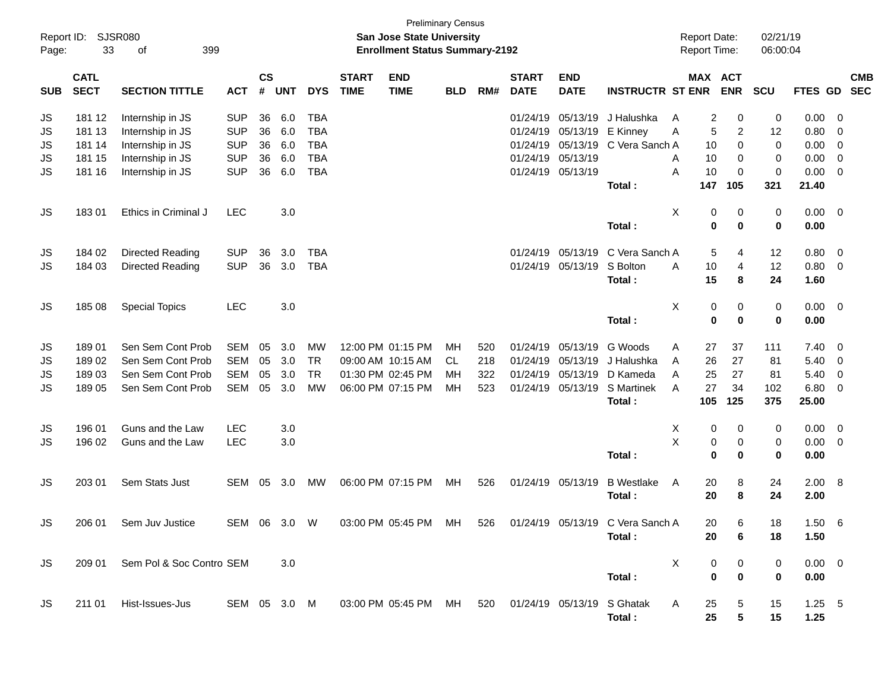Preliminary Census

**San Jose State University**

**Enrollment Status Summary-2192**

Report ID: SJSR080

Report Date: 02/21/19

Report Time: 06:00:04

| SUB | CATL SECT | SECTION TITTLE | ACT | CS # | UNT | DYS | START TIME | END TIME | BLD | RM# | START DATE | END DATE | INSTRUCTR | ST | MAX ENR | ACT ENR | SCU | FTES | GD | CMB SEC |
|---|---|---|---|---|---|---|---|---|---|---|---|---|---|---|---|---|---|---|---|---|
| JS | 181 12 | Internship in JS | SUP | 36 | 6.0 | TBA | | | | | 01/24/19 | 05/13/19 | J Halushka | A | 2 | 0 | 0 | 0.00 | 0 | |
| JS | 181 13 | Internship in JS | SUP | 36 | 6.0 | TBA | | | | | 01/24/19 | 05/13/19 | E Kinney | A | 5 | 2 | 12 | 0.80 | 0 | |
| JS | 181 14 | Internship in JS | SUP | 36 | 6.0 | TBA | | | | | 01/24/19 | 05/13/19 | C Vera Sanch | A | 10 | 0 | 0 | 0.00 | 0 | |
| JS | 181 15 | Internship in JS | SUP | 36 | 6.0 | TBA | | | | | 01/24/19 | 05/13/19 | | A | 10 | 0 | 0 | 0.00 | 0 | |
| JS | 181 16 | Internship in JS | SUP | 36 | 6.0 | TBA | | | | | 01/24/19 | 05/13/19 | | A | 10 | 0 | 0 | 0.00 | 0 | |
| | | | | | | | | | | | | | **Total :** | | **147** | **105** | **321** | **21.40** | | |
| JS | 183 01 | Ethics in Criminal J | LEC | | 3.0 | | | | | | | | | X | 0 | 0 | 0 | 0.00 | 0 | |
| | | | | | | | | | | | | | **Total :** | | **0** | **0** | **0** | **0.00** | | |
| JS | 184 02 | Directed Reading | SUP | 36 | 3.0 | TBA | | | | | 01/24/19 | 05/13/19 | C Vera Sanch | A | 5 | 4 | 12 | 0.80 | 0 | |
| JS | 184 03 | Directed Reading | SUP | 36 | 3.0 | TBA | | | | | 01/24/19 | 05/13/19 | S Bolton | A | 10 | 4 | 12 | 0.80 | 0 | |
| | | | | | | | | | | | | | **Total :** | | **15** | **8** | **24** | **1.60** | | |
| JS | 185 08 | Special Topics | LEC | | 3.0 | | | | | | | | | X | 0 | 0 | 0 | 0.00 | 0 | |
| | | | | | | | | | | | | | **Total :** | | **0** | **0** | **0** | **0.00** | | |
| JS | 189 01 | Sen Sem Cont Prob | SEM | 05 | 3.0 | MW | 12:00 PM | 01:15 PM | MH | 520 | 01/24/19 | 05/13/19 | G Woods | A | 27 | 37 | 111 | 7.40 | 0 | |
| JS | 189 02 | Sen Sem Cont Prob | SEM | 05 | 3.0 | TR | 09:00 AM | 10:15 AM | CL | 218 | 01/24/19 | 05/13/19 | J Halushka | A | 26 | 27 | 81 | 5.40 | 0 | |
| JS | 189 03 | Sen Sem Cont Prob | SEM | 05 | 3.0 | TR | 01:30 PM | 02:45 PM | MH | 322 | 01/24/19 | 05/13/19 | D Kameda | A | 25 | 27 | 81 | 5.40 | 0 | |
| JS | 189 05 | Sen Sem Cont Prob | SEM | 05 | 3.0 | MW | 06:00 PM | 07:15 PM | MH | 523 | 01/24/19 | 05/13/19 | S Martinek | A | 27 | 34 | 102 | 6.80 | 0 | |
| | | | | | | | | | | | | | **Total :** | | **105** | **125** | **375** | **25.00** | | |
| JS | 196 01 | Guns and the Law | LEC | | 3.0 | | | | | | | | | X | 0 | 0 | 0 | 0.00 | 0 | |
| JS | 196 02 | Guns and the Law | LEC | | 3.0 | | | | | | | | | X | 0 | 0 | 0 | 0.00 | 0 | |
| | | | | | | | | | | | | | **Total :** | | **0** | **0** | **0** | **0.00** | | |
| JS | 203 01 | Sem Stats Just | SEM | 05 | 3.0 | MW | 06:00 PM | 07:15 PM | MH | 526 | 01/24/19 | 05/13/19 | B Westlake | A | 20 | 8 | 24 | 2.00 | 8 | |
| | | | | | | | | | | | | | **Total :** | | **20** | **8** | **24** | **2.00** | | |
| JS | 206 01 | Sem Juv Justice | SEM | 06 | 3.0 | W | 03:00 PM | 05:45 PM | MH | 526 | 01/24/19 | 05/13/19 | C Vera Sanch | A | 20 | 6 | 18 | 1.50 | 6 | |
| | | | | | | | | | | | | | **Total :** | | **20** | **6** | **18** | **1.50** | | |
| JS | 209 01 | Sem Pol & Soc Contro | SEM | | 3.0 | | | | | | | | | X | 0 | 0 | 0 | 0.00 | 0 | |
| | | | | | | | | | | | | | **Total :** | | **0** | **0** | **0** | **0.00** | | |
| JS | 211 01 | Hist-Issues-Jus | SEM | 05 | 3.0 | M | 03:00 PM | 05:45 PM | MH | 520 | 01/24/19 | 05/13/19 | S Ghatak | A | 25 | 5 | 15 | 1.25 | 5 | |
| | | | | | | | | | | | | | **Total :** | | **25** | **5** | **15** | **1.25** | | |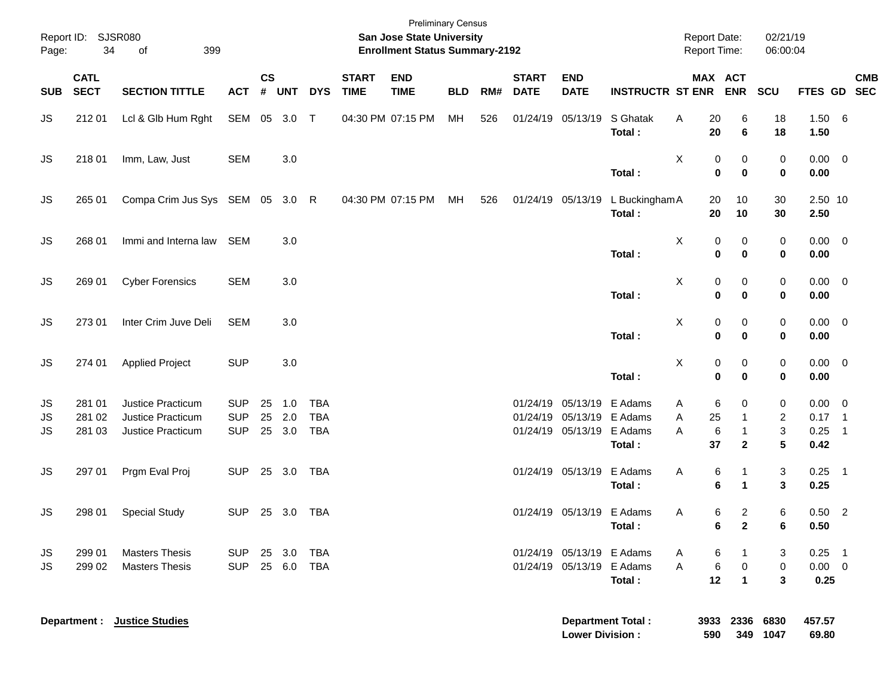Preliminary Census

**San Jose State University**

**Enrollment Status Summary-2192**

Report ID: SJSR080

Report Date: 02/21/19
Report Time: 06:00:04

| SUB | CATL SECT | SECTION TITTLE | ACT | CS # | UNT | DYS | START TIME | END TIME | BLD | RM# | START DATE | END DATE | INSTRUCTR | ST | MAX ENR | ACT ENR | SCU | FTES | GD | CMB SEC |
|---|---|---|---|---|---|---|---|---|---|---|---|---|---|---|---|---|---|---|---|---|
| JS | 212 01 | Lcl & Glb Hum Rght | SEM | 05 | 3.0 | T | 04:30 PM | 07:15 PM | MH | 526 | 01/24/19 | 05/13/19 | S Ghatak | A | 20 | 6 | 18 | 1.50 | 6 | |
| | | | | | | | | | | | | | **Total :** | | **20** | **6** | **18** | **1.50** | | |
| JS | 218 01 | Imm, Law, Just | SEM | | 3.0 | | | | | | | | | X | 0 | 0 | 0 | 0.00 | 0 | |
| | | | | | | | | | | | | | **Total :** | | **0** | **0** | **0** | **0.00** | | |
| JS | 265 01 | Compa Crim Jus Sys | SEM | 05 | 3.0 | R | 04:30 PM | 07:15 PM | MH | 526 | 01/24/19 | 05/13/19 | L Buckingham | A | 20 | 10 | 30 | 2.50 | 10 | |
| | | | | | | | | | | | | | **Total :** | | **20** | **10** | **30** | **2.50** | | |
| JS | 268 01 | Immi and Interna law | SEM | | 3.0 | | | | | | | | | X | 0 | 0 | 0 | 0.00 | 0 | |
| | | | | | | | | | | | | | **Total :** | | **0** | **0** | **0** | **0.00** | | |
| JS | 269 01 | Cyber Forensics | SEM | | 3.0 | | | | | | | | | X | 0 | 0 | 0 | 0.00 | 0 | |
| | | | | | | | | | | | | | **Total :** | | **0** | **0** | **0** | **0.00** | | |
| JS | 273 01 | Inter Crim Juve Deli | SEM | | 3.0 | | | | | | | | | X | 0 | 0 | 0 | 0.00 | 0 | |
| | | | | | | | | | | | | | **Total :** | | **0** | **0** | **0** | **0.00** | | |
| JS | 274 01 | Applied Project | SUP | | 3.0 | | | | | | | | | X | 0 | 0 | 0 | 0.00 | 0 | |
| | | | | | | | | | | | | | **Total :** | | **0** | **0** | **0** | **0.00** | | |
| JS | 281 01 | Justice Practicum | SUP | 25 | 1.0 | TBA | | | | | 01/24/19 | 05/13/19 | E Adams | A | 6 | 0 | 0 | 0.00 | 0 | |
| JS | 281 02 | Justice Practicum | SUP | 25 | 2.0 | TBA | | | | | 01/24/19 | 05/13/19 | E Adams | A | 25 | 1 | 2 | 0.17 | 1 | |
| JS | 281 03 | Justice Practicum | SUP | 25 | 3.0 | TBA | | | | | 01/24/19 | 05/13/19 | E Adams | A | 6 | 1 | 3 | 0.25 | 1 | |
| | | | | | | | | | | | | | **Total :** | | **37** | **2** | **5** | **0.42** | | |
| JS | 297 01 | Prgm Eval Proj | SUP | 25 | 3.0 | TBA | | | | | 01/24/19 | 05/13/19 | E Adams | A | 6 | 1 | 3 | 0.25 | 1 | |
| | | | | | | | | | | | | | **Total :** | | **6** | **1** | **3** | **0.25** | | |
| JS | 298 01 | Special Study | SUP | 25 | 3.0 | TBA | | | | | 01/24/19 | 05/13/19 | E Adams | A | 6 | 2 | 6 | 0.50 | 2 | |
| | | | | | | | | | | | | | **Total :** | | **6** | **2** | **6** | **0.50** | | |
| JS | 299 01 | Masters Thesis | SUP | 25 | 3.0 | TBA | | | | | 01/24/19 | 05/13/19 | E Adams | A | 6 | 1 | 3 | 0.25 | 1 | |
| JS | 299 02 | Masters Thesis | SUP | 25 | 6.0 | TBA | | | | | 01/24/19 | 05/13/19 | E Adams | A | 6 | 0 | 0 | 0.00 | 0 | |
| | | | | | | | | | | | | | **Total :** | | **12** | **1** | **3** | **0.25** | | |

**Department : Justice Studies**

| | MAX ENR | ACT ENR | SCU | FTES |
|---|---|---|---|---|
| **Department Total :** | **3933** | **2336** | **6830** | **457.57** |
| **Lower Division :** | **590** | **349** | **1047** | **69.80** |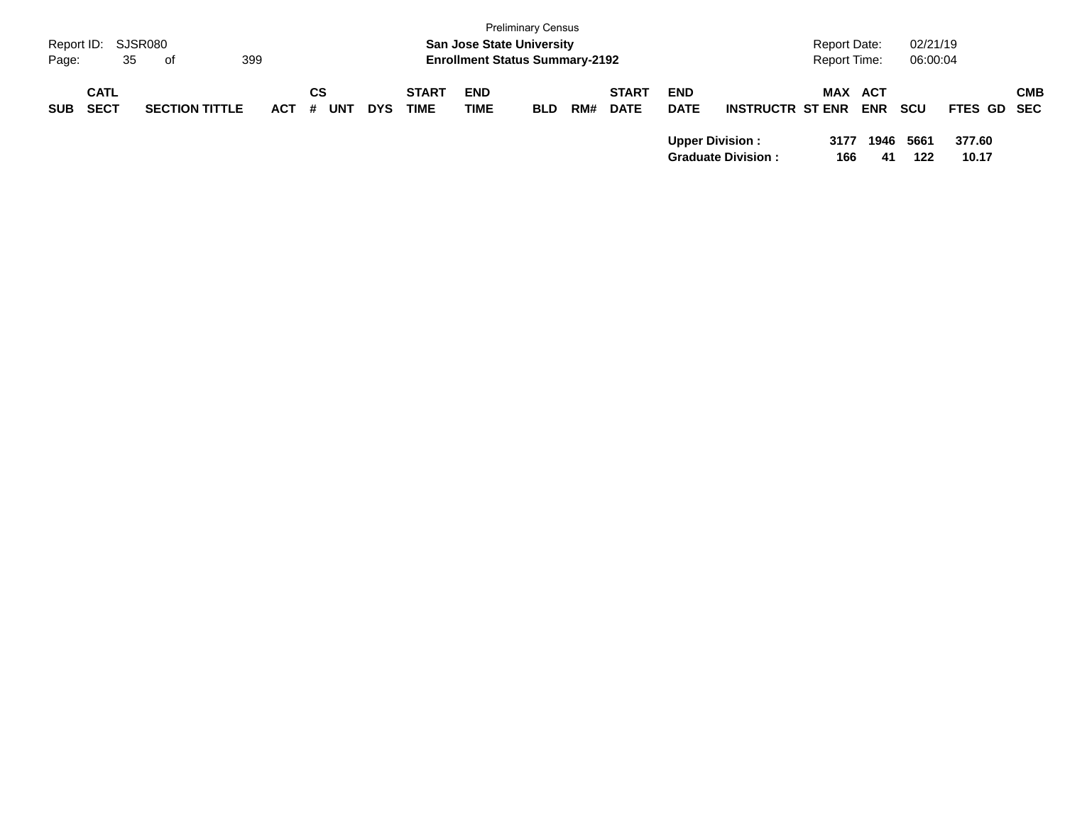| SUB | CATL SECT | SECTION TITTLE | ACT | CS # | UNT | DYS | START TIME | END TIME | BLD | RM# | START DATE | END DATE | INSTRUCTR | ST | MAX ENR | ACT ENR | SCU | FTES | GD | CMB SEC |
|---|---|---|---|---|---|---|---|---|---|---|---|---|---|---|---|---|---|---|---|---|
| | | | | | | | | | | | | **Upper Division :** | | | **3177** | **1946** | **5661** | **377.60** | | |
| | | | | | | | | | | | | **Graduate Division :** | | | **166** | **41** | **122** | **10.17** | | |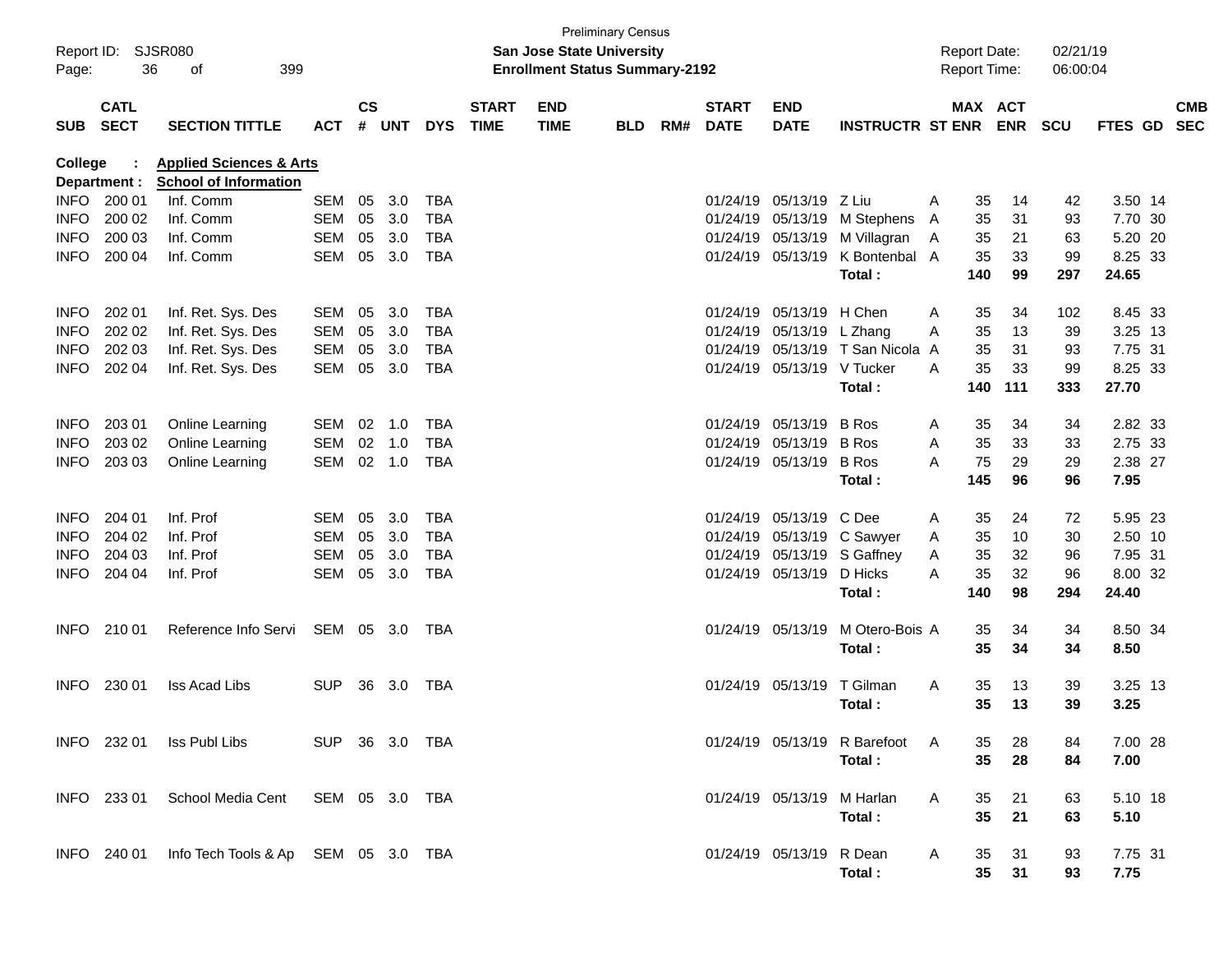Preliminary Census

**San Jose State University**
**Enrollment Status Summary-2192**

Report ID: SJSR080
Report Date: 02/21/19
Report Time: 06:00:04

| SUB | CATL SECT | SECTION TITTLE | ACT | CS # | UNT | DYS | START TIME | END TIME | BLD | RM# | START DATE | END DATE | INSTRUCTR | ST | MAX ENR | ACT ENR | SCU | FTES | GD | CMB SEC |
|---|---|---|---|---|---|---|---|---|---|---|---|---|---|---|---|---|---|---|---|---|
| College : | | **Applied Sciences & Arts** | | | | | | | | | | | | | | | | | | |
| Department : | | **School of Information** | | | | | | | | | | | | | | | | | | |
| INFO | 200 01 | Inf. Comm | SEM | 05 | 3.0 | TBA | | | | | 01/24/19 | 05/13/19 | Z Liu | A | 35 | 14 | 42 | 3.50 | 14 | |
| INFO | 200 02 | Inf. Comm | SEM | 05 | 3.0 | TBA | | | | | 01/24/19 | 05/13/19 | M Stephens | A | 35 | 31 | 93 | 7.70 | 30 | |
| INFO | 200 03 | Inf. Comm | SEM | 05 | 3.0 | TBA | | | | | 01/24/19 | 05/13/19 | M Villagran | A | 35 | 21 | 63 | 5.20 | 20 | |
| INFO | 200 04 | Inf. Comm | SEM | 05 | 3.0 | TBA | | | | | 01/24/19 | 05/13/19 | K Bontenbal | A | 35 | 33 | 99 | 8.25 | 33 | |
| | | | | | | | | | | | | | **Total :** | | **140** | **99** | **297** | **24.65** | | |
| INFO | 202 01 | Inf. Ret. Sys. Des | SEM | 05 | 3.0 | TBA | | | | | 01/24/19 | 05/13/19 | H Chen | A | 35 | 34 | 102 | 8.45 | 33 | |
| INFO | 202 02 | Inf. Ret. Sys. Des | SEM | 05 | 3.0 | TBA | | | | | 01/24/19 | 05/13/19 | L Zhang | A | 35 | 13 | 39 | 3.25 | 13 | |
| INFO | 202 03 | Inf. Ret. Sys. Des | SEM | 05 | 3.0 | TBA | | | | | 01/24/19 | 05/13/19 | T San Nicola | A | 35 | 31 | 93 | 7.75 | 31 | |
| INFO | 202 04 | Inf. Ret. Sys. Des | SEM | 05 | 3.0 | TBA | | | | | 01/24/19 | 05/13/19 | V Tucker | A | 35 | 33 | 99 | 8.25 | 33 | |
| | | | | | | | | | | | | | **Total :** | | **140** | **111** | **333** | **27.70** | | |
| INFO | 203 01 | Online Learning | SEM | 02 | 1.0 | TBA | | | | | 01/24/19 | 05/13/19 | B Ros | A | 35 | 34 | 34 | 2.82 | 33 | |
| INFO | 203 02 | Online Learning | SEM | 02 | 1.0 | TBA | | | | | 01/24/19 | 05/13/19 | B Ros | A | 35 | 33 | 33 | 2.75 | 33 | |
| INFO | 203 03 | Online Learning | SEM | 02 | 1.0 | TBA | | | | | 01/24/19 | 05/13/19 | B Ros | A | 75 | 29 | 29 | 2.38 | 27 | |
| | | | | | | | | | | | | | **Total :** | | **145** | **96** | **96** | **7.95** | | |
| INFO | 204 01 | Inf. Prof | SEM | 05 | 3.0 | TBA | | | | | 01/24/19 | 05/13/19 | C Dee | A | 35 | 24 | 72 | 5.95 | 23 | |
| INFO | 204 02 | Inf. Prof | SEM | 05 | 3.0 | TBA | | | | | 01/24/19 | 05/13/19 | C Sawyer | A | 35 | 10 | 30 | 2.50 | 10 | |
| INFO | 204 03 | Inf. Prof | SEM | 05 | 3.0 | TBA | | | | | 01/24/19 | 05/13/19 | S Gaffney | A | 35 | 32 | 96 | 7.95 | 31 | |
| INFO | 204 04 | Inf. Prof | SEM | 05 | 3.0 | TBA | | | | | 01/24/19 | 05/13/19 | D Hicks | A | 35 | 32 | 96 | 8.00 | 32 | |
| | | | | | | | | | | | | | **Total :** | | **140** | **98** | **294** | **24.40** | | |
| INFO | 210 01 | Reference Info Servi | SEM | 05 | 3.0 | TBA | | | | | 01/24/19 | 05/13/19 | M Otero-Bois | A | 35 | 34 | 34 | 8.50 | 34 | |
| | | | | | | | | | | | | | **Total :** | | **35** | **34** | **34** | **8.50** | | |
| INFO | 230 01 | Iss Acad Libs | SUP | 36 | 3.0 | TBA | | | | | 01/24/19 | 05/13/19 | T Gilman | A | 35 | 13 | 39 | 3.25 | 13 | |
| | | | | | | | | | | | | | **Total :** | | **35** | **13** | **39** | **3.25** | | |
| INFO | 232 01 | Iss Publ Libs | SUP | 36 | 3.0 | TBA | | | | | 01/24/19 | 05/13/19 | R Barefoot | A | 35 | 28 | 84 | 7.00 | 28 | |
| | | | | | | | | | | | | | **Total :** | | **35** | **28** | **84** | **7.00** | | |
| INFO | 233 01 | School Media Cent | SEM | 05 | 3.0 | TBA | | | | | 01/24/19 | 05/13/19 | M Harlan | A | 35 | 21 | 63 | 5.10 | 18 | |
| | | | | | | | | | | | | | **Total :** | | **35** | **21** | **63** | **5.10** | | |
| INFO | 240 01 | Info Tech Tools & Ap | SEM | 05 | 3.0 | TBA | | | | | 01/24/19 | 05/13/19 | R Dean | A | 35 | 31 | 93 | 7.75 | 31 | |
| | | | | | | | | | | | | | **Total :** | | **35** | **31** | **93** | **7.75** | | |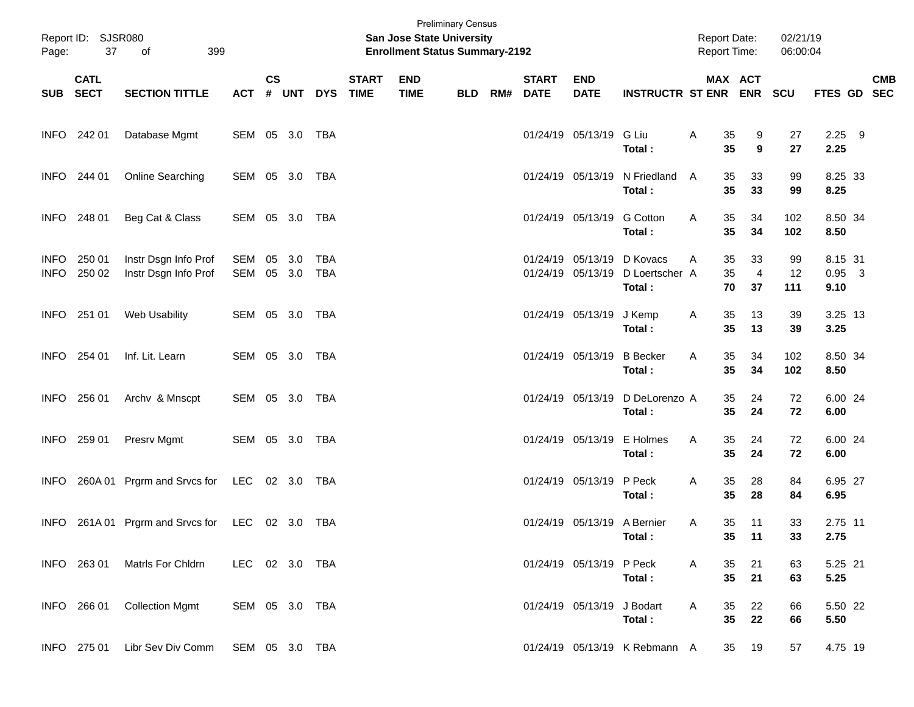Preliminary Census
**San Jose State University**
**Enrollment Status Summary-2192**

Report ID: SJSR080
Report Date: 02/21/19
Report Time: 06:00:04

| SUB | CATL SECT | SECTION TITTLE | ACT | CS # | UNT | DYS | START TIME | END TIME | BLD | RM# | START DATE | END DATE | INSTRUCTR | ST | MAX ENR | ACT ENR | SCU | FTES | GD | CMB SEC |
|---|---|---|---|---|---|---|---|---|---|---|---|---|---|---|---|---|---|---|---|---|
| INFO | 242 01 | Database Mgmt | SEM | 05 | 3.0 | TBA | | | | | 01/24/19 | 05/13/19 | G Liu | A | 35 | 9 | 27 | 2.25 | 9 | |
| | | | | | | | | | | | | | **Total :** | | **35** | **9** | **27** | **2.25** | | |
| INFO | 244 01 | Online Searching | SEM | 05 | 3.0 | TBA | | | | | 01/24/19 | 05/13/19 | N Friedland | A | 35 | 33 | 99 | 8.25 | 33 | |
| | | | | | | | | | | | | | **Total :** | | **35** | **33** | **99** | **8.25** | | |
| INFO | 248 01 | Beg Cat & Class | SEM | 05 | 3.0 | TBA | | | | | 01/24/19 | 05/13/19 | G Cotton | A | 35 | 34 | 102 | 8.50 | 34 | |
| | | | | | | | | | | | | | **Total :** | | **35** | **34** | **102** | **8.50** | | |
| INFO | 250 01 | Instr Dsgn Info Prof | SEM | 05 | 3.0 | TBA | | | | | 01/24/19 | 05/13/19 | D Kovacs | A | 35 | 33 | 99 | 8.15 | 31 | |
| INFO | 250 02 | Instr Dsgn Info Prof | SEM | 05 | 3.0 | TBA | | | | | 01/24/19 | 05/13/19 | D Loertscher | A | 35 | 4 | 12 | 0.95 | 3 | |
| | | | | | | | | | | | | | **Total :** | | **70** | **37** | **111** | **9.10** | | |
| INFO | 251 01 | Web Usability | SEM | 05 | 3.0 | TBA | | | | | 01/24/19 | 05/13/19 | J Kemp | A | 35 | 13 | 39 | 3.25 | 13 | |
| | | | | | | | | | | | | | **Total :** | | **35** | **13** | **39** | **3.25** | | |
| INFO | 254 01 | Inf. Lit. Learn | SEM | 05 | 3.0 | TBA | | | | | 01/24/19 | 05/13/19 | B Becker | A | 35 | 34 | 102 | 8.50 | 34 | |
| | | | | | | | | | | | | | **Total :** | | **35** | **34** | **102** | **8.50** | | |
| INFO | 256 01 | Archv & Mnscpt | SEM | 05 | 3.0 | TBA | | | | | 01/24/19 | 05/13/19 | D DeLorenzo | A | 35 | 24 | 72 | 6.00 | 24 | |
| | | | | | | | | | | | | | **Total :** | | **35** | **24** | **72** | **6.00** | | |
| INFO | 259 01 | Presrv Mgmt | SEM | 05 | 3.0 | TBA | | | | | 01/24/19 | 05/13/19 | E Holmes | A | 35 | 24 | 72 | 6.00 | 24 | |
| | | | | | | | | | | | | | **Total :** | | **35** | **24** | **72** | **6.00** | | |
| INFO | 260A 01 | Prgrm and Srvcs for | LEC | 02 | 3.0 | TBA | | | | | 01/24/19 | 05/13/19 | P Peck | A | 35 | 28 | 84 | 6.95 | 27 | |
| | | | | | | | | | | | | | **Total :** | | **35** | **28** | **84** | **6.95** | | |
| INFO | 261A 01 | Prgrm and Srvcs for | LEC | 02 | 3.0 | TBA | | | | | 01/24/19 | 05/13/19 | A Bernier | A | 35 | 11 | 33 | 2.75 | 11 | |
| | | | | | | | | | | | | | **Total :** | | **35** | **11** | **33** | **2.75** | | |
| INFO | 263 01 | Matrls For Chldrn | LEC | 02 | 3.0 | TBA | | | | | 01/24/19 | 05/13/19 | P Peck | A | 35 | 21 | 63 | 5.25 | 21 | |
| | | | | | | | | | | | | | **Total :** | | **35** | **21** | **63** | **5.25** | | |
| INFO | 266 01 | Collection Mgmt | SEM | 05 | 3.0 | TBA | | | | | 01/24/19 | 05/13/19 | J Bodart | A | 35 | 22 | 66 | 5.50 | 22 | |
| | | | | | | | | | | | | | **Total :** | | **35** | **22** | **66** | **5.50** | | |
| INFO | 275 01 | Libr Sev Div Comm | SEM | 05 | 3.0 | TBA | | | | | 01/24/19 | 05/13/19 | K Rebmann | A | 35 | 19 | 57 | 4.75 | 19 | |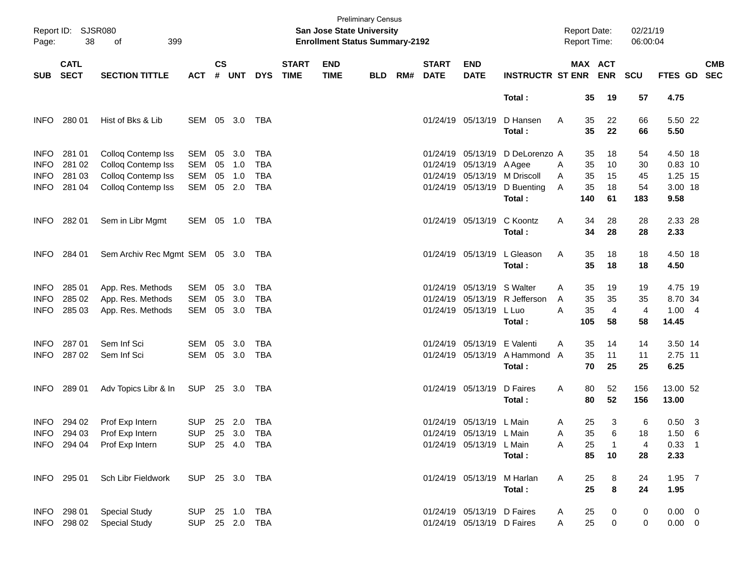Preliminary Census

**San Jose State University**

**Enrollment Status Summary-2192**

Report ID: SJSR080

Report Date: 02/21/19

Report Time: 06:00:04

| SUB | CATL SECT | SECTION TITTLE | ACT | CS # | UNT | DYS | START TIME | END TIME | BLD | RM# | START DATE | END DATE | INSTRUCTR | ST | MAX ENR | ACT ENR | SCU | FTES | GD | CMB SEC |
|---|---|---|---|---|---|---|---|---|---|---|---|---|---|---|---|---|---|---|---|---|
| | | | | | | | | | | | | | **Total :** | | **35** | **19** | **57** | **4.75** | | |
| INFO | 280 01 | Hist of Bks & Lib | SEM | 05 | 3.0 | TBA | | | | | 01/24/19 | 05/13/19 | D Hansen | A | 35 | 22 | 66 | 5.50 | 22 | |
| | | | | | | | | | | | | | **Total :** | | **35** | **22** | **66** | **5.50** | | |
| INFO | 281 01 | Colloq Contemp Iss | SEM | 05 | 3.0 | TBA | | | | | 01/24/19 | 05/13/19 | D DeLorenzo | A | 35 | 18 | 54 | 4.50 | 18 | |
| INFO | 281 02 | Colloq Contemp Iss | SEM | 05 | 1.0 | TBA | | | | | 01/24/19 | 05/13/19 | A Agee | A | 35 | 10 | 30 | 0.83 | 10 | |
| INFO | 281 03 | Colloq Contemp Iss | SEM | 05 | 1.0 | TBA | | | | | 01/24/19 | 05/13/19 | M Driscoll | A | 35 | 15 | 45 | 1.25 | 15 | |
| INFO | 281 04 | Colloq Contemp Iss | SEM | 05 | 2.0 | TBA | | | | | 01/24/19 | 05/13/19 | D Buenting | A | 35 | 18 | 54 | 3.00 | 18 | |
| | | | | | | | | | | | | | **Total :** | | **140** | **61** | **183** | **9.58** | | |
| INFO | 282 01 | Sem in Libr Mgmt | SEM | 05 | 1.0 | TBA | | | | | 01/24/19 | 05/13/19 | C Koontz | A | 34 | 28 | 28 | 2.33 | 28 | |
| | | | | | | | | | | | | | **Total :** | | **34** | **28** | **28** | **2.33** | | |
| INFO | 284 01 | Sem Archiv Rec Mgmt | SEM | 05 | 3.0 | TBA | | | | | 01/24/19 | 05/13/19 | L Gleason | A | 35 | 18 | 18 | 4.50 | 18 | |
| | | | | | | | | | | | | | **Total :** | | **35** | **18** | **18** | **4.50** | | |
| INFO | 285 01 | App. Res. Methods | SEM | 05 | 3.0 | TBA | | | | | 01/24/19 | 05/13/19 | S Walter | A | 35 | 19 | 19 | 4.75 | 19 | |
| INFO | 285 02 | App. Res. Methods | SEM | 05 | 3.0 | TBA | | | | | 01/24/19 | 05/13/19 | R Jefferson | A | 35 | 35 | 35 | 8.70 | 34 | |
| INFO | 285 03 | App. Res. Methods | SEM | 05 | 3.0 | TBA | | | | | 01/24/19 | 05/13/19 | L Luo | A | 35 | 4 | 4 | 1.00 | 4 | |
| | | | | | | | | | | | | | **Total :** | | **105** | **58** | **58** | **14.45** | | |
| INFO | 287 01 | Sem Inf Sci | SEM | 05 | 3.0 | TBA | | | | | 01/24/19 | 05/13/19 | E Valenti | A | 35 | 14 | 14 | 3.50 | 14 | |
| INFO | 287 02 | Sem Inf Sci | SEM | 05 | 3.0 | TBA | | | | | 01/24/19 | 05/13/19 | A Hammond | A | 35 | 11 | 11 | 2.75 | 11 | |
| | | | | | | | | | | | | | **Total :** | | **70** | **25** | **25** | **6.25** | | |
| INFO | 289 01 | Adv Topics Libr & In | SUP | 25 | 3.0 | TBA | | | | | 01/24/19 | 05/13/19 | D Faires | A | 80 | 52 | 156 | 13.00 | 52 | |
| | | | | | | | | | | | | | **Total :** | | **80** | **52** | **156** | **13.00** | | |
| INFO | 294 02 | Prof Exp Intern | SUP | 25 | 2.0 | TBA | | | | | 01/24/19 | 05/13/19 | L Main | A | 25 | 3 | 6 | 0.50 | 3 | |
| INFO | 294 03 | Prof Exp Intern | SUP | 25 | 3.0 | TBA | | | | | 01/24/19 | 05/13/19 | L Main | A | 35 | 6 | 18 | 1.50 | 6 | |
| INFO | 294 04 | Prof Exp Intern | SUP | 25 | 4.0 | TBA | | | | | 01/24/19 | 05/13/19 | L Main | A | 25 | 1 | 4 | 0.33 | 1 | |
| | | | | | | | | | | | | | **Total :** | | **85** | **10** | **28** | **2.33** | | |
| INFO | 295 01 | Sch Libr Fieldwork | SUP | 25 | 3.0 | TBA | | | | | 01/24/19 | 05/13/19 | M Harlan | A | 25 | 8 | 24 | 1.95 | 7 | |
| | | | | | | | | | | | | | **Total :** | | **25** | **8** | **24** | **1.95** | | |
| INFO | 298 01 | Special Study | SUP | 25 | 1.0 | TBA | | | | | 01/24/19 | 05/13/19 | D Faires | A | 25 | 0 | 0 | 0.00 | 0 | |
| INFO | 298 02 | Special Study | SUP | 25 | 2.0 | TBA | | | | | 01/24/19 | 05/13/19 | D Faires | A | 25 | 0 | 0 | 0.00 | 0 | |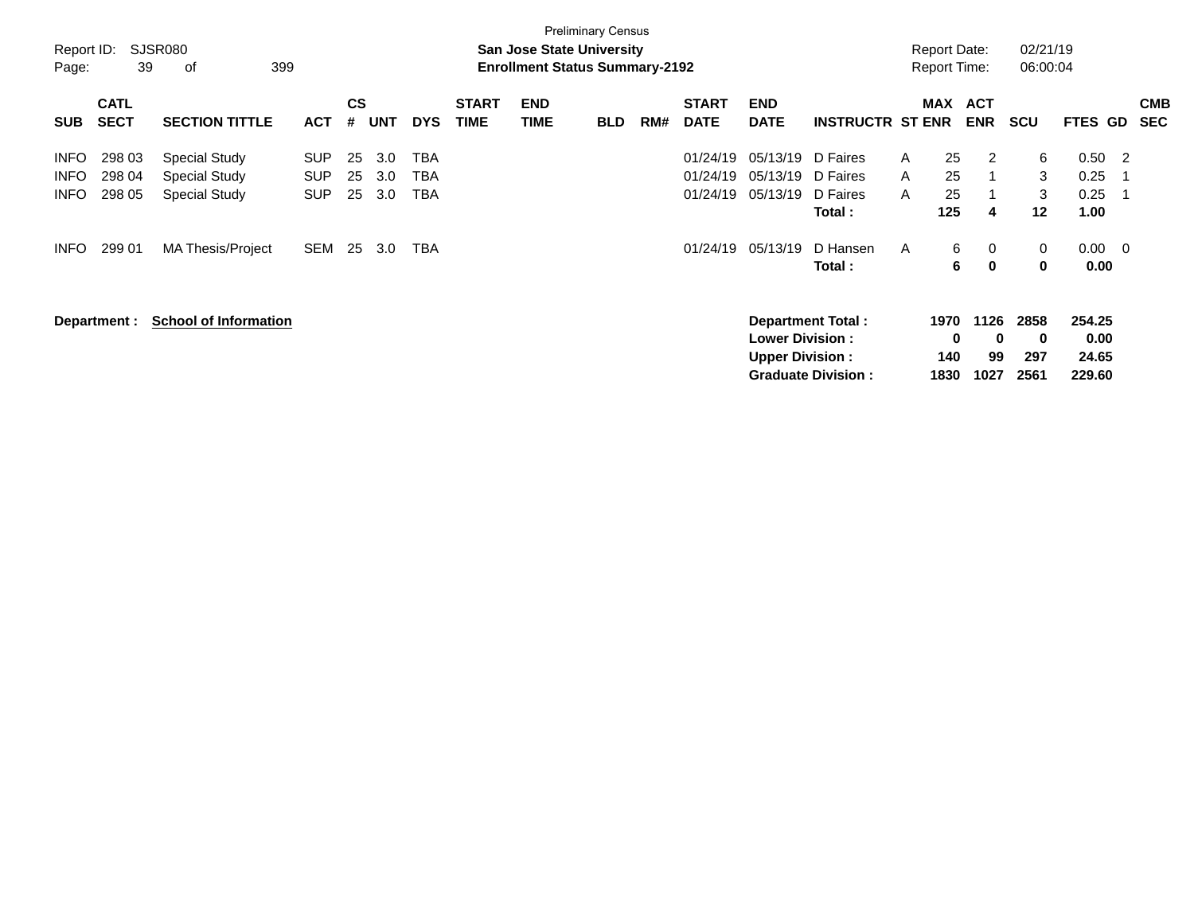Preliminary Census

**San Jose State University**
**Enrollment Status Summary-2192**

Report ID: SJSR080
Report Date: 02/21/19
Report Time: 06:00:04

| SUB | CATL SECT | SECTION TITTLE | ACT | CS # | UNT | DYS | START TIME | END TIME | BLD | RM# | START DATE | END DATE | INSTRUCTR | ST | MAX ENR | ACT ENR | SCU | FTES | GD | CMB SEC |
|---|---|---|---|---|---|---|---|---|---|---|---|---|---|---|---|---|---|---|---|---|
| INFO | 298 03 | Special Study | SUP | 25 | 3.0 | TBA | | | | | 01/24/19 | 05/13/19 | D Faires | A | 25 | 2 | 6 | 0.50 | 2 | |
| INFO | 298 04 | Special Study | SUP | 25 | 3.0 | TBA | | | | | 01/24/19 | 05/13/19 | D Faires | A | 25 | 1 | 3 | 0.25 | 1 | |
| INFO | 298 05 | Special Study | SUP | 25 | 3.0 | TBA | | | | | 01/24/19 | 05/13/19 | D Faires | A | 25 | 1 | 3 | 0.25 | 1 | |
| | | | | | | | | | | | | | **Total :** | | **125** | **4** | **12** | **1.00** | | |
| INFO | 299 01 | MA Thesis/Project | SEM | 25 | 3.0 | TBA | | | | | 01/24/19 | 05/13/19 | D Hansen | A | 6 | 0 | 0 | 0.00 | 0 | |
| | | | | | | | | | | | | | **Total :** | | **6** | **0** | **0** | **0.00** | | |

**Department :** **School of Information**

| | MAX ENR | ACT ENR | SCU | FTES |
|---|---|---|---|---|
| **Department Total :** | **1970** | **1126** | **2858** | **254.25** |
| **Lower Division :** | **0** | **0** | **0** | **0.00** |
| **Upper Division :** | **140** | **99** | **297** | **24.65** |
| **Graduate Division :** | **1830** | **1027** | **2561** | **229.60** |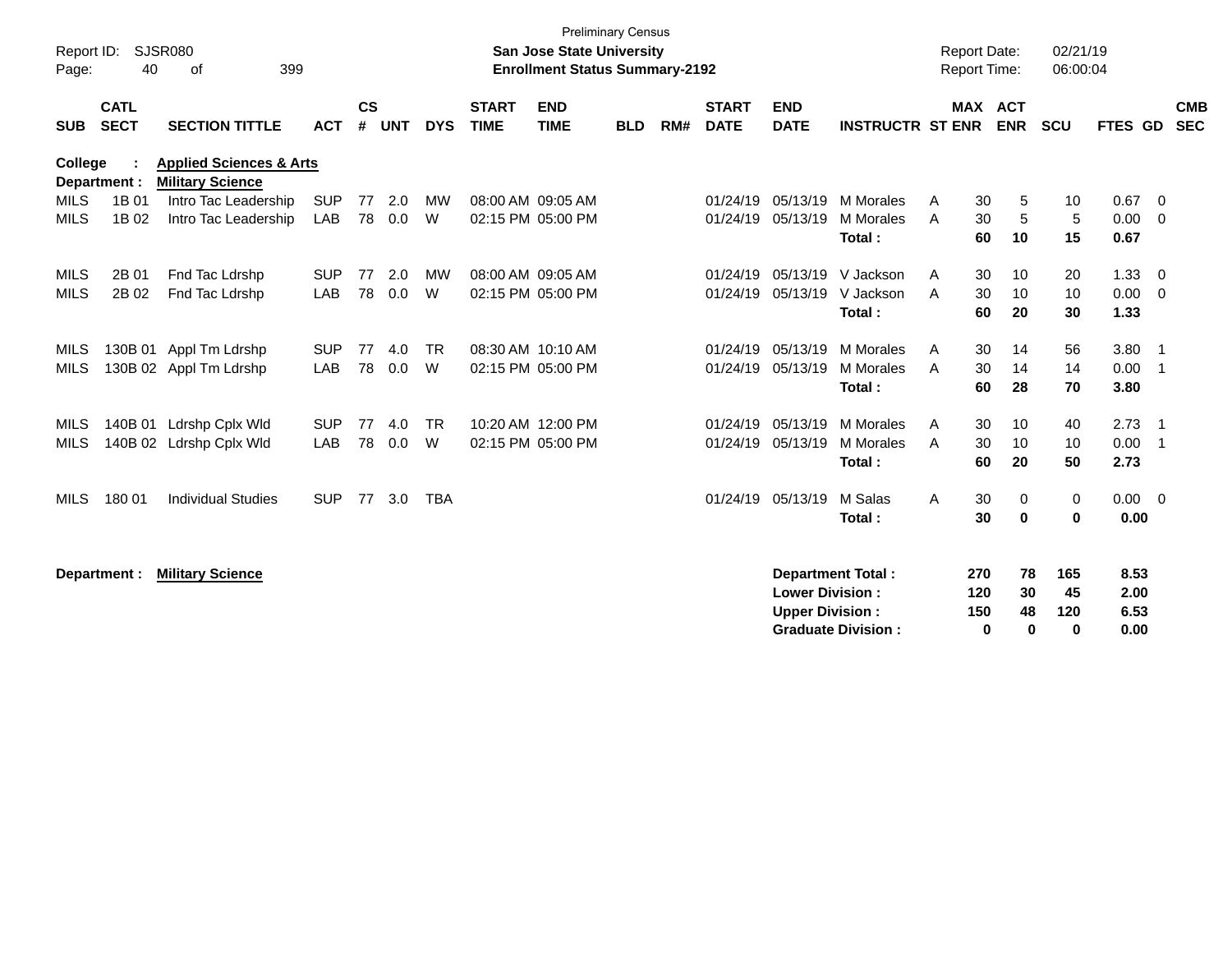Preliminary Census

**San Jose State University**
**Enrollment Status Summary-2192**

Report ID: SJSR080
Report Date: 02/21/19
Report Time: 06:00:04

| SUB | CATL SECT | SECTION TITTLE | ACT | CS # | UNT | DYS | START TIME | END TIME | BLD | RM# | START DATE | END DATE | INSTRUCTR | ST | MAX ENR | ACT ENR | SCU | FTES | GD | CMB SEC |
|---|---|---|---|---|---|---|---|---|---|---|---|---|---|---|---|---|---|---|---|---|
| **College :** | | **Applied Sciences & Arts** | | | | | | | | | | | | | | | | | | |
| **Department :** | | **Military Science** | | | | | | | | | | | | | | | | | | |
| MILS | 1B 01 | Intro Tac Leadership | SUP | 77 | 2.0 | MW | 08:00 AM | 09:05 AM | | | 01/24/19 | 05/13/19 | M Morales | A | 30 | 5 | 10 | 0.67 | 0 | |
| MILS | 1B 02 | Intro Tac Leadership | LAB | 78 | 0.0 | W | 02:15 PM | 05:00 PM | | | 01/24/19 | 05/13/19 | M Morales | A | 30 | 5 | 5 | 0.00 | 0 | |
| | | | | | | | | | | | | | **Total :** | | **60** | **10** | **15** | **0.67** | | |
| MILS | 2B 01 | Fnd Tac Ldrshp | SUP | 77 | 2.0 | MW | 08:00 AM | 09:05 AM | | | 01/24/19 | 05/13/19 | V Jackson | A | 30 | 10 | 20 | 1.33 | 0 | |
| MILS | 2B 02 | Fnd Tac Ldrshp | LAB | 78 | 0.0 | W | 02:15 PM | 05:00 PM | | | 01/24/19 | 05/13/19 | V Jackson | A | 30 | 10 | 10 | 0.00 | 0 | |
| | | | | | | | | | | | | | **Total :** | | **60** | **20** | **30** | **1.33** | | |
| MILS | 130B 01 | Appl Tm Ldrshp | SUP | 77 | 4.0 | TR | 08:30 AM | 10:10 AM | | | 01/24/19 | 05/13/19 | M Morales | A | 30 | 14 | 56 | 3.80 | 1 | |
| MILS | 130B 02 | Appl Tm Ldrshp | LAB | 78 | 0.0 | W | 02:15 PM | 05:00 PM | | | 01/24/19 | 05/13/19 | M Morales | A | 30 | 14 | 14 | 0.00 | 1 | |
| | | | | | | | | | | | | | **Total :** | | **60** | **28** | **70** | **3.80** | | |
| MILS | 140B 01 | Ldrshp Cplx Wld | SUP | 77 | 4.0 | TR | 10:20 AM | 12:00 PM | | | 01/24/19 | 05/13/19 | M Morales | A | 30 | 10 | 40 | 2.73 | 1 | |
| MILS | 140B 02 | Ldrshp Cplx Wld | LAB | 78 | 0.0 | W | 02:15 PM | 05:00 PM | | | 01/24/19 | 05/13/19 | M Morales | A | 30 | 10 | 10 | 0.00 | 1 | |
| | | | | | | | | | | | | | **Total :** | | **60** | **20** | **50** | **2.73** | | |
| MILS | 180 01 | Individual Studies | SUP | 77 | 3.0 | TBA | | | | | 01/24/19 | 05/13/19 | M Salas | A | 30 | 0 | 0 | 0.00 | 0 | |
| | | | | | | | | | | | | | **Total :** | | **30** | **0** | **0** | **0.00** | | |

**Department :** **Military Science**

| | MAX ENR | ACT ENR | SCU | FTES |
|---|---|---|---|---|
| **Department Total :** | **270** | **78** | **165** | **8.53** |
| **Lower Division :** | **120** | **30** | **45** | **2.00** |
| **Upper Division :** | **150** | **48** | **120** | **6.53** |
| **Graduate Division :** | **0** | **0** | **0** | **0.00** |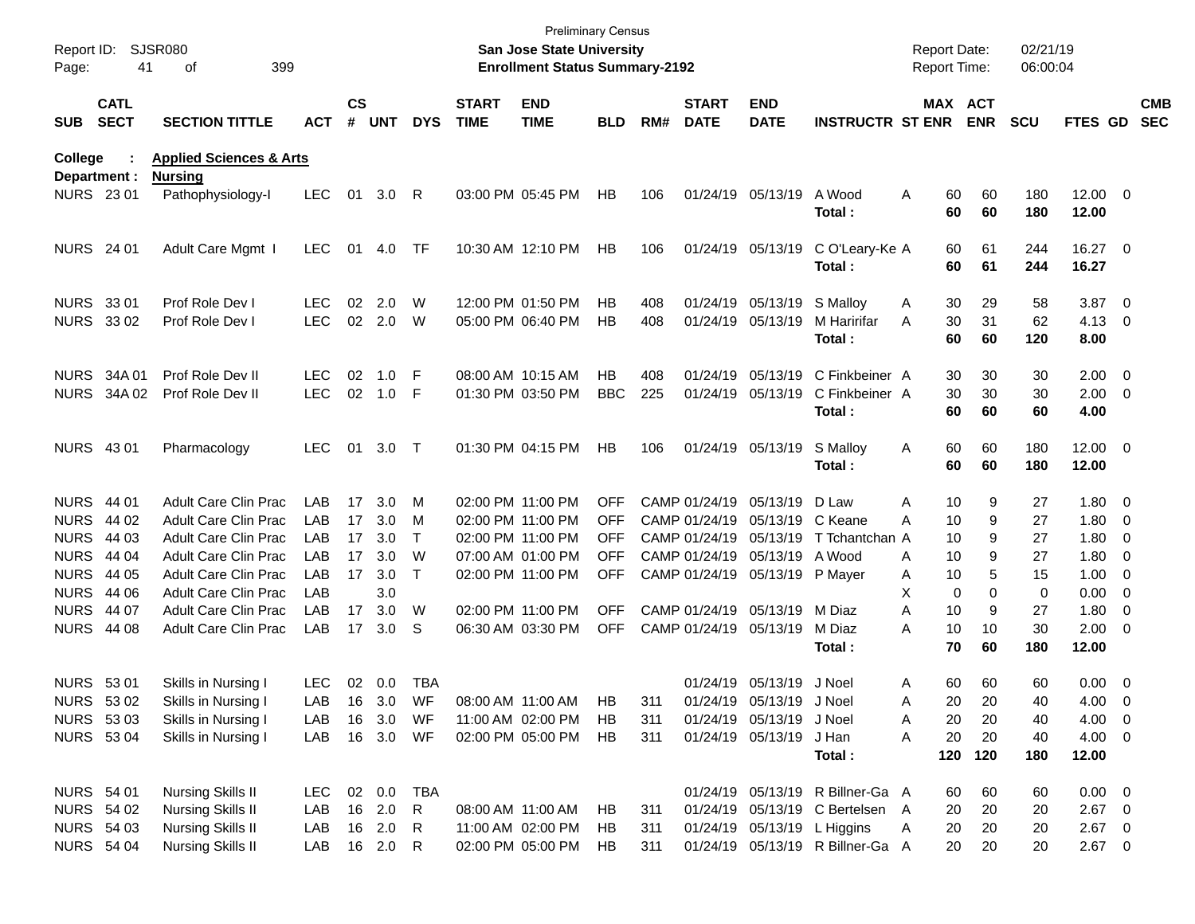Preliminary Census

Report ID: SJSR080

**San Jose State University**

**Enrollment Status Summary-2192**

Report Date: 02/21/19

Report Time: 06:00:04

**College : Applied Sciences & Arts**

**Department : Nursing**

| SUB | CATL SECT | SECTION TITTLE | ACT | CS # | UNT | DYS | START TIME | END TIME | BLD | RM# | START DATE | END DATE | INSTRUCTR | ST | MAX ENR | ACT ENR | SCU | FTES | GD | CMB SEC |
|---|---|---|---|---|---|---|---|---|---|---|---|---|---|---|---|---|---|---|---|---|
| NURS | 23 01 | Pathophysiology-I | LEC | 01 | 3.0 | R | 03:00 PM | 05:45 PM | HB | 106 | 01/24/19 | 05/13/19 | A Wood | A | 60 | 60 | 180 | 12.00 | 0 | |
| | | | | | | | | | | | | | **Total :** | | **60** | **60** | **180** | **12.00** | | |
| NURS | 24 01 | Adult Care Mgmt I | LEC | 01 | 4.0 | TF | 10:30 AM | 12:10 PM | HB | 106 | 01/24/19 | 05/13/19 | C O'Leary-Ke | A | 60 | 61 | 244 | 16.27 | 0 | |
| | | | | | | | | | | | | | **Total :** | | **60** | **61** | **244** | **16.27** | | |
| NURS | 33 01 | Prof Role Dev I | LEC | 02 | 2.0 | W | 12:00 PM | 01:50 PM | HB | 408 | 01/24/19 | 05/13/19 | S Malloy | A | 30 | 29 | 58 | 3.87 | 0 | |
| NURS | 33 02 | Prof Role Dev I | LEC | 02 | 2.0 | W | 05:00 PM | 06:40 PM | HB | 408 | 01/24/19 | 05/13/19 | M Haririfar | A | 30 | 31 | 62 | 4.13 | 0 | |
| | | | | | | | | | | | | | **Total :** | | **60** | **60** | **120** | **8.00** | | |
| NURS | 34A 01 | Prof Role Dev II | LEC | 02 | 1.0 | F | 08:00 AM | 10:15 AM | HB | 408 | 01/24/19 | 05/13/19 | C Finkbeiner | A | 30 | 30 | 30 | 2.00 | 0 | |
| NURS | 34A 02 | Prof Role Dev II | LEC | 02 | 1.0 | F | 01:30 PM | 03:50 PM | BBC | 225 | 01/24/19 | 05/13/19 | C Finkbeiner | A | 30 | 30 | 30 | 2.00 | 0 | |
| | | | | | | | | | | | | | **Total :** | | **60** | **60** | **60** | **4.00** | | |
| NURS | 43 01 | Pharmacology | LEC | 01 | 3.0 | T | 01:30 PM | 04:15 PM | HB | 106 | 01/24/19 | 05/13/19 | S Malloy | A | 60 | 60 | 180 | 12.00 | 0 | |
| | | | | | | | | | | | | | **Total :** | | **60** | **60** | **180** | **12.00** | | |
| NURS | 44 01 | Adult Care Clin Prac | LAB | 17 | 3.0 | M | 02:00 PM | 11:00 PM | OFF | CAMP | 01/24/19 | 05/13/19 | D Law | A | 10 | 9 | 27 | 1.80 | 0 | |
| NURS | 44 02 | Adult Care Clin Prac | LAB | 17 | 3.0 | M | 02:00 PM | 11:00 PM | OFF | CAMP | 01/24/19 | 05/13/19 | C Keane | A | 10 | 9 | 27 | 1.80 | 0 | |
| NURS | 44 03 | Adult Care Clin Prac | LAB | 17 | 3.0 | T | 02:00 PM | 11:00 PM | OFF | CAMP | 01/24/19 | 05/13/19 | T Tchantchan | A | 10 | 9 | 27 | 1.80 | 0 | |
| NURS | 44 04 | Adult Care Clin Prac | LAB | 17 | 3.0 | W | 07:00 AM | 01:00 PM | OFF | CAMP | 01/24/19 | 05/13/19 | A Wood | A | 10 | 9 | 27 | 1.80 | 0 | |
| NURS | 44 05 | Adult Care Clin Prac | LAB | 17 | 3.0 | T | 02:00 PM | 11:00 PM | OFF | CAMP | 01/24/19 | 05/13/19 | P Mayer | A | 10 | 5 | 15 | 1.00 | 0 | |
| NURS | 44 06 | Adult Care Clin Prac | LAB | | 3.0 | | | | | | | | | X | 0 | 0 | 0 | 0.00 | 0 | |
| NURS | 44 07 | Adult Care Clin Prac | LAB | 17 | 3.0 | W | 02:00 PM | 11:00 PM | OFF | CAMP | 01/24/19 | 05/13/19 | M Diaz | A | 10 | 9 | 27 | 1.80 | 0 | |
| NURS | 44 08 | Adult Care Clin Prac | LAB | 17 | 3.0 | S | 06:30 AM | 03:30 PM | OFF | CAMP | 01/24/19 | 05/13/19 | M Diaz | A | 10 | 10 | 30 | 2.00 | 0 | |
| | | | | | | | | | | | | | **Total :** | | **70** | **60** | **180** | **12.00** | | |
| NURS | 53 01 | Skills in Nursing I | LEC | 02 | 0.0 | TBA | | | | | 01/24/19 | 05/13/19 | J Noel | A | 60 | 60 | 60 | 0.00 | 0 | |
| NURS | 53 02 | Skills in Nursing I | LAB | 16 | 3.0 | WF | 08:00 AM | 11:00 AM | HB | 311 | 01/24/19 | 05/13/19 | J Noel | A | 20 | 20 | 40 | 4.00 | 0 | |
| NURS | 53 03 | Skills in Nursing I | LAB | 16 | 3.0 | WF | 11:00 AM | 02:00 PM | HB | 311 | 01/24/19 | 05/13/19 | J Noel | A | 20 | 20 | 40 | 4.00 | 0 | |
| NURS | 53 04 | Skills in Nursing I | LAB | 16 | 3.0 | WF | 02:00 PM | 05:00 PM | HB | 311 | 01/24/19 | 05/13/19 | J Han | A | 20 | 20 | 40 | 4.00 | 0 | |
| | | | | | | | | | | | | | **Total :** | | **120** | **120** | **180** | **12.00** | | |
| NURS | 54 01 | Nursing Skills II | LEC | 02 | 0.0 | TBA | | | | | 01/24/19 | 05/13/19 | R Billner-Ga | A | 60 | 60 | 60 | 0.00 | 0 | |
| NURS | 54 02 | Nursing Skills II | LAB | 16 | 2.0 | R | 08:00 AM | 11:00 AM | HB | 311 | 01/24/19 | 05/13/19 | C Bertelsen | A | 20 | 20 | 20 | 2.67 | 0 | |
| NURS | 54 03 | Nursing Skills II | LAB | 16 | 2.0 | R | 11:00 AM | 02:00 PM | HB | 311 | 01/24/19 | 05/13/19 | L Higgins | A | 20 | 20 | 20 | 2.67 | 0 | |
| NURS | 54 04 | Nursing Skills II | LAB | 16 | 2.0 | R | 02:00 PM | 05:00 PM | HB | 311 | 01/24/19 | 05/13/19 | R Billner-Ga | A | 20 | 20 | 20 | 2.67 | 0 | |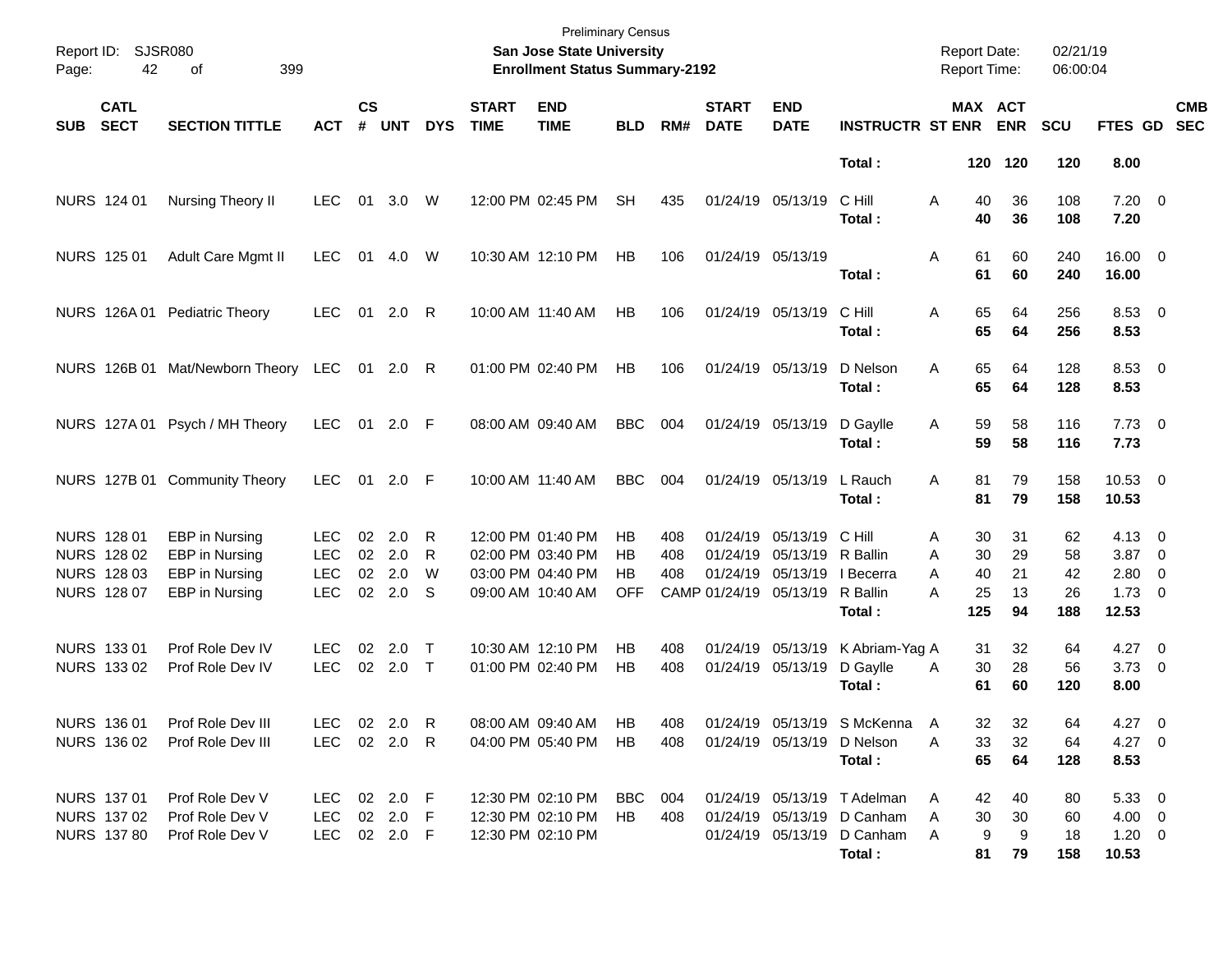Preliminary Census
**San Jose State University**
**Enrollment Status Summary-2192**

Report ID: SJSR080
Report Date: 02/21/19
Report Time: 06:00:04

| SUB | CATL SECT | SECTION TITTLE | ACT | CS # | UNT | DYS | START TIME | END TIME | BLD | RM# | START DATE | END DATE | INSTRUCTR | ST | MAX ENR | ACT ENR | SCU | FTES | GD | CMB SEC |
|---|---|---|---|---|---|---|---|---|---|---|---|---|---|---|---|---|---|---|---|---|
| | | | | | | | | | | | | | **Total :** | | **120** | **120** | **120** | **8.00** | | |
| NURS | 124 01 | Nursing Theory II | LEC | 01 | 3.0 | W | 12:00 PM | 02:45 PM | SH | 435 | 01/24/19 | 05/13/19 | C Hill | A | 40 | 36 | 108 | 7.20 | 0 | |
| | | | | | | | | | | | | | **Total :** | | **40** | **36** | **108** | **7.20** | | |
| NURS | 125 01 | Adult Care Mgmt II | LEC | 01 | 4.0 | W | 10:30 AM | 12:10 PM | HB | 106 | 01/24/19 | 05/13/19 | | A | 61 | 60 | 240 | 16.00 | 0 | |
| | | | | | | | | | | | | | **Total :** | | **61** | **60** | **240** | **16.00** | | |
| NURS | 126A 01 | Pediatric Theory | LEC | 01 | 2.0 | R | 10:00 AM | 11:40 AM | HB | 106 | 01/24/19 | 05/13/19 | C Hill | A | 65 | 64 | 256 | 8.53 | 0 | |
| | | | | | | | | | | | | | **Total :** | | **65** | **64** | **256** | **8.53** | | |
| NURS | 126B 01 | Mat/Newborn Theory | LEC | 01 | 2.0 | R | 01:00 PM | 02:40 PM | HB | 106 | 01/24/19 | 05/13/19 | D Nelson | A | 65 | 64 | 128 | 8.53 | 0 | |
| | | | | | | | | | | | | | **Total :** | | **65** | **64** | **128** | **8.53** | | |
| NURS | 127A 01 | Psych / MH Theory | LEC | 01 | 2.0 | F | 08:00 AM | 09:40 AM | BBC | 004 | 01/24/19 | 05/13/19 | D Gaylle | A | 59 | 58 | 116 | 7.73 | 0 | |
| | | | | | | | | | | | | | **Total :** | | **59** | **58** | **116** | **7.73** | | |
| NURS | 127B 01 | Community Theory | LEC | 01 | 2.0 | F | 10:00 AM | 11:40 AM | BBC | 004 | 01/24/19 | 05/13/19 | L Rauch | A | 81 | 79 | 158 | 10.53 | 0 | |
| | | | | | | | | | | | | | **Total :** | | **81** | **79** | **158** | **10.53** | | |
| NURS | 128 01 | EBP in Nursing | LEC | 02 | 2.0 | R | 12:00 PM | 01:40 PM | HB | 408 | 01/24/19 | 05/13/19 | C Hill | A | 30 | 31 | 62 | 4.13 | 0 | |
| NURS | 128 02 | EBP in Nursing | LEC | 02 | 2.0 | R | 02:00 PM | 03:40 PM | HB | 408 | 01/24/19 | 05/13/19 | R Ballin | A | 30 | 29 | 58 | 3.87 | 0 | |
| NURS | 128 03 | EBP in Nursing | LEC | 02 | 2.0 | W | 03:00 PM | 04:40 PM | HB | 408 | 01/24/19 | 05/13/19 | I Becerra | A | 40 | 21 | 42 | 2.80 | 0 | |
| NURS | 128 07 | EBP in Nursing | LEC | 02 | 2.0 | S | 09:00 AM | 10:40 AM | OFF | CAMP | 01/24/19 | 05/13/19 | R Ballin | A | 25 | 13 | 26 | 1.73 | 0 | |
| | | | | | | | | | | | | | **Total :** | | **125** | **94** | **188** | **12.53** | | |
| NURS | 133 01 | Prof Role Dev IV | LEC | 02 | 2.0 | T | 10:30 AM | 12:10 PM | HB | 408 | 01/24/19 | 05/13/19 | K Abriam-Yag | A | 31 | 32 | 64 | 4.27 | 0 | |
| NURS | 133 02 | Prof Role Dev IV | LEC | 02 | 2.0 | T | 01:00 PM | 02:40 PM | HB | 408 | 01/24/19 | 05/13/19 | D Gaylle | A | 30 | 28 | 56 | 3.73 | 0 | |
| | | | | | | | | | | | | | **Total :** | | **61** | **60** | **120** | **8.00** | | |
| NURS | 136 01 | Prof Role Dev III | LEC | 02 | 2.0 | R | 08:00 AM | 09:40 AM | HB | 408 | 01/24/19 | 05/13/19 | S McKenna | A | 32 | 32 | 64 | 4.27 | 0 | |
| NURS | 136 02 | Prof Role Dev III | LEC | 02 | 2.0 | R | 04:00 PM | 05:40 PM | HB | 408 | 01/24/19 | 05/13/19 | D Nelson | A | 33 | 32 | 64 | 4.27 | 0 | |
| | | | | | | | | | | | | | **Total :** | | **65** | **64** | **128** | **8.53** | | |
| NURS | 137 01 | Prof Role Dev V | LEC | 02 | 2.0 | F | 12:30 PM | 02:10 PM | BBC | 004 | 01/24/19 | 05/13/19 | T Adelman | A | 42 | 40 | 80 | 5.33 | 0 | |
| NURS | 137 02 | Prof Role Dev V | LEC | 02 | 2.0 | F | 12:30 PM | 02:10 PM | HB | 408 | 01/24/19 | 05/13/19 | D Canham | A | 30 | 30 | 60 | 4.00 | 0 | |
| NURS | 137 80 | Prof Role Dev V | LEC | 02 | 2.0 | F | 12:30 PM | 02:10 PM | | | 01/24/19 | 05/13/19 | D Canham | A | 9 | 9 | 18 | 1.20 | 0 | |
| | | | | | | | | | | | | | **Total :** | | **81** | **79** | **158** | **10.53** | | |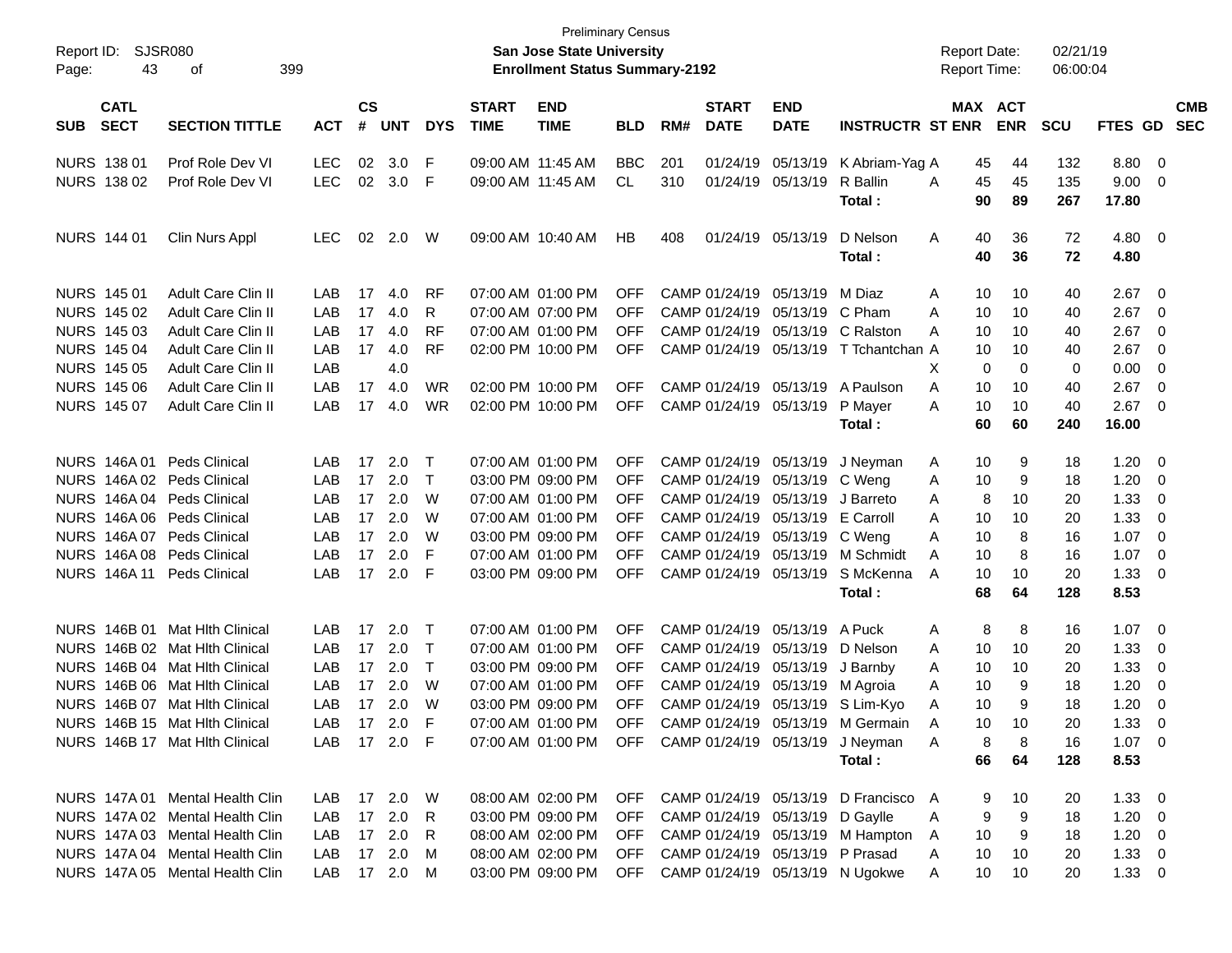Preliminary Census

Report ID: SJSR080

**San Jose State University**

**Enrollment Status Summary-2192**

Report Date: 02/21/19

Report Time: 06:00:04

| SUB | CATL SECT | SECTION TITTLE | ACT | CS # | UNT | DYS | START TIME | END TIME | BLD | RM# | START DATE | END DATE | INSTRUCTR | ST | MAX ENR | ACT ENR | SCU | FTES | GD | CMB SEC |
|---|---|---|---|---|---|---|---|---|---|---|---|---|---|---|---|---|---|---|---|---|
| NURS | 138 01 | Prof Role Dev VI | LEC | 02 | 3.0 | F | 09:00 AM | 11:45 AM | BBC | 201 | 01/24/19 | 05/13/19 | K Abriam-Yag | A | 45 | 44 | 132 | 8.80 | 0 | |
| NURS | 138 02 | Prof Role Dev VI | LEC | 02 | 3.0 | F | 09:00 AM | 11:45 AM | CL | 310 | 01/24/19 | 05/13/19 | R Ballin | A | 45 | 45 | 135 | 9.00 | 0 | |
| | | | | | | | | | | | | | **Total :** | | **90** | **89** | **267** | **17.80** | | |
| NURS | 144 01 | Clin Nurs Appl | LEC | 02 | 2.0 | W | 09:00 AM | 10:40 AM | HB | 408 | 01/24/19 | 05/13/19 | D Nelson | A | 40 | 36 | 72 | 4.80 | 0 | |
| | | | | | | | | | | | | | **Total :** | | **40** | **36** | **72** | **4.80** | | |
| NURS | 145 01 | Adult Care Clin II | LAB | 17 | 4.0 | RF | 07:00 AM | 01:00 PM | OFF | CAMP | 01/24/19 | 05/13/19 | M Diaz | A | 10 | 10 | 40 | 2.67 | 0 | |
| NURS | 145 02 | Adult Care Clin II | LAB | 17 | 4.0 | R | 07:00 AM | 07:00 PM | OFF | CAMP | 01/24/19 | 05/13/19 | C Pham | A | 10 | 10 | 40 | 2.67 | 0 | |
| NURS | 145 03 | Adult Care Clin II | LAB | 17 | 4.0 | RF | 07:00 AM | 01:00 PM | OFF | CAMP | 01/24/19 | 05/13/19 | C Ralston | A | 10 | 10 | 40 | 2.67 | 0 | |
| NURS | 145 04 | Adult Care Clin II | LAB | 17 | 4.0 | RF | 02:00 PM | 10:00 PM | OFF | CAMP | 01/24/19 | 05/13/19 | T Tchantchan | A | 10 | 10 | 40 | 2.67 | 0 | |
| NURS | 145 05 | Adult Care Clin II | LAB | | 4.0 | | | | | | | | | X | 0 | 0 | 0 | 0.00 | 0 | |
| NURS | 145 06 | Adult Care Clin II | LAB | 17 | 4.0 | WR | 02:00 PM | 10:00 PM | OFF | CAMP | 01/24/19 | 05/13/19 | A Paulson | A | 10 | 10 | 40 | 2.67 | 0 | |
| NURS | 145 07 | Adult Care Clin II | LAB | 17 | 4.0 | WR | 02:00 PM | 10:00 PM | OFF | CAMP | 01/24/19 | 05/13/19 | P Mayer | A | 10 | 10 | 40 | 2.67 | 0 | |
| | | | | | | | | | | | | | **Total :** | | **60** | **60** | **240** | **16.00** | | |
| NURS | 146A 01 | Peds Clinical | LAB | 17 | 2.0 | T | 07:00 AM | 01:00 PM | OFF | CAMP | 01/24/19 | 05/13/19 | J Neyman | A | 10 | 9 | 18 | 1.20 | 0 | |
| NURS | 146A 02 | Peds Clinical | LAB | 17 | 2.0 | T | 03:00 PM | 09:00 PM | OFF | CAMP | 01/24/19 | 05/13/19 | C Weng | A | 10 | 9 | 18 | 1.20 | 0 | |
| NURS | 146A 04 | Peds Clinical | LAB | 17 | 2.0 | W | 07:00 AM | 01:00 PM | OFF | CAMP | 01/24/19 | 05/13/19 | J Barreto | A | 8 | 10 | 20 | 1.33 | 0 | |
| NURS | 146A 06 | Peds Clinical | LAB | 17 | 2.0 | W | 07:00 AM | 01:00 PM | OFF | CAMP | 01/24/19 | 05/13/19 | E Carroll | A | 10 | 10 | 20 | 1.33 | 0 | |
| NURS | 146A 07 | Peds Clinical | LAB | 17 | 2.0 | W | 03:00 PM | 09:00 PM | OFF | CAMP | 01/24/19 | 05/13/19 | C Weng | A | 10 | 8 | 16 | 1.07 | 0 | |
| NURS | 146A 08 | Peds Clinical | LAB | 17 | 2.0 | F | 07:00 AM | 01:00 PM | OFF | CAMP | 01/24/19 | 05/13/19 | M Schmidt | A | 10 | 8 | 16 | 1.07 | 0 | |
| NURS | 146A 11 | Peds Clinical | LAB | 17 | 2.0 | F | 03:00 PM | 09:00 PM | OFF | CAMP | 01/24/19 | 05/13/19 | S McKenna | A | 10 | 10 | 20 | 1.33 | 0 | |
| | | | | | | | | | | | | | **Total :** | | **68** | **64** | **128** | **8.53** | | |
| NURS | 146B 01 | Mat Hlth Clinical | LAB | 17 | 2.0 | T | 07:00 AM | 01:00 PM | OFF | CAMP | 01/24/19 | 05/13/19 | A Puck | A | 8 | 8 | 16 | 1.07 | 0 | |
| NURS | 146B 02 | Mat Hlth Clinical | LAB | 17 | 2.0 | T | 07:00 AM | 01:00 PM | OFF | CAMP | 01/24/19 | 05/13/19 | D Nelson | A | 10 | 10 | 20 | 1.33 | 0 | |
| NURS | 146B 04 | Mat Hlth Clinical | LAB | 17 | 2.0 | T | 03:00 PM | 09:00 PM | OFF | CAMP | 01/24/19 | 05/13/19 | J Barnby | A | 10 | 10 | 20 | 1.33 | 0 | |
| NURS | 146B 06 | Mat Hlth Clinical | LAB | 17 | 2.0 | W | 07:00 AM | 01:00 PM | OFF | CAMP | 01/24/19 | 05/13/19 | M Agroia | A | 10 | 9 | 18 | 1.20 | 0 | |
| NURS | 146B 07 | Mat Hlth Clinical | LAB | 17 | 2.0 | W | 03:00 PM | 09:00 PM | OFF | CAMP | 01/24/19 | 05/13/19 | S Lim-Kyo | A | 10 | 9 | 18 | 1.20 | 0 | |
| NURS | 146B 15 | Mat Hlth Clinical | LAB | 17 | 2.0 | F | 07:00 AM | 01:00 PM | OFF | CAMP | 01/24/19 | 05/13/19 | M Germain | A | 10 | 10 | 20 | 1.33 | 0 | |
| NURS | 146B 17 | Mat Hlth Clinical | LAB | 17 | 2.0 | F | 07:00 AM | 01:00 PM | OFF | CAMP | 01/24/19 | 05/13/19 | J Neyman | A | 8 | 8 | 16 | 1.07 | 0 | |
| | | | | | | | | | | | | | **Total :** | | **66** | **64** | **128** | **8.53** | | |
| NURS | 147A 01 | Mental Health Clin | LAB | 17 | 2.0 | W | 08:00 AM | 02:00 PM | OFF | CAMP | 01/24/19 | 05/13/19 | D Francisco | A | 9 | 10 | 20 | 1.33 | 0 | |
| NURS | 147A 02 | Mental Health Clin | LAB | 17 | 2.0 | R | 03:00 PM | 09:00 PM | OFF | CAMP | 01/24/19 | 05/13/19 | D Gaylle | A | 9 | 9 | 18 | 1.20 | 0 | |
| NURS | 147A 03 | Mental Health Clin | LAB | 17 | 2.0 | R | 08:00 AM | 02:00 PM | OFF | CAMP | 01/24/19 | 05/13/19 | M Hampton | A | 10 | 9 | 18 | 1.20 | 0 | |
| NURS | 147A 04 | Mental Health Clin | LAB | 17 | 2.0 | M | 08:00 AM | 02:00 PM | OFF | CAMP | 01/24/19 | 05/13/19 | P Prasad | A | 10 | 10 | 20 | 1.33 | 0 | |
| NURS | 147A 05 | Mental Health Clin | LAB | 17 | 2.0 | M | 03:00 PM | 09:00 PM | OFF | CAMP | 01/24/19 | 05/13/19 | N Ugokwe | A | 10 | 10 | 20 | 1.33 | 0 | |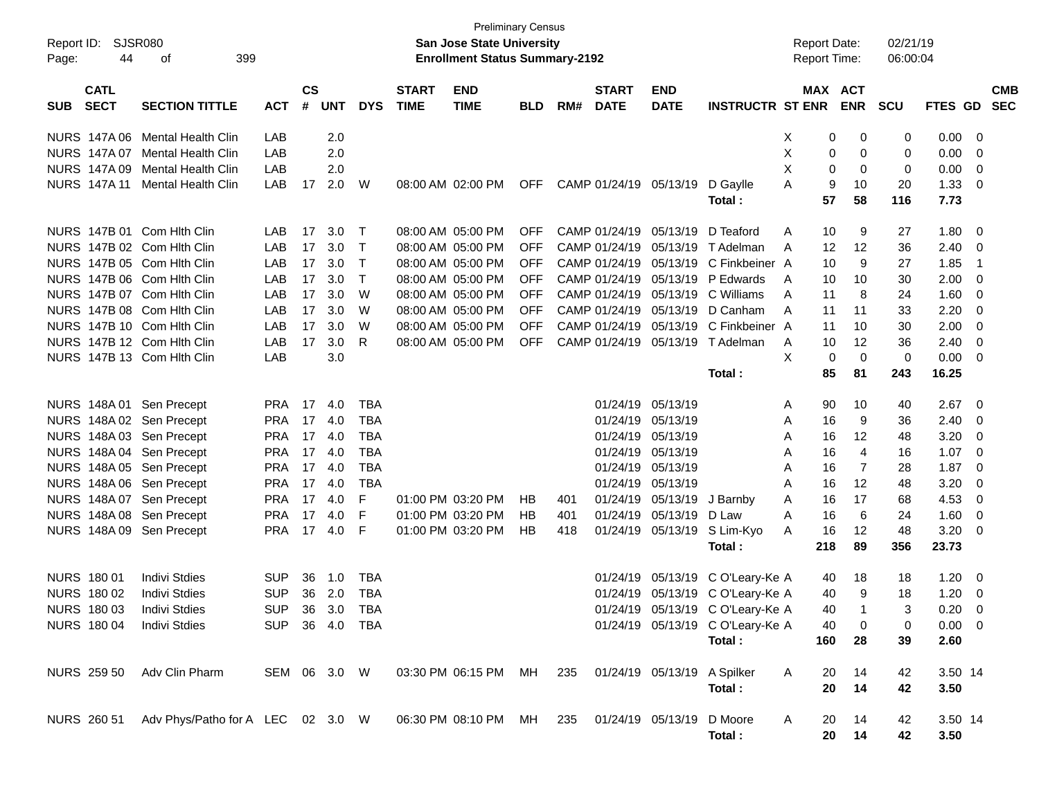Preliminary Census

**San Jose State University**

**Enrollment Status Summary-2192**

Report ID: SJSR080

Report Date: 02/21/19

Report Time: 06:00:04

| SUB | CATL SECT | SECTION TITTLE | ACT | CS # | UNT | DYS | START TIME | END TIME | BLD | RM# | START DATE | END DATE | INSTRUCTR | ST | MAX ENR | ACT ENR | SCU | FTES | GD | CMB SEC |
|---|---|---|---|---|---|---|---|---|---|---|---|---|---|---|---|---|---|---|---|---|
| NURS | 147A 06 | Mental Health Clin | LAB | | 2.0 | | | | | | | | | X | 0 | 0 | 0 | 0.00 | 0 | |
| NURS | 147A 07 | Mental Health Clin | LAB | | 2.0 | | | | | | | | | X | 0 | 0 | 0 | 0.00 | 0 | |
| NURS | 147A 09 | Mental Health Clin | LAB | | 2.0 | | | | | | | | | X | 0 | 0 | 0 | 0.00 | 0 | |
| NURS | 147A 11 | Mental Health Clin | LAB | 17 | 2.0 | W | 08:00 AM | 02:00 PM | OFF | CAMP | 01/24/19 | 05/13/19 | D Gaylle | A | 9 | 10 | 20 | 1.33 | 0 | |
| | | | | | | | | | | | | | **Total :** | | **57** | **58** | **116** | **7.73** | | |
| NURS | 147B 01 | Com Hlth Clin | LAB | 17 | 3.0 | T | 08:00 AM | 05:00 PM | OFF | CAMP | 01/24/19 | 05/13/19 | D Teaford | A | 10 | 9 | 27 | 1.80 | 0 | |
| NURS | 147B 02 | Com Hlth Clin | LAB | 17 | 3.0 | T | 08:00 AM | 05:00 PM | OFF | CAMP | 01/24/19 | 05/13/19 | T Adelman | A | 12 | 12 | 36 | 2.40 | 0 | |
| NURS | 147B 05 | Com Hlth Clin | LAB | 17 | 3.0 | T | 08:00 AM | 05:00 PM | OFF | CAMP | 01/24/19 | 05/13/19 | C Finkbeiner | A | 10 | 9 | 27 | 1.85 | 1 | |
| NURS | 147B 06 | Com Hlth Clin | LAB | 17 | 3.0 | T | 08:00 AM | 05:00 PM | OFF | CAMP | 01/24/19 | 05/13/19 | P Edwards | A | 10 | 10 | 30 | 2.00 | 0 | |
| NURS | 147B 07 | Com Hlth Clin | LAB | 17 | 3.0 | W | 08:00 AM | 05:00 PM | OFF | CAMP | 01/24/19 | 05/13/19 | C Williams | A | 11 | 8 | 24 | 1.60 | 0 | |
| NURS | 147B 08 | Com Hlth Clin | LAB | 17 | 3.0 | W | 08:00 AM | 05:00 PM | OFF | CAMP | 01/24/19 | 05/13/19 | D Canham | A | 11 | 11 | 33 | 2.20 | 0 | |
| NURS | 147B 10 | Com Hlth Clin | LAB | 17 | 3.0 | W | 08:00 AM | 05:00 PM | OFF | CAMP | 01/24/19 | 05/13/19 | C Finkbeiner | A | 11 | 10 | 30 | 2.00 | 0 | |
| NURS | 147B 12 | Com Hlth Clin | LAB | 17 | 3.0 | R | 08:00 AM | 05:00 PM | OFF | CAMP | 01/24/19 | 05/13/19 | T Adelman | A | 10 | 12 | 36 | 2.40 | 0 | |
| NURS | 147B 13 | Com Hlth Clin | LAB | | 3.0 | | | | | | | | | X | 0 | 0 | 0 | 0.00 | 0 | |
| | | | | | | | | | | | | | **Total :** | | **85** | **81** | **243** | **16.25** | | |
| NURS | 148A 01 | Sen Precept | PRA | 17 | 4.0 | TBA | | | | | 01/24/19 | 05/13/19 | | A | 90 | 10 | 40 | 2.67 | 0 | |
| NURS | 148A 02 | Sen Precept | PRA | 17 | 4.0 | TBA | | | | | 01/24/19 | 05/13/19 | | A | 16 | 9 | 36 | 2.40 | 0 | |
| NURS | 148A 03 | Sen Precept | PRA | 17 | 4.0 | TBA | | | | | 01/24/19 | 05/13/19 | | A | 16 | 12 | 48 | 3.20 | 0 | |
| NURS | 148A 04 | Sen Precept | PRA | 17 | 4.0 | TBA | | | | | 01/24/19 | 05/13/19 | | A | 16 | 4 | 16 | 1.07 | 0 | |
| NURS | 148A 05 | Sen Precept | PRA | 17 | 4.0 | TBA | | | | | 01/24/19 | 05/13/19 | | A | 16 | 7 | 28 | 1.87 | 0 | |
| NURS | 148A 06 | Sen Precept | PRA | 17 | 4.0 | TBA | | | | | 01/24/19 | 05/13/19 | | A | 16 | 12 | 48 | 3.20 | 0 | |
| NURS | 148A 07 | Sen Precept | PRA | 17 | 4.0 | F | 01:00 PM | 03:20 PM | HB | 401 | 01/24/19 | 05/13/19 | J Barnby | A | 16 | 17 | 68 | 4.53 | 0 | |
| NURS | 148A 08 | Sen Precept | PRA | 17 | 4.0 | F | 01:00 PM | 03:20 PM | HB | 401 | 01/24/19 | 05/13/19 | D Law | A | 16 | 6 | 24 | 1.60 | 0 | |
| NURS | 148A 09 | Sen Precept | PRA | 17 | 4.0 | F | 01:00 PM | 03:20 PM | HB | 418 | 01/24/19 | 05/13/19 | S Lim-Kyo | A | 16 | 12 | 48 | 3.20 | 0 | |
| | | | | | | | | | | | | | **Total :** | | **218** | **89** | **356** | **23.73** | | |
| NURS | 180 01 | Indivi Stdies | SUP | 36 | 1.0 | TBA | | | | | 01/24/19 | 05/13/19 | C O'Leary-Ke | A | 40 | 18 | 18 | 1.20 | 0 | |
| NURS | 180 02 | Indivi Stdies | SUP | 36 | 2.0 | TBA | | | | | 01/24/19 | 05/13/19 | C O'Leary-Ke | A | 40 | 9 | 18 | 1.20 | 0 | |
| NURS | 180 03 | Indivi Stdies | SUP | 36 | 3.0 | TBA | | | | | 01/24/19 | 05/13/19 | C O'Leary-Ke | A | 40 | 1 | 3 | 0.20 | 0 | |
| NURS | 180 04 | Indivi Stdies | SUP | 36 | 4.0 | TBA | | | | | 01/24/19 | 05/13/19 | C O'Leary-Ke | A | 40 | 0 | 0 | 0.00 | 0 | |
| | | | | | | | | | | | | | **Total :** | | **160** | **28** | **39** | **2.60** | | |
| NURS | 259 50 | Adv Clin Pharm | SEM | 06 | 3.0 | W | 03:30 PM | 06:15 PM | MH | 235 | 01/24/19 | 05/13/19 | A Spilker | A | 20 | 14 | 42 | 3.50 | 14 | |
| | | | | | | | | | | | | | **Total :** | | **20** | **14** | **42** | **3.50** | | |
| NURS | 260 51 | Adv Phys/Patho for A | LEC | 02 | 3.0 | W | 06:30 PM | 08:10 PM | MH | 235 | 01/24/19 | 05/13/19 | D Moore | A | 20 | 14 | 42 | 3.50 | 14 | |
| | | | | | | | | | | | | | **Total :** | | **20** | **14** | **42** | **3.50** | | |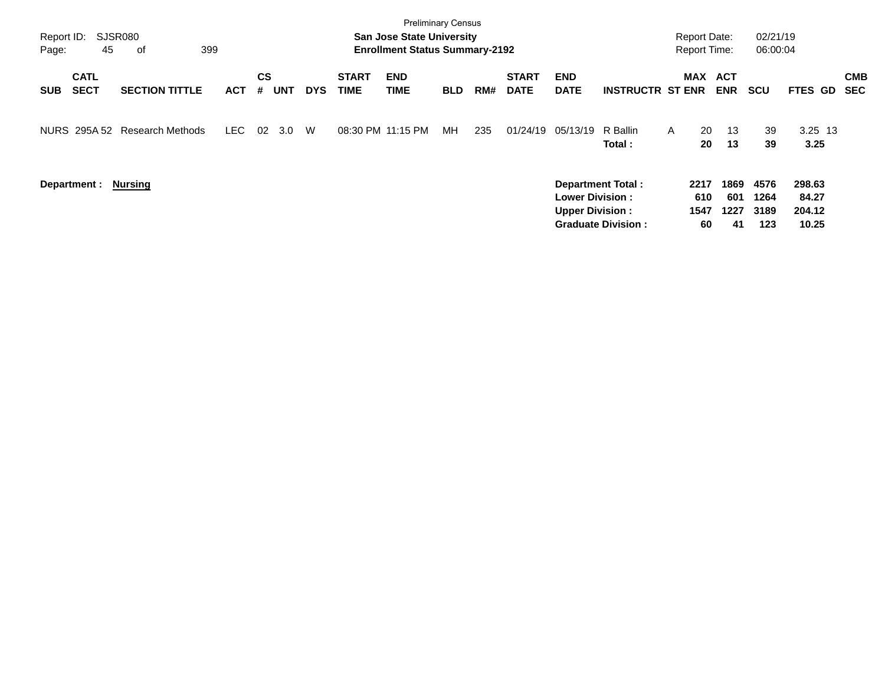Preliminary Census

**San Jose State University**

**Enrollment Status Summary-2192**

Report ID: SJSR080

Report Date: 02/21/19

Report Time: 06:00:04

| SUB | CATL SECT | SECTION TITTLE | ACT | CS # | UNT | DYS | START TIME | END TIME | BLD | RM# | START DATE | END DATE | INSTRUCTR | ST | MAX ENR | ACT ENR | SCU | FTES | GD | CMB SEC |
|---|---|---|---|---|---|---|---|---|---|---|---|---|---|---|---|---|---|---|---|---|
| NURS | 295A 52 | Research Methods | LEC | 02 | 3.0 | W | 08:30 PM | 11:15 PM | MH | 235 | 01/24/19 | 05/13/19 | R Ballin | A | 20 | 13 | 39 | 3.25 | 13 | |
| | | | | | | | | | | | | | **Total :** | | **20** | **13** | **39** | **3.25** | | |

**Department :** **Nursing**

| | MAX ENR | ACT ENR | SCU | FTES |
|---|---|---|---|---|
| **Department Total :** | **2217** | **1869** | **4576** | **298.63** |
| **Lower Division :** | **610** | **601** | **1264** | **84.27** |
| **Upper Division :** | **1547** | **1227** | **3189** | **204.12** |
| **Graduate Division :** | **60** | **41** | **123** | **10.25** |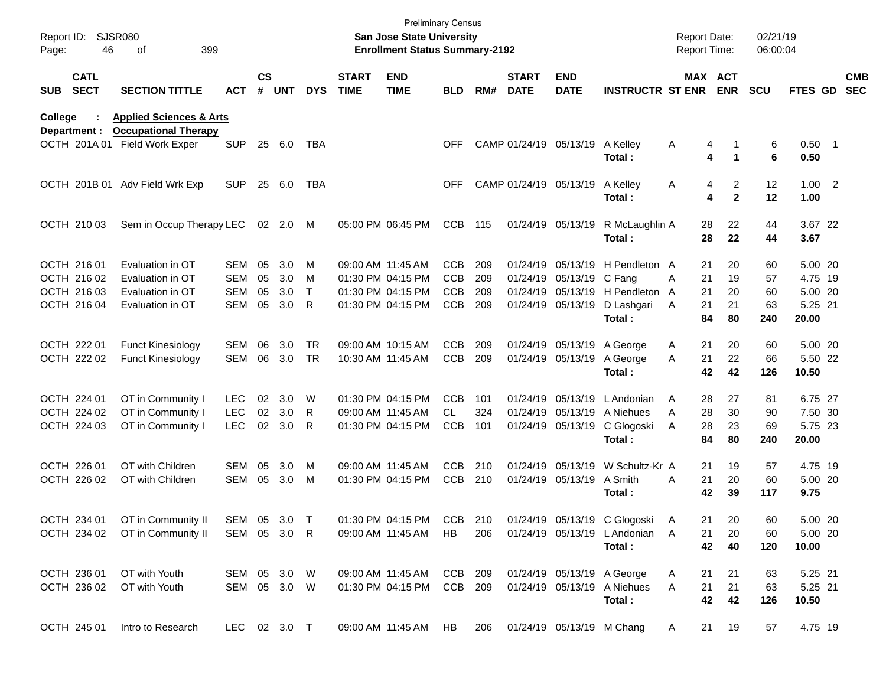Preliminary Census
**San Jose State University**
**Enrollment Status Summary-2192**

Report ID: SJSR080
Report Date: 02/21/19
Report Time: 06:00:04

**College : Applied Sciences & Arts**
**Department : Occupational Therapy**

| SUB | CATL SECT | SECTION TITTLE | ACT | CS # | UNT | DYS | START TIME | END TIME | BLD | RM# | START DATE | END DATE | INSTRUCTR | ST | MAX ENR | ACT ENR | SCU | FTES | GD | CMB SEC |
|---|---|---|---|---|---|---|---|---|---|---|---|---|---|---|---|---|---|---|---|---|
| OCTH | 201A 01 | Field Work Exper | SUP | 25 | 6.0 | TBA | | | OFF | CAMP | 01/24/19 | 05/13/19 | A Kelley | A | 4 | 1 | 6 | 0.50 | 1 | |
| | | | | | | | | | | | | | **Total :** | | **4** | **1** | **6** | **0.50** | | |
| OCTH | 201B 01 | Adv Field Wrk Exp | SUP | 25 | 6.0 | TBA | | | OFF | CAMP | 01/24/19 | 05/13/19 | A Kelley | A | 4 | 2 | 12 | 1.00 | 2 | |
| | | | | | | | | | | | | | **Total :** | | **4** | **2** | **12** | **1.00** | | |
| OCTH | 210 03 | Sem in Occup Therapy | LEC | 02 | 2.0 | M | 05:00 PM | 06:45 PM | CCB | 115 | 01/24/19 | 05/13/19 | R McLaughlin | A | 28 | 22 | 44 | 3.67 | 22 | |
| | | | | | | | | | | | | | **Total :** | | **28** | **22** | **44** | **3.67** | | |
| OCTH | 216 01 | Evaluation in OT | SEM | 05 | 3.0 | M | 09:00 AM | 11:45 AM | CCB | 209 | 01/24/19 | 05/13/19 | H Pendleton | A | 21 | 20 | 60 | 5.00 | 20 | |
| OCTH | 216 02 | Evaluation in OT | SEM | 05 | 3.0 | M | 01:30 PM | 04:15 PM | CCB | 209 | 01/24/19 | 05/13/19 | C Fang | A | 21 | 19 | 57 | 4.75 | 19 | |
| OCTH | 216 03 | Evaluation in OT | SEM | 05 | 3.0 | T | 01:30 PM | 04:15 PM | CCB | 209 | 01/24/19 | 05/13/19 | H Pendleton | A | 21 | 20 | 60 | 5.00 | 20 | |
| OCTH | 216 04 | Evaluation in OT | SEM | 05 | 3.0 | R | 01:30 PM | 04:15 PM | CCB | 209 | 01/24/19 | 05/13/19 | D Lashgari | A | 21 | 21 | 63 | 5.25 | 21 | |
| | | | | | | | | | | | | | **Total :** | | **84** | **80** | **240** | **20.00** | | |
| OCTH | 222 01 | Funct Kinesiology | SEM | 06 | 3.0 | TR | 09:00 AM | 10:15 AM | CCB | 209 | 01/24/19 | 05/13/19 | A George | A | 21 | 20 | 60 | 5.00 | 20 | |
| OCTH | 222 02 | Funct Kinesiology | SEM | 06 | 3.0 | TR | 10:30 AM | 11:45 AM | CCB | 209 | 01/24/19 | 05/13/19 | A George | A | 21 | 22 | 66 | 5.50 | 22 | |
| | | | | | | | | | | | | | **Total :** | | **42** | **42** | **126** | **10.50** | | |
| OCTH | 224 01 | OT in Community I | LEC | 02 | 3.0 | W | 01:30 PM | 04:15 PM | CCB | 101 | 01/24/19 | 05/13/19 | L Andonian | A | 28 | 27 | 81 | 6.75 | 27 | |
| OCTH | 224 02 | OT in Community I | LEC | 02 | 3.0 | R | 09:00 AM | 11:45 AM | CL | 324 | 01/24/19 | 05/13/19 | A Niehues | A | 28 | 30 | 90 | 7.50 | 30 | |
| OCTH | 224 03 | OT in Community I | LEC | 02 | 3.0 | R | 01:30 PM | 04:15 PM | CCB | 101 | 01/24/19 | 05/13/19 | C Glogoski | A | 28 | 23 | 69 | 5.75 | 23 | |
| | | | | | | | | | | | | | **Total :** | | **84** | **80** | **240** | **20.00** | | |
| OCTH | 226 01 | OT with Children | SEM | 05 | 3.0 | M | 09:00 AM | 11:45 AM | CCB | 210 | 01/24/19 | 05/13/19 | W Schultz-Kr | A | 21 | 19 | 57 | 4.75 | 19 | |
| OCTH | 226 02 | OT with Children | SEM | 05 | 3.0 | M | 01:30 PM | 04:15 PM | CCB | 210 | 01/24/19 | 05/13/19 | A Smith | A | 21 | 20 | 60 | 5.00 | 20 | |
| | | | | | | | | | | | | | **Total :** | | **42** | **39** | **117** | **9.75** | | |
| OCTH | 234 01 | OT in Community II | SEM | 05 | 3.0 | T | 01:30 PM | 04:15 PM | CCB | 210 | 01/24/19 | 05/13/19 | C Glogoski | A | 21 | 20 | 60 | 5.00 | 20 | |
| OCTH | 234 02 | OT in Community II | SEM | 05 | 3.0 | R | 09:00 AM | 11:45 AM | HB | 206 | 01/24/19 | 05/13/19 | L Andonian | A | 21 | 20 | 60 | 5.00 | 20 | |
| | | | | | | | | | | | | | **Total :** | | **42** | **40** | **120** | **10.00** | | |
| OCTH | 236 01 | OT with Youth | SEM | 05 | 3.0 | W | 09:00 AM | 11:45 AM | CCB | 209 | 01/24/19 | 05/13/19 | A George | A | 21 | 21 | 63 | 5.25 | 21 | |
| OCTH | 236 02 | OT with Youth | SEM | 05 | 3.0 | W | 01:30 PM | 04:15 PM | CCB | 209 | 01/24/19 | 05/13/19 | A Niehues | A | 21 | 21 | 63 | 5.25 | 21 | |
| | | | | | | | | | | | | | **Total :** | | **42** | **42** | **126** | **10.50** | | |
| OCTH | 245 01 | Intro to Research | LEC | 02 | 3.0 | T | 09:00 AM | 11:45 AM | HB | 206 | 01/24/19 | 05/13/19 | M Chang | A | 21 | 19 | 57 | 4.75 | 19 | |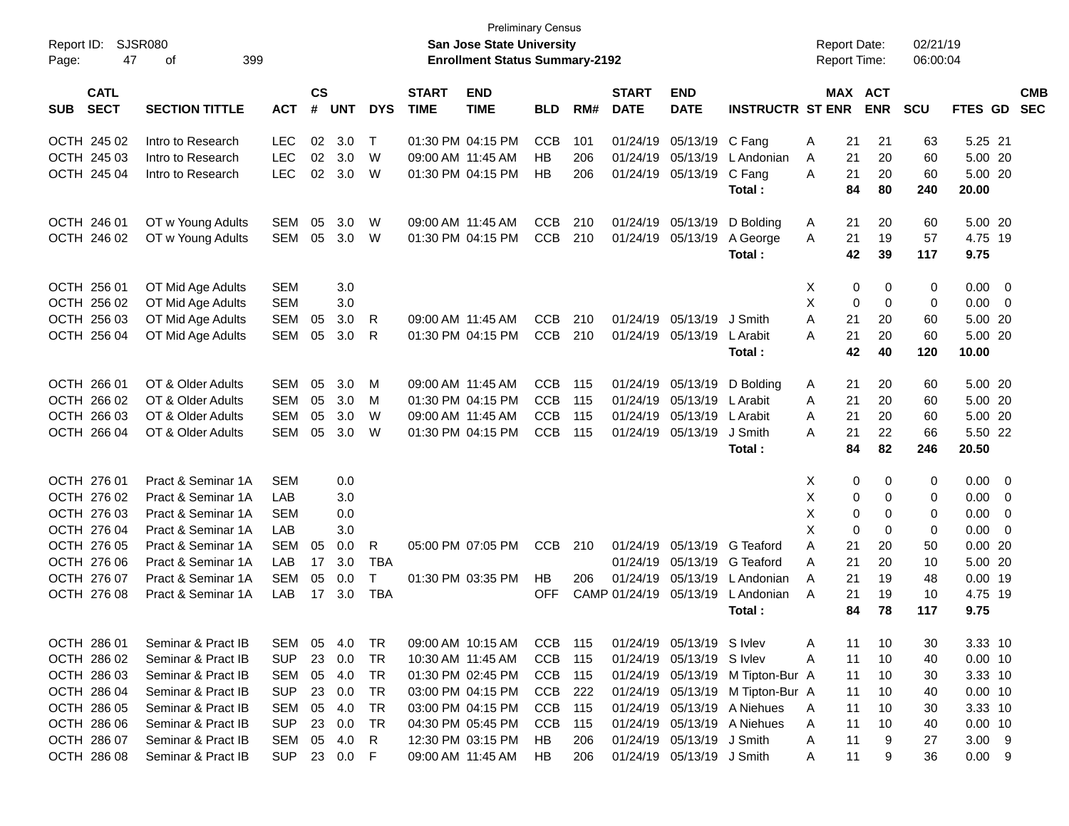Preliminary Census

Report ID: SJSR080

**San Jose State University**

**Enrollment Status Summary-2192**

Report Date: 02/21/19

Report Time: 06:00:04

| SUB | CATL SECT | SECTION TITTLE | ACT | CS # | UNT | DYS | START TIME | END TIME | BLD | RM# | START DATE | END DATE | INSTRUCTR | ST | MAX ENR | ACT ENR | SCU | FTES | GD | CMB SEC |
|---|---|---|---|---|---|---|---|---|---|---|---|---|---|---|---|---|---|---|---|---|
| OCTH | 245 02 | Intro to Research | LEC | 02 | 3.0 | T | 01:30 PM | 04:15 PM | CCB | 101 | 01/24/19 | 05/13/19 | C Fang | A | 21 | 21 | 63 | 5.25 | 21 | |
| OCTH | 245 03 | Intro to Research | LEC | 02 | 3.0 | W | 09:00 AM | 11:45 AM | HB | 206 | 01/24/19 | 05/13/19 | L Andonian | A | 21 | 20 | 60 | 5.00 | 20 | |
| OCTH | 245 04 | Intro to Research | LEC | 02 | 3.0 | W | 01:30 PM | 04:15 PM | HB | 206 | 01/24/19 | 05/13/19 | C Fang | A | 21 | 20 | 60 | 5.00 | 20 | |
| | | | | | | | | | | | | | **Total :** | | **84** | **80** | **240** | **20.00** | | |
| OCTH | 246 01 | OT w Young Adults | SEM | 05 | 3.0 | W | 09:00 AM | 11:45 AM | CCB | 210 | 01/24/19 | 05/13/19 | D Bolding | A | 21 | 20 | 60 | 5.00 | 20 | |
| OCTH | 246 02 | OT w Young Adults | SEM | 05 | 3.0 | W | 01:30 PM | 04:15 PM | CCB | 210 | 01/24/19 | 05/13/19 | A George | A | 21 | 19 | 57 | 4.75 | 19 | |
| | | | | | | | | | | | | | **Total :** | | **42** | **39** | **117** | **9.75** | | |
| OCTH | 256 01 | OT Mid Age Adults | SEM | | 3.0 | | | | | | | | | X | 0 | 0 | 0 | 0.00 | 0 | |
| OCTH | 256 02 | OT Mid Age Adults | SEM | | 3.0 | | | | | | | | | X | 0 | 0 | 0 | 0.00 | 0 | |
| OCTH | 256 03 | OT Mid Age Adults | SEM | 05 | 3.0 | R | 09:00 AM | 11:45 AM | CCB | 210 | 01/24/19 | 05/13/19 | J Smith | A | 21 | 20 | 60 | 5.00 | 20 | |
| OCTH | 256 04 | OT Mid Age Adults | SEM | 05 | 3.0 | R | 01:30 PM | 04:15 PM | CCB | 210 | 01/24/19 | 05/13/19 | L Arabit | A | 21 | 20 | 60 | 5.00 | 20 | |
| | | | | | | | | | | | | | **Total :** | | **42** | **40** | **120** | **10.00** | | |
| OCTH | 266 01 | OT & Older Adults | SEM | 05 | 3.0 | M | 09:00 AM | 11:45 AM | CCB | 115 | 01/24/19 | 05/13/19 | D Bolding | A | 21 | 20 | 60 | 5.00 | 20 | |
| OCTH | 266 02 | OT & Older Adults | SEM | 05 | 3.0 | M | 01:30 PM | 04:15 PM | CCB | 115 | 01/24/19 | 05/13/19 | L Arabit | A | 21 | 20 | 60 | 5.00 | 20 | |
| OCTH | 266 03 | OT & Older Adults | SEM | 05 | 3.0 | W | 09:00 AM | 11:45 AM | CCB | 115 | 01/24/19 | 05/13/19 | L Arabit | A | 21 | 20 | 60 | 5.00 | 20 | |
| OCTH | 266 04 | OT & Older Adults | SEM | 05 | 3.0 | W | 01:30 PM | 04:15 PM | CCB | 115 | 01/24/19 | 05/13/19 | J Smith | A | 21 | 22 | 66 | 5.50 | 22 | |
| | | | | | | | | | | | | | **Total :** | | **84** | **82** | **246** | **20.50** | | |
| OCTH | 276 01 | Pract & Seminar 1A | SEM | | 0.0 | | | | | | | | | X | 0 | 0 | 0 | 0.00 | 0 | |
| OCTH | 276 02 | Pract & Seminar 1A | LAB | | 3.0 | | | | | | | | | X | 0 | 0 | 0 | 0.00 | 0 | |
| OCTH | 276 03 | Pract & Seminar 1A | SEM | | 0.0 | | | | | | | | | X | 0 | 0 | 0 | 0.00 | 0 | |
| OCTH | 276 04 | Pract & Seminar 1A | LAB | | 3.0 | | | | | | | | | X | 0 | 0 | 0 | 0.00 | 0 | |
| OCTH | 276 05 | Pract & Seminar 1A | SEM | 05 | 0.0 | R | 05:00 PM | 07:05 PM | CCB | 210 | 01/24/19 | 05/13/19 | G Teaford | A | 21 | 20 | 50 | 0.00 | 20 | |
| OCTH | 276 06 | Pract & Seminar 1A | LAB | 17 | 3.0 | TBA | | | | | 01/24/19 | 05/13/19 | G Teaford | A | 21 | 20 | 10 | 5.00 | 20 | |
| OCTH | 276 07 | Pract & Seminar 1A | SEM | 05 | 0.0 | T | 01:30 PM | 03:35 PM | HB | 206 | 01/24/19 | 05/13/19 | L Andonian | A | 21 | 19 | 48 | 0.00 | 19 | |
| OCTH | 276 08 | Pract & Seminar 1A | LAB | 17 | 3.0 | TBA | | | OFF | CAMP | 01/24/19 | 05/13/19 | L Andonian | A | 21 | 19 | 10 | 4.75 | 19 | |
| | | | | | | | | | | | | | **Total :** | | **84** | **78** | **117** | **9.75** | | |
| OCTH | 286 01 | Seminar & Pract IB | SEM | 05 | 4.0 | TR | 09:00 AM | 10:15 AM | CCB | 115 | 01/24/19 | 05/13/19 | S Ivlev | A | 11 | 10 | 30 | 3.33 | 10 | |
| OCTH | 286 02 | Seminar & Pract IB | SUP | 23 | 0.0 | TR | 10:30 AM | 11:45 AM | CCB | 115 | 01/24/19 | 05/13/19 | S Ivlev | A | 11 | 10 | 40 | 0.00 | 10 | |
| OCTH | 286 03 | Seminar & Pract IB | SEM | 05 | 4.0 | TR | 01:30 PM | 02:45 PM | CCB | 115 | 01/24/19 | 05/13/19 | M Tipton-Bur | A | 11 | 10 | 30 | 3.33 | 10 | |
| OCTH | 286 04 | Seminar & Pract IB | SUP | 23 | 0.0 | TR | 03:00 PM | 04:15 PM | CCB | 222 | 01/24/19 | 05/13/19 | M Tipton-Bur | A | 11 | 10 | 40 | 0.00 | 10 | |
| OCTH | 286 05 | Seminar & Pract IB | SEM | 05 | 4.0 | TR | 03:00 PM | 04:15 PM | CCB | 115 | 01/24/19 | 05/13/19 | A Niehues | A | 11 | 10 | 30 | 3.33 | 10 | |
| OCTH | 286 06 | Seminar & Pract IB | SUP | 23 | 0.0 | TR | 04:30 PM | 05:45 PM | CCB | 115 | 01/24/19 | 05/13/19 | A Niehues | A | 11 | 10 | 40 | 0.00 | 10 | |
| OCTH | 286 07 | Seminar & Pract IB | SEM | 05 | 4.0 | R | 12:30 PM | 03:15 PM | HB | 206 | 01/24/19 | 05/13/19 | J Smith | A | 11 | 9 | 27 | 3.00 | 9 | |
| OCTH | 286 08 | Seminar & Pract IB | SUP | 23 | 0.0 | F | 09:00 AM | 11:45 AM | HB | 206 | 01/24/19 | 05/13/19 | J Smith | A | 11 | 9 | 36 | 0.00 | 9 | |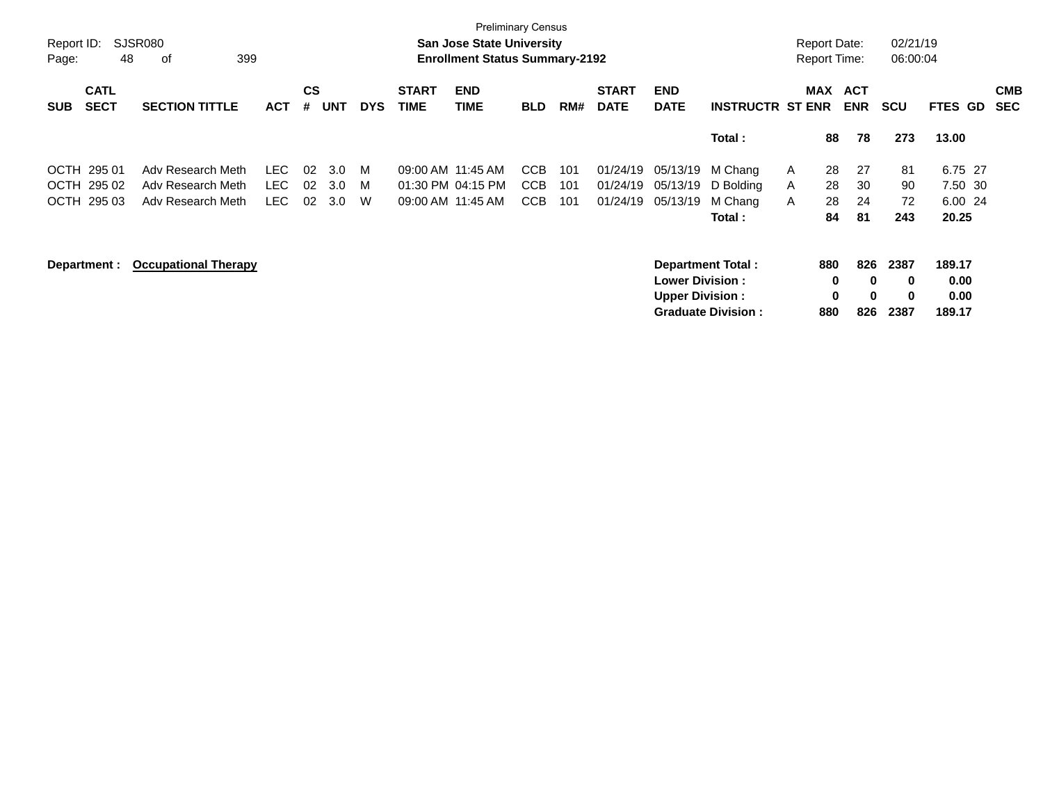Preliminary Census

Report ID: SJSR080

**San Jose State University**

**Enrollment Status Summary-2192**

Report Date: 02/21/19

Report Time: 06:00:04

| SUB | CATL SECT | SECTION TITTLE | ACT | CS # | UNT | DYS | START TIME | END TIME | BLD | RM# | START DATE | END DATE | INSTRUCTR | ST | MAX ENR | ACT ENR | SCU | FTES | GD | CMB SEC |
|---|---|---|---|---|---|---|---|---|---|---|---|---|---|---|---|---|---|---|---|---|
| | | | | | | | | | | | | | **Total :** | | **88** | **78** | **273** | **13.00** | | |
| OCTH | 295 01 | Adv Research Meth | LEC | 02 | 3.0 | M | 09:00 AM | 11:45 AM | CCB | 101 | 01/24/19 | 05/13/19 | M Chang | A | 28 | 27 | 81 | 6.75 | 27 | |
| OCTH | 295 02 | Adv Research Meth | LEC | 02 | 3.0 | M | 01:30 PM | 04:15 PM | CCB | 101 | 01/24/19 | 05/13/19 | D Bolding | A | 28 | 30 | 90 | 7.50 | 30 | |
| OCTH | 295 03 | Adv Research Meth | LEC | 02 | 3.0 | W | 09:00 AM | 11:45 AM | CCB | 101 | 01/24/19 | 05/13/19 | M Chang | A | 28 | 24 | 72 | 6.00 | 24 | |
| | | | | | | | | | | | | | **Total :** | | **84** | **81** | **243** | **20.25** | | |

**Department :** **Occupational Therapy**

| | MAX ENR | ACT ENR | SCU | FTES |
|---|---|---|---|---|
| **Department Total :** | **880** | **826** | **2387** | **189.17** |
| **Lower Division :** | **0** | **0** | **0** | **0.00** |
| **Upper Division :** | **0** | **0** | **0** | **0.00** |
| **Graduate Division :** | **880** | **826** | **2387** | **189.17** |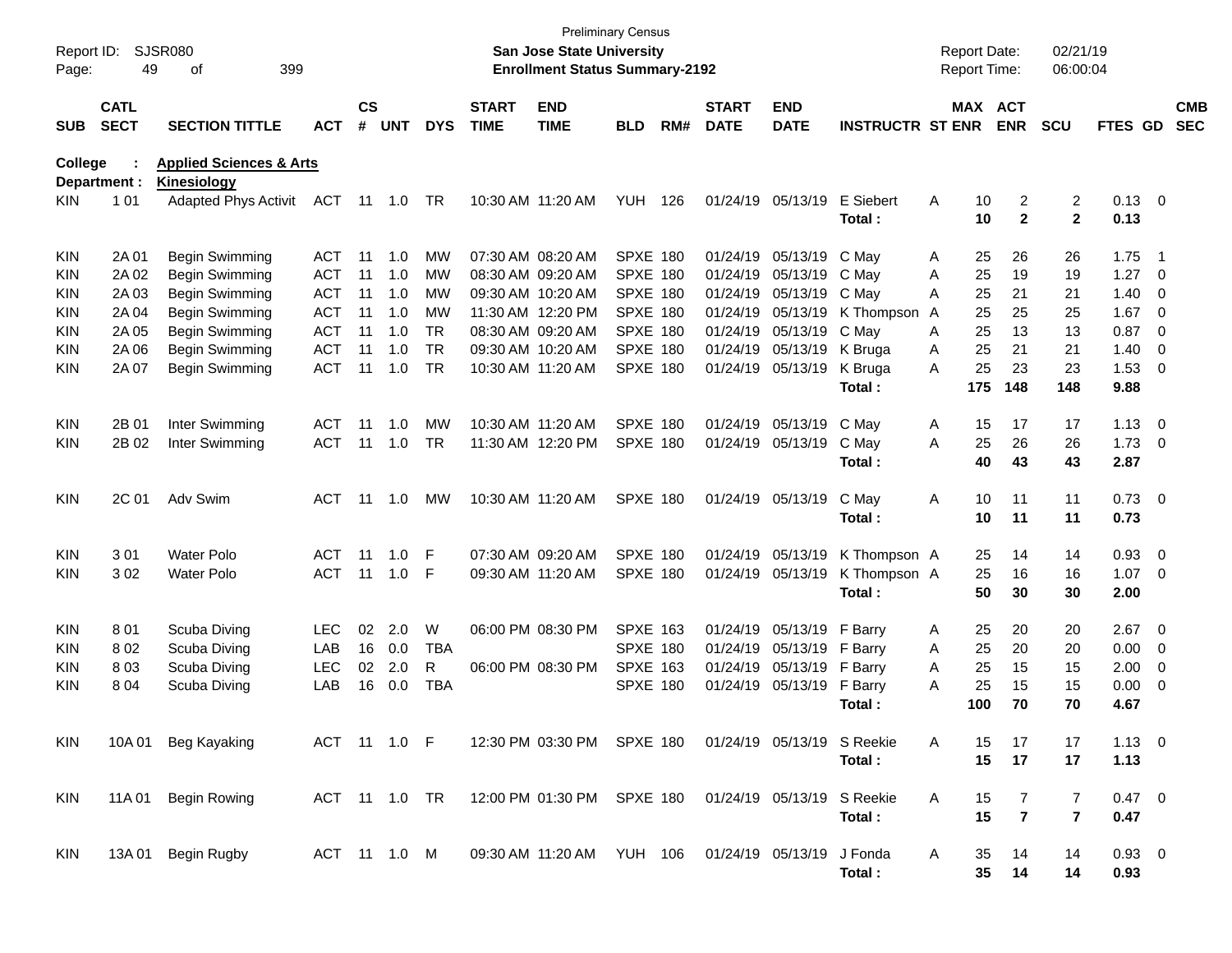Preliminary Census

**San Jose State University**

**Enrollment Status Summary-2192**

Report ID: SJSR080

Report Date: 02/21/19

Report Time: 06:00:04

**College : Applied Sciences & Arts**

**Department : Kinesiology**

| SUB | CATL SECT | SECTION TITTLE | ACT | CS # | UNT | DYS | START TIME | END TIME | BLD | RM# | START DATE | END DATE | INSTRUCTR | ST | MAX ENR | ACT ENR | SCU | FTES | GD | CMB SEC |
|---|---|---|---|---|---|---|---|---|---|---|---|---|---|---|---|---|---|---|---|---|
| KIN | 1 01 | Adapted Phys Activit | ACT | 11 | 1.0 | TR | 10:30 AM | 11:20 AM | YUH | 126 | 01/24/19 | 05/13/19 | E Siebert | A | 10 | 2 | 2 | 0.13 | 0 | |
| | | | | | | | | | | | | | **Total :** | | **10** | **2** | **2** | **0.13** | | |
| KIN | 2A 01 | Begin Swimming | ACT | 11 | 1.0 | MW | 07:30 AM | 08:20 AM | SPXE | 180 | 01/24/19 | 05/13/19 | C May | A | 25 | 26 | 26 | 1.75 | 1 | |
| KIN | 2A 02 | Begin Swimming | ACT | 11 | 1.0 | MW | 08:30 AM | 09:20 AM | SPXE | 180 | 01/24/19 | 05/13/19 | C May | A | 25 | 19 | 19 | 1.27 | 0 | |
| KIN | 2A 03 | Begin Swimming | ACT | 11 | 1.0 | MW | 09:30 AM | 10:20 AM | SPXE | 180 | 01/24/19 | 05/13/19 | C May | A | 25 | 21 | 21 | 1.40 | 0 | |
| KIN | 2A 04 | Begin Swimming | ACT | 11 | 1.0 | MW | 11:30 AM | 12:20 PM | SPXE | 180 | 01/24/19 | 05/13/19 | K Thompson | A | 25 | 25 | 25 | 1.67 | 0 | |
| KIN | 2A 05 | Begin Swimming | ACT | 11 | 1.0 | TR | 08:30 AM | 09:20 AM | SPXE | 180 | 01/24/19 | 05/13/19 | C May | A | 25 | 13 | 13 | 0.87 | 0 | |
| KIN | 2A 06 | Begin Swimming | ACT | 11 | 1.0 | TR | 09:30 AM | 10:20 AM | SPXE | 180 | 01/24/19 | 05/13/19 | K Bruga | A | 25 | 21 | 21 | 1.40 | 0 | |
| KIN | 2A 07 | Begin Swimming | ACT | 11 | 1.0 | TR | 10:30 AM | 11:20 AM | SPXE | 180 | 01/24/19 | 05/13/19 | K Bruga | A | 25 | 23 | 23 | 1.53 | 0 | |
| | | | | | | | | | | | | | **Total :** | | **175** | **148** | **148** | **9.88** | | |
| KIN | 2B 01 | Inter Swimming | ACT | 11 | 1.0 | MW | 10:30 AM | 11:20 AM | SPXE | 180 | 01/24/19 | 05/13/19 | C May | A | 15 | 17 | 17 | 1.13 | 0 | |
| KIN | 2B 02 | Inter Swimming | ACT | 11 | 1.0 | TR | 11:30 AM | 12:20 PM | SPXE | 180 | 01/24/19 | 05/13/19 | C May | A | 25 | 26 | 26 | 1.73 | 0 | |
| | | | | | | | | | | | | | **Total :** | | **40** | **43** | **43** | **2.87** | | |
| KIN | 2C 01 | Adv Swim | ACT | 11 | 1.0 | MW | 10:30 AM | 11:20 AM | SPXE | 180 | 01/24/19 | 05/13/19 | C May | A | 10 | 11 | 11 | 0.73 | 0 | |
| | | | | | | | | | | | | | **Total :** | | **10** | **11** | **11** | **0.73** | | |
| KIN | 3 01 | Water Polo | ACT | 11 | 1.0 | F | 07:30 AM | 09:20 AM | SPXE | 180 | 01/24/19 | 05/13/19 | K Thompson | A | 25 | 14 | 14 | 0.93 | 0 | |
| KIN | 3 02 | Water Polo | ACT | 11 | 1.0 | F | 09:30 AM | 11:20 AM | SPXE | 180 | 01/24/19 | 05/13/19 | K Thompson | A | 25 | 16 | 16 | 1.07 | 0 | |
| | | | | | | | | | | | | | **Total :** | | **50** | **30** | **30** | **2.00** | | |
| KIN | 8 01 | Scuba Diving | LEC | 02 | 2.0 | W | 06:00 PM | 08:30 PM | SPXE | 163 | 01/24/19 | 05/13/19 | F Barry | A | 25 | 20 | 20 | 2.67 | 0 | |
| KIN | 8 02 | Scuba Diving | LAB | 16 | 0.0 | TBA | | | SPXE | 180 | 01/24/19 | 05/13/19 | F Barry | A | 25 | 20 | 20 | 0.00 | 0 | |
| KIN | 8 03 | Scuba Diving | LEC | 02 | 2.0 | R | 06:00 PM | 08:30 PM | SPXE | 163 | 01/24/19 | 05/13/19 | F Barry | A | 25 | 15 | 15 | 2.00 | 0 | |
| KIN | 8 04 | Scuba Diving | LAB | 16 | 0.0 | TBA | | | SPXE | 180 | 01/24/19 | 05/13/19 | F Barry | A | 25 | 15 | 15 | 0.00 | 0 | |
| | | | | | | | | | | | | | **Total :** | | **100** | **70** | **70** | **4.67** | | |
| KIN | 10A 01 | Beg Kayaking | ACT | 11 | 1.0 | F | 12:30 PM | 03:30 PM | SPXE | 180 | 01/24/19 | 05/13/19 | S Reekie | A | 15 | 17 | 17 | 1.13 | 0 | |
| | | | | | | | | | | | | | **Total :** | | **15** | **17** | **17** | **1.13** | | |
| KIN | 11A 01 | Begin Rowing | ACT | 11 | 1.0 | TR | 12:00 PM | 01:30 PM | SPXE | 180 | 01/24/19 | 05/13/19 | S Reekie | A | 15 | 7 | 7 | 0.47 | 0 | |
| | | | | | | | | | | | | | **Total :** | | **15** | **7** | **7** | **0.47** | | |
| KIN | 13A 01 | Begin Rugby | ACT | 11 | 1.0 | M | 09:30 AM | 11:20 AM | YUH | 106 | 01/24/19 | 05/13/19 | J Fonda | A | 35 | 14 | 14 | 0.93 | 0 | |
| | | | | | | | | | | | | | **Total :** | | **35** | **14** | **14** | **0.93** | | |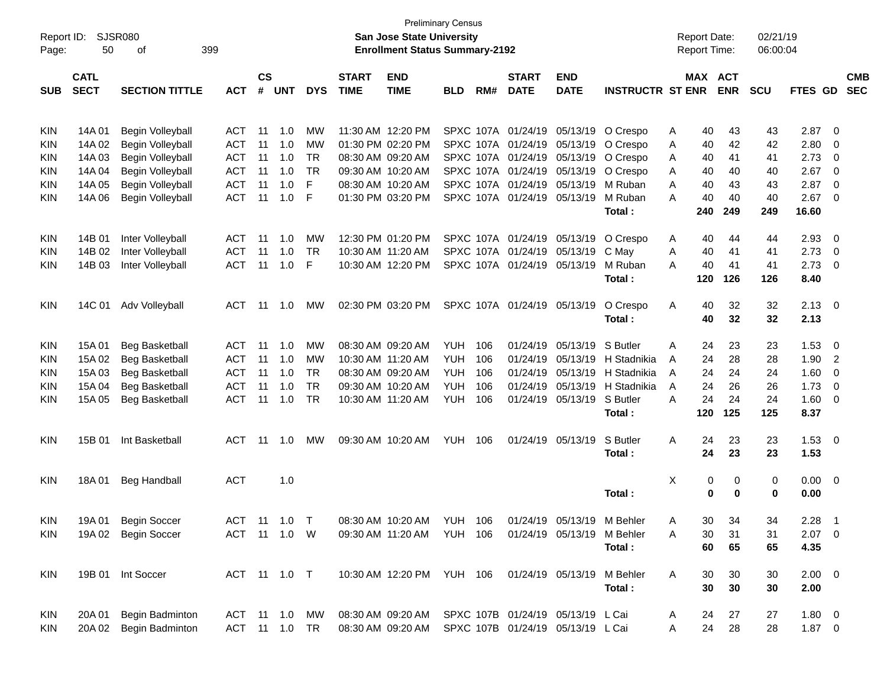Preliminary Census

**San Jose State University**

**Enrollment Status Summary-2192**

Report ID: SJSR080 | Report Date: 02/21/19 | Report Time: 06:00:04

| SUB | CATL SECT | SECTION TITTLE | ACT | CS # | UNT | DYS | START TIME | END TIME | BLD | RM# | START DATE | END DATE | INSTRUCTR | ST | MAX ENR | ACT ENR | SCU | FTES | GD | CMB SEC |
|---|---|---|---|---|---|---|---|---|---|---|---|---|---|---|---|---|---|---|---|---|
| KIN | 14A 01 | Begin Volleyball | ACT | 11 | 1.0 | MW | 11:30 AM | 12:20 PM | SPXC | 107A | 01/24/19 | 05/13/19 | O Crespo | A | 40 | 43 | 43 | 2.87 | 0 | |
| KIN | 14A 02 | Begin Volleyball | ACT | 11 | 1.0 | MW | 01:30 PM | 02:20 PM | SPXC | 107A | 01/24/19 | 05/13/19 | O Crespo | A | 40 | 42 | 42 | 2.80 | 0 | |
| KIN | 14A 03 | Begin Volleyball | ACT | 11 | 1.0 | TR | 08:30 AM | 09:20 AM | SPXC | 107A | 01/24/19 | 05/13/19 | O Crespo | A | 40 | 41 | 41 | 2.73 | 0 | |
| KIN | 14A 04 | Begin Volleyball | ACT | 11 | 1.0 | TR | 09:30 AM | 10:20 AM | SPXC | 107A | 01/24/19 | 05/13/19 | O Crespo | A | 40 | 40 | 40 | 2.67 | 0 | |
| KIN | 14A 05 | Begin Volleyball | ACT | 11 | 1.0 | F | 08:30 AM | 10:20 AM | SPXC | 107A | 01/24/19 | 05/13/19 | M Ruban | A | 40 | 43 | 43 | 2.87 | 0 | |
| KIN | 14A 06 | Begin Volleyball | ACT | 11 | 1.0 | F | 01:30 PM | 03:20 PM | SPXC | 107A | 01/24/19 | 05/13/19 | M Ruban | A | 40 | 40 | 40 | 2.67 | 0 | |
| | | | | | | | | | | | | | **Total :** | | **240** | **249** | **249** | **16.60** | | |
| KIN | 14B 01 | Inter Volleyball | ACT | 11 | 1.0 | MW | 12:30 PM | 01:20 PM | SPXC | 107A | 01/24/19 | 05/13/19 | O Crespo | A | 40 | 44 | 44 | 2.93 | 0 | |
| KIN | 14B 02 | Inter Volleyball | ACT | 11 | 1.0 | TR | 10:30 AM | 11:20 AM | SPXC | 107A | 01/24/19 | 05/13/19 | C May | A | 40 | 41 | 41 | 2.73 | 0 | |
| KIN | 14B 03 | Inter Volleyball | ACT | 11 | 1.0 | F | 10:30 AM | 12:20 PM | SPXC | 107A | 01/24/19 | 05/13/19 | M Ruban | A | 40 | 41 | 41 | 2.73 | 0 | |
| | | | | | | | | | | | | | **Total :** | | **120** | **126** | **126** | **8.40** | | |
| KIN | 14C 01 | Adv Volleyball | ACT | 11 | 1.0 | MW | 02:30 PM | 03:20 PM | SPXC | 107A | 01/24/19 | 05/13/19 | O Crespo | A | 40 | 32 | 32 | 2.13 | 0 | |
| | | | | | | | | | | | | | **Total :** | | **40** | **32** | **32** | **2.13** | | |
| KIN | 15A 01 | Beg Basketball | ACT | 11 | 1.0 | MW | 08:30 AM | 09:20 AM | YUH | 106 | 01/24/19 | 05/13/19 | S Butler | A | 24 | 23 | 23 | 1.53 | 0 | |
| KIN | 15A 02 | Beg Basketball | ACT | 11 | 1.0 | MW | 10:30 AM | 11:20 AM | YUH | 106 | 01/24/19 | 05/13/19 | H Stadnikia | A | 24 | 28 | 28 | 1.90 | 2 | |
| KIN | 15A 03 | Beg Basketball | ACT | 11 | 1.0 | TR | 08:30 AM | 09:20 AM | YUH | 106 | 01/24/19 | 05/13/19 | H Stadnikia | A | 24 | 24 | 24 | 1.60 | 0 | |
| KIN | 15A 04 | Beg Basketball | ACT | 11 | 1.0 | TR | 09:30 AM | 10:20 AM | YUH | 106 | 01/24/19 | 05/13/19 | H Stadnikia | A | 24 | 26 | 26 | 1.73 | 0 | |
| KIN | 15A 05 | Beg Basketball | ACT | 11 | 1.0 | TR | 10:30 AM | 11:20 AM | YUH | 106 | 01/24/19 | 05/13/19 | S Butler | A | 24 | 24 | 24 | 1.60 | 0 | |
| | | | | | | | | | | | | | **Total :** | | **120** | **125** | **125** | **8.37** | | |
| KIN | 15B 01 | Int Basketball | ACT | 11 | 1.0 | MW | 09:30 AM | 10:20 AM | YUH | 106 | 01/24/19 | 05/13/19 | S Butler | A | 24 | 23 | 23 | 1.53 | 0 | |
| | | | | | | | | | | | | | **Total :** | | **24** | **23** | **23** | **1.53** | | |
| KIN | 18A 01 | Beg Handball | ACT | | 1.0 | | | | | | | | | X | 0 | 0 | 0 | 0.00 | 0 | |
| | | | | | | | | | | | | | **Total :** | | **0** | **0** | **0** | **0.00** | | |
| KIN | 19A 01 | Begin Soccer | ACT | 11 | 1.0 | T | 08:30 AM | 10:20 AM | YUH | 106 | 01/24/19 | 05/13/19 | M Behler | A | 30 | 34 | 34 | 2.28 | 1 | |
| KIN | 19A 02 | Begin Soccer | ACT | 11 | 1.0 | W | 09:30 AM | 11:20 AM | YUH | 106 | 01/24/19 | 05/13/19 | M Behler | A | 30 | 31 | 31 | 2.07 | 0 | |
| | | | | | | | | | | | | | **Total :** | | **60** | **65** | **65** | **4.35** | | |
| KIN | 19B 01 | Int Soccer | ACT | 11 | 1.0 | T | 10:30 AM | 12:20 PM | YUH | 106 | 01/24/19 | 05/13/19 | M Behler | A | 30 | 30 | 30 | 2.00 | 0 | |
| | | | | | | | | | | | | | **Total :** | | **30** | **30** | **30** | **2.00** | | |
| KIN | 20A 01 | Begin Badminton | ACT | 11 | 1.0 | MW | 08:30 AM | 09:20 AM | SPXC | 107B | 01/24/19 | 05/13/19 | L Cai | A | 24 | 27 | 27 | 1.80 | 0 | |
| KIN | 20A 02 | Begin Badminton | ACT | 11 | 1.0 | TR | 08:30 AM | 09:20 AM | SPXC | 107B | 01/24/19 | 05/13/19 | L Cai | A | 24 | 28 | 28 | 1.87 | 0 | |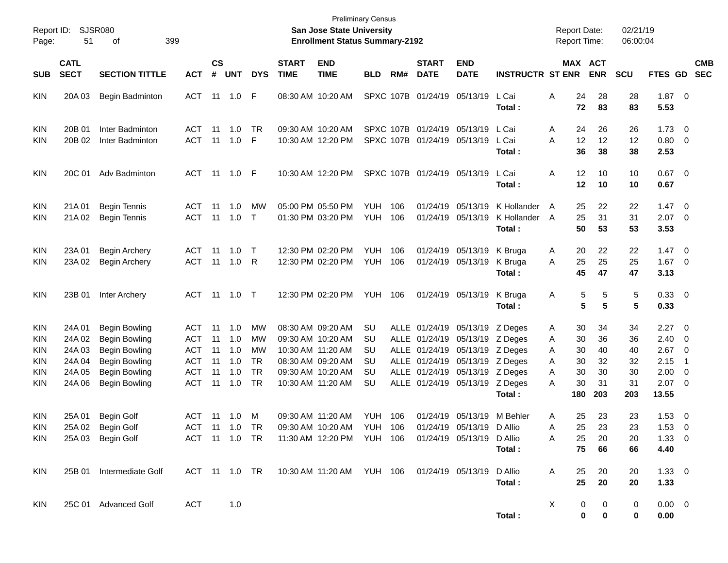Preliminary Census

Report ID: SJSR080

**San Jose State University**

**Enrollment Status Summary-2192**

Report Date: 02/21/19

Report Time: 06:00:04

| SUB | CATL SECT | SECTION TITTLE | ACT | CS # | UNT | DYS | START TIME | END TIME | BLD | RM# | START DATE | END DATE | INSTRUCTR | ST | MAX ENR | ACT ENR | SCU | FTES | GD | CMB SEC |
|---|---|---|---|---|---|---|---|---|---|---|---|---|---|---|---|---|---|---|---|---|
| KIN | 20A 03 | Begin Badminton | ACT | 11 | 1.0 | F | 08:30 AM | 10:20 AM | SPXC | 107B | 01/24/19 | 05/13/19 | L Cai | A | 24 | 28 | 28 | 1.87 | 0 | |
| | | | | | | | | | | | | | **Total :** | | **72** | **83** | **83** | **5.53** | | |
| KIN | 20B 01 | Inter Badminton | ACT | 11 | 1.0 | TR | 09:30 AM | 10:20 AM | SPXC | 107B | 01/24/19 | 05/13/19 | L Cai | A | 24 | 26 | 26 | 1.73 | 0 | |
| KIN | 20B 02 | Inter Badminton | ACT | 11 | 1.0 | F | 10:30 AM | 12:20 PM | SPXC | 107B | 01/24/19 | 05/13/19 | L Cai | A | 12 | 12 | 12 | 0.80 | 0 | |
| | | | | | | | | | | | | | **Total :** | | **36** | **38** | **38** | **2.53** | | |
| KIN | 20C 01 | Adv Badminton | ACT | 11 | 1.0 | F | 10:30 AM | 12:20 PM | SPXC | 107B | 01/24/19 | 05/13/19 | L Cai | A | 12 | 10 | 10 | 0.67 | 0 | |
| | | | | | | | | | | | | | **Total :** | | **12** | **10** | **10** | **0.67** | | |
| KIN | 21A 01 | Begin Tennis | ACT | 11 | 1.0 | MW | 05:00 PM | 05:50 PM | YUH | 106 | 01/24/19 | 05/13/19 | K Hollander | A | 25 | 22 | 22 | 1.47 | 0 | |
| KIN | 21A 02 | Begin Tennis | ACT | 11 | 1.0 | T | 01:30 PM | 03:20 PM | YUH | 106 | 01/24/19 | 05/13/19 | K Hollander | A | 25 | 31 | 31 | 2.07 | 0 | |
| | | | | | | | | | | | | | **Total :** | | **50** | **53** | **53** | **3.53** | | |
| KIN | 23A 01 | Begin Archery | ACT | 11 | 1.0 | T | 12:30 PM | 02:20 PM | YUH | 106 | 01/24/19 | 05/13/19 | K Bruga | A | 20 | 22 | 22 | 1.47 | 0 | |
| KIN | 23A 02 | Begin Archery | ACT | 11 | 1.0 | R | 12:30 PM | 02:20 PM | YUH | 106 | 01/24/19 | 05/13/19 | K Bruga | A | 25 | 25 | 25 | 1.67 | 0 | |
| | | | | | | | | | | | | | **Total :** | | **45** | **47** | **47** | **3.13** | | |
| KIN | 23B 01 | Inter Archery | ACT | 11 | 1.0 | T | 12:30 PM | 02:20 PM | YUH | 106 | 01/24/19 | 05/13/19 | K Bruga | A | 5 | 5 | 5 | 0.33 | 0 | |
| | | | | | | | | | | | | | **Total :** | | **5** | **5** | **5** | **0.33** | | |
| KIN | 24A 01 | Begin Bowling | ACT | 11 | 1.0 | MW | 08:30 AM | 09:20 AM | SU | ALLE | 01/24/19 | 05/13/19 | Z Deges | A | 30 | 34 | 34 | 2.27 | 0 | |
| KIN | 24A 02 | Begin Bowling | ACT | 11 | 1.0 | MW | 09:30 AM | 10:20 AM | SU | ALLE | 01/24/19 | 05/13/19 | Z Deges | A | 30 | 36 | 36 | 2.40 | 0 | |
| KIN | 24A 03 | Begin Bowling | ACT | 11 | 1.0 | MW | 10:30 AM | 11:20 AM | SU | ALLE | 01/24/19 | 05/13/19 | Z Deges | A | 30 | 40 | 40 | 2.67 | 0 | |
| KIN | 24A 04 | Begin Bowling | ACT | 11 | 1.0 | TR | 08:30 AM | 09:20 AM | SU | ALLE | 01/24/19 | 05/13/19 | Z Deges | A | 30 | 32 | 32 | 2.15 | 1 | |
| KIN | 24A 05 | Begin Bowling | ACT | 11 | 1.0 | TR | 09:30 AM | 10:20 AM | SU | ALLE | 01/24/19 | 05/13/19 | Z Deges | A | 30 | 30 | 30 | 2.00 | 0 | |
| KIN | 24A 06 | Begin Bowling | ACT | 11 | 1.0 | TR | 10:30 AM | 11:20 AM | SU | ALLE | 01/24/19 | 05/13/19 | Z Deges | A | 30 | 31 | 31 | 2.07 | 0 | |
| | | | | | | | | | | | | | **Total :** | | **180** | **203** | **203** | **13.55** | | |
| KIN | 25A 01 | Begin Golf | ACT | 11 | 1.0 | M | 09:30 AM | 11:20 AM | YUH | 106 | 01/24/19 | 05/13/19 | M Behler | A | 25 | 23 | 23 | 1.53 | 0 | |
| KIN | 25A 02 | Begin Golf | ACT | 11 | 1.0 | TR | 09:30 AM | 10:20 AM | YUH | 106 | 01/24/19 | 05/13/19 | D Allio | A | 25 | 23 | 23 | 1.53 | 0 | |
| KIN | 25A 03 | Begin Golf | ACT | 11 | 1.0 | TR | 11:30 AM | 12:20 PM | YUH | 106 | 01/24/19 | 05/13/19 | D Allio | A | 25 | 20 | 20 | 1.33 | 0 | |
| | | | | | | | | | | | | | **Total :** | | **75** | **66** | **66** | **4.40** | | |
| KIN | 25B 01 | Intermediate Golf | ACT | 11 | 1.0 | TR | 10:30 AM | 11:20 AM | YUH | 106 | 01/24/19 | 05/13/19 | D Allio | A | 25 | 20 | 20 | 1.33 | 0 | |
| | | | | | | | | | | | | | **Total :** | | **25** | **20** | **20** | **1.33** | | |
| KIN | 25C 01 | Advanced Golf | ACT | | 1.0 | | | | | | | | | X | 0 | 0 | 0 | 0.00 | 0 | |
| | | | | | | | | | | | | | **Total :** | | **0** | **0** | **0** | **0.00** | | |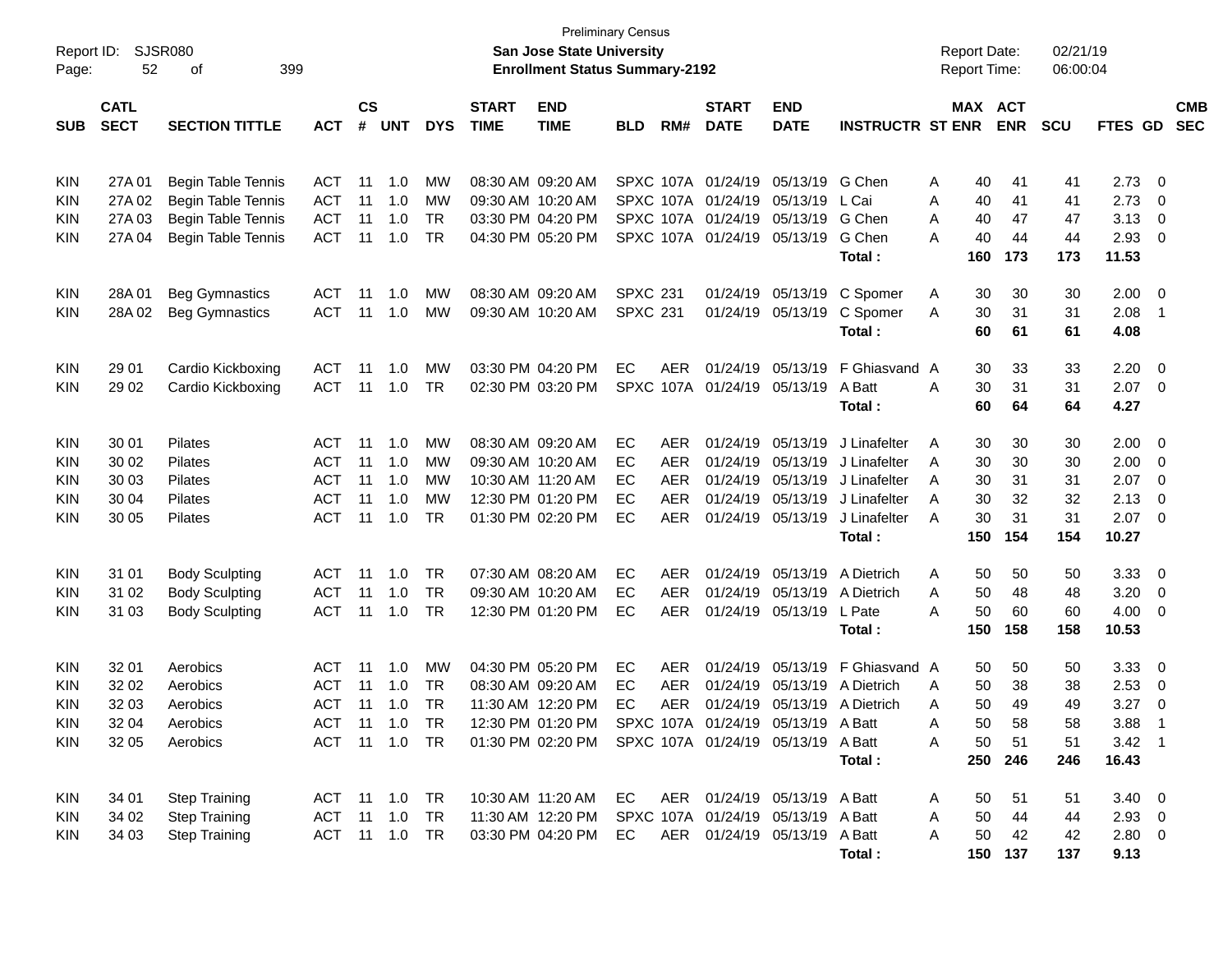Preliminary Census
**San Jose State University**
**Enrollment Status Summary-2192**

Report ID: SJSR080
Report Date: 02/21/19
Report Time: 06:00:04

| SUB | CATL SECT | SECTION TITTLE | ACT | CS # | UNT | DYS | START TIME | END TIME | BLD | RM# | START DATE | END DATE | INSTRUCTR | ST | MAX ENR | ACT ENR | SCU | FTES | GD | CMB SEC |
|---|---|---|---|---|---|---|---|---|---|---|---|---|---|---|---|---|---|---|---|---|
| KIN | 27A 01 | Begin Table Tennis | ACT | 11 | 1.0 | MW | 08:30 AM | 09:20 AM | SPXC | 107A | 01/24/19 | 05/13/19 | G Chen | A | 40 | 41 | 41 | 2.73 | 0 | |
| KIN | 27A 02 | Begin Table Tennis | ACT | 11 | 1.0 | MW | 09:30 AM | 10:20 AM | SPXC | 107A | 01/24/19 | 05/13/19 | L Cai | A | 40 | 41 | 41 | 2.73 | 0 | |
| KIN | 27A 03 | Begin Table Tennis | ACT | 11 | 1.0 | TR | 03:30 PM | 04:20 PM | SPXC | 107A | 01/24/19 | 05/13/19 | G Chen | A | 40 | 47 | 47 | 3.13 | 0 | |
| KIN | 27A 04 | Begin Table Tennis | ACT | 11 | 1.0 | TR | 04:30 PM | 05:20 PM | SPXC | 107A | 01/24/19 | 05/13/19 | G Chen | A | 40 | 44 | 44 | 2.93 | 0 | |
| | | | | | | | | | | | | | **Total :** | | **160** | **173** | **173** | **11.53** | | |
| KIN | 28A 01 | Beg Gymnastics | ACT | 11 | 1.0 | MW | 08:30 AM | 09:20 AM | SPXC | 231 | 01/24/19 | 05/13/19 | C Spomer | A | 30 | 30 | 30 | 2.00 | 0 | |
| KIN | 28A 02 | Beg Gymnastics | ACT | 11 | 1.0 | MW | 09:30 AM | 10:20 AM | SPXC | 231 | 01/24/19 | 05/13/19 | C Spomer | A | 30 | 31 | 31 | 2.08 | 1 | |
| | | | | | | | | | | | | | **Total :** | | **60** | **61** | **61** | **4.08** | | |
| KIN | 29 01 | Cardio Kickboxing | ACT | 11 | 1.0 | MW | 03:30 PM | 04:20 PM | EC | AER | 01/24/19 | 05/13/19 | F Ghiasvand | A | 30 | 33 | 33 | 2.20 | 0 | |
| KIN | 29 02 | Cardio Kickboxing | ACT | 11 | 1.0 | TR | 02:30 PM | 03:20 PM | SPXC | 107A | 01/24/19 | 05/13/19 | A Batt | A | 30 | 31 | 31 | 2.07 | 0 | |
| | | | | | | | | | | | | | **Total :** | | **60** | **64** | **64** | **4.27** | | |
| KIN | 30 01 | Pilates | ACT | 11 | 1.0 | MW | 08:30 AM | 09:20 AM | EC | AER | 01/24/19 | 05/13/19 | J Linafelter | A | 30 | 30 | 30 | 2.00 | 0 | |
| KIN | 30 02 | Pilates | ACT | 11 | 1.0 | MW | 09:30 AM | 10:20 AM | EC | AER | 01/24/19 | 05/13/19 | J Linafelter | A | 30 | 30 | 30 | 2.00 | 0 | |
| KIN | 30 03 | Pilates | ACT | 11 | 1.0 | MW | 10:30 AM | 11:20 AM | EC | AER | 01/24/19 | 05/13/19 | J Linafelter | A | 30 | 31 | 31 | 2.07 | 0 | |
| KIN | 30 04 | Pilates | ACT | 11 | 1.0 | MW | 12:30 PM | 01:20 PM | EC | AER | 01/24/19 | 05/13/19 | J Linafelter | A | 30 | 32 | 32 | 2.13 | 0 | |
| KIN | 30 05 | Pilates | ACT | 11 | 1.0 | TR | 01:30 PM | 02:20 PM | EC | AER | 01/24/19 | 05/13/19 | J Linafelter | A | 30 | 31 | 31 | 2.07 | 0 | |
| | | | | | | | | | | | | | **Total :** | | **150** | **154** | **154** | **10.27** | | |
| KIN | 31 01 | Body Sculpting | ACT | 11 | 1.0 | TR | 07:30 AM | 08:20 AM | EC | AER | 01/24/19 | 05/13/19 | A Dietrich | A | 50 | 50 | 50 | 3.33 | 0 | |
| KIN | 31 02 | Body Sculpting | ACT | 11 | 1.0 | TR | 09:30 AM | 10:20 AM | EC | AER | 01/24/19 | 05/13/19 | A Dietrich | A | 50 | 48 | 48 | 3.20 | 0 | |
| KIN | 31 03 | Body Sculpting | ACT | 11 | 1.0 | TR | 12:30 PM | 01:20 PM | EC | AER | 01/24/19 | 05/13/19 | L Pate | A | 50 | 60 | 60 | 4.00 | 0 | |
| | | | | | | | | | | | | | **Total :** | | **150** | **158** | **158** | **10.53** | | |
| KIN | 32 01 | Aerobics | ACT | 11 | 1.0 | MW | 04:30 PM | 05:20 PM | EC | AER | 01/24/19 | 05/13/19 | F Ghiasvand | A | 50 | 50 | 50 | 3.33 | 0 | |
| KIN | 32 02 | Aerobics | ACT | 11 | 1.0 | TR | 08:30 AM | 09:20 AM | EC | AER | 01/24/19 | 05/13/19 | A Dietrich | A | 50 | 38 | 38 | 2.53 | 0 | |
| KIN | 32 03 | Aerobics | ACT | 11 | 1.0 | TR | 11:30 AM | 12:20 PM | EC | AER | 01/24/19 | 05/13/19 | A Dietrich | A | 50 | 49 | 49 | 3.27 | 0 | |
| KIN | 32 04 | Aerobics | ACT | 11 | 1.0 | TR | 12:30 PM | 01:20 PM | SPXC | 107A | 01/24/19 | 05/13/19 | A Batt | A | 50 | 58 | 58 | 3.88 | 1 | |
| KIN | 32 05 | Aerobics | ACT | 11 | 1.0 | TR | 01:30 PM | 02:20 PM | SPXC | 107A | 01/24/19 | 05/13/19 | A Batt | A | 50 | 51 | 51 | 3.42 | 1 | |
| | | | | | | | | | | | | | **Total :** | | **250** | **246** | **246** | **16.43** | | |
| KIN | 34 01 | Step Training | ACT | 11 | 1.0 | TR | 10:30 AM | 11:20 AM | EC | AER | 01/24/19 | 05/13/19 | A Batt | A | 50 | 51 | 51 | 3.40 | 0 | |
| KIN | 34 02 | Step Training | ACT | 11 | 1.0 | TR | 11:30 AM | 12:20 PM | SPXC | 107A | 01/24/19 | 05/13/19 | A Batt | A | 50 | 44 | 44 | 2.93 | 0 | |
| KIN | 34 03 | Step Training | ACT | 11 | 1.0 | TR | 03:30 PM | 04:20 PM | EC | AER | 01/24/19 | 05/13/19 | A Batt | A | 50 | 42 | 42 | 2.80 | 0 | |
| | | | | | | | | | | | | | **Total :** | | **150** | **137** | **137** | **9.13** | | |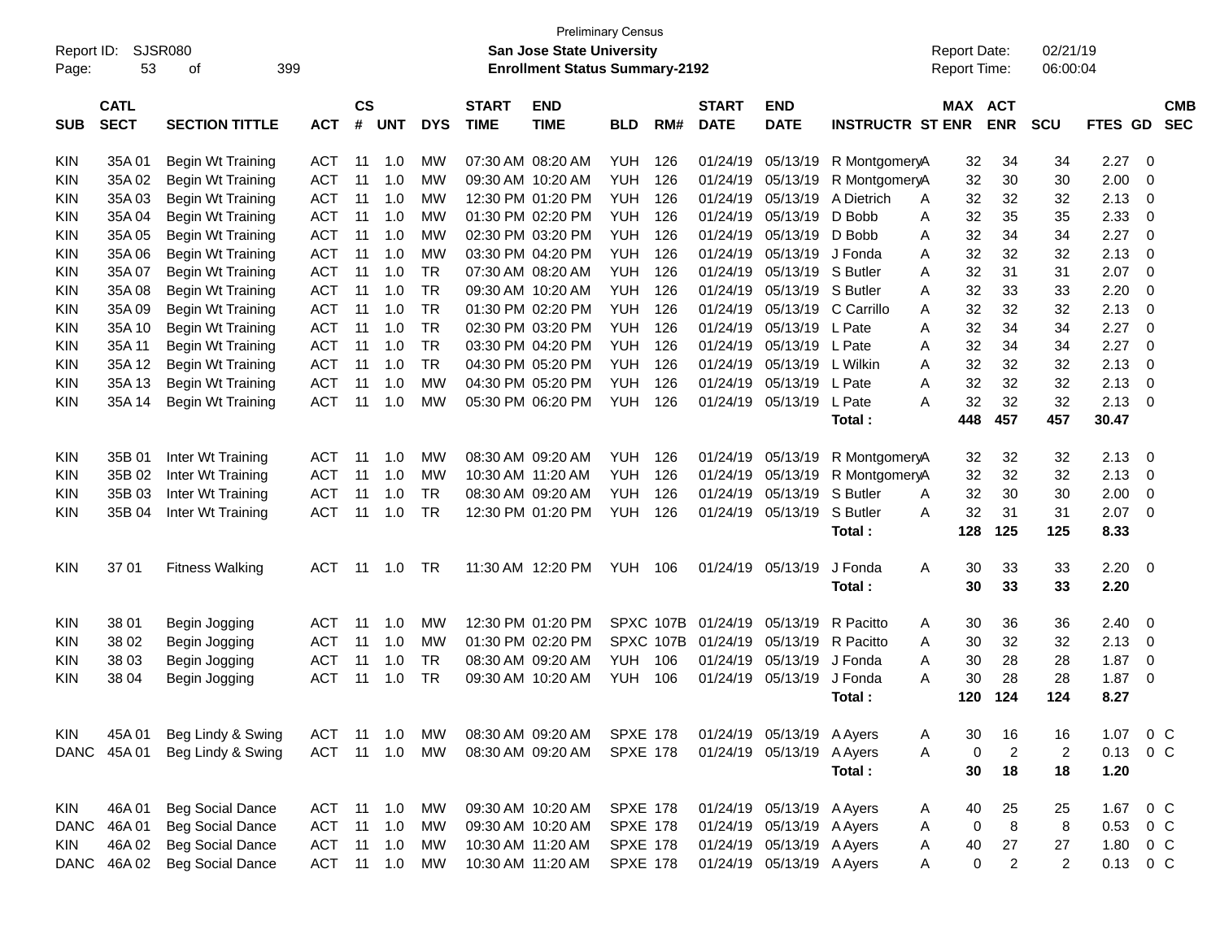Preliminary Census

**San Jose State University**

**Enrollment Status Summary-2192**

Report ID: SJSR080

Report Date: 02/21/19

Report Time: 06:00:04

| SUB | CATL SECT | SECTION TITTLE | ACT | CS # | UNT | DYS | START TIME | END TIME | BLD | RM# | START DATE | END DATE | INSTRUCTR | ST | MAX ENR | ACT ENR | SCU | FTES | GD | CMB SEC |
|---|---|---|---|---|---|---|---|---|---|---|---|---|---|---|---|---|---|---|---|---|
| KIN | 35A 01 | Begin Wt Training | ACT | 11 | 1.0 | MW | 07:30 AM | 08:20 AM | YUH | 126 | 01/24/19 | 05/13/19 | R Montgomery | A | 32 | 34 | 34 | 2.27 | 0 | |
| KIN | 35A 02 | Begin Wt Training | ACT | 11 | 1.0 | MW | 09:30 AM | 10:20 AM | YUH | 126 | 01/24/19 | 05/13/19 | R Montgomery | A | 32 | 30 | 30 | 2.00 | 0 | |
| KIN | 35A 03 | Begin Wt Training | ACT | 11 | 1.0 | MW | 12:30 PM | 01:20 PM | YUH | 126 | 01/24/19 | 05/13/19 | A Dietrich | A | 32 | 32 | 32 | 2.13 | 0 | |
| KIN | 35A 04 | Begin Wt Training | ACT | 11 | 1.0 | MW | 01:30 PM | 02:20 PM | YUH | 126 | 01/24/19 | 05/13/19 | D Bobb | A | 32 | 35 | 35 | 2.33 | 0 | |
| KIN | 35A 05 | Begin Wt Training | ACT | 11 | 1.0 | MW | 02:30 PM | 03:20 PM | YUH | 126 | 01/24/19 | 05/13/19 | D Bobb | A | 32 | 34 | 34 | 2.27 | 0 | |
| KIN | 35A 06 | Begin Wt Training | ACT | 11 | 1.0 | MW | 03:30 PM | 04:20 PM | YUH | 126 | 01/24/19 | 05/13/19 | J Fonda | A | 32 | 32 | 32 | 2.13 | 0 | |
| KIN | 35A 07 | Begin Wt Training | ACT | 11 | 1.0 | TR | 07:30 AM | 08:20 AM | YUH | 126 | 01/24/19 | 05/13/19 | S Butler | A | 32 | 31 | 31 | 2.07 | 0 | |
| KIN | 35A 08 | Begin Wt Training | ACT | 11 | 1.0 | TR | 09:30 AM | 10:20 AM | YUH | 126 | 01/24/19 | 05/13/19 | S Butler | A | 32 | 33 | 33 | 2.20 | 0 | |
| KIN | 35A 09 | Begin Wt Training | ACT | 11 | 1.0 | TR | 01:30 PM | 02:20 PM | YUH | 126 | 01/24/19 | 05/13/19 | C Carrillo | A | 32 | 32 | 32 | 2.13 | 0 | |
| KIN | 35A 10 | Begin Wt Training | ACT | 11 | 1.0 | TR | 02:30 PM | 03:20 PM | YUH | 126 | 01/24/19 | 05/13/19 | L Pate | A | 32 | 34 | 34 | 2.27 | 0 | |
| KIN | 35A 11 | Begin Wt Training | ACT | 11 | 1.0 | TR | 03:30 PM | 04:20 PM | YUH | 126 | 01/24/19 | 05/13/19 | L Pate | A | 32 | 34 | 34 | 2.27 | 0 | |
| KIN | 35A 12 | Begin Wt Training | ACT | 11 | 1.0 | TR | 04:30 PM | 05:20 PM | YUH | 126 | 01/24/19 | 05/13/19 | L Wilkin | A | 32 | 32 | 32 | 2.13 | 0 | |
| KIN | 35A 13 | Begin Wt Training | ACT | 11 | 1.0 | MW | 04:30 PM | 05:20 PM | YUH | 126 | 01/24/19 | 05/13/19 | L Pate | A | 32 | 32 | 32 | 2.13 | 0 | |
| KIN | 35A 14 | Begin Wt Training | ACT | 11 | 1.0 | MW | 05:30 PM | 06:20 PM | YUH | 126 | 01/24/19 | 05/13/19 | L Pate | A | 32 | 32 | 32 | 2.13 | 0 | |
| | | | | | | | | | | | | | **Total :** | | **448** | **457** | **457** | **30.47** | | |
| KIN | 35B 01 | Inter Wt Training | ACT | 11 | 1.0 | MW | 08:30 AM | 09:20 AM | YUH | 126 | 01/24/19 | 05/13/19 | R Montgomery | A | 32 | 32 | 32 | 2.13 | 0 | |
| KIN | 35B 02 | Inter Wt Training | ACT | 11 | 1.0 | MW | 10:30 AM | 11:20 AM | YUH | 126 | 01/24/19 | 05/13/19 | R Montgomery | A | 32 | 32 | 32 | 2.13 | 0 | |
| KIN | 35B 03 | Inter Wt Training | ACT | 11 | 1.0 | TR | 08:30 AM | 09:20 AM | YUH | 126 | 01/24/19 | 05/13/19 | S Butler | A | 32 | 30 | 30 | 2.00 | 0 | |
| KIN | 35B 04 | Inter Wt Training | ACT | 11 | 1.0 | TR | 12:30 PM | 01:20 PM | YUH | 126 | 01/24/19 | 05/13/19 | S Butler | A | 32 | 31 | 31 | 2.07 | 0 | |
| | | | | | | | | | | | | | **Total :** | | **128** | **125** | **125** | **8.33** | | |
| KIN | 37 01 | Fitness Walking | ACT | 11 | 1.0 | TR | 11:30 AM | 12:20 PM | YUH | 106 | 01/24/19 | 05/13/19 | J Fonda | A | 30 | 33 | 33 | 2.20 | 0 | |
| | | | | | | | | | | | | | **Total :** | | **30** | **33** | **33** | **2.20** | | |
| KIN | 38 01 | Begin Jogging | ACT | 11 | 1.0 | MW | 12:30 PM | 01:20 PM | SPXC | 107B | 01/24/19 | 05/13/19 | R Pacitto | A | 30 | 36 | 36 | 2.40 | 0 | |
| KIN | 38 02 | Begin Jogging | ACT | 11 | 1.0 | MW | 01:30 PM | 02:20 PM | SPXC | 107B | 01/24/19 | 05/13/19 | R Pacitto | A | 30 | 32 | 32 | 2.13 | 0 | |
| KIN | 38 03 | Begin Jogging | ACT | 11 | 1.0 | TR | 08:30 AM | 09:20 AM | YUH | 106 | 01/24/19 | 05/13/19 | J Fonda | A | 30 | 28 | 28 | 1.87 | 0 | |
| KIN | 38 04 | Begin Jogging | ACT | 11 | 1.0 | TR | 09:30 AM | 10:20 AM | YUH | 106 | 01/24/19 | 05/13/19 | J Fonda | A | 30 | 28 | 28 | 1.87 | 0 | |
| | | | | | | | | | | | | | **Total :** | | **120** | **124** | **124** | **8.27** | | |
| KIN | 45A 01 | Beg Lindy & Swing | ACT | 11 | 1.0 | MW | 08:30 AM | 09:20 AM | SPXE | 178 | 01/24/19 | 05/13/19 | A Ayers | A | 30 | 16 | 16 | 1.07 | 0 | C |
| DANC | 45A 01 | Beg Lindy & Swing | ACT | 11 | 1.0 | MW | 08:30 AM | 09:20 AM | SPXE | 178 | 01/24/19 | 05/13/19 | A Ayers | A | 0 | 2 | 2 | 0.13 | 0 | C |
| | | | | | | | | | | | | | **Total :** | | **30** | **18** | **18** | **1.20** | | |
| KIN | 46A 01 | Beg Social Dance | ACT | 11 | 1.0 | MW | 09:30 AM | 10:20 AM | SPXE | 178 | 01/24/19 | 05/13/19 | A Ayers | A | 40 | 25 | 25 | 1.67 | 0 | C |
| DANC | 46A 01 | Beg Social Dance | ACT | 11 | 1.0 | MW | 09:30 AM | 10:20 AM | SPXE | 178 | 01/24/19 | 05/13/19 | A Ayers | A | 0 | 8 | 8 | 0.53 | 0 | C |
| KIN | 46A 02 | Beg Social Dance | ACT | 11 | 1.0 | MW | 10:30 AM | 11:20 AM | SPXE | 178 | 01/24/19 | 05/13/19 | A Ayers | A | 40 | 27 | 27 | 1.80 | 0 | C |
| DANC | 46A 02 | Beg Social Dance | ACT | 11 | 1.0 | MW | 10:30 AM | 11:20 AM | SPXE | 178 | 01/24/19 | 05/13/19 | A Ayers | A | 0 | 2 | 2 | 0.13 | 0 | C |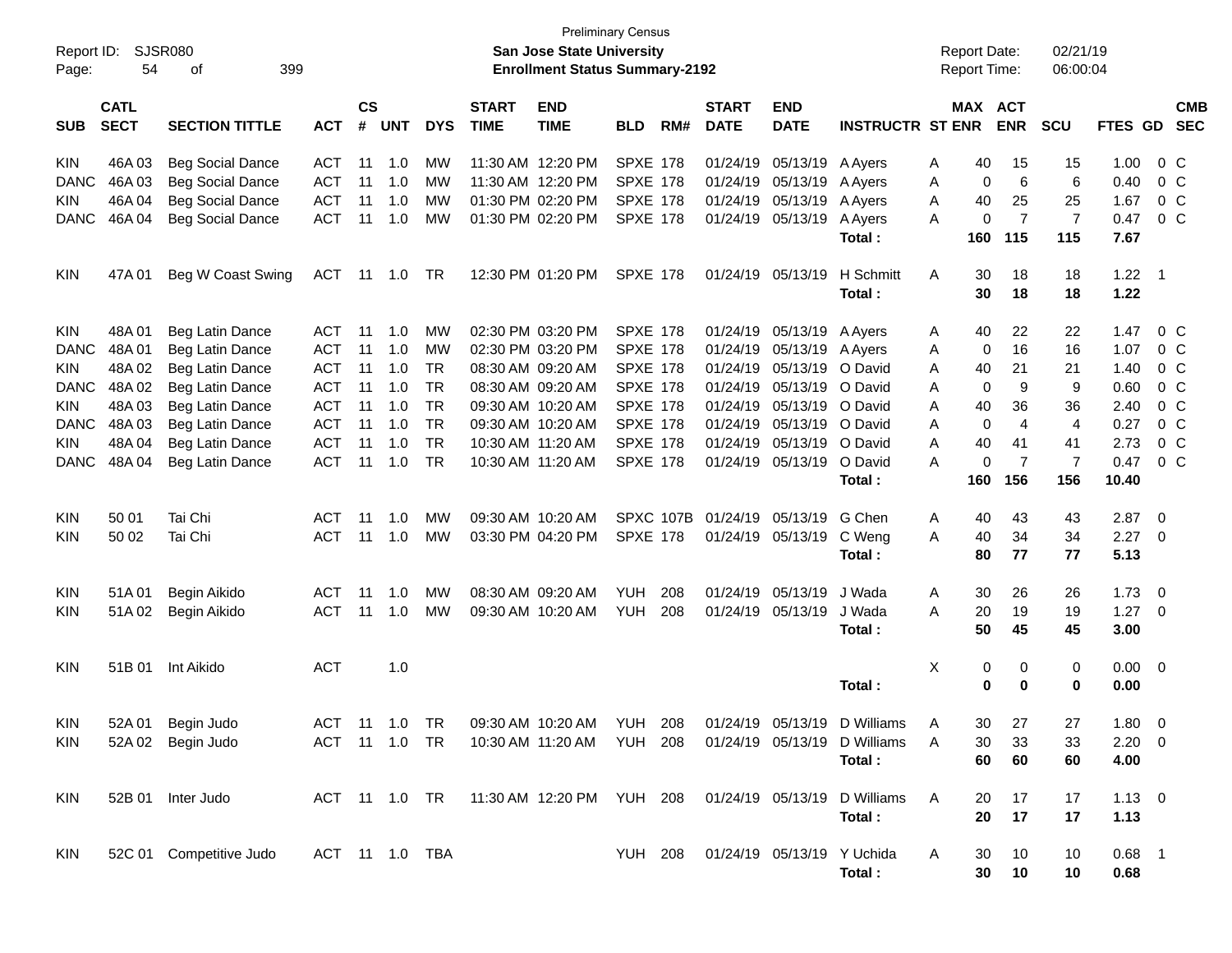Preliminary Census

**San Jose State University**

**Enrollment Status Summary-2192**

Report ID: SJSR080
Report Date: 02/21/19
Report Time: 06:00:04

| SUB | CATL SECT | SECTION TITTLE | ACT | CS # | UNT | DYS | START TIME | END TIME | BLD | RM# | START DATE | END DATE | INSTRUCTR | ST | MAX ENR | ACT ENR | SCU | FTES | GD | CMB SEC |
|---|---|---|---|---|---|---|---|---|---|---|---|---|---|---|---|---|---|---|---|---|
| KIN | 46A 03 | Beg Social Dance | ACT | 11 | 1.0 | MW | 11:30 AM | 12:20 PM | SPXE | 178 | 01/24/19 | 05/13/19 | A Ayers | A | 40 | 15 | 15 | 1.00 | 0 | C |
| DANC | 46A 03 | Beg Social Dance | ACT | 11 | 1.0 | MW | 11:30 AM | 12:20 PM | SPXE | 178 | 01/24/19 | 05/13/19 | A Ayers | A | 0 | 6 | 6 | 0.40 | 0 | C |
| KIN | 46A 04 | Beg Social Dance | ACT | 11 | 1.0 | MW | 01:30 PM | 02:20 PM | SPXE | 178 | 01/24/19 | 05/13/19 | A Ayers | A | 40 | 25 | 25 | 1.67 | 0 | C |
| DANC | 46A 04 | Beg Social Dance | ACT | 11 | 1.0 | MW | 01:30 PM | 02:20 PM | SPXE | 178 | 01/24/19 | 05/13/19 | A Ayers | A | 0 | 7 | 7 | 0.47 | 0 | C |
| | | | | | | | | | | | | | **Total :** | | **160** | **115** | **115** | **7.67** | | |
| KIN | 47A 01 | Beg W Coast Swing | ACT | 11 | 1.0 | TR | 12:30 PM | 01:20 PM | SPXE | 178 | 01/24/19 | 05/13/19 | H Schmitt | A | 30 | 18 | 18 | 1.22 | 1 | |
| | | | | | | | | | | | | | **Total :** | | **30** | **18** | **18** | **1.22** | | |
| KIN | 48A 01 | Beg Latin Dance | ACT | 11 | 1.0 | MW | 02:30 PM | 03:20 PM | SPXE | 178 | 01/24/19 | 05/13/19 | A Ayers | A | 40 | 22 | 22 | 1.47 | 0 | C |
| DANC | 48A 01 | Beg Latin Dance | ACT | 11 | 1.0 | MW | 02:30 PM | 03:20 PM | SPXE | 178 | 01/24/19 | 05/13/19 | A Ayers | A | 0 | 16 | 16 | 1.07 | 0 | C |
| KIN | 48A 02 | Beg Latin Dance | ACT | 11 | 1.0 | TR | 08:30 AM | 09:20 AM | SPXE | 178 | 01/24/19 | 05/13/19 | O David | A | 40 | 21 | 21 | 1.40 | 0 | C |
| DANC | 48A 02 | Beg Latin Dance | ACT | 11 | 1.0 | TR | 08:30 AM | 09:20 AM | SPXE | 178 | 01/24/19 | 05/13/19 | O David | A | 0 | 9 | 9 | 0.60 | 0 | C |
| KIN | 48A 03 | Beg Latin Dance | ACT | 11 | 1.0 | TR | 09:30 AM | 10:20 AM | SPXE | 178 | 01/24/19 | 05/13/19 | O David | A | 40 | 36 | 36 | 2.40 | 0 | C |
| DANC | 48A 03 | Beg Latin Dance | ACT | 11 | 1.0 | TR | 09:30 AM | 10:20 AM | SPXE | 178 | 01/24/19 | 05/13/19 | O David | A | 0 | 4 | 4 | 0.27 | 0 | C |
| KIN | 48A 04 | Beg Latin Dance | ACT | 11 | 1.0 | TR | 10:30 AM | 11:20 AM | SPXE | 178 | 01/24/19 | 05/13/19 | O David | A | 40 | 41 | 41 | 2.73 | 0 | C |
| DANC | 48A 04 | Beg Latin Dance | ACT | 11 | 1.0 | TR | 10:30 AM | 11:20 AM | SPXE | 178 | 01/24/19 | 05/13/19 | O David | A | 0 | 7 | 7 | 0.47 | 0 | C |
| | | | | | | | | | | | | | **Total :** | | **160** | **156** | **156** | **10.40** | | |
| KIN | 50 01 | Tai Chi | ACT | 11 | 1.0 | MW | 09:30 AM | 10:20 AM | SPXC | 107B | 01/24/19 | 05/13/19 | G Chen | A | 40 | 43 | 43 | 2.87 | 0 | |
| KIN | 50 02 | Tai Chi | ACT | 11 | 1.0 | MW | 03:30 PM | 04:20 PM | SPXE | 178 | 01/24/19 | 05/13/19 | C Weng | A | 40 | 34 | 34 | 2.27 | 0 | |
| | | | | | | | | | | | | | **Total :** | | **80** | **77** | **77** | **5.13** | | |
| KIN | 51A 01 | Begin Aikido | ACT | 11 | 1.0 | MW | 08:30 AM | 09:20 AM | YUH | 208 | 01/24/19 | 05/13/19 | J Wada | A | 30 | 26 | 26 | 1.73 | 0 | |
| KIN | 51A 02 | Begin Aikido | ACT | 11 | 1.0 | MW | 09:30 AM | 10:20 AM | YUH | 208 | 01/24/19 | 05/13/19 | J Wada | A | 20 | 19 | 19 | 1.27 | 0 | |
| | | | | | | | | | | | | | **Total :** | | **50** | **45** | **45** | **3.00** | | |
| KIN | 51B 01 | Int Aikido | ACT | | 1.0 | | | | | | | | | X | 0 | 0 | 0 | 0.00 | 0 | |
| | | | | | | | | | | | | | **Total :** | | **0** | **0** | **0** | **0.00** | | |
| KIN | 52A 01 | Begin Judo | ACT | 11 | 1.0 | TR | 09:30 AM | 10:20 AM | YUH | 208 | 01/24/19 | 05/13/19 | D Williams | A | 30 | 27 | 27 | 1.80 | 0 | |
| KIN | 52A 02 | Begin Judo | ACT | 11 | 1.0 | TR | 10:30 AM | 11:20 AM | YUH | 208 | 01/24/19 | 05/13/19 | D Williams | A | 30 | 33 | 33 | 2.20 | 0 | |
| | | | | | | | | | | | | | **Total :** | | **60** | **60** | **60** | **4.00** | | |
| KIN | 52B 01 | Inter Judo | ACT | 11 | 1.0 | TR | 11:30 AM | 12:20 PM | YUH | 208 | 01/24/19 | 05/13/19 | D Williams | A | 20 | 17 | 17 | 1.13 | 0 | |
| | | | | | | | | | | | | | **Total :** | | **20** | **17** | **17** | **1.13** | | |
| KIN | 52C 01 | Competitive Judo | ACT | 11 | 1.0 | TBA | | | YUH | 208 | 01/24/19 | 05/13/19 | Y Uchida | A | 30 | 10 | 10 | 0.68 | 1 | |
| | | | | | | | | | | | | | **Total :** | | **30** | **10** | **10** | **0.68** | | |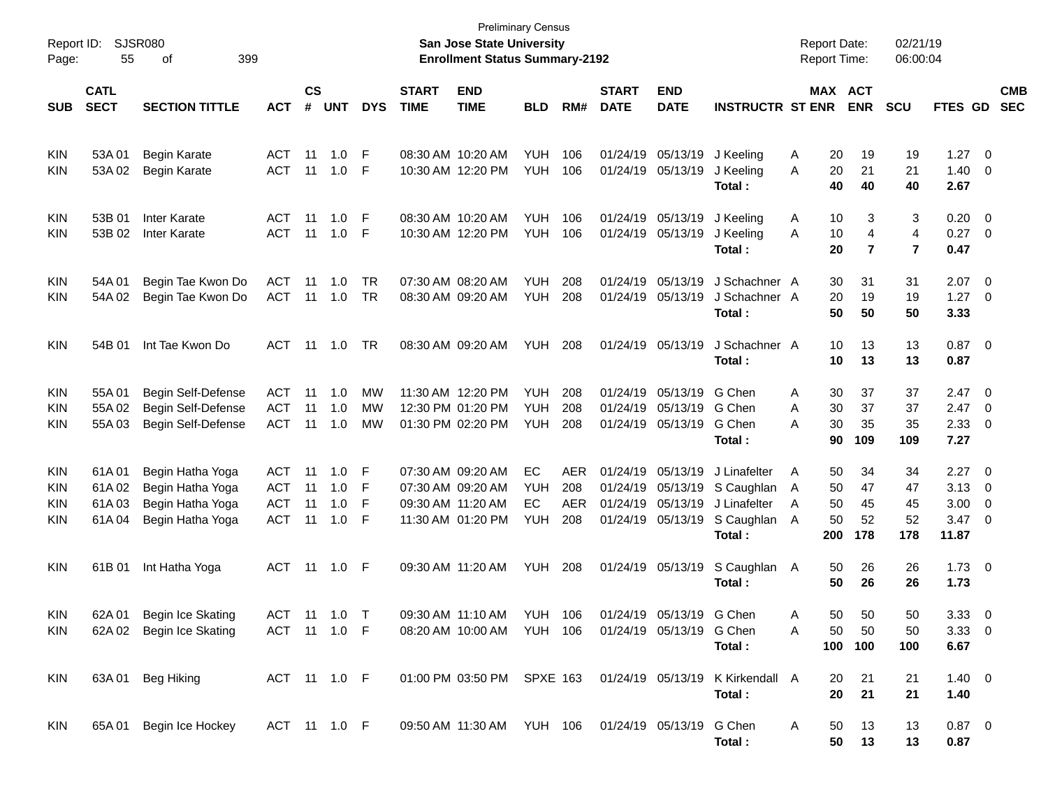Preliminary Census

**San Jose State University**

**Enrollment Status Summary-2192**

Report ID: SJSR080

Report Date: 02/21/19

Report Time: 06:00:04

| SUB | CATL SECT | SECTION TITTLE | ACT | CS # | UNT | DYS | START TIME | END TIME | BLD | RM# | START DATE | END DATE | INSTRUCTR | ST | MAX ENR | ACT ENR | SCU | FTES | GD | CMB SEC |
|---|---|---|---|---|---|---|---|---|---|---|---|---|---|---|---|---|---|---|---|---|
| KIN | 53A 01 | Begin Karate | ACT | 11 | 1.0 | F | 08:30 AM | 10:20 AM | YUH | 106 | 01/24/19 | 05/13/19 | J Keeling | A | 20 | 19 | 19 | 1.27 | 0 | |
| KIN | 53A 02 | Begin Karate | ACT | 11 | 1.0 | F | 10:30 AM | 12:20 PM | YUH | 106 | 01/24/19 | 05/13/19 | J Keeling | A | 20 | 21 | 21 | 1.40 | 0 | |
| | | | | | | | | | | | | | **Total :** | | **40** | **40** | **40** | **2.67** | | |
| KIN | 53B 01 | Inter Karate | ACT | 11 | 1.0 | F | 08:30 AM | 10:20 AM | YUH | 106 | 01/24/19 | 05/13/19 | J Keeling | A | 10 | 3 | 3 | 0.20 | 0 | |
| KIN | 53B 02 | Inter Karate | ACT | 11 | 1.0 | F | 10:30 AM | 12:20 PM | YUH | 106 | 01/24/19 | 05/13/19 | J Keeling | A | 10 | 4 | 4 | 0.27 | 0 | |
| | | | | | | | | | | | | | **Total :** | | **20** | **7** | **7** | **0.47** | | |
| KIN | 54A 01 | Begin Tae Kwon Do | ACT | 11 | 1.0 | TR | 07:30 AM | 08:20 AM | YUH | 208 | 01/24/19 | 05/13/19 | J Schachner | A | 30 | 31 | 31 | 2.07 | 0 | |
| KIN | 54A 02 | Begin Tae Kwon Do | ACT | 11 | 1.0 | TR | 08:30 AM | 09:20 AM | YUH | 208 | 01/24/19 | 05/13/19 | J Schachner | A | 20 | 19 | 19 | 1.27 | 0 | |
| | | | | | | | | | | | | | **Total :** | | **50** | **50** | **50** | **3.33** | | |
| KIN | 54B 01 | Int Tae Kwon Do | ACT | 11 | 1.0 | TR | 08:30 AM | 09:20 AM | YUH | 208 | 01/24/19 | 05/13/19 | J Schachner | A | 10 | 13 | 13 | 0.87 | 0 | |
| | | | | | | | | | | | | | **Total :** | | **10** | **13** | **13** | **0.87** | | |
| KIN | 55A 01 | Begin Self-Defense | ACT | 11 | 1.0 | MW | 11:30 AM | 12:20 PM | YUH | 208 | 01/24/19 | 05/13/19 | G Chen | A | 30 | 37 | 37 | 2.47 | 0 | |
| KIN | 55A 02 | Begin Self-Defense | ACT | 11 | 1.0 | MW | 12:30 PM | 01:20 PM | YUH | 208 | 01/24/19 | 05/13/19 | G Chen | A | 30 | 37 | 37 | 2.47 | 0 | |
| KIN | 55A 03 | Begin Self-Defense | ACT | 11 | 1.0 | MW | 01:30 PM | 02:20 PM | YUH | 208 | 01/24/19 | 05/13/19 | G Chen | A | 30 | 35 | 35 | 2.33 | 0 | |
| | | | | | | | | | | | | | **Total :** | | **90** | **109** | **109** | **7.27** | | |
| KIN | 61A 01 | Begin Hatha Yoga | ACT | 11 | 1.0 | F | 07:30 AM | 09:20 AM | EC | AER | 01/24/19 | 05/13/19 | J Linafelter | A | 50 | 34 | 34 | 2.27 | 0 | |
| KIN | 61A 02 | Begin Hatha Yoga | ACT | 11 | 1.0 | F | 07:30 AM | 09:20 AM | YUH | 208 | 01/24/19 | 05/13/19 | S Caughlan | A | 50 | 47 | 47 | 3.13 | 0 | |
| KIN | 61A 03 | Begin Hatha Yoga | ACT | 11 | 1.0 | F | 09:30 AM | 11:20 AM | EC | AER | 01/24/19 | 05/13/19 | J Linafelter | A | 50 | 45 | 45 | 3.00 | 0 | |
| KIN | 61A 04 | Begin Hatha Yoga | ACT | 11 | 1.0 | F | 11:30 AM | 01:20 PM | YUH | 208 | 01/24/19 | 05/13/19 | S Caughlan | A | 50 | 52 | 52 | 3.47 | 0 | |
| | | | | | | | | | | | | | **Total :** | | **200** | **178** | **178** | **11.87** | | |
| KIN | 61B 01 | Int Hatha Yoga | ACT | 11 | 1.0 | F | 09:30 AM | 11:20 AM | YUH | 208 | 01/24/19 | 05/13/19 | S Caughlan | A | 50 | 26 | 26 | 1.73 | 0 | |
| | | | | | | | | | | | | | **Total :** | | **50** | **26** | **26** | **1.73** | | |
| KIN | 62A 01 | Begin Ice Skating | ACT | 11 | 1.0 | T | 09:30 AM | 11:10 AM | YUH | 106 | 01/24/19 | 05/13/19 | G Chen | A | 50 | 50 | 50 | 3.33 | 0 | |
| KIN | 62A 02 | Begin Ice Skating | ACT | 11 | 1.0 | F | 08:20 AM | 10:00 AM | YUH | 106 | 01/24/19 | 05/13/19 | G Chen | A | 50 | 50 | 50 | 3.33 | 0 | |
| | | | | | | | | | | | | | **Total :** | | **100** | **100** | **100** | **6.67** | | |
| KIN | 63A 01 | Beg Hiking | ACT | 11 | 1.0 | F | 01:00 PM | 03:50 PM | SPXE | 163 | 01/24/19 | 05/13/19 | K Kirkendall | A | 20 | 21 | 21 | 1.40 | 0 | |
| | | | | | | | | | | | | | **Total :** | | **20** | **21** | **21** | **1.40** | | |
| KIN | 65A 01 | Begin Ice Hockey | ACT | 11 | 1.0 | F | 09:50 AM | 11:30 AM | YUH | 106 | 01/24/19 | 05/13/19 | G Chen | A | 50 | 13 | 13 | 0.87 | 0 | |
| | | | | | | | | | | | | | **Total :** | | **50** | **13** | **13** | **0.87** | | |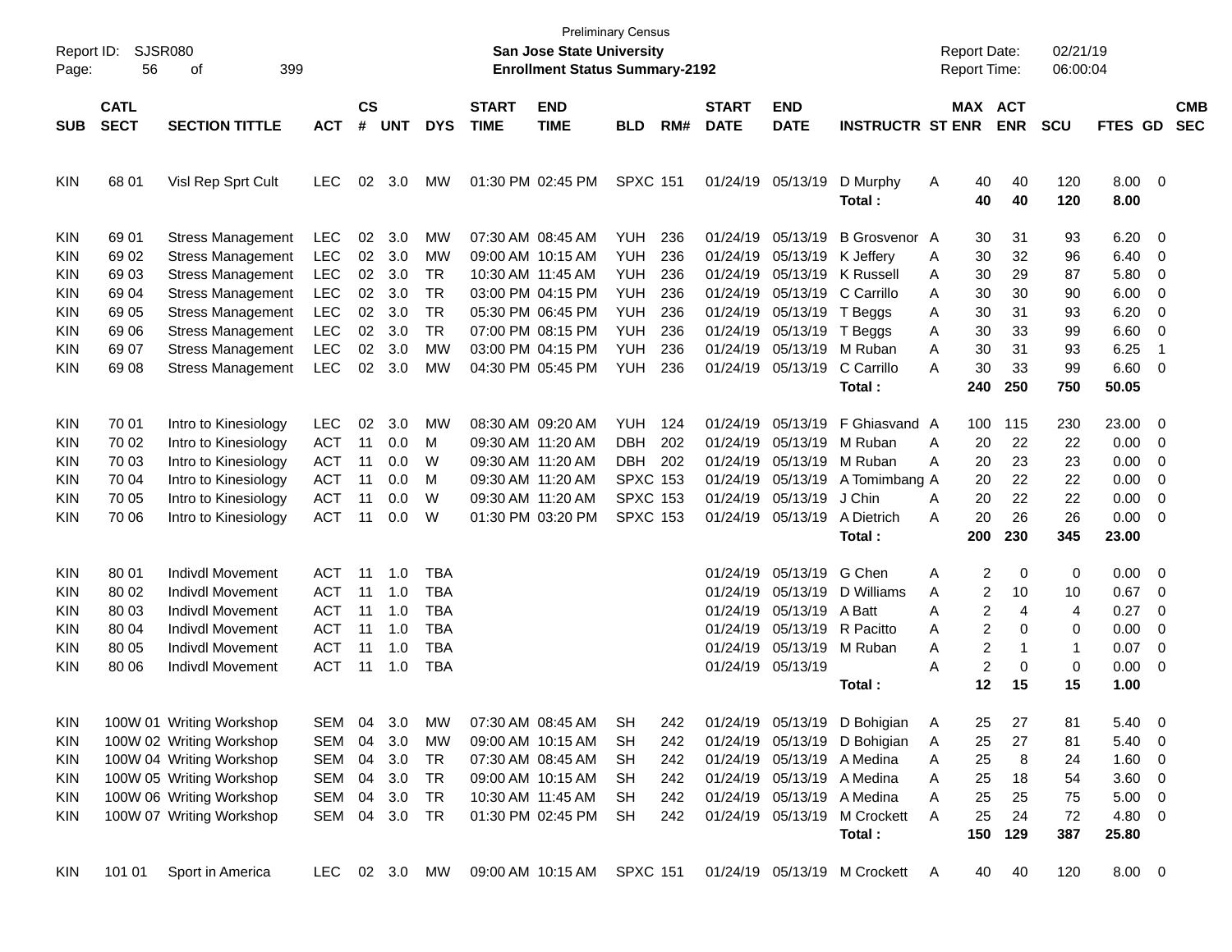Preliminary Census
**San Jose State University**
**Enrollment Status Summary-2192**

Report ID: SJSR080
Report Date: 02/21/19
Report Time: 06:00:04

| SUB | CATL SECT | SECTION TITTLE | ACT | CS # | UNT | DYS | START TIME | END TIME | BLD | RM# | START DATE | END DATE | INSTRUCTR | ST | MAX ENR | ACT ENR | SCU | FTES | GD | CMB SEC |
|---|---|---|---|---|---|---|---|---|---|---|---|---|---|---|---|---|---|---|---|---|
| KIN | 68 01 | Visl Rep Sprt Cult | LEC | 02 | 3.0 | MW | 01:30 PM | 02:45 PM | SPXC | 151 | 01/24/19 | 05/13/19 | D Murphy | A | 40 | 40 | 120 | 8.00 | 0 | |
| | | | | | | | | | | | | | **Total :** | | **40** | **40** | **120** | **8.00** | | |
| KIN | 69 01 | Stress Management | LEC | 02 | 3.0 | MW | 07:30 AM | 08:45 AM | YUH | 236 | 01/24/19 | 05/13/19 | B Grosvenor | A | 30 | 31 | 93 | 6.20 | 0 | |
| KIN | 69 02 | Stress Management | LEC | 02 | 3.0 | MW | 09:00 AM | 10:15 AM | YUH | 236 | 01/24/19 | 05/13/19 | K Jeffery | A | 30 | 32 | 96 | 6.40 | 0 | |
| KIN | 69 03 | Stress Management | LEC | 02 | 3.0 | TR | 10:30 AM | 11:45 AM | YUH | 236 | 01/24/19 | 05/13/19 | K Russell | A | 30 | 29 | 87 | 5.80 | 0 | |
| KIN | 69 04 | Stress Management | LEC | 02 | 3.0 | TR | 03:00 PM | 04:15 PM | YUH | 236 | 01/24/19 | 05/13/19 | C Carrillo | A | 30 | 30 | 90 | 6.00 | 0 | |
| KIN | 69 05 | Stress Management | LEC | 02 | 3.0 | TR | 05:30 PM | 06:45 PM | YUH | 236 | 01/24/19 | 05/13/19 | T Beggs | A | 30 | 31 | 93 | 6.20 | 0 | |
| KIN | 69 06 | Stress Management | LEC | 02 | 3.0 | TR | 07:00 PM | 08:15 PM | YUH | 236 | 01/24/19 | 05/13/19 | T Beggs | A | 30 | 33 | 99 | 6.60 | 0 | |
| KIN | 69 07 | Stress Management | LEC | 02 | 3.0 | MW | 03:00 PM | 04:15 PM | YUH | 236 | 01/24/19 | 05/13/19 | M Ruban | A | 30 | 31 | 93 | 6.25 | 1 | |
| KIN | 69 08 | Stress Management | LEC | 02 | 3.0 | MW | 04:30 PM | 05:45 PM | YUH | 236 | 01/24/19 | 05/13/19 | C Carrillo | A | 30 | 33 | 99 | 6.60 | 0 | |
| | | | | | | | | | | | | | **Total :** | | **240** | **250** | **750** | **50.05** | | |
| KIN | 70 01 | Intro to Kinesiology | LEC | 02 | 3.0 | MW | 08:30 AM | 09:20 AM | YUH | 124 | 01/24/19 | 05/13/19 | F Ghiasvand | A | 100 | 115 | 230 | 23.00 | 0 | |
| KIN | 70 02 | Intro to Kinesiology | ACT | 11 | 0.0 | M | 09:30 AM | 11:20 AM | DBH | 202 | 01/24/19 | 05/13/19 | M Ruban | A | 20 | 22 | 22 | 0.00 | 0 | |
| KIN | 70 03 | Intro to Kinesiology | ACT | 11 | 0.0 | W | 09:30 AM | 11:20 AM | DBH | 202 | 01/24/19 | 05/13/19 | M Ruban | A | 20 | 23 | 23 | 0.00 | 0 | |
| KIN | 70 04 | Intro to Kinesiology | ACT | 11 | 0.0 | M | 09:30 AM | 11:20 AM | SPXC | 153 | 01/24/19 | 05/13/19 | A Tomimbang | A | 20 | 22 | 22 | 0.00 | 0 | |
| KIN | 70 05 | Intro to Kinesiology | ACT | 11 | 0.0 | W | 09:30 AM | 11:20 AM | SPXC | 153 | 01/24/19 | 05/13/19 | J Chin | A | 20 | 22 | 22 | 0.00 | 0 | |
| KIN | 70 06 | Intro to Kinesiology | ACT | 11 | 0.0 | W | 01:30 PM | 03:20 PM | SPXC | 153 | 01/24/19 | 05/13/19 | A Dietrich | A | 20 | 26 | 26 | 0.00 | 0 | |
| | | | | | | | | | | | | | **Total :** | | **200** | **230** | **345** | **23.00** | | |
| KIN | 80 01 | Indivdl Movement | ACT | 11 | 1.0 | TBA | | | | | 01/24/19 | 05/13/19 | G Chen | A | 2 | 0 | 0 | 0.00 | 0 | |
| KIN | 80 02 | Indivdl Movement | ACT | 11 | 1.0 | TBA | | | | | 01/24/19 | 05/13/19 | D Williams | A | 2 | 10 | 10 | 0.67 | 0 | |
| KIN | 80 03 | Indivdl Movement | ACT | 11 | 1.0 | TBA | | | | | 01/24/19 | 05/13/19 | A Batt | A | 2 | 4 | 4 | 0.27 | 0 | |
| KIN | 80 04 | Indivdl Movement | ACT | 11 | 1.0 | TBA | | | | | 01/24/19 | 05/13/19 | R Pacitto | A | 2 | 0 | 0 | 0.00 | 0 | |
| KIN | 80 05 | Indivdl Movement | ACT | 11 | 1.0 | TBA | | | | | 01/24/19 | 05/13/19 | M Ruban | A | 2 | 1 | 1 | 0.07 | 0 | |
| KIN | 80 06 | Indivdl Movement | ACT | 11 | 1.0 | TBA | | | | | 01/24/19 | 05/13/19 | | A | 2 | 0 | 0 | 0.00 | 0 | |
| | | | | | | | | | | | | | **Total :** | | **12** | **15** | **15** | **1.00** | | |
| KIN | 100W 01 | Writing Workshop | SEM | 04 | 3.0 | MW | 07:30 AM | 08:45 AM | SH | 242 | 01/24/19 | 05/13/19 | D Bohigian | A | 25 | 27 | 81 | 5.40 | 0 | |
| KIN | 100W 02 | Writing Workshop | SEM | 04 | 3.0 | MW | 09:00 AM | 10:15 AM | SH | 242 | 01/24/19 | 05/13/19 | D Bohigian | A | 25 | 27 | 81 | 5.40 | 0 | |
| KIN | 100W 04 | Writing Workshop | SEM | 04 | 3.0 | TR | 07:30 AM | 08:45 AM | SH | 242 | 01/24/19 | 05/13/19 | A Medina | A | 25 | 8 | 24 | 1.60 | 0 | |
| KIN | 100W 05 | Writing Workshop | SEM | 04 | 3.0 | TR | 09:00 AM | 10:15 AM | SH | 242 | 01/24/19 | 05/13/19 | A Medina | A | 25 | 18 | 54 | 3.60 | 0 | |
| KIN | 100W 06 | Writing Workshop | SEM | 04 | 3.0 | TR | 10:30 AM | 11:45 AM | SH | 242 | 01/24/19 | 05/13/19 | A Medina | A | 25 | 25 | 75 | 5.00 | 0 | |
| KIN | 100W 07 | Writing Workshop | SEM | 04 | 3.0 | TR | 01:30 PM | 02:45 PM | SH | 242 | 01/24/19 | 05/13/19 | M Crockett | A | 25 | 24 | 72 | 4.80 | 0 | |
| | | | | | | | | | | | | | **Total :** | | **150** | **129** | **387** | **25.80** | | |
| KIN | 101 01 | Sport in America | LEC | 02 | 3.0 | MW | 09:00 AM | 10:15 AM | SPXC | 151 | 01/24/19 | 05/13/19 | M Crockett | A | 40 | 40 | 120 | 8.00 | 0 | |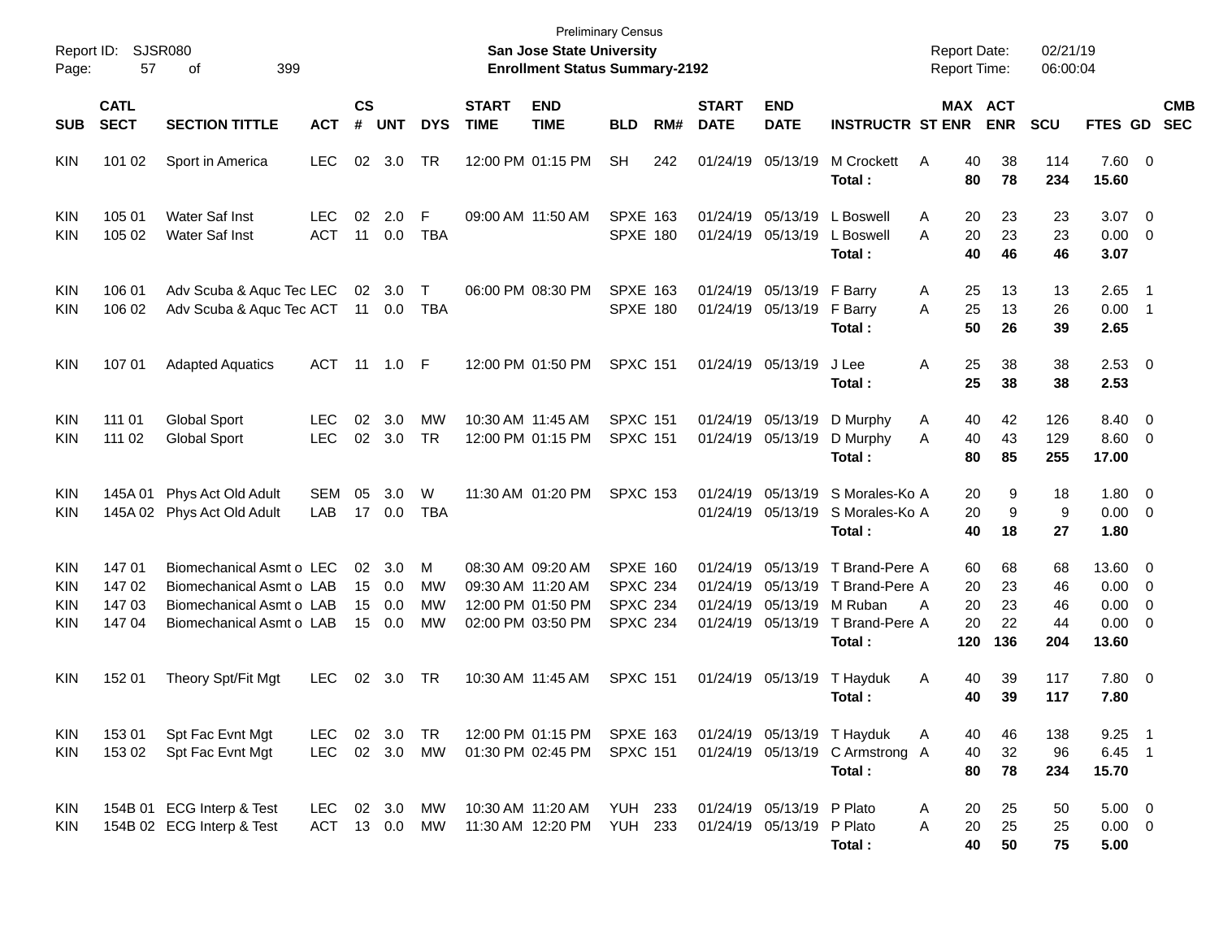Preliminary Census

**San Jose State University**

**Enrollment Status Summary-2192**

Report ID: SJSR080

Report Date: 02/21/19

Report Time: 06:00:04

| SUB | CATL SECT | SECTION TITTLE | ACT | CS # | UNT | DYS | START TIME | END TIME | BLD | RM# | START DATE | END DATE | INSTRUCTR | ST | MAX ENR | ACT ENR | SCU | FTES | GD | CMB SEC |
|---|---|---|---|---|---|---|---|---|---|---|---|---|---|---|---|---|---|---|---|---|
| KIN | 101 02 | Sport in America | LEC | 02 | 3.0 | TR | 12:00 PM | 01:15 PM | SH | 242 | 01/24/19 | 05/13/19 | M Crockett | A | 40 | 38 | 114 | 7.60 | 0 | |
| | | | | | | | | | | | | | **Total :** | | **80** | **78** | **234** | **15.60** | | |
| KIN | 105 01 | Water Saf Inst | LEC | 02 | 2.0 | F | 09:00 AM | 11:50 AM | SPXE | 163 | 01/24/19 | 05/13/19 | L Boswell | A | 20 | 23 | 23 | 3.07 | 0 | |
| KIN | 105 02 | Water Saf Inst | ACT | 11 | 0.0 | TBA | | | SPXE | 180 | 01/24/19 | 05/13/19 | L Boswell | A | 20 | 23 | 23 | 0.00 | 0 | |
| | | | | | | | | | | | | | **Total :** | | **40** | **46** | **46** | **3.07** | | |
| KIN | 106 01 | Adv Scuba & Aquc Tec | LEC | 02 | 3.0 | T | 06:00 PM | 08:30 PM | SPXE | 163 | 01/24/19 | 05/13/19 | F Barry | A | 25 | 13 | 13 | 2.65 | 1 | |
| KIN | 106 02 | Adv Scuba & Aquc Tec | ACT | 11 | 0.0 | TBA | | | SPXE | 180 | 01/24/19 | 05/13/19 | F Barry | A | 25 | 13 | 26 | 0.00 | 1 | |
| | | | | | | | | | | | | | **Total :** | | **50** | **26** | **39** | **2.65** | | |
| KIN | 107 01 | Adapted Aquatics | ACT | 11 | 1.0 | F | 12:00 PM | 01:50 PM | SPXC | 151 | 01/24/19 | 05/13/19 | J Lee | A | 25 | 38 | 38 | 2.53 | 0 | |
| | | | | | | | | | | | | | **Total :** | | **25** | **38** | **38** | **2.53** | | |
| KIN | 111 01 | Global Sport | LEC | 02 | 3.0 | MW | 10:30 AM | 11:45 AM | SPXC | 151 | 01/24/19 | 05/13/19 | D Murphy | A | 40 | 42 | 126 | 8.40 | 0 | |
| KIN | 111 02 | Global Sport | LEC | 02 | 3.0 | TR | 12:00 PM | 01:15 PM | SPXC | 151 | 01/24/19 | 05/13/19 | D Murphy | A | 40 | 43 | 129 | 8.60 | 0 | |
| | | | | | | | | | | | | | **Total :** | | **80** | **85** | **255** | **17.00** | | |
| KIN | 145A 01 | Phys Act Old Adult | SEM | 05 | 3.0 | W | 11:30 AM | 01:20 PM | SPXC | 153 | 01/24/19 | 05/13/19 | S Morales-Ko | A | 20 | 9 | 18 | 1.80 | 0 | |
| KIN | 145A 02 | Phys Act Old Adult | LAB | 17 | 0.0 | TBA | | | | | 01/24/19 | 05/13/19 | S Morales-Ko | A | 20 | 9 | 9 | 0.00 | 0 | |
| | | | | | | | | | | | | | **Total :** | | **40** | **18** | **27** | **1.80** | | |
| KIN | 147 01 | Biomechanical Asmt o | LEC | 02 | 3.0 | M | 08:30 AM | 09:20 AM | SPXE | 160 | 01/24/19 | 05/13/19 | T Brand-Pere | A | 60 | 68 | 68 | 13.60 | 0 | |
| KIN | 147 02 | Biomechanical Asmt o | LAB | 15 | 0.0 | MW | 09:30 AM | 11:20 AM | SPXC | 234 | 01/24/19 | 05/13/19 | T Brand-Pere | A | 20 | 23 | 46 | 0.00 | 0 | |
| KIN | 147 03 | Biomechanical Asmt o | LAB | 15 | 0.0 | MW | 12:00 PM | 01:50 PM | SPXC | 234 | 01/24/19 | 05/13/19 | M Ruban | A | 20 | 23 | 46 | 0.00 | 0 | |
| KIN | 147 04 | Biomechanical Asmt o | LAB | 15 | 0.0 | MW | 02:00 PM | 03:50 PM | SPXC | 234 | 01/24/19 | 05/13/19 | T Brand-Pere | A | 20 | 22 | 44 | 0.00 | 0 | |
| | | | | | | | | | | | | | **Total :** | | **120** | **136** | **204** | **13.60** | | |
| KIN | 152 01 | Theory Spt/Fit Mgt | LEC | 02 | 3.0 | TR | 10:30 AM | 11:45 AM | SPXC | 151 | 01/24/19 | 05/13/19 | T Hayduk | A | 40 | 39 | 117 | 7.80 | 0 | |
| | | | | | | | | | | | | | **Total :** | | **40** | **39** | **117** | **7.80** | | |
| KIN | 153 01 | Spt Fac Evnt Mgt | LEC | 02 | 3.0 | TR | 12:00 PM | 01:15 PM | SPXE | 163 | 01/24/19 | 05/13/19 | T Hayduk | A | 40 | 46 | 138 | 9.25 | 1 | |
| KIN | 153 02 | Spt Fac Evnt Mgt | LEC | 02 | 3.0 | MW | 01:30 PM | 02:45 PM | SPXC | 151 | 01/24/19 | 05/13/19 | C Armstrong | A | 40 | 32 | 96 | 6.45 | 1 | |
| | | | | | | | | | | | | | **Total :** | | **80** | **78** | **234** | **15.70** | | |
| KIN | 154B 01 | ECG Interp & Test | LEC | 02 | 3.0 | MW | 10:30 AM | 11:20 AM | YUH | 233 | 01/24/19 | 05/13/19 | P Plato | A | 20 | 25 | 50 | 5.00 | 0 | |
| KIN | 154B 02 | ECG Interp & Test | ACT | 13 | 0.0 | MW | 11:30 AM | 12:20 PM | YUH | 233 | 01/24/19 | 05/13/19 | P Plato | A | 20 | 25 | 25 | 0.00 | 0 | |
| | | | | | | | | | | | | | **Total :** | | **40** | **50** | **75** | **5.00** | | |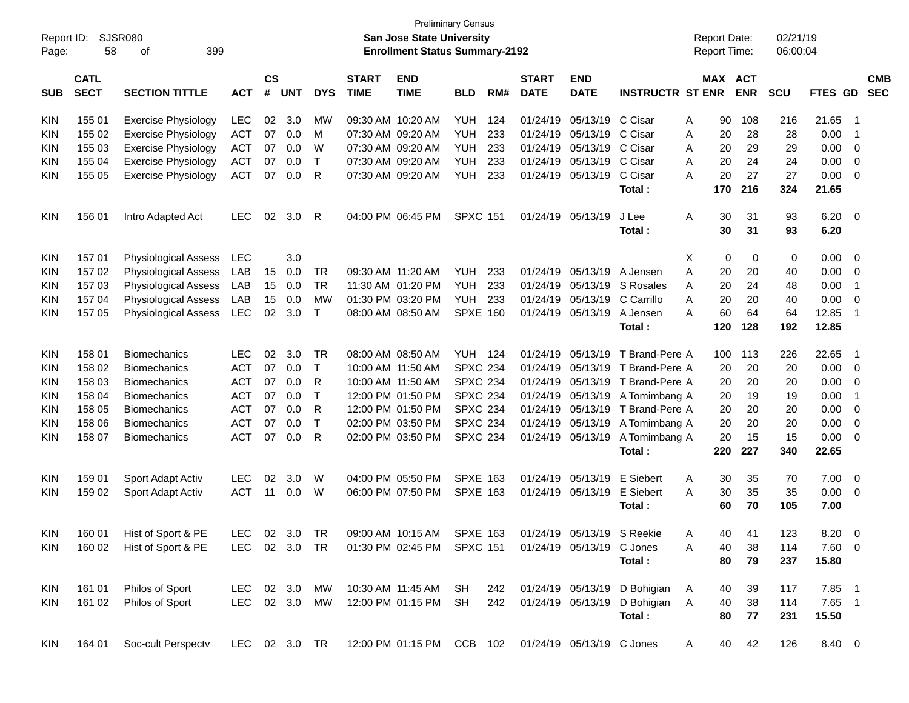Preliminary Census
**San Jose State University**
**Enrollment Status Summary-2192**

Report ID: SJSR080
Report Date: 02/21/19
Report Time: 06:00:04

| SUB | CATL SECT | SECTION TITTLE | ACT | CS # | UNT | DYS | START TIME | END TIME | BLD | RM# | START DATE | END DATE | INSTRUCTR | ST | MAX ENR | ACT ENR | SCU | FTES | GD | CMB SEC |
|---|---|---|---|---|---|---|---|---|---|---|---|---|---|---|---|---|---|---|---|---|
| KIN | 155 01 | Exercise Physiology | LEC | 02 | 3.0 | MW | 09:30 AM | 10:20 AM | YUH | 124 | 01/24/19 | 05/13/19 | C Cisar | A | 90 | 108 | 216 | 21.65 | 1 | |
| KIN | 155 02 | Exercise Physiology | ACT | 07 | 0.0 | M | 07:30 AM | 09:20 AM | YUH | 233 | 01/24/19 | 05/13/19 | C Cisar | A | 20 | 28 | 28 | 0.00 | 1 | |
| KIN | 155 03 | Exercise Physiology | ACT | 07 | 0.0 | W | 07:30 AM | 09:20 AM | YUH | 233 | 01/24/19 | 05/13/19 | C Cisar | A | 20 | 29 | 29 | 0.00 | 0 | |
| KIN | 155 04 | Exercise Physiology | ACT | 07 | 0.0 | T | 07:30 AM | 09:20 AM | YUH | 233 | 01/24/19 | 05/13/19 | C Cisar | A | 20 | 24 | 24 | 0.00 | 0 | |
| KIN | 155 05 | Exercise Physiology | ACT | 07 | 0.0 | R | 07:30 AM | 09:20 AM | YUH | 233 | 01/24/19 | 05/13/19 | C Cisar | A | 20 | 27 | 27 | 0.00 | 0 | |
| | | | | | | | | | | | | | **Total :** | | **170** | **216** | **324** | **21.65** | | |
| KIN | 156 01 | Intro Adapted Act | LEC | 02 | 3.0 | R | 04:00 PM | 06:45 PM | SPXC | 151 | 01/24/19 | 05/13/19 | J Lee | A | 30 | 31 | 93 | 6.20 | 0 | |
| | | | | | | | | | | | | | **Total :** | | **30** | **31** | **93** | **6.20** | | |
| KIN | 157 01 | Physiological Assess | LEC | | 3.0 | | | | | | | | | X | 0 | 0 | 0 | 0.00 | 0 | |
| KIN | 157 02 | Physiological Assess | LAB | 15 | 0.0 | TR | 09:30 AM | 11:20 AM | YUH | 233 | 01/24/19 | 05/13/19 | A Jensen | A | 20 | 20 | 40 | 0.00 | 0 | |
| KIN | 157 03 | Physiological Assess | LAB | 15 | 0.0 | TR | 11:30 AM | 01:20 PM | YUH | 233 | 01/24/19 | 05/13/19 | S Rosales | A | 20 | 24 | 48 | 0.00 | 1 | |
| KIN | 157 04 | Physiological Assess | LAB | 15 | 0.0 | MW | 01:30 PM | 03:20 PM | YUH | 233 | 01/24/19 | 05/13/19 | C Carrillo | A | 20 | 20 | 40 | 0.00 | 0 | |
| KIN | 157 05 | Physiological Assess | LEC | 02 | 3.0 | T | 08:00 AM | 08:50 AM | SPXE | 160 | 01/24/19 | 05/13/19 | A Jensen | A | 60 | 64 | 64 | 12.85 | 1 | |
| | | | | | | | | | | | | | **Total :** | | **120** | **128** | **192** | **12.85** | | |
| KIN | 158 01 | Biomechanics | LEC | 02 | 3.0 | TR | 08:00 AM | 08:50 AM | YUH | 124 | 01/24/19 | 05/13/19 | T Brand-Pere | A | 100 | 113 | 226 | 22.65 | 1 | |
| KIN | 158 02 | Biomechanics | ACT | 07 | 0.0 | T | 10:00 AM | 11:50 AM | SPXC | 234 | 01/24/19 | 05/13/19 | T Brand-Pere | A | 20 | 20 | 20 | 0.00 | 0 | |
| KIN | 158 03 | Biomechanics | ACT | 07 | 0.0 | R | 10:00 AM | 11:50 AM | SPXC | 234 | 01/24/19 | 05/13/19 | T Brand-Pere | A | 20 | 20 | 20 | 0.00 | 0 | |
| KIN | 158 04 | Biomechanics | ACT | 07 | 0.0 | T | 12:00 PM | 01:50 PM | SPXC | 234 | 01/24/19 | 05/13/19 | A Tomimbang | A | 20 | 19 | 19 | 0.00 | 1 | |
| KIN | 158 05 | Biomechanics | ACT | 07 | 0.0 | R | 12:00 PM | 01:50 PM | SPXC | 234 | 01/24/19 | 05/13/19 | T Brand-Pere | A | 20 | 20 | 20 | 0.00 | 0 | |
| KIN | 158 06 | Biomechanics | ACT | 07 | 0.0 | T | 02:00 PM | 03:50 PM | SPXC | 234 | 01/24/19 | 05/13/19 | A Tomimbang | A | 20 | 20 | 20 | 0.00 | 0 | |
| KIN | 158 07 | Biomechanics | ACT | 07 | 0.0 | R | 02:00 PM | 03:50 PM | SPXC | 234 | 01/24/19 | 05/13/19 | A Tomimbang | A | 20 | 15 | 15 | 0.00 | 0 | |
| | | | | | | | | | | | | | **Total :** | | **220** | **227** | **340** | **22.65** | | |
| KIN | 159 01 | Sport Adapt Activ | LEC | 02 | 3.0 | W | 04:00 PM | 05:50 PM | SPXE | 163 | 01/24/19 | 05/13/19 | E Siebert | A | 30 | 35 | 70 | 7.00 | 0 | |
| KIN | 159 02 | Sport Adapt Activ | ACT | 11 | 0.0 | W | 06:00 PM | 07:50 PM | SPXE | 163 | 01/24/19 | 05/13/19 | E Siebert | A | 30 | 35 | 35 | 0.00 | 0 | |
| | | | | | | | | | | | | | **Total :** | | **60** | **70** | **105** | **7.00** | | |
| KIN | 160 01 | Hist of Sport & PE | LEC | 02 | 3.0 | TR | 09:00 AM | 10:15 AM | SPXE | 163 | 01/24/19 | 05/13/19 | S Reekie | A | 40 | 41 | 123 | 8.20 | 0 | |
| KIN | 160 02 | Hist of Sport & PE | LEC | 02 | 3.0 | TR | 01:30 PM | 02:45 PM | SPXC | 151 | 01/24/19 | 05/13/19 | C Jones | A | 40 | 38 | 114 | 7.60 | 0 | |
| | | | | | | | | | | | | | **Total :** | | **80** | **79** | **237** | **15.80** | | |
| KIN | 161 01 | Philos of Sport | LEC | 02 | 3.0 | MW | 10:30 AM | 11:45 AM | SH | 242 | 01/24/19 | 05/13/19 | D Bohigian | A | 40 | 39 | 117 | 7.85 | 1 | |
| KIN | 161 02 | Philos of Sport | LEC | 02 | 3.0 | MW | 12:00 PM | 01:15 PM | SH | 242 | 01/24/19 | 05/13/19 | D Bohigian | A | 40 | 38 | 114 | 7.65 | 1 | |
| | | | | | | | | | | | | | **Total :** | | **80** | **77** | **231** | **15.50** | | |
| KIN | 164 01 | Soc-cult Perspectv | LEC | 02 | 3.0 | TR | 12:00 PM | 01:15 PM | CCB | 102 | 01/24/19 | 05/13/19 | C Jones | A | 40 | 42 | 126 | 8.40 | 0 | |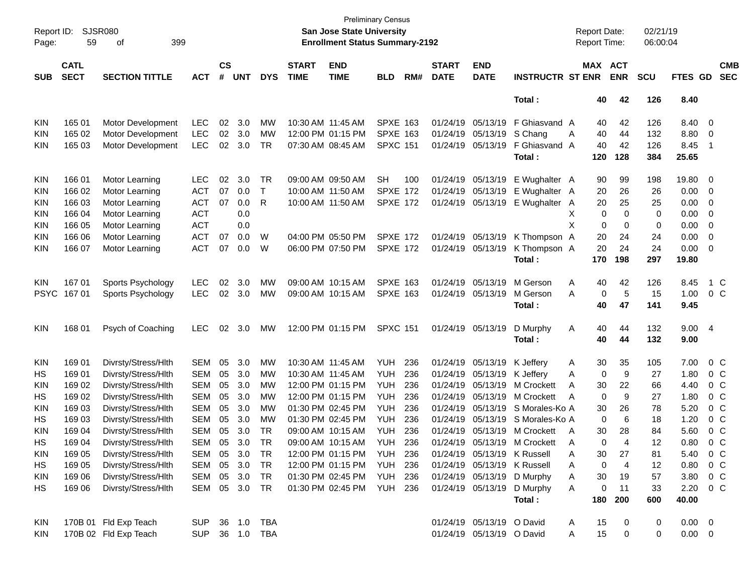Preliminary Census
**San Jose State University**
**Enrollment Status Summary-2192**

Report ID: SJSR080
Report Date: 02/21/19
Report Time: 06:00:04

| SUB | CATL SECT | SECTION TITTLE | ACT | CS # | UNT | DYS | START TIME | END TIME | BLD | RM# | START DATE | END DATE | INSTRUCTR | ST | MAX ENR | ACT ENR | SCU | FTES | GD | CMB SEC |
|---|---|---|---|---|---|---|---|---|---|---|---|---|---|---|---|---|---|---|---|---|
| | | | | | | | | | | | | | **Total :** | | **40** | **42** | **126** | **8.40** | | |
| KIN | 165 01 | Motor Development | LEC | 02 | 3.0 | MW | 10:30 AM | 11:45 AM | SPXE | 163 | 01/24/19 | 05/13/19 | F Ghiasvand | A | 40 | 42 | 126 | 8.40 | 0 | |
| KIN | 165 02 | Motor Development | LEC | 02 | 3.0 | MW | 12:00 PM | 01:15 PM | SPXE | 163 | 01/24/19 | 05/13/19 | S Chang | A | 40 | 44 | 132 | 8.80 | 0 | |
| KIN | 165 03 | Motor Development | LEC | 02 | 3.0 | TR | 07:30 AM | 08:45 AM | SPXC | 151 | 01/24/19 | 05/13/19 | F Ghiasvand | A | 40 | 42 | 126 | 8.45 | 1 | |
| | | | | | | | | | | | | | **Total :** | | **120** | **128** | **384** | **25.65** | | |
| KIN | 166 01 | Motor Learning | LEC | 02 | 3.0 | TR | 09:00 AM | 09:50 AM | SH | 100 | 01/24/19 | 05/13/19 | E Wughalter | A | 90 | 99 | 198 | 19.80 | 0 | |
| KIN | 166 02 | Motor Learning | ACT | 07 | 0.0 | T | 10:00 AM | 11:50 AM | SPXE | 172 | 01/24/19 | 05/13/19 | E Wughalter | A | 20 | 26 | 26 | 0.00 | 0 | |
| KIN | 166 03 | Motor Learning | ACT | 07 | 0.0 | R | 10:00 AM | 11:50 AM | SPXE | 172 | 01/24/19 | 05/13/19 | E Wughalter | A | 20 | 25 | 25 | 0.00 | 0 | |
| KIN | 166 04 | Motor Learning | ACT | | 0.0 | | | | | | | | | X | 0 | 0 | 0 | 0.00 | 0 | |
| KIN | 166 05 | Motor Learning | ACT | | 0.0 | | | | | | | | | X | 0 | 0 | 0 | 0.00 | 0 | |
| KIN | 166 06 | Motor Learning | ACT | 07 | 0.0 | W | 04:00 PM | 05:50 PM | SPXE | 172 | 01/24/19 | 05/13/19 | K Thompson | A | 20 | 24 | 24 | 0.00 | 0 | |
| KIN | 166 07 | Motor Learning | ACT | 07 | 0.0 | W | 06:00 PM | 07:50 PM | SPXE | 172 | 01/24/19 | 05/13/19 | K Thompson | A | 20 | 24 | 24 | 0.00 | 0 | |
| | | | | | | | | | | | | | **Total :** | | **170** | **198** | **297** | **19.80** | | |
| KIN | 167 01 | Sports Psychology | LEC | 02 | 3.0 | MW | 09:00 AM | 10:15 AM | SPXE | 163 | 01/24/19 | 05/13/19 | M Gerson | A | 40 | 42 | 126 | 8.45 | 1 | C |
| PSYC | 167 01 | Sports Psychology | LEC | 02 | 3.0 | MW | 09:00 AM | 10:15 AM | SPXE | 163 | 01/24/19 | 05/13/19 | M Gerson | A | 0 | 5 | 15 | 1.00 | 0 | C |
| | | | | | | | | | | | | | **Total :** | | **40** | **47** | **141** | **9.45** | | |
| KIN | 168 01 | Psych of Coaching | LEC | 02 | 3.0 | MW | 12:00 PM | 01:15 PM | SPXC | 151 | 01/24/19 | 05/13/19 | D Murphy | A | 40 | 44 | 132 | 9.00 | 4 | |
| | | | | | | | | | | | | | **Total :** | | **40** | **44** | **132** | **9.00** | | |
| KIN | 169 01 | Divrsty/Stress/Hlth | SEM | 05 | 3.0 | MW | 10:30 AM | 11:45 AM | YUH | 236 | 01/24/19 | 05/13/19 | K Jeffery | A | 30 | 35 | 105 | 7.00 | 0 | C |
| HS | 169 01 | Divrsty/Stress/Hlth | SEM | 05 | 3.0 | MW | 10:30 AM | 11:45 AM | YUH | 236 | 01/24/19 | 05/13/19 | K Jeffery | A | 0 | 9 | 27 | 1.80 | 0 | C |
| KIN | 169 02 | Divrsty/Stress/Hlth | SEM | 05 | 3.0 | MW | 12:00 PM | 01:15 PM | YUH | 236 | 01/24/19 | 05/13/19 | M Crockett | A | 30 | 22 | 66 | 4.40 | 0 | C |
| HS | 169 02 | Divrsty/Stress/Hlth | SEM | 05 | 3.0 | MW | 12:00 PM | 01:15 PM | YUH | 236 | 01/24/19 | 05/13/19 | M Crockett | A | 0 | 9 | 27 | 1.80 | 0 | C |
| KIN | 169 03 | Divrsty/Stress/Hlth | SEM | 05 | 3.0 | MW | 01:30 PM | 02:45 PM | YUH | 236 | 01/24/19 | 05/13/19 | S Morales-Ko | A | 30 | 26 | 78 | 5.20 | 0 | C |
| HS | 169 03 | Divrsty/Stress/Hlth | SEM | 05 | 3.0 | MW | 01:30 PM | 02:45 PM | YUH | 236 | 01/24/19 | 05/13/19 | S Morales-Ko | A | 0 | 6 | 18 | 1.20 | 0 | C |
| KIN | 169 04 | Divrsty/Stress/Hlth | SEM | 05 | 3.0 | TR | 09:00 AM | 10:15 AM | YUH | 236 | 01/24/19 | 05/13/19 | M Crockett | A | 30 | 28 | 84 | 5.60 | 0 | C |
| HS | 169 04 | Divrsty/Stress/Hlth | SEM | 05 | 3.0 | TR | 09:00 AM | 10:15 AM | YUH | 236 | 01/24/19 | 05/13/19 | M Crockett | A | 0 | 4 | 12 | 0.80 | 0 | C |
| KIN | 169 05 | Divrsty/Stress/Hlth | SEM | 05 | 3.0 | TR | 12:00 PM | 01:15 PM | YUH | 236 | 01/24/19 | 05/13/19 | K Russell | A | 30 | 27 | 81 | 5.40 | 0 | C |
| HS | 169 05 | Divrsty/Stress/Hlth | SEM | 05 | 3.0 | TR | 12:00 PM | 01:15 PM | YUH | 236 | 01/24/19 | 05/13/19 | K Russell | A | 0 | 4 | 12 | 0.80 | 0 | C |
| KIN | 169 06 | Divrsty/Stress/Hlth | SEM | 05 | 3.0 | TR | 01:30 PM | 02:45 PM | YUH | 236 | 01/24/19 | 05/13/19 | D Murphy | A | 30 | 19 | 57 | 3.80 | 0 | C |
| HS | 169 06 | Divrsty/Stress/Hlth | SEM | 05 | 3.0 | TR | 01:30 PM | 02:45 PM | YUH | 236 | 01/24/19 | 05/13/19 | D Murphy | A | 0 | 11 | 33 | 2.20 | 0 | C |
| | | | | | | | | | | | | | **Total :** | | **180** | **200** | **600** | **40.00** | | |
| KIN | 170B 01 | Fld Exp Teach | SUP | 36 | 1.0 | TBA | | | | | 01/24/19 | 05/13/19 | O David | A | 15 | 0 | 0 | 0.00 | 0 | |
| KIN | 170B 02 | Fld Exp Teach | SUP | 36 | 1.0 | TBA | | | | | 01/24/19 | 05/13/19 | O David | A | 15 | 0 | 0 | 0.00 | 0 | |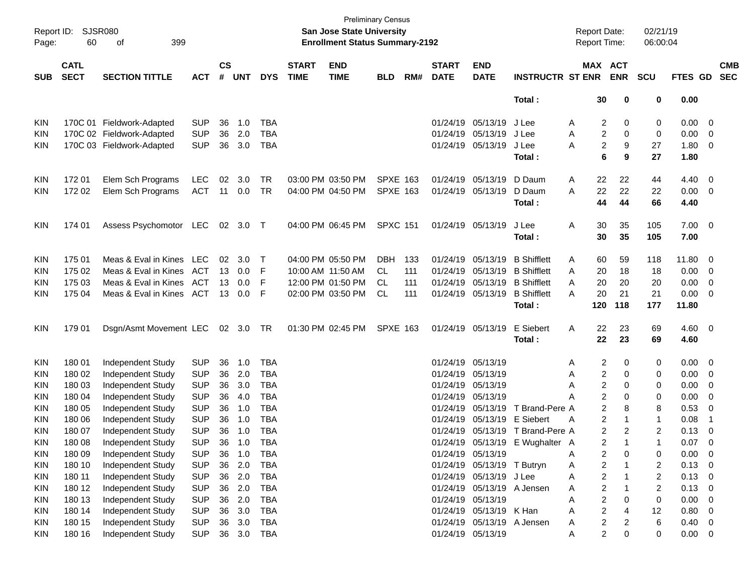Preliminary Census

**San Jose State University**

**Enrollment Status Summary-2192**

Report ID: SJSR080

Report Date: 02/21/19
Report Time: 06:00:04

| SUB | CATL SECT | SECTION TITTLE | ACT | CS # | UNT | DYS | START TIME | END TIME | BLD | RM# | START DATE | END DATE | INSTRUCTR | ST | MAX ENR | ACT ENR | SCU | FTES | GD | CMB SEC |
|---|---|---|---|---|---|---|---|---|---|---|---|---|---|---|---|---|---|---|---|---|
| | | | | | | | | | | | | | **Total :** | | **30** | **0** | **0** | **0.00** | | |
| KIN | 170C 01 | Fieldwork-Adapted | SUP | 36 | 1.0 | TBA | | | | | 01/24/19 | 05/13/19 | J Lee | A | 2 | 0 | 0 | 0.00 | 0 | |
| KIN | 170C 02 | Fieldwork-Adapted | SUP | 36 | 2.0 | TBA | | | | | 01/24/19 | 05/13/19 | J Lee | A | 2 | 0 | 0 | 0.00 | 0 | |
| KIN | 170C 03 | Fieldwork-Adapted | SUP | 36 | 3.0 | TBA | | | | | 01/24/19 | 05/13/19 | J Lee | A | 2 | 9 | 27 | 1.80 | 0 | |
| | | | | | | | | | | | | | **Total :** | | **6** | **9** | **27** | **1.80** | | |
| KIN | 172 01 | Elem Sch Programs | LEC | 02 | 3.0 | TR | 03:00 PM | 03:50 PM | SPXE | 163 | 01/24/19 | 05/13/19 | D Daum | A | 22 | 22 | 44 | 4.40 | 0 | |
| KIN | 172 02 | Elem Sch Programs | ACT | 11 | 0.0 | TR | 04:00 PM | 04:50 PM | SPXE | 163 | 01/24/19 | 05/13/19 | D Daum | A | 22 | 22 | 22 | 0.00 | 0 | |
| | | | | | | | | | | | | | **Total :** | | **44** | **44** | **66** | **4.40** | | |
| KIN | 174 01 | Assess Psychomotor | LEC | 02 | 3.0 | T | 04:00 PM | 06:45 PM | SPXC | 151 | 01/24/19 | 05/13/19 | J Lee | A | 30 | 35 | 105 | 7.00 | 0 | |
| | | | | | | | | | | | | | **Total :** | | **30** | **35** | **105** | **7.00** | | |
| KIN | 175 01 | Meas & Eval in Kines | LEC | 02 | 3.0 | T | 04:00 PM | 05:50 PM | DBH | 133 | 01/24/19 | 05/13/19 | B Shifflett | A | 60 | 59 | 118 | 11.80 | 0 | |
| KIN | 175 02 | Meas & Eval in Kines | ACT | 13 | 0.0 | F | 10:00 AM | 11:50 AM | CL | 111 | 01/24/19 | 05/13/19 | B Shifflett | A | 20 | 18 | 18 | 0.00 | 0 | |
| KIN | 175 03 | Meas & Eval in Kines | ACT | 13 | 0.0 | F | 12:00 PM | 01:50 PM | CL | 111 | 01/24/19 | 05/13/19 | B Shifflett | A | 20 | 20 | 20 | 0.00 | 0 | |
| KIN | 175 04 | Meas & Eval in Kines | ACT | 13 | 0.0 | F | 02:00 PM | 03:50 PM | CL | 111 | 01/24/19 | 05/13/19 | B Shifflett | A | 20 | 21 | 21 | 0.00 | 0 | |
| | | | | | | | | | | | | | **Total :** | | **120** | **118** | **177** | **11.80** | | |
| KIN | 179 01 | Dsgn/Asmt Movement | LEC | 02 | 3.0 | TR | 01:30 PM | 02:45 PM | SPXE | 163 | 01/24/19 | 05/13/19 | E Siebert | A | 22 | 23 | 69 | 4.60 | 0 | |
| | | | | | | | | | | | | | **Total :** | | **22** | **23** | **69** | **4.60** | | |
| KIN | 180 01 | Independent Study | SUP | 36 | 1.0 | TBA | | | | | 01/24/19 | 05/13/19 | | A | 2 | 0 | 0 | 0.00 | 0 | |
| KIN | 180 02 | Independent Study | SUP | 36 | 2.0 | TBA | | | | | 01/24/19 | 05/13/19 | | A | 2 | 0 | 0 | 0.00 | 0 | |
| KIN | 180 03 | Independent Study | SUP | 36 | 3.0 | TBA | | | | | 01/24/19 | 05/13/19 | | A | 2 | 0 | 0 | 0.00 | 0 | |
| KIN | 180 04 | Independent Study | SUP | 36 | 4.0 | TBA | | | | | 01/24/19 | 05/13/19 | | A | 2 | 0 | 0 | 0.00 | 0 | |
| KIN | 180 05 | Independent Study | SUP | 36 | 1.0 | TBA | | | | | 01/24/19 | 05/13/19 | T Brand-Pere | A | 2 | 8 | 8 | 0.53 | 0 | |
| KIN | 180 06 | Independent Study | SUP | 36 | 1.0 | TBA | | | | | 01/24/19 | 05/13/19 | E Siebert | A | 2 | 1 | 1 | 0.08 | 1 | |
| KIN | 180 07 | Independent Study | SUP | 36 | 1.0 | TBA | | | | | 01/24/19 | 05/13/19 | T Brand-Pere | A | 2 | 2 | 2 | 0.13 | 0 | |
| KIN | 180 08 | Independent Study | SUP | 36 | 1.0 | TBA | | | | | 01/24/19 | 05/13/19 | E Wughalter | A | 2 | 1 | 1 | 0.07 | 0 | |
| KIN | 180 09 | Independent Study | SUP | 36 | 1.0 | TBA | | | | | 01/24/19 | 05/13/19 | | A | 2 | 0 | 0 | 0.00 | 0 | |
| KIN | 180 10 | Independent Study | SUP | 36 | 2.0 | TBA | | | | | 01/24/19 | 05/13/19 | T Butryn | A | 2 | 1 | 2 | 0.13 | 0 | |
| KIN | 180 11 | Independent Study | SUP | 36 | 2.0 | TBA | | | | | 01/24/19 | 05/13/19 | J Lee | A | 2 | 1 | 2 | 0.13 | 0 | |
| KIN | 180 12 | Independent Study | SUP | 36 | 2.0 | TBA | | | | | 01/24/19 | 05/13/19 | A Jensen | A | 2 | 1 | 2 | 0.13 | 0 | |
| KIN | 180 13 | Independent Study | SUP | 36 | 2.0 | TBA | | | | | 01/24/19 | 05/13/19 | | A | 2 | 0 | 0 | 0.00 | 0 | |
| KIN | 180 14 | Independent Study | SUP | 36 | 3.0 | TBA | | | | | 01/24/19 | 05/13/19 | K Han | A | 2 | 4 | 12 | 0.80 | 0 | |
| KIN | 180 15 | Independent Study | SUP | 36 | 3.0 | TBA | | | | | 01/24/19 | 05/13/19 | A Jensen | A | 2 | 2 | 6 | 0.40 | 0 | |
| KIN | 180 16 | Independent Study | SUP | 36 | 3.0 | TBA | | | | | 01/24/19 | 05/13/19 | | A | 2 | 0 | 0 | 0.00 | 0 | |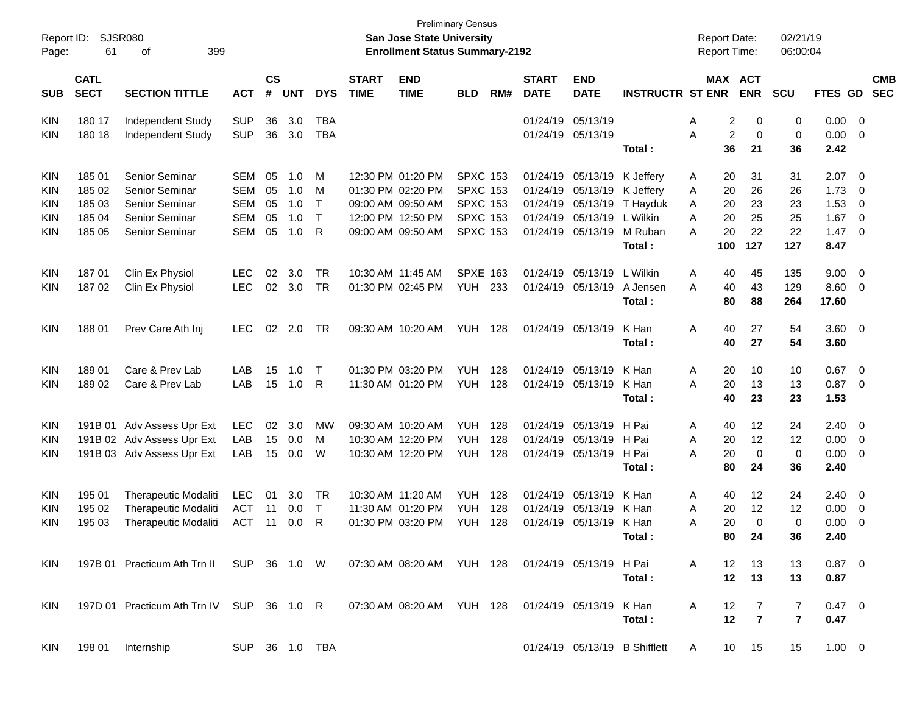Preliminary Census

Report ID: SJSR080

**San Jose State University**

**Enrollment Status Summary-2192**

Report Date: 02/21/19

Report Time: 06:00:04

| SUB | CATL SECT | SECTION TITTLE | ACT | CS # | UNT | DYS | START TIME | END TIME | BLD | RM# | START DATE | END DATE | INSTRUCTR | ST | MAX ENR | ACT ENR | SCU | FTES | GD | CMB SEC |
|---|---|---|---|---|---|---|---|---|---|---|---|---|---|---|---|---|---|---|---|---|
| KIN | 180 17 | Independent Study | SUP | 36 | 3.0 | TBA | | | | | 01/24/19 | 05/13/19 | | A | 2 | 0 | 0 | 0.00 | 0 | |
| KIN | 180 18 | Independent Study | SUP | 36 | 3.0 | TBA | | | | | 01/24/19 | 05/13/19 | | A | 2 | 0 | 0 | 0.00 | 0 | |
| | | | | | | | | | | | | | **Total :** | | **36** | **21** | **36** | **2.42** | | |
| KIN | 185 01 | Senior Seminar | SEM | 05 | 1.0 | M | 12:30 PM | 01:20 PM | SPXC | 153 | 01/24/19 | 05/13/19 | K Jeffery | A | 20 | 31 | 31 | 2.07 | 0 | |
| KIN | 185 02 | Senior Seminar | SEM | 05 | 1.0 | M | 01:30 PM | 02:20 PM | SPXC | 153 | 01/24/19 | 05/13/19 | K Jeffery | A | 20 | 26 | 26 | 1.73 | 0 | |
| KIN | 185 03 | Senior Seminar | SEM | 05 | 1.0 | T | 09:00 AM | 09:50 AM | SPXC | 153 | 01/24/19 | 05/13/19 | T Hayduk | A | 20 | 23 | 23 | 1.53 | 0 | |
| KIN | 185 04 | Senior Seminar | SEM | 05 | 1.0 | T | 12:00 PM | 12:50 PM | SPXC | 153 | 01/24/19 | 05/13/19 | L Wilkin | A | 20 | 25 | 25 | 1.67 | 0 | |
| KIN | 185 05 | Senior Seminar | SEM | 05 | 1.0 | R | 09:00 AM | 09:50 AM | SPXC | 153 | 01/24/19 | 05/13/19 | M Ruban | A | 20 | 22 | 22 | 1.47 | 0 | |
| | | | | | | | | | | | | | **Total :** | | **100** | **127** | **127** | **8.47** | | |
| KIN | 187 01 | Clin Ex Physiol | LEC | 02 | 3.0 | TR | 10:30 AM | 11:45 AM | SPXE | 163 | 01/24/19 | 05/13/19 | L Wilkin | A | 40 | 45 | 135 | 9.00 | 0 | |
| KIN | 187 02 | Clin Ex Physiol | LEC | 02 | 3.0 | TR | 01:30 PM | 02:45 PM | YUH | 233 | 01/24/19 | 05/13/19 | A Jensen | A | 40 | 43 | 129 | 8.60 | 0 | |
| | | | | | | | | | | | | | **Total :** | | **80** | **88** | **264** | **17.60** | | |
| KIN | 188 01 | Prev Care Ath Inj | LEC | 02 | 2.0 | TR | 09:30 AM | 10:20 AM | YUH | 128 | 01/24/19 | 05/13/19 | K Han | A | 40 | 27 | 54 | 3.60 | 0 | |
| | | | | | | | | | | | | | **Total :** | | **40** | **27** | **54** | **3.60** | | |
| KIN | 189 01 | Care & Prev Lab | LAB | 15 | 1.0 | T | 01:30 PM | 03:20 PM | YUH | 128 | 01/24/19 | 05/13/19 | K Han | A | 20 | 10 | 10 | 0.67 | 0 | |
| KIN | 189 02 | Care & Prev Lab | LAB | 15 | 1.0 | R | 11:30 AM | 01:20 PM | YUH | 128 | 01/24/19 | 05/13/19 | K Han | A | 20 | 13 | 13 | 0.87 | 0 | |
| | | | | | | | | | | | | | **Total :** | | **40** | **23** | **23** | **1.53** | | |
| KIN | 191B 01 | Adv Assess Upr Ext | LEC | 02 | 3.0 | MW | 09:30 AM | 10:20 AM | YUH | 128 | 01/24/19 | 05/13/19 | H Pai | A | 40 | 12 | 24 | 2.40 | 0 | |
| KIN | 191B 02 | Adv Assess Upr Ext | LAB | 15 | 0.0 | M | 10:30 AM | 12:20 PM | YUH | 128 | 01/24/19 | 05/13/19 | H Pai | A | 20 | 12 | 12 | 0.00 | 0 | |
| KIN | 191B 03 | Adv Assess Upr Ext | LAB | 15 | 0.0 | W | 10:30 AM | 12:20 PM | YUH | 128 | 01/24/19 | 05/13/19 | H Pai | A | 20 | 0 | 0 | 0.00 | 0 | |
| | | | | | | | | | | | | | **Total :** | | **80** | **24** | **36** | **2.40** | | |
| KIN | 195 01 | Therapeutic Modaliti | LEC | 01 | 3.0 | TR | 10:30 AM | 11:20 AM | YUH | 128 | 01/24/19 | 05/13/19 | K Han | A | 40 | 12 | 24 | 2.40 | 0 | |
| KIN | 195 02 | Therapeutic Modaliti | ACT | 11 | 0.0 | T | 11:30 AM | 01:20 PM | YUH | 128 | 01/24/19 | 05/13/19 | K Han | A | 20 | 12 | 12 | 0.00 | 0 | |
| KIN | 195 03 | Therapeutic Modaliti | ACT | 11 | 0.0 | R | 01:30 PM | 03:20 PM | YUH | 128 | 01/24/19 | 05/13/19 | K Han | A | 20 | 0 | 0 | 0.00 | 0 | |
| | | | | | | | | | | | | | **Total :** | | **80** | **24** | **36** | **2.40** | | |
| KIN | 197B 01 | Practicum Ath Trn II | SUP | 36 | 1.0 | W | 07:30 AM | 08:20 AM | YUH | 128 | 01/24/19 | 05/13/19 | H Pai | A | 12 | 13 | 13 | 0.87 | 0 | |
| | | | | | | | | | | | | | **Total :** | | **12** | **13** | **13** | **0.87** | | |
| KIN | 197D 01 | Practicum Ath Trn IV | SUP | 36 | 1.0 | R | 07:30 AM | 08:20 AM | YUH | 128 | 01/24/19 | 05/13/19 | K Han | A | 12 | 7 | 7 | 0.47 | 0 | |
| | | | | | | | | | | | | | **Total :** | | **12** | **7** | **7** | **0.47** | | |
| KIN | 198 01 | Internship | SUP | 36 | 1.0 | TBA | | | | | 01/24/19 | 05/13/19 | B Shifflett | A | 10 | 15 | 15 | 1.00 | 0 | |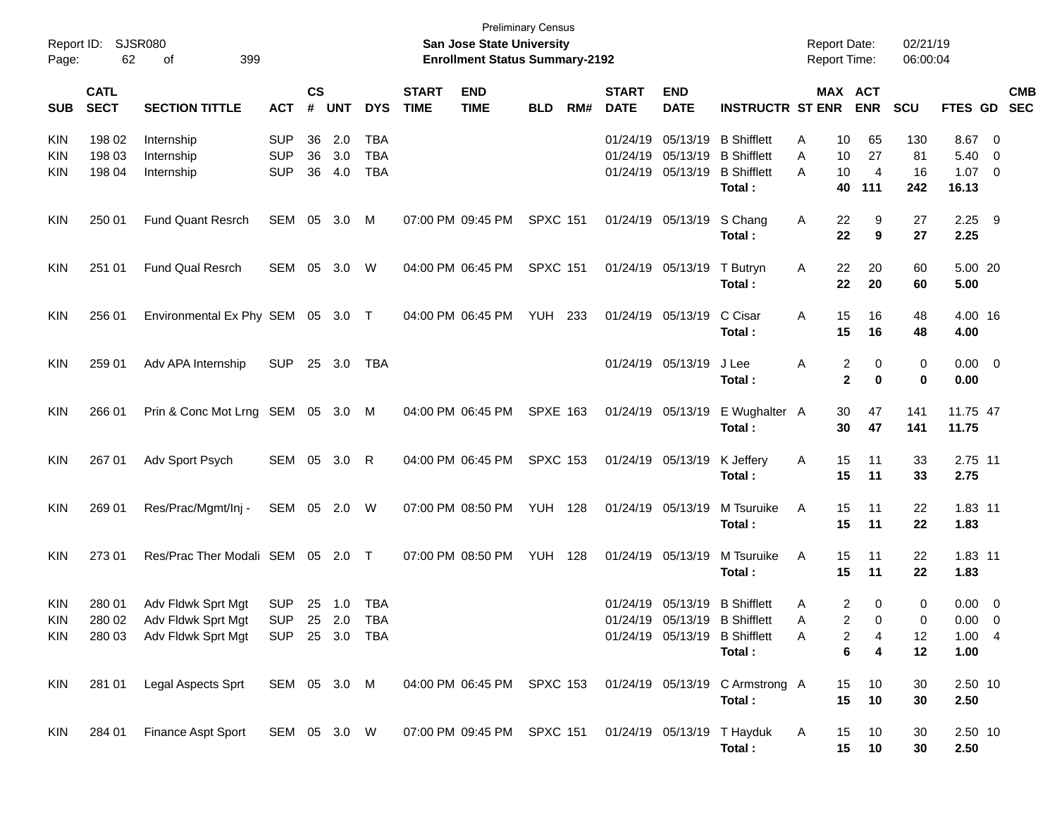Preliminary Census

Report ID: SJSR080

**San Jose State University**
**Enrollment Status Summary-2192**

Report Date: 02/21/19
Report Time: 06:00:04

| SUB | CATL SECT | SECTION TITTLE | ACT | CS # | UNT | DYS | START TIME | END TIME | BLD | RM# | START DATE | END DATE | INSTRUCTR | ST | MAX ENR | ACT ENR | SCU | FTES | GD | CMB SEC |
|---|---|---|---|---|---|---|---|---|---|---|---|---|---|---|---|---|---|---|---|---|
| KIN | 198 02 | Internship | SUP | 36 | 2.0 | TBA | | | | | 01/24/19 | 05/13/19 | B Shifflett | A | 10 | 65 | 130 | 8.67 | 0 | |
| KIN | 198 03 | Internship | SUP | 36 | 3.0 | TBA | | | | | 01/24/19 | 05/13/19 | B Shifflett | A | 10 | 27 | 81 | 5.40 | 0 | |
| KIN | 198 04 | Internship | SUP | 36 | 4.0 | TBA | | | | | 01/24/19 | 05/13/19 | B Shifflett | A | 10 | 4 | 16 | 1.07 | 0 | |
| | | | | | | | | | | | | | **Total :** | | **40** | **111** | **242** | **16.13** | | |
| KIN | 250 01 | Fund Quant Resrch | SEM | 05 | 3.0 | M | 07:00 PM | 09:45 PM | SPXC | 151 | 01/24/19 | 05/13/19 | S Chang | A | 22 | 9 | 27 | 2.25 | 9 | |
| | | | | | | | | | | | | | **Total :** | | **22** | **9** | **27** | **2.25** | | |
| KIN | 251 01 | Fund Qual Resrch | SEM | 05 | 3.0 | W | 04:00 PM | 06:45 PM | SPXC | 151 | 01/24/19 | 05/13/19 | T Butryn | A | 22 | 20 | 60 | 5.00 | 20 | |
| | | | | | | | | | | | | | **Total :** | | **22** | **20** | **60** | **5.00** | | |
| KIN | 256 01 | Environmental Ex Phy | SEM | 05 | 3.0 | T | 04:00 PM | 06:45 PM | YUH | 233 | 01/24/19 | 05/13/19 | C Cisar | A | 15 | 16 | 48 | 4.00 | 16 | |
| | | | | | | | | | | | | | **Total :** | | **15** | **16** | **48** | **4.00** | | |
| KIN | 259 01 | Adv APA Internship | SUP | 25 | 3.0 | TBA | | | | | 01/24/19 | 05/13/19 | J Lee | A | 2 | 0 | 0 | 0.00 | 0 | |
| | | | | | | | | | | | | | **Total :** | | **2** | **0** | **0** | **0.00** | | |
| KIN | 266 01 | Prin & Conc Mot Lrng | SEM | 05 | 3.0 | M | 04:00 PM | 06:45 PM | SPXE | 163 | 01/24/19 | 05/13/19 | E Wughalter | A | 30 | 47 | 141 | 11.75 | 47 | |
| | | | | | | | | | | | | | **Total :** | | **30** | **47** | **141** | **11.75** | | |
| KIN | 267 01 | Adv Sport Psych | SEM | 05 | 3.0 | R | 04:00 PM | 06:45 PM | SPXC | 153 | 01/24/19 | 05/13/19 | K Jeffery | A | 15 | 11 | 33 | 2.75 | 11 | |
| | | | | | | | | | | | | | **Total :** | | **15** | **11** | **33** | **2.75** | | |
| KIN | 269 01 | Res/Prac/Mgmt/Inj - | SEM | 05 | 2.0 | W | 07:00 PM | 08:50 PM | YUH | 128 | 01/24/19 | 05/13/19 | M Tsuruike | A | 15 | 11 | 22 | 1.83 | 11 | |
| | | | | | | | | | | | | | **Total :** | | **15** | **11** | **22** | **1.83** | | |
| KIN | 273 01 | Res/Prac Ther Modali | SEM | 05 | 2.0 | T | 07:00 PM | 08:50 PM | YUH | 128 | 01/24/19 | 05/13/19 | M Tsuruike | A | 15 | 11 | 22 | 1.83 | 11 | |
| | | | | | | | | | | | | | **Total :** | | **15** | **11** | **22** | **1.83** | | |
| KIN | 280 01 | Adv Fldwk Sprt Mgt | SUP | 25 | 1.0 | TBA | | | | | 01/24/19 | 05/13/19 | B Shifflett | A | 2 | 0 | 0 | 0.00 | 0 | |
| KIN | 280 02 | Adv Fldwk Sprt Mgt | SUP | 25 | 2.0 | TBA | | | | | 01/24/19 | 05/13/19 | B Shifflett | A | 2 | 0 | 0 | 0.00 | 0 | |
| KIN | 280 03 | Adv Fldwk Sprt Mgt | SUP | 25 | 3.0 | TBA | | | | | 01/24/19 | 05/13/19 | B Shifflett | A | 2 | 4 | 12 | 1.00 | 4 | |
| | | | | | | | | | | | | | **Total :** | | **6** | **4** | **12** | **1.00** | | |
| KIN | 281 01 | Legal Aspects Sprt | SEM | 05 | 3.0 | M | 04:00 PM | 06:45 PM | SPXC | 153 | 01/24/19 | 05/13/19 | C Armstrong | A | 15 | 10 | 30 | 2.50 | 10 | |
| | | | | | | | | | | | | | **Total :** | | **15** | **10** | **30** | **2.50** | | |
| KIN | 284 01 | Finance Aspt Sport | SEM | 05 | 3.0 | W | 07:00 PM | 09:45 PM | SPXC | 151 | 01/24/19 | 05/13/19 | T Hayduk | A | 15 | 10 | 30 | 2.50 | 10 | |
| | | | | | | | | | | | | | **Total :** | | **15** | **10** | **30** | **2.50** | | |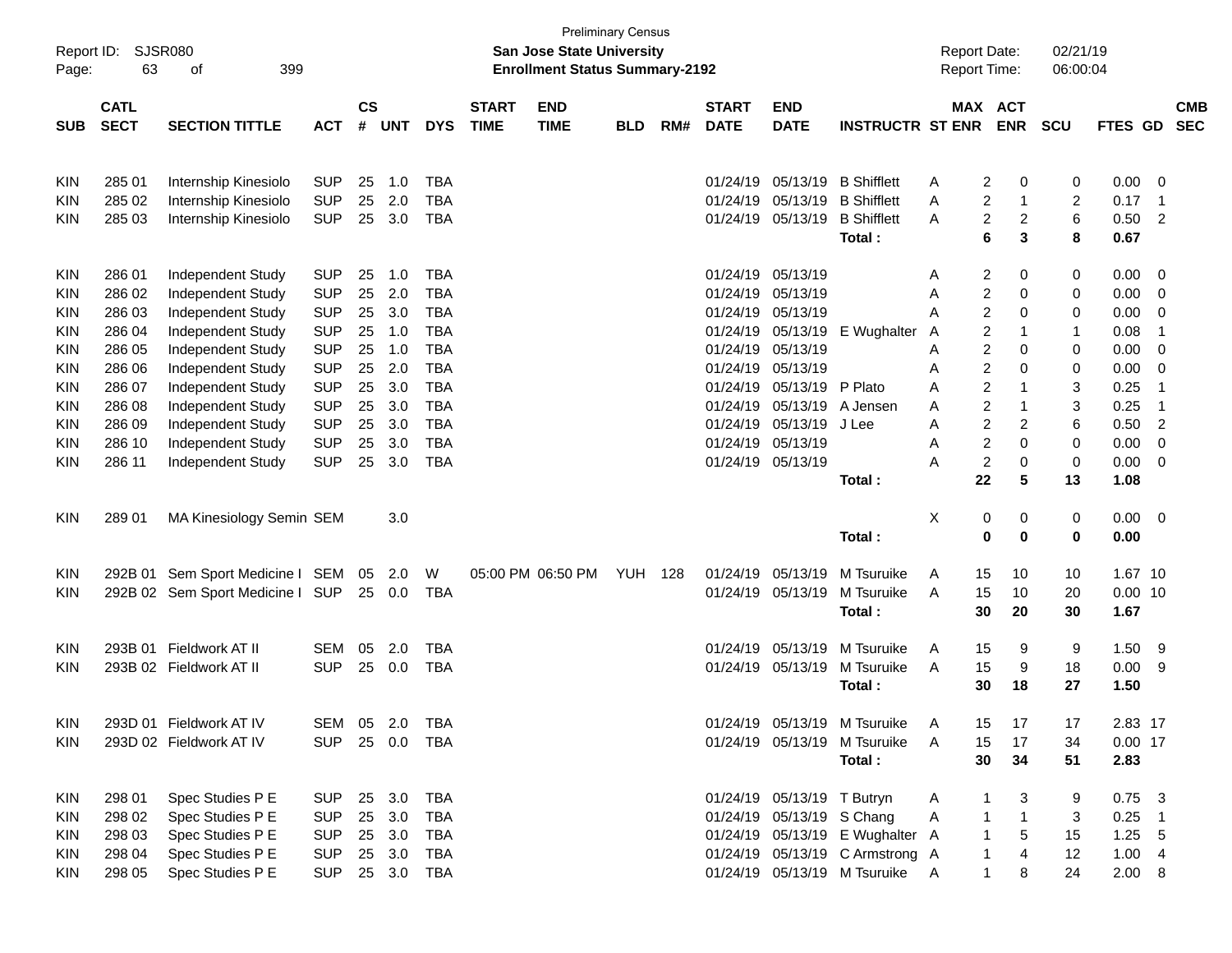Preliminary Census

**San Jose State University**
**Enrollment Status Summary-2192**

Report ID: SJSR080
Report Date: 02/21/19
Report Time: 06:00:04

| SUB | CATL SECT | SECTION TITTLE | ACT | CS # | UNT | DYS | START TIME | END TIME | BLD | RM# | START DATE | END DATE | INSTRUCTR | ST | MAX ENR | ACT ENR | SCU | FTES | GD | CMB SEC |
|---|---|---|---|---|---|---|---|---|---|---|---|---|---|---|---|---|---|---|---|---|
| KIN | 285 01 | Internship Kinesiolo | SUP | 25 | 1.0 | TBA | | | | | 01/24/19 | 05/13/19 | B Shifflett | A | 2 | 0 | 0 | 0.00 | 0 | |
| KIN | 285 02 | Internship Kinesiolo | SUP | 25 | 2.0 | TBA | | | | | 01/24/19 | 05/13/19 | B Shifflett | A | 2 | 1 | 2 | 0.17 | 1 | |
| KIN | 285 03 | Internship Kinesiolo | SUP | 25 | 3.0 | TBA | | | | | 01/24/19 | 05/13/19 | B Shifflett | A | 2 | 2 | 6 | 0.50 | 2 | |
| | | | | | | | | | | | | | **Total :** | | **6** | **3** | **8** | **0.67** | | |
| KIN | 286 01 | Independent Study | SUP | 25 | 1.0 | TBA | | | | | 01/24/19 | 05/13/19 | | A | 2 | 0 | 0 | 0.00 | 0 | |
| KIN | 286 02 | Independent Study | SUP | 25 | 2.0 | TBA | | | | | 01/24/19 | 05/13/19 | | A | 2 | 0 | 0 | 0.00 | 0 | |
| KIN | 286 03 | Independent Study | SUP | 25 | 3.0 | TBA | | | | | 01/24/19 | 05/13/19 | | A | 2 | 0 | 0 | 0.00 | 0 | |
| KIN | 286 04 | Independent Study | SUP | 25 | 1.0 | TBA | | | | | 01/24/19 | 05/13/19 | E Wughalter | A | 2 | 1 | 1 | 0.08 | 1 | |
| KIN | 286 05 | Independent Study | SUP | 25 | 1.0 | TBA | | | | | 01/24/19 | 05/13/19 | | A | 2 | 0 | 0 | 0.00 | 0 | |
| KIN | 286 06 | Independent Study | SUP | 25 | 2.0 | TBA | | | | | 01/24/19 | 05/13/19 | | A | 2 | 0 | 0 | 0.00 | 0 | |
| KIN | 286 07 | Independent Study | SUP | 25 | 3.0 | TBA | | | | | 01/24/19 | 05/13/19 | P Plato | A | 2 | 1 | 3 | 0.25 | 1 | |
| KIN | 286 08 | Independent Study | SUP | 25 | 3.0 | TBA | | | | | 01/24/19 | 05/13/19 | A Jensen | A | 2 | 1 | 3 | 0.25 | 1 | |
| KIN | 286 09 | Independent Study | SUP | 25 | 3.0 | TBA | | | | | 01/24/19 | 05/13/19 | J Lee | A | 2 | 2 | 6 | 0.50 | 2 | |
| KIN | 286 10 | Independent Study | SUP | 25 | 3.0 | TBA | | | | | 01/24/19 | 05/13/19 | | A | 2 | 0 | 0 | 0.00 | 0 | |
| KIN | 286 11 | Independent Study | SUP | 25 | 3.0 | TBA | | | | | 01/24/19 | 05/13/19 | | A | 2 | 0 | 0 | 0.00 | 0 | |
| | | | | | | | | | | | | | **Total :** | | **22** | **5** | **13** | **1.08** | | |
| KIN | 289 01 | MA Kinesiology Semin | SEM | | 3.0 | | | | | | | | | X | 0 | 0 | 0 | 0.00 | 0 | |
| | | | | | | | | | | | | | **Total :** | | **0** | **0** | **0** | **0.00** | | |
| KIN | 292B 01 | Sem Sport Medicine I | SEM | 05 | 2.0 | W | 05:00 PM | 06:50 PM | YUH | 128 | 01/24/19 | 05/13/19 | M Tsuruike | A | 15 | 10 | 10 | 1.67 | 10 | |
| KIN | 292B 02 | Sem Sport Medicine I | SUP | 25 | 0.0 | TBA | | | | | 01/24/19 | 05/13/19 | M Tsuruike | A | 15 | 10 | 20 | 0.00 | 10 | |
| | | | | | | | | | | | | | **Total :** | | **30** | **20** | **30** | **1.67** | | |
| KIN | 293B 01 | Fieldwork AT II | SEM | 05 | 2.0 | TBA | | | | | 01/24/19 | 05/13/19 | M Tsuruike | A | 15 | 9 | 9 | 1.50 | 9 | |
| KIN | 293B 02 | Fieldwork AT II | SUP | 25 | 0.0 | TBA | | | | | 01/24/19 | 05/13/19 | M Tsuruike | A | 15 | 9 | 18 | 0.00 | 9 | |
| | | | | | | | | | | | | | **Total :** | | **30** | **18** | **27** | **1.50** | | |
| KIN | 293D 01 | Fieldwork AT IV | SEM | 05 | 2.0 | TBA | | | | | 01/24/19 | 05/13/19 | M Tsuruike | A | 15 | 17 | 17 | 2.83 | 17 | |
| KIN | 293D 02 | Fieldwork AT IV | SUP | 25 | 0.0 | TBA | | | | | 01/24/19 | 05/13/19 | M Tsuruike | A | 15 | 17 | 34 | 0.00 | 17 | |
| | | | | | | | | | | | | | **Total :** | | **30** | **34** | **51** | **2.83** | | |
| KIN | 298 01 | Spec Studies P E | SUP | 25 | 3.0 | TBA | | | | | 01/24/19 | 05/13/19 | T Butryn | A | 1 | 3 | 9 | 0.75 | 3 | |
| KIN | 298 02 | Spec Studies P E | SUP | 25 | 3.0 | TBA | | | | | 01/24/19 | 05/13/19 | S Chang | A | 1 | 1 | 3 | 0.25 | 1 | |
| KIN | 298 03 | Spec Studies P E | SUP | 25 | 3.0 | TBA | | | | | 01/24/19 | 05/13/19 | E Wughalter | A | 1 | 5 | 15 | 1.25 | 5 | |
| KIN | 298 04 | Spec Studies P E | SUP | 25 | 3.0 | TBA | | | | | 01/24/19 | 05/13/19 | C Armstrong | A | 1 | 4 | 12 | 1.00 | 4 | |
| KIN | 298 05 | Spec Studies P E | SUP | 25 | 3.0 | TBA | | | | | 01/24/19 | 05/13/19 | M Tsuruike | A | 1 | 8 | 24 | 2.00 | 8 | |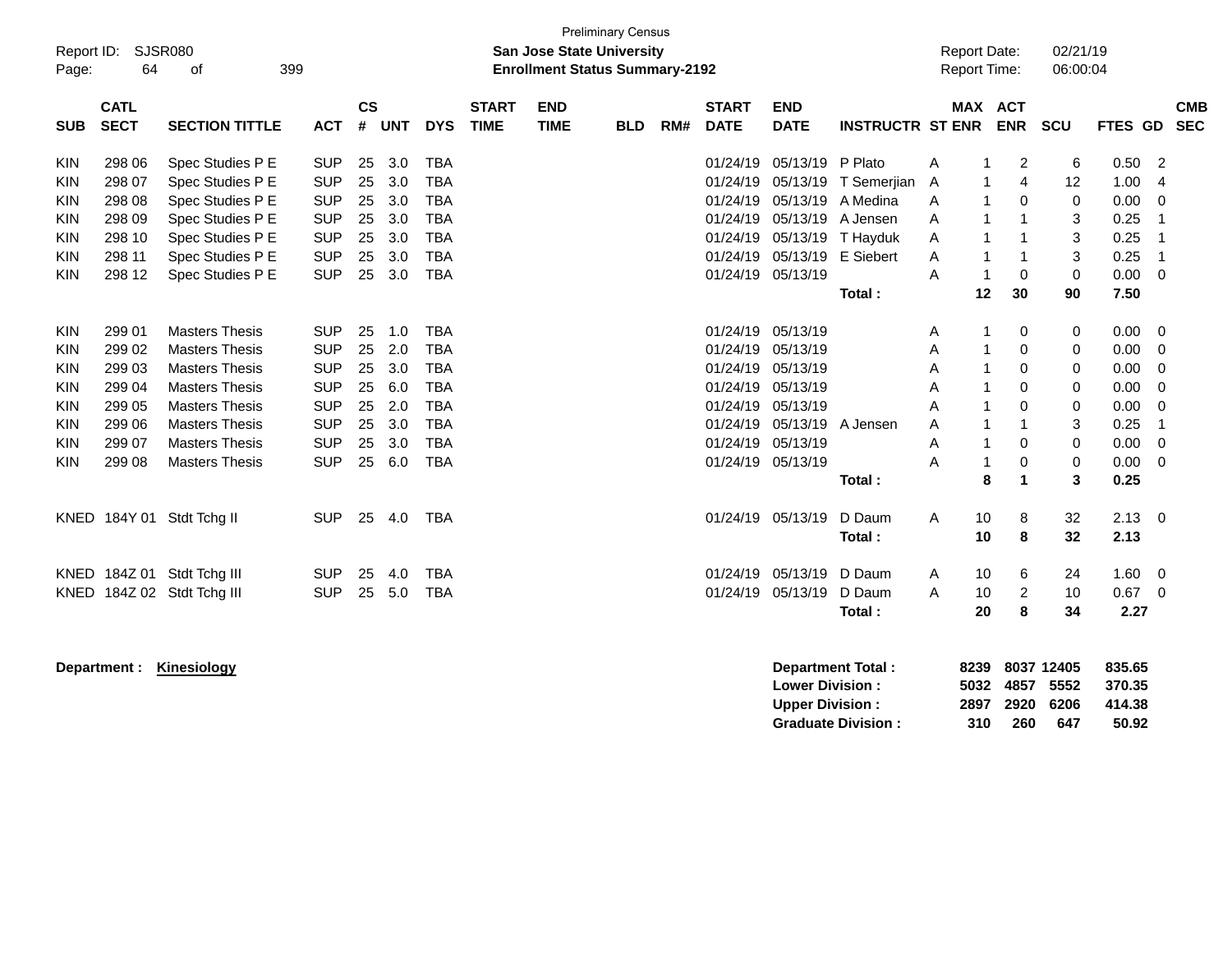Preliminary Census

Report ID: SJSR080

**San Jose State University**

**Enrollment Status Summary-2192**

Report Date: 02/21/19

Report Time: 06:00:04

| SUB | CATL SECT | SECTION TITTLE | ACT | CS # | UNT | DYS | START TIME | END TIME | BLD | RM# | START DATE | END DATE | INSTRUCTR | ST | MAX ENR | ACT ENR | SCU | FTES | GD | CMB SEC |
|---|---|---|---|---|---|---|---|---|---|---|---|---|---|---|---|---|---|---|---|---|
| KIN | 298 06 | Spec Studies P E | SUP | 25 | 3.0 | TBA | | | | | 01/24/19 | 05/13/19 | P Plato | A | 1 | 2 | 6 | 0.50 | 2 | |
| KIN | 298 07 | Spec Studies P E | SUP | 25 | 3.0 | TBA | | | | | 01/24/19 | 05/13/19 | T Semerjian | A | 1 | 4 | 12 | 1.00 | 4 | |
| KIN | 298 08 | Spec Studies P E | SUP | 25 | 3.0 | TBA | | | | | 01/24/19 | 05/13/19 | A Medina | A | 1 | 0 | 0 | 0.00 | 0 | |
| KIN | 298 09 | Spec Studies P E | SUP | 25 | 3.0 | TBA | | | | | 01/24/19 | 05/13/19 | A Jensen | A | 1 | 1 | 3 | 0.25 | 1 | |
| KIN | 298 10 | Spec Studies P E | SUP | 25 | 3.0 | TBA | | | | | 01/24/19 | 05/13/19 | T Hayduk | A | 1 | 1 | 3 | 0.25 | 1 | |
| KIN | 298 11 | Spec Studies P E | SUP | 25 | 3.0 | TBA | | | | | 01/24/19 | 05/13/19 | E Siebert | A | 1 | 1 | 3 | 0.25 | 1 | |
| KIN | 298 12 | Spec Studies P E | SUP | 25 | 3.0 | TBA | | | | | 01/24/19 | 05/13/19 | | A | 1 | 0 | 0 | 0.00 | 0 | |
| | | | | | | | | | | | | | **Total :** | | **12** | **30** | **90** | **7.50** | | |
| KIN | 299 01 | Masters Thesis | SUP | 25 | 1.0 | TBA | | | | | 01/24/19 | 05/13/19 | | A | 1 | 0 | 0 | 0.00 | 0 | |
| KIN | 299 02 | Masters Thesis | SUP | 25 | 2.0 | TBA | | | | | 01/24/19 | 05/13/19 | | A | 1 | 0 | 0 | 0.00 | 0 | |
| KIN | 299 03 | Masters Thesis | SUP | 25 | 3.0 | TBA | | | | | 01/24/19 | 05/13/19 | | A | 1 | 0 | 0 | 0.00 | 0 | |
| KIN | 299 04 | Masters Thesis | SUP | 25 | 6.0 | TBA | | | | | 01/24/19 | 05/13/19 | | A | 1 | 0 | 0 | 0.00 | 0 | |
| KIN | 299 05 | Masters Thesis | SUP | 25 | 2.0 | TBA | | | | | 01/24/19 | 05/13/19 | | A | 1 | 0 | 0 | 0.00 | 0 | |
| KIN | 299 06 | Masters Thesis | SUP | 25 | 3.0 | TBA | | | | | 01/24/19 | 05/13/19 | A Jensen | A | 1 | 1 | 3 | 0.25 | 1 | |
| KIN | 299 07 | Masters Thesis | SUP | 25 | 3.0 | TBA | | | | | 01/24/19 | 05/13/19 | | A | 1 | 0 | 0 | 0.00 | 0 | |
| KIN | 299 08 | Masters Thesis | SUP | 25 | 6.0 | TBA | | | | | 01/24/19 | 05/13/19 | | A | 1 | 0 | 0 | 0.00 | 0 | |
| | | | | | | | | | | | | | **Total :** | | **8** | **1** | **3** | **0.25** | | |
| KNED | 184Y 01 | Stdt Tchg II | SUP | 25 | 4.0 | TBA | | | | | 01/24/19 | 05/13/19 | D Daum | A | 10 | 8 | 32 | 2.13 | 0 | |
| | | | | | | | | | | | | | **Total :** | | **10** | **8** | **32** | **2.13** | | |
| KNED | 184Z 01 | Stdt Tchg III | SUP | 25 | 4.0 | TBA | | | | | 01/24/19 | 05/13/19 | D Daum | A | 10 | 6 | 24 | 1.60 | 0 | |
| KNED | 184Z 02 | Stdt Tchg III | SUP | 25 | 5.0 | TBA | | | | | 01/24/19 | 05/13/19 | D Daum | A | 10 | 2 | 10 | 0.67 | 0 | |
| | | | | | | | | | | | | | **Total :** | | **20** | **8** | **34** | **2.27** | | |

**Department :** **Kinesiology**

| | MAX ENR | ACT ENR | SCU | FTES |
|---|---|---|---|---|
| **Department Total :** | **8239** | **8037** | **12405** | **835.65** |
| **Lower Division :** | **5032** | **4857** | **5552** | **370.35** |
| **Upper Division :** | **2897** | **2920** | **6206** | **414.38** |
| **Graduate Division :** | **310** | **260** | **647** | **50.92** |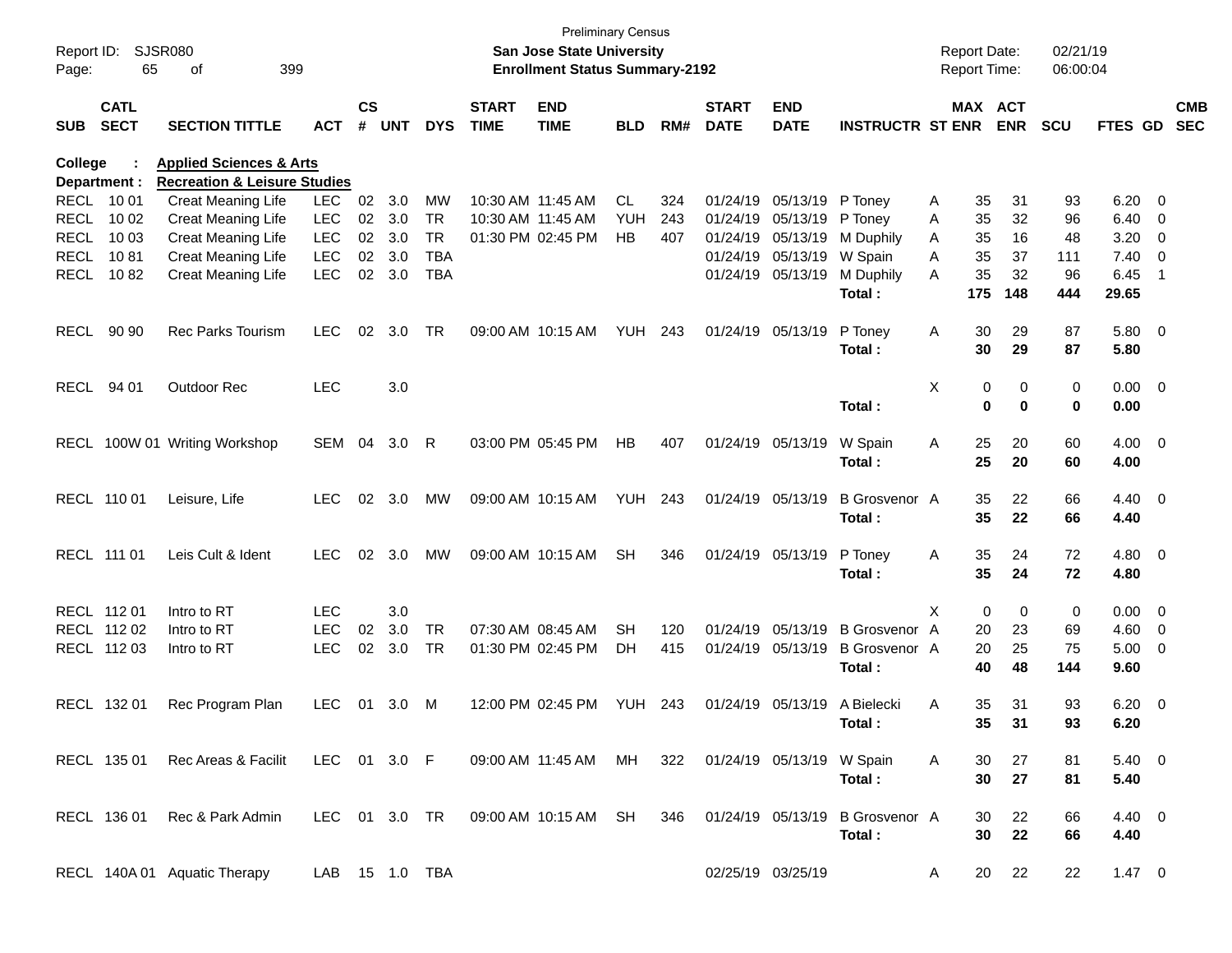Preliminary Census

**San Jose State University**

**Enrollment Status Summary-2192**

Report ID: SJSR080
Report Date: 02/21/19
Report Time: 06:00:04

**College : Applied Sciences & Arts**

**Department : Recreation & Leisure Studies**

| SUB | CATL SECT | SECTION TITTLE | ACT | CS # | UNT | DYS | START TIME | END TIME | BLD | RM# | START DATE | END DATE | INSTRUCTR | ST | MAX ENR | ACT ENR | SCU | FTES | GD | CMB SEC |
|---|---|---|---|---|---|---|---|---|---|---|---|---|---|---|---|---|---|---|---|---|
| RECL | 10 01 | Creat Meaning Life | LEC | 02 | 3.0 | MW | 10:30 AM | 11:45 AM | CL | 324 | 01/24/19 | 05/13/19 | P Toney | A | 35 | 31 | 93 | 6.20 | 0 | |
| RECL | 10 02 | Creat Meaning Life | LEC | 02 | 3.0 | TR | 10:30 AM | 11:45 AM | YUH | 243 | 01/24/19 | 05/13/19 | P Toney | A | 35 | 32 | 96 | 6.40 | 0 | |
| RECL | 10 03 | Creat Meaning Life | LEC | 02 | 3.0 | TR | 01:30 PM | 02:45 PM | HB | 407 | 01/24/19 | 05/13/19 | M Duphily | A | 35 | 16 | 48 | 3.20 | 0 | |
| RECL | 10 81 | Creat Meaning Life | LEC | 02 | 3.0 | TBA | | | | | 01/24/19 | 05/13/19 | W Spain | A | 35 | 37 | 111 | 7.40 | 0 | |
| RECL | 10 82 | Creat Meaning Life | LEC | 02 | 3.0 | TBA | | | | | 01/24/19 | 05/13/19 | M Duphily | A | 35 | 32 | 96 | 6.45 | 1 | |
| | | | | | | | | | | | | | **Total :** | | **175** | **148** | **444** | **29.65** | | |
| RECL | 90 90 | Rec Parks Tourism | LEC | 02 | 3.0 | TR | 09:00 AM | 10:15 AM | YUH | 243 | 01/24/19 | 05/13/19 | P Toney | A | 30 | 29 | 87 | 5.80 | 0 | |
| | | | | | | | | | | | | | **Total :** | | **30** | **29** | **87** | **5.80** | | |
| RECL | 94 01 | Outdoor Rec | LEC | | 3.0 | | | | | | | | | X | 0 | 0 | 0 | 0.00 | 0 | |
| | | | | | | | | | | | | | **Total :** | | **0** | **0** | **0** | **0.00** | | |
| RECL | 100W 01 | Writing Workshop | SEM | 04 | 3.0 | R | 03:00 PM | 05:45 PM | HB | 407 | 01/24/19 | 05/13/19 | W Spain | A | 25 | 20 | 60 | 4.00 | 0 | |
| | | | | | | | | | | | | | **Total :** | | **25** | **20** | **60** | **4.00** | | |
| RECL | 110 01 | Leisure, Life | LEC | 02 | 3.0 | MW | 09:00 AM | 10:15 AM | YUH | 243 | 01/24/19 | 05/13/19 | B Grosvenor | A | 35 | 22 | 66 | 4.40 | 0 | |
| | | | | | | | | | | | | | **Total :** | | **35** | **22** | **66** | **4.40** | | |
| RECL | 111 01 | Leis Cult & Ident | LEC | 02 | 3.0 | MW | 09:00 AM | 10:15 AM | SH | 346 | 01/24/19 | 05/13/19 | P Toney | A | 35 | 24 | 72 | 4.80 | 0 | |
| | | | | | | | | | | | | | **Total :** | | **35** | **24** | **72** | **4.80** | | |
| RECL | 112 01 | Intro to RT | LEC | | 3.0 | | | | | | | | | X | 0 | 0 | 0 | 0.00 | 0 | |
| RECL | 112 02 | Intro to RT | LEC | 02 | 3.0 | TR | 07:30 AM | 08:45 AM | SH | 120 | 01/24/19 | 05/13/19 | B Grosvenor | A | 20 | 23 | 69 | 4.60 | 0 | |
| RECL | 112 03 | Intro to RT | LEC | 02 | 3.0 | TR | 01:30 PM | 02:45 PM | DH | 415 | 01/24/19 | 05/13/19 | B Grosvenor | A | 20 | 25 | 75 | 5.00 | 0 | |
| | | | | | | | | | | | | | **Total :** | | **40** | **48** | **144** | **9.60** | | |
| RECL | 132 01 | Rec Program Plan | LEC | 01 | 3.0 | M | 12:00 PM | 02:45 PM | YUH | 243 | 01/24/19 | 05/13/19 | A Bielecki | A | 35 | 31 | 93 | 6.20 | 0 | |
| | | | | | | | | | | | | | **Total :** | | **35** | **31** | **93** | **6.20** | | |
| RECL | 135 01 | Rec Areas & Facilit | LEC | 01 | 3.0 | F | 09:00 AM | 11:45 AM | MH | 322 | 01/24/19 | 05/13/19 | W Spain | A | 30 | 27 | 81 | 5.40 | 0 | |
| | | | | | | | | | | | | | **Total :** | | **30** | **27** | **81** | **5.40** | | |
| RECL | 136 01 | Rec & Park Admin | LEC | 01 | 3.0 | TR | 09:00 AM | 10:15 AM | SH | 346 | 01/24/19 | 05/13/19 | B Grosvenor | A | 30 | 22 | 66 | 4.40 | 0 | |
| | | | | | | | | | | | | | **Total :** | | **30** | **22** | **66** | **4.40** | | |
| RECL | 140A 01 | Aquatic Therapy | LAB | 15 | 1.0 | TBA | | | | | 02/25/19 | 03/25/19 | | A | 20 | 22 | 22 | 1.47 | 0 | |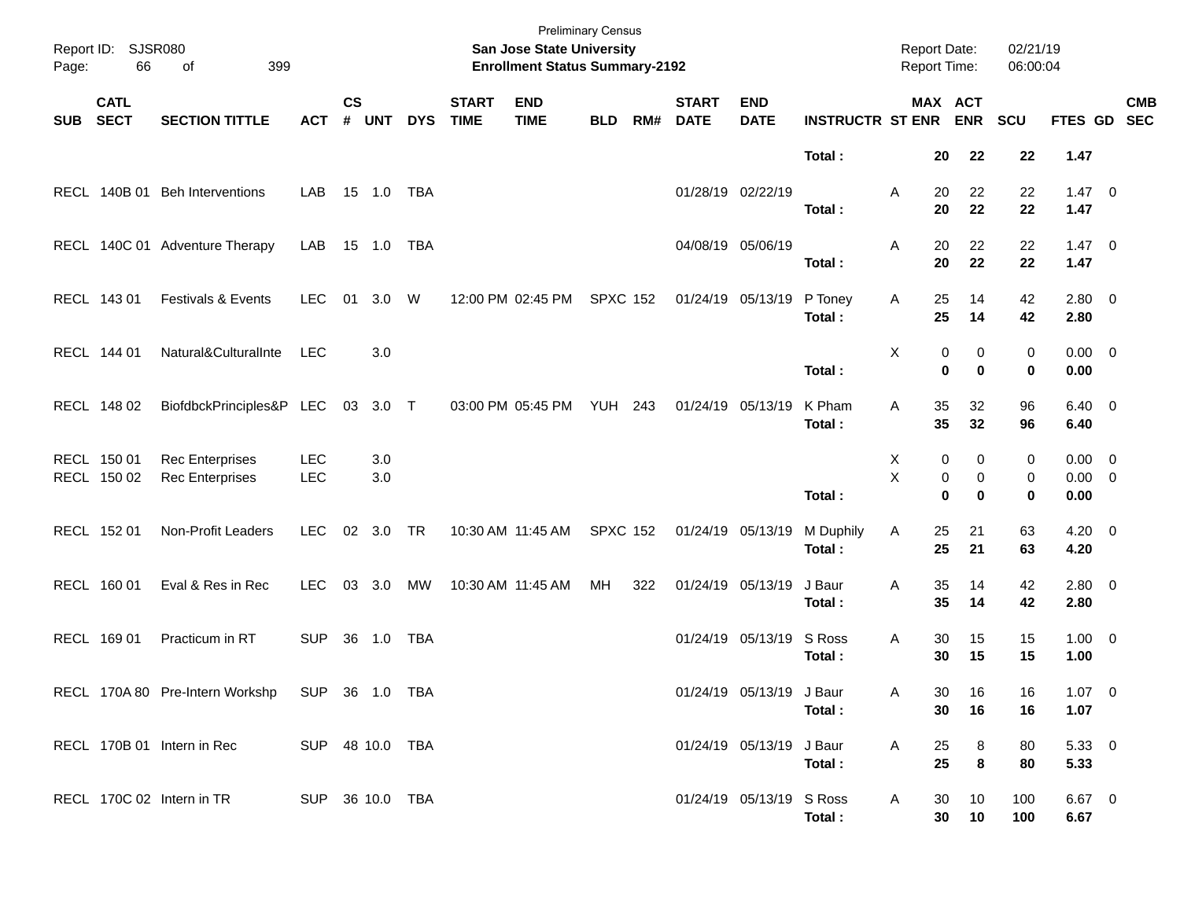Preliminary Census

**San Jose State University**
**Enrollment Status Summary-2192**

Report ID: SJSR080
Report Date: 02/21/19
Report Time: 06:00:04

| SUB | CATL SECT | SECTION TITTLE | ACT | CS # | UNT | DYS | START TIME | END TIME | BLD | RM# | START DATE | END DATE | INSTRUCTR | ST | MAX ENR | ACT ENR | SCU | FTES | GD | CMB SEC |
|---|---|---|---|---|---|---|---|---|---|---|---|---|---|---|---|---|---|---|---|---|
| | | | | | | | | | | | | | **Total :** | | **20** | **22** | **22** | **1.47** | | |
| RECL | 140B 01 | Beh Interventions | LAB | 15 | 1.0 | TBA | | | | | 01/28/19 | 02/22/19 | | A | 20 | 22 | 22 | 1.47 | 0 | |
| | | | | | | | | | | | | | **Total :** | | **20** | **22** | **22** | **1.47** | | |
| RECL | 140C 01 | Adventure Therapy | LAB | 15 | 1.0 | TBA | | | | | 04/08/19 | 05/06/19 | | A | 20 | 22 | 22 | 1.47 | 0 | |
| | | | | | | | | | | | | | **Total :** | | **20** | **22** | **22** | **1.47** | | |
| RECL | 143 01 | Festivals & Events | LEC | 01 | 3.0 | W | 12:00 PM | 02:45 PM | SPXC | 152 | 01/24/19 | 05/13/19 | P Toney | A | 25 | 14 | 42 | 2.80 | 0 | |
| | | | | | | | | | | | | | **Total :** | | **25** | **14** | **42** | **2.80** | | |
| RECL | 144 01 | Natural&CulturalInte | LEC | | 3.0 | | | | | | | | | X | 0 | 0 | 0 | 0.00 | 0 | |
| | | | | | | | | | | | | | **Total :** | | **0** | **0** | **0** | **0.00** | | |
| RECL | 148 02 | BiofdbckPrinciples&P | LEC | 03 | 3.0 | T | 03:00 PM | 05:45 PM | YUH | 243 | 01/24/19 | 05/13/19 | K Pham | A | 35 | 32 | 96 | 6.40 | 0 | |
| | | | | | | | | | | | | | **Total :** | | **35** | **32** | **96** | **6.40** | | |
| RECL | 150 01 | Rec Enterprises | LEC | | 3.0 | | | | | | | | | X | 0 | 0 | 0 | 0.00 | 0 | |
| RECL | 150 02 | Rec Enterprises | LEC | | 3.0 | | | | | | | | | X | 0 | 0 | 0 | 0.00 | 0 | |
| | | | | | | | | | | | | | **Total :** | | **0** | **0** | **0** | **0.00** | | |
| RECL | 152 01 | Non-Profit Leaders | LEC | 02 | 3.0 | TR | 10:30 AM | 11:45 AM | SPXC | 152 | 01/24/19 | 05/13/19 | M Duphily | A | 25 | 21 | 63 | 4.20 | 0 | |
| | | | | | | | | | | | | | **Total :** | | **25** | **21** | **63** | **4.20** | | |
| RECL | 160 01 | Eval & Res in Rec | LEC | 03 | 3.0 | MW | 10:30 AM | 11:45 AM | MH | 322 | 01/24/19 | 05/13/19 | J Baur | A | 35 | 14 | 42 | 2.80 | 0 | |
| | | | | | | | | | | | | | **Total :** | | **35** | **14** | **42** | **2.80** | | |
| RECL | 169 01 | Practicum in RT | SUP | 36 | 1.0 | TBA | | | | | 01/24/19 | 05/13/19 | S Ross | A | 30 | 15 | 15 | 1.00 | 0 | |
| | | | | | | | | | | | | | **Total :** | | **30** | **15** | **15** | **1.00** | | |
| RECL | 170A 80 | Pre-Intern Workshp | SUP | 36 | 1.0 | TBA | | | | | 01/24/19 | 05/13/19 | J Baur | A | 30 | 16 | 16 | 1.07 | 0 | |
| | | | | | | | | | | | | | **Total :** | | **30** | **16** | **16** | **1.07** | | |
| RECL | 170B 01 | Intern in Rec | SUP | 48 | 10.0 | TBA | | | | | 01/24/19 | 05/13/19 | J Baur | A | 25 | 8 | 80 | 5.33 | 0 | |
| | | | | | | | | | | | | | **Total :** | | **25** | **8** | **80** | **5.33** | | |
| RECL | 170C 02 | Intern in TR | SUP | 36 | 10.0 | TBA | | | | | 01/24/19 | 05/13/19 | S Ross | A | 30 | 10 | 100 | 6.67 | 0 | |
| | | | | | | | | | | | | | **Total :** | | **30** | **10** | **100** | **6.67** | | |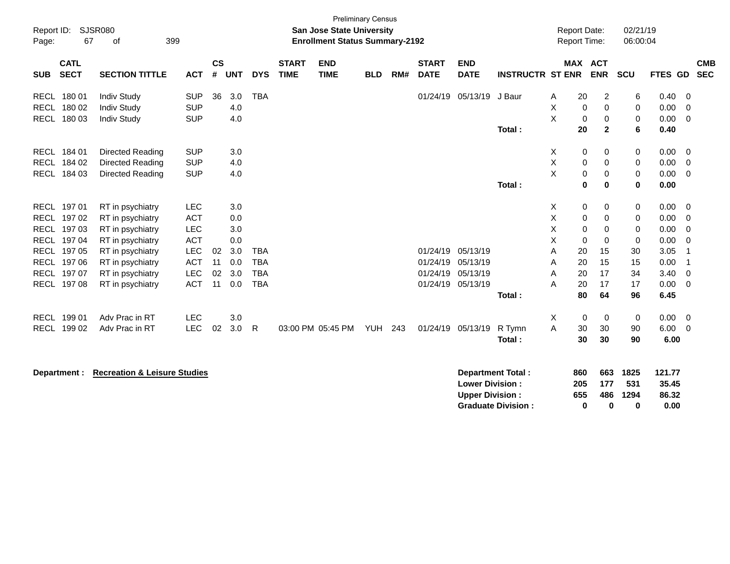Preliminary Census

Report ID: SJSR080 | **San Jose State University** | Report Date: 02/21/19
Page: 67 of 399 | **Enrollment Status Summary-2192** | Report Time: 06:00:04

| SUB | CATL SECT | SECTION TITTLE | ACT | CS # | UNT | DYS | START TIME | END TIME | BLD | RM# | START DATE | END DATE | INSTRUCTR | ST | MAX ENR | ACT ENR | SCU | FTES | GD | CMB SEC |
|---|---|---|---|---|---|---|---|---|---|---|---|---|---|---|---|---|---|---|---|---|
| RECL | 180 01 | Indiv Study | SUP | 36 | 3.0 | TBA | | | | | 01/24/19 | 05/13/19 | J Baur | A | 20 | 2 | 6 | 0.40 | 0 | |
| RECL | 180 02 | Indiv Study | SUP | | 4.0 | | | | | | | | | X | 0 | 0 | 0 | 0.00 | 0 | |
| RECL | 180 03 | Indiv Study | SUP | | 4.0 | | | | | | | | | X | 0 | 0 | 0 | 0.00 | 0 | |
| | | | | | | | | | | | | | **Total :** | | **20** | **2** | **6** | **0.40** | | |
| RECL | 184 01 | Directed Reading | SUP | | 3.0 | | | | | | | | | X | 0 | 0 | 0 | 0.00 | 0 | |
| RECL | 184 02 | Directed Reading | SUP | | 4.0 | | | | | | | | | X | 0 | 0 | 0 | 0.00 | 0 | |
| RECL | 184 03 | Directed Reading | SUP | | 4.0 | | | | | | | | | X | 0 | 0 | 0 | 0.00 | 0 | |
| | | | | | | | | | | | | | **Total :** | | **0** | **0** | **0** | **0.00** | | |
| RECL | 197 01 | RT in psychiatry | LEC | | 3.0 | | | | | | | | | X | 0 | 0 | 0 | 0.00 | 0 | |
| RECL | 197 02 | RT in psychiatry | ACT | | 0.0 | | | | | | | | | X | 0 | 0 | 0 | 0.00 | 0 | |
| RECL | 197 03 | RT in psychiatry | LEC | | 3.0 | | | | | | | | | X | 0 | 0 | 0 | 0.00 | 0 | |
| RECL | 197 04 | RT in psychiatry | ACT | | 0.0 | | | | | | | | | X | 0 | 0 | 0 | 0.00 | 0 | |
| RECL | 197 05 | RT in psychiatry | LEC | 02 | 3.0 | TBA | | | | | 01/24/19 | 05/13/19 | | A | 20 | 15 | 30 | 3.05 | 1 | |
| RECL | 197 06 | RT in psychiatry | ACT | 11 | 0.0 | TBA | | | | | 01/24/19 | 05/13/19 | | A | 20 | 15 | 15 | 0.00 | 1 | |
| RECL | 197 07 | RT in psychiatry | LEC | 02 | 3.0 | TBA | | | | | 01/24/19 | 05/13/19 | | A | 20 | 17 | 34 | 3.40 | 0 | |
| RECL | 197 08 | RT in psychiatry | ACT | 11 | 0.0 | TBA | | | | | 01/24/19 | 05/13/19 | | A | 20 | 17 | 17 | 0.00 | 0 | |
| | | | | | | | | | | | | | **Total :** | | **80** | **64** | **96** | **6.45** | | |
| RECL | 199 01 | Adv Prac in RT | LEC | | 3.0 | | | | | | | | | X | 0 | 0 | 0 | 0.00 | 0 | |
| RECL | 199 02 | Adv Prac in RT | LEC | 02 | 3.0 | R | 03:00 PM | 05:45 PM | YUH | 243 | 01/24/19 | 05/13/19 | R Tymn | A | 30 | 30 | 90 | 6.00 | 0 | |
| | | | | | | | | | | | | | **Total :** | | **30** | **30** | **90** | **6.00** | | |

**Department :** **Recreation & Leisure Studies**

| | MAX ENR | ACT ENR | SCU | FTES |
|---|---|---|---|---|
| **Department Total :** | **860** | **663** | **1825** | **121.77** |
| **Lower Division :** | **205** | **177** | **531** | **35.45** |
| **Upper Division :** | **655** | **486** | **1294** | **86.32** |
| **Graduate Division :** | **0** | **0** | **0** | **0.00** |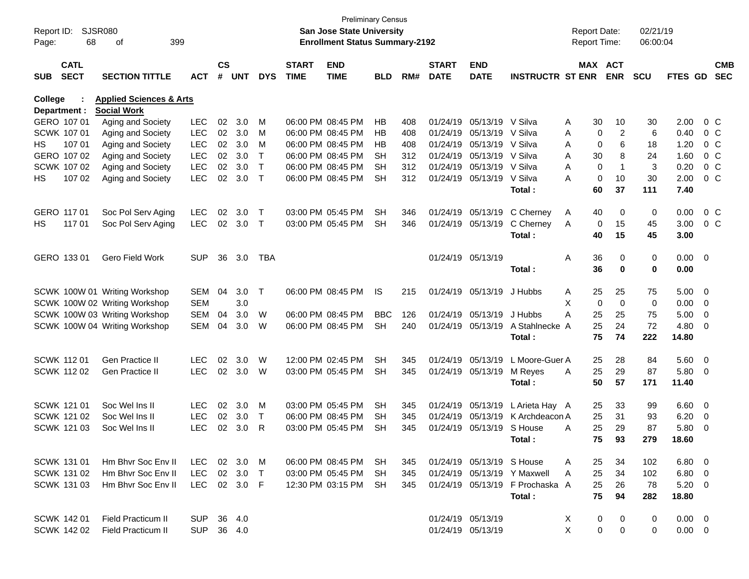Preliminary Census

**San Jose State University**

**Enrollment Status Summary-2192**

Report ID: SJSR080

Report Date: 02/21/19

Report Time: 06:00:04

**College : Applied Sciences & Arts**

**Department : Social Work**

| SUB | CATL SECT | SECTION TITTLE | ACT | CS # | UNT | DYS | START TIME | END TIME | BLD | RM# | START DATE | END DATE | INSTRUCTR | ST | MAX ENR | ACT ENR | SCU | FTES | GD | CMB SEC |
|---|---|---|---|---|---|---|---|---|---|---|---|---|---|---|---|---|---|---|---|---|
| GERO | 107 01 | Aging and Society | LEC | 02 | 3.0 | M | 06:00 PM | 08:45 PM | HB | 408 | 01/24/19 | 05/13/19 | V Silva | A | 30 | 10 | 30 | 2.00 | 0 | C |
| SCWK | 107 01 | Aging and Society | LEC | 02 | 3.0 | M | 06:00 PM | 08:45 PM | HB | 408 | 01/24/19 | 05/13/19 | V Silva | A | 0 | 2 | 6 | 0.40 | 0 | C |
| HS | 107 01 | Aging and Society | LEC | 02 | 3.0 | M | 06:00 PM | 08:45 PM | HB | 408 | 01/24/19 | 05/13/19 | V Silva | A | 0 | 6 | 18 | 1.20 | 0 | C |
| GERO | 107 02 | Aging and Society | LEC | 02 | 3.0 | T | 06:00 PM | 08:45 PM | SH | 312 | 01/24/19 | 05/13/19 | V Silva | A | 30 | 8 | 24 | 1.60 | 0 | C |
| SCWK | 107 02 | Aging and Society | LEC | 02 | 3.0 | T | 06:00 PM | 08:45 PM | SH | 312 | 01/24/19 | 05/13/19 | V Silva | A | 0 | 1 | 3 | 0.20 | 0 | C |
| HS | 107 02 | Aging and Society | LEC | 02 | 3.0 | T | 06:00 PM | 08:45 PM | SH | 312 | 01/24/19 | 05/13/19 | V Silva | A | 0 | 10 | 30 | 2.00 | 0 | C |
| | | | | | | | | | | | | | **Total :** | | **60** | **37** | **111** | **7.40** | | |
| GERO | 117 01 | Soc Pol Serv Aging | LEC | 02 | 3.0 | T | 03:00 PM | 05:45 PM | SH | 346 | 01/24/19 | 05/13/19 | C Cherney | A | 40 | 0 | 0 | 0.00 | 0 | C |
| HS | 117 01 | Soc Pol Serv Aging | LEC | 02 | 3.0 | T | 03:00 PM | 05:45 PM | SH | 346 | 01/24/19 | 05/13/19 | C Cherney | A | 0 | 15 | 45 | 3.00 | 0 | C |
| | | | | | | | | | | | | | **Total :** | | **40** | **15** | **45** | **3.00** | | |
| GERO | 133 01 | Gero Field Work | SUP | 36 | 3.0 | TBA | | | | | 01/24/19 | 05/13/19 | | A | 36 | 0 | 0 | 0.00 | 0 | |
| | | | | | | | | | | | | | **Total :** | | **36** | **0** | **0** | **0.00** | | |
| SCWK | 100W 01 | Writing Workshop | SEM | 04 | 3.0 | T | 06:00 PM | 08:45 PM | IS | 215 | 01/24/19 | 05/13/19 | J Hubbs | A | 25 | 25 | 75 | 5.00 | 0 | |
| SCWK | 100W 02 | Writing Workshop | SEM | | 3.0 | | | | | | | | | X | 0 | 0 | 0 | 0.00 | 0 | |
| SCWK | 100W 03 | Writing Workshop | SEM | 04 | 3.0 | W | 06:00 PM | 08:45 PM | BBC | 126 | 01/24/19 | 05/13/19 | J Hubbs | A | 25 | 25 | 75 | 5.00 | 0 | |
| SCWK | 100W 04 | Writing Workshop | SEM | 04 | 3.0 | W | 06:00 PM | 08:45 PM | SH | 240 | 01/24/19 | 05/13/19 | A Stahlnecke | A | 25 | 24 | 72 | 4.80 | 0 | |
| | | | | | | | | | | | | | **Total :** | | **75** | **74** | **222** | **14.80** | | |
| SCWK | 112 01 | Gen Practice II | LEC | 02 | 3.0 | W | 12:00 PM | 02:45 PM | SH | 345 | 01/24/19 | 05/13/19 | L Moore-Guer | A | 25 | 28 | 84 | 5.60 | 0 | |
| SCWK | 112 02 | Gen Practice II | LEC | 02 | 3.0 | W | 03:00 PM | 05:45 PM | SH | 345 | 01/24/19 | 05/13/19 | M Reyes | A | 25 | 29 | 87 | 5.80 | 0 | |
| | | | | | | | | | | | | | **Total :** | | **50** | **57** | **171** | **11.40** | | |
| SCWK | 121 01 | Soc Wel Ins II | LEC | 02 | 3.0 | M | 03:00 PM | 05:45 PM | SH | 345 | 01/24/19 | 05/13/19 | L Arieta Hay | A | 25 | 33 | 99 | 6.60 | 0 | |
| SCWK | 121 02 | Soc Wel Ins II | LEC | 02 | 3.0 | T | 06:00 PM | 08:45 PM | SH | 345 | 01/24/19 | 05/13/19 | K Archdeacon | A | 25 | 31 | 93 | 6.20 | 0 | |
| SCWK | 121 03 | Soc Wel Ins II | LEC | 02 | 3.0 | R | 03:00 PM | 05:45 PM | SH | 345 | 01/24/19 | 05/13/19 | S House | A | 25 | 29 | 87 | 5.80 | 0 | |
| | | | | | | | | | | | | | **Total :** | | **75** | **93** | **279** | **18.60** | | |
| SCWK | 131 01 | Hm Bhvr Soc Env II | LEC | 02 | 3.0 | M | 06:00 PM | 08:45 PM | SH | 345 | 01/24/19 | 05/13/19 | S House | A | 25 | 34 | 102 | 6.80 | 0 | |
| SCWK | 131 02 | Hm Bhvr Soc Env II | LEC | 02 | 3.0 | T | 03:00 PM | 05:45 PM | SH | 345 | 01/24/19 | 05/13/19 | Y Maxwell | A | 25 | 34 | 102 | 6.80 | 0 | |
| SCWK | 131 03 | Hm Bhvr Soc Env II | LEC | 02 | 3.0 | F | 12:30 PM | 03:15 PM | SH | 345 | 01/24/19 | 05/13/19 | F Prochaska | A | 25 | 26 | 78 | 5.20 | 0 | |
| | | | | | | | | | | | | | **Total :** | | **75** | **94** | **282** | **18.80** | | |
| SCWK | 142 01 | Field Practicum II | SUP | 36 | 4.0 | | | | | | 01/24/19 | 05/13/19 | | X | 0 | 0 | 0 | 0.00 | 0 | |
| SCWK | 142 02 | Field Practicum II | SUP | 36 | 4.0 | | | | | | 01/24/19 | 05/13/19 | | X | 0 | 0 | 0 | 0.00 | 0 | |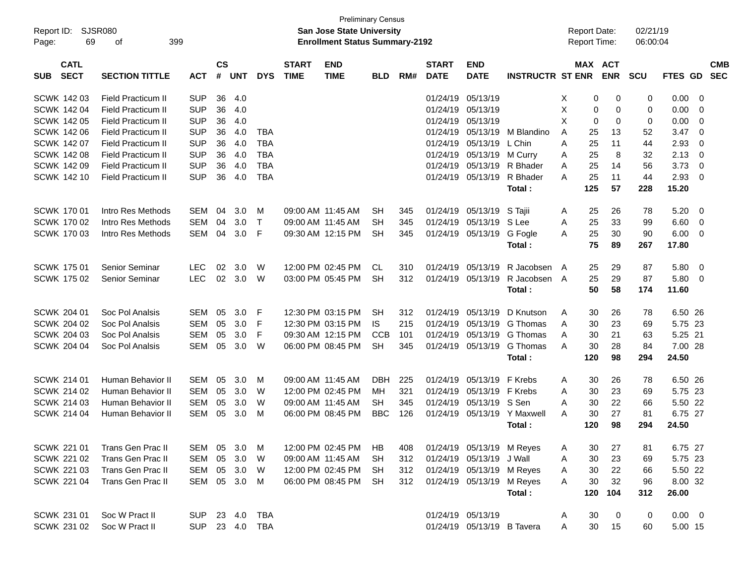Preliminary Census

**San Jose State University**

**Enrollment Status Summary-2192**

Report ID: SJSR080

Report Date: 02/21/19

Report Time: 06:00:04

| SUB | CATL SECT | SECTION TITTLE | ACT | CS # | UNT | DYS | START TIME | END TIME | BLD | RM# | START DATE | END DATE | INSTRUCTR | ST | MAX ENR | ACT ENR | SCU | FTES | GD | CMB SEC |
|---|---|---|---|---|---|---|---|---|---|---|---|---|---|---|---|---|---|---|---|---|
| SCWK | 142 03 | Field Practicum II | SUP | 36 | 4.0 | | | | | | 01/24/19 | 05/13/19 | | X | 0 | 0 | 0 | 0.00 | 0 | |
| SCWK | 142 04 | Field Practicum II | SUP | 36 | 4.0 | | | | | | 01/24/19 | 05/13/19 | | X | 0 | 0 | 0 | 0.00 | 0 | |
| SCWK | 142 05 | Field Practicum II | SUP | 36 | 4.0 | | | | | | 01/24/19 | 05/13/19 | | X | 0 | 0 | 0 | 0.00 | 0 | |
| SCWK | 142 06 | Field Practicum II | SUP | 36 | 4.0 | TBA | | | | | 01/24/19 | 05/13/19 | M Blandino | A | 25 | 13 | 52 | 3.47 | 0 | |
| SCWK | 142 07 | Field Practicum II | SUP | 36 | 4.0 | TBA | | | | | 01/24/19 | 05/13/19 | L Chin | A | 25 | 11 | 44 | 2.93 | 0 | |
| SCWK | 142 08 | Field Practicum II | SUP | 36 | 4.0 | TBA | | | | | 01/24/19 | 05/13/19 | M Curry | A | 25 | 8 | 32 | 2.13 | 0 | |
| SCWK | 142 09 | Field Practicum II | SUP | 36 | 4.0 | TBA | | | | | 01/24/19 | 05/13/19 | R Bhader | A | 25 | 14 | 56 | 3.73 | 0 | |
| SCWK | 142 10 | Field Practicum II | SUP | 36 | 4.0 | TBA | | | | | 01/24/19 | 05/13/19 | R Bhader | A | 25 | 11 | 44 | 2.93 | 0 | |
| | | | | | | | | | | | | | **Total :** | | **125** | **57** | **228** | **15.20** | | |
| SCWK | 170 01 | Intro Res Methods | SEM | 04 | 3.0 | M | 09:00 AM | 11:45 AM | SH | 345 | 01/24/19 | 05/13/19 | S Tajii | A | 25 | 26 | 78 | 5.20 | 0 | |
| SCWK | 170 02 | Intro Res Methods | SEM | 04 | 3.0 | T | 09:00 AM | 11:45 AM | SH | 345 | 01/24/19 | 05/13/19 | S Lee | A | 25 | 33 | 99 | 6.60 | 0 | |
| SCWK | 170 03 | Intro Res Methods | SEM | 04 | 3.0 | F | 09:30 AM | 12:15 PM | SH | 345 | 01/24/19 | 05/13/19 | G Fogle | A | 25 | 30 | 90 | 6.00 | 0 | |
| | | | | | | | | | | | | | **Total :** | | **75** | **89** | **267** | **17.80** | | |
| SCWK | 175 01 | Senior Seminar | LEC | 02 | 3.0 | W | 12:00 PM | 02:45 PM | CL | 310 | 01/24/19 | 05/13/19 | R Jacobsen | A | 25 | 29 | 87 | 5.80 | 0 | |
| SCWK | 175 02 | Senior Seminar | LEC | 02 | 3.0 | W | 03:00 PM | 05:45 PM | SH | 312 | 01/24/19 | 05/13/19 | R Jacobsen | A | 25 | 29 | 87 | 5.80 | 0 | |
| | | | | | | | | | | | | | **Total :** | | **50** | **58** | **174** | **11.60** | | |
| SCWK | 204 01 | Soc Pol Analsis | SEM | 05 | 3.0 | F | 12:30 PM | 03:15 PM | SH | 312 | 01/24/19 | 05/13/19 | D Knutson | A | 30 | 26 | 78 | 6.50 | 26 | |
| SCWK | 204 02 | Soc Pol Analsis | SEM | 05 | 3.0 | F | 12:30 PM | 03:15 PM | IS | 215 | 01/24/19 | 05/13/19 | G Thomas | A | 30 | 23 | 69 | 5.75 | 23 | |
| SCWK | 204 03 | Soc Pol Analsis | SEM | 05 | 3.0 | F | 09:30 AM | 12:15 PM | CCB | 101 | 01/24/19 | 05/13/19 | G Thomas | A | 30 | 21 | 63 | 5.25 | 21 | |
| SCWK | 204 04 | Soc Pol Analsis | SEM | 05 | 3.0 | W | 06:00 PM | 08:45 PM | SH | 345 | 01/24/19 | 05/13/19 | G Thomas | A | 30 | 28 | 84 | 7.00 | 28 | |
| | | | | | | | | | | | | | **Total :** | | **120** | **98** | **294** | **24.50** | | |
| SCWK | 214 01 | Human Behavior II | SEM | 05 | 3.0 | M | 09:00 AM | 11:45 AM | DBH | 225 | 01/24/19 | 05/13/19 | F Krebs | A | 30 | 26 | 78 | 6.50 | 26 | |
| SCWK | 214 02 | Human Behavior II | SEM | 05 | 3.0 | W | 12:00 PM | 02:45 PM | MH | 321 | 01/24/19 | 05/13/19 | F Krebs | A | 30 | 23 | 69 | 5.75 | 23 | |
| SCWK | 214 03 | Human Behavior II | SEM | 05 | 3.0 | W | 09:00 AM | 11:45 AM | SH | 345 | 01/24/19 | 05/13/19 | S Sen | A | 30 | 22 | 66 | 5.50 | 22 | |
| SCWK | 214 04 | Human Behavior II | SEM | 05 | 3.0 | M | 06:00 PM | 08:45 PM | BBC | 126 | 01/24/19 | 05/13/19 | Y Maxwell | A | 30 | 27 | 81 | 6.75 | 27 | |
| | | | | | | | | | | | | | **Total :** | | **120** | **98** | **294** | **24.50** | | |
| SCWK | 221 01 | Trans Gen Prac II | SEM | 05 | 3.0 | M | 12:00 PM | 02:45 PM | HB | 408 | 01/24/19 | 05/13/19 | M Reyes | A | 30 | 27 | 81 | 6.75 | 27 | |
| SCWK | 221 02 | Trans Gen Prac II | SEM | 05 | 3.0 | W | 09:00 AM | 11:45 AM | SH | 312 | 01/24/19 | 05/13/19 | J Wall | A | 30 | 23 | 69 | 5.75 | 23 | |
| SCWK | 221 03 | Trans Gen Prac II | SEM | 05 | 3.0 | W | 12:00 PM | 02:45 PM | SH | 312 | 01/24/19 | 05/13/19 | M Reyes | A | 30 | 22 | 66 | 5.50 | 22 | |
| SCWK | 221 04 | Trans Gen Prac II | SEM | 05 | 3.0 | M | 06:00 PM | 08:45 PM | SH | 312 | 01/24/19 | 05/13/19 | M Reyes | A | 30 | 32 | 96 | 8.00 | 32 | |
| | | | | | | | | | | | | | **Total :** | | **120** | **104** | **312** | **26.00** | | |
| SCWK | 231 01 | Soc W Pract II | SUP | 23 | 4.0 | TBA | | | | | 01/24/19 | 05/13/19 | | A | 30 | 0 | 0 | 0.00 | 0 | |
| SCWK | 231 02 | Soc W Pract II | SUP | 23 | 4.0 | TBA | | | | | 01/24/19 | 05/13/19 | B Tavera | A | 30 | 15 | 60 | 5.00 | 15 | |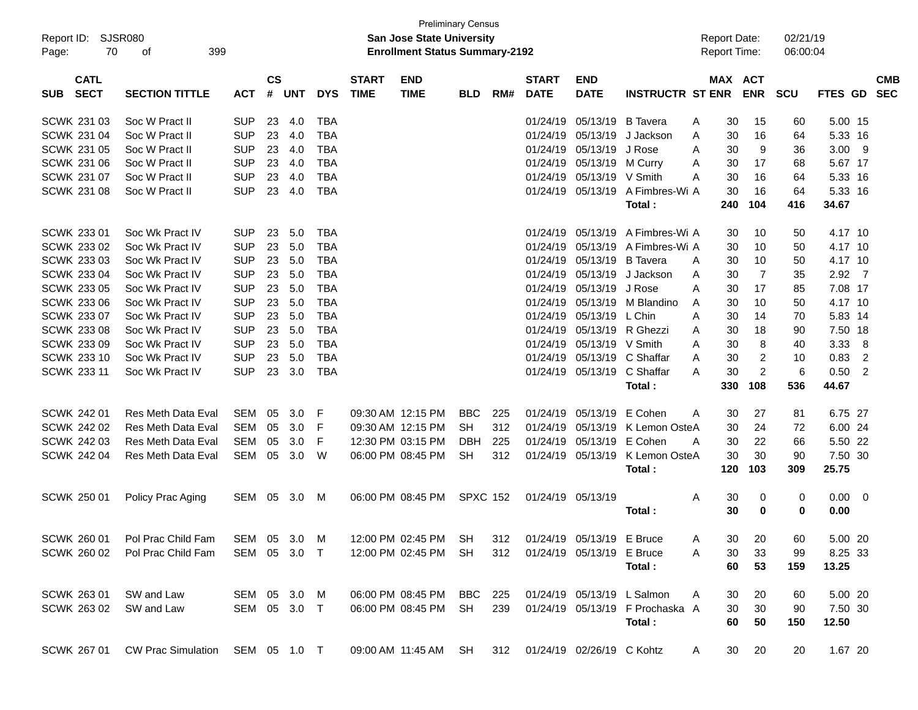Preliminary Census

Report ID: SJSR080
**San Jose State University**
**Enrollment Status Summary-2192**

Report Date: 02/21/19
Report Time: 06:00:04

| SUB | CATL SECT | SECTION TITTLE | ACT | CS # | UNT | DYS | START TIME | END TIME | BLD | RM# | START DATE | END DATE | INSTRUCTR | ST | MAX ENR | ACT ENR | SCU | FTES | GD | CMB SEC |
|---|---|---|---|---|---|---|---|---|---|---|---|---|---|---|---|---|---|---|---|---|
| SCWK | 231 03 | Soc W Pract II | SUP | 23 | 4.0 | TBA | | | | | 01/24/19 | 05/13/19 | B Tavera | A | 30 | 15 | 60 | 5.00 | 15 | |
| SCWK | 231 04 | Soc W Pract II | SUP | 23 | 4.0 | TBA | | | | | 01/24/19 | 05/13/19 | J Jackson | A | 30 | 16 | 64 | 5.33 | 16 | |
| SCWK | 231 05 | Soc W Pract II | SUP | 23 | 4.0 | TBA | | | | | 01/24/19 | 05/13/19 | J Rose | A | 30 | 9 | 36 | 3.00 | 9 | |
| SCWK | 231 06 | Soc W Pract II | SUP | 23 | 4.0 | TBA | | | | | 01/24/19 | 05/13/19 | M Curry | A | 30 | 17 | 68 | 5.67 | 17 | |
| SCWK | 231 07 | Soc W Pract II | SUP | 23 | 4.0 | TBA | | | | | 01/24/19 | 05/13/19 | V Smith | A | 30 | 16 | 64 | 5.33 | 16 | |
| SCWK | 231 08 | Soc W Pract II | SUP | 23 | 4.0 | TBA | | | | | 01/24/19 | 05/13/19 | A Fimbres-Wi | A | 30 | 16 | 64 | 5.33 | 16 | |
| | | | | | | | | | | | | | **Total :** | | **240** | **104** | **416** | **34.67** | | |
| SCWK | 233 01 | Soc Wk Pract IV | SUP | 23 | 5.0 | TBA | | | | | 01/24/19 | 05/13/19 | A Fimbres-Wi | A | 30 | 10 | 50 | 4.17 | 10 | |
| SCWK | 233 02 | Soc Wk Pract IV | SUP | 23 | 5.0 | TBA | | | | | 01/24/19 | 05/13/19 | A Fimbres-Wi | A | 30 | 10 | 50 | 4.17 | 10 | |
| SCWK | 233 03 | Soc Wk Pract IV | SUP | 23 | 5.0 | TBA | | | | | 01/24/19 | 05/13/19 | B Tavera | A | 30 | 10 | 50 | 4.17 | 10 | |
| SCWK | 233 04 | Soc Wk Pract IV | SUP | 23 | 5.0 | TBA | | | | | 01/24/19 | 05/13/19 | J Jackson | A | 30 | 7 | 35 | 2.92 | 7 | |
| SCWK | 233 05 | Soc Wk Pract IV | SUP | 23 | 5.0 | TBA | | | | | 01/24/19 | 05/13/19 | J Rose | A | 30 | 17 | 85 | 7.08 | 17 | |
| SCWK | 233 06 | Soc Wk Pract IV | SUP | 23 | 5.0 | TBA | | | | | 01/24/19 | 05/13/19 | M Blandino | A | 30 | 10 | 50 | 4.17 | 10 | |
| SCWK | 233 07 | Soc Wk Pract IV | SUP | 23 | 5.0 | TBA | | | | | 01/24/19 | 05/13/19 | L Chin | A | 30 | 14 | 70 | 5.83 | 14 | |
| SCWK | 233 08 | Soc Wk Pract IV | SUP | 23 | 5.0 | TBA | | | | | 01/24/19 | 05/13/19 | R Ghezzi | A | 30 | 18 | 90 | 7.50 | 18 | |
| SCWK | 233 09 | Soc Wk Pract IV | SUP | 23 | 5.0 | TBA | | | | | 01/24/19 | 05/13/19 | V Smith | A | 30 | 8 | 40 | 3.33 | 8 | |
| SCWK | 233 10 | Soc Wk Pract IV | SUP | 23 | 5.0 | TBA | | | | | 01/24/19 | 05/13/19 | C Shaffar | A | 30 | 2 | 10 | 0.83 | 2 | |
| SCWK | 233 11 | Soc Wk Pract IV | SUP | 23 | 3.0 | TBA | | | | | 01/24/19 | 05/13/19 | C Shaffar | A | 30 | 2 | 6 | 0.50 | 2 | |
| | | | | | | | | | | | | | **Total :** | | **330** | **108** | **536** | **44.67** | | |
| SCWK | 242 01 | Res Meth Data Eval | SEM | 05 | 3.0 | F | 09:30 AM | 12:15 PM | BBC | 225 | 01/24/19 | 05/13/19 | E Cohen | A | 30 | 27 | 81 | 6.75 | 27 | |
| SCWK | 242 02 | Res Meth Data Eval | SEM | 05 | 3.0 | F | 09:30 AM | 12:15 PM | SH | 312 | 01/24/19 | 05/13/19 | K Lemon Oste | A | 30 | 24 | 72 | 6.00 | 24 | |
| SCWK | 242 03 | Res Meth Data Eval | SEM | 05 | 3.0 | F | 12:30 PM | 03:15 PM | DBH | 225 | 01/24/19 | 05/13/19 | E Cohen | A | 30 | 22 | 66 | 5.50 | 22 | |
| SCWK | 242 04 | Res Meth Data Eval | SEM | 05 | 3.0 | W | 06:00 PM | 08:45 PM | SH | 312 | 01/24/19 | 05/13/19 | K Lemon Oste | A | 30 | 30 | 90 | 7.50 | 30 | |
| | | | | | | | | | | | | | **Total :** | | **120** | **103** | **309** | **25.75** | | |
| SCWK | 250 01 | Policy Prac Aging | SEM | 05 | 3.0 | M | 06:00 PM | 08:45 PM | SPXC | 152 | 01/24/19 | 05/13/19 | | A | 30 | 0 | 0 | 0.00 | 0 | |
| | | | | | | | | | | | | | **Total :** | | **30** | **0** | **0** | **0.00** | | |
| SCWK | 260 01 | Pol Prac Child Fam | SEM | 05 | 3.0 | M | 12:00 PM | 02:45 PM | SH | 312 | 01/24/19 | 05/13/19 | E Bruce | A | 30 | 20 | 60 | 5.00 | 20 | |
| SCWK | 260 02 | Pol Prac Child Fam | SEM | 05 | 3.0 | T | 12:00 PM | 02:45 PM | SH | 312 | 01/24/19 | 05/13/19 | E Bruce | A | 30 | 33 | 99 | 8.25 | 33 | |
| | | | | | | | | | | | | | **Total :** | | **60** | **53** | **159** | **13.25** | | |
| SCWK | 263 01 | SW and Law | SEM | 05 | 3.0 | M | 06:00 PM | 08:45 PM | BBC | 225 | 01/24/19 | 05/13/19 | L Salmon | A | 30 | 20 | 60 | 5.00 | 20 | |
| SCWK | 263 02 | SW and Law | SEM | 05 | 3.0 | T | 06:00 PM | 08:45 PM | SH | 239 | 01/24/19 | 05/13/19 | F Prochaska | A | 30 | 30 | 90 | 7.50 | 30 | |
| | | | | | | | | | | | | | **Total :** | | **60** | **50** | **150** | **12.50** | | |
| SCWK | 267 01 | CW Prac Simulation | SEM | 05 | 1.0 | T | 09:00 AM | 11:45 AM | SH | 312 | 01/24/19 | 02/26/19 | C Kohtz | A | 30 | 20 | 20 | 1.67 | 20 | |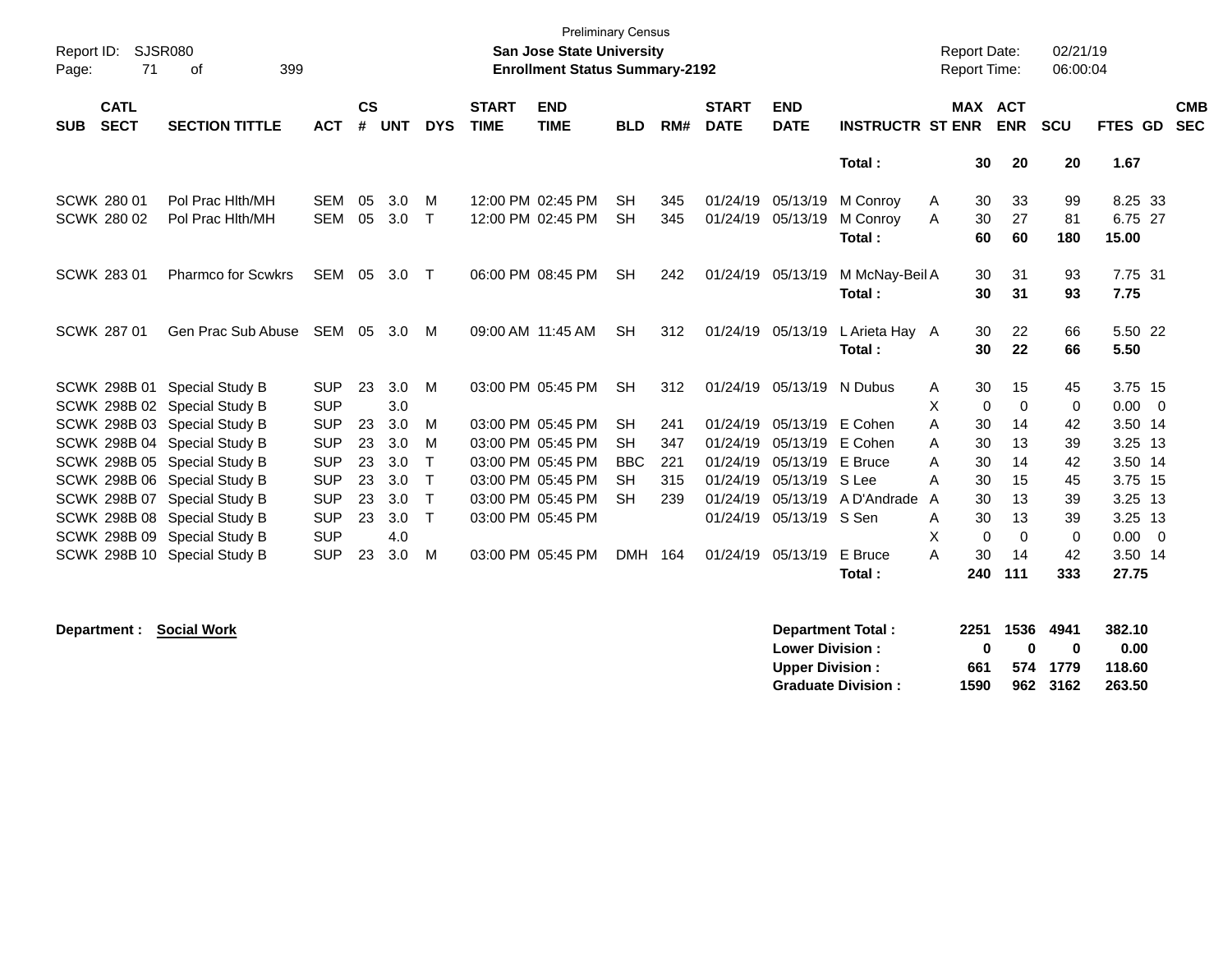Preliminary Census

**San Jose State University**

**Enrollment Status Summary-2192**

Report ID: SJSR080

Report Date: 02/21/19

Report Time: 06:00:04

| SUB | CATL SECT | SECTION TITTLE | ACT | CS # | UNT | DYS | START TIME | END TIME | BLD | RM# | START DATE | END DATE | INSTRUCTR | ST | MAX ENR | ACT ENR | SCU | FTES | GD | CMB SEC |
|---|---|---|---|---|---|---|---|---|---|---|---|---|---|---|---|---|---|---|---|---|
| | | | | | | | | | | | | | **Total :** | | **30** | **20** | **20** | **1.67** | | |
| SCWK | 280 01 | Pol Prac Hlth/MH | SEM | 05 | 3.0 | M | 12:00 PM | 02:45 PM | SH | 345 | 01/24/19 | 05/13/19 | M Conroy | A | 30 | 33 | 99 | 8.25 | 33 | |
| SCWK | 280 02 | Pol Prac Hlth/MH | SEM | 05 | 3.0 | T | 12:00 PM | 02:45 PM | SH | 345 | 01/24/19 | 05/13/19 | M Conroy | A | 30 | 27 | 81 | 6.75 | 27 | |
| | | | | | | | | | | | | | **Total :** | | **60** | **60** | **180** | **15.00** | | |
| SCWK | 283 01 | Pharmco for Scwkrs | SEM | 05 | 3.0 | T | 06:00 PM | 08:45 PM | SH | 242 | 01/24/19 | 05/13/19 | M McNay-Beil | A | 30 | 31 | 93 | 7.75 | 31 | |
| | | | | | | | | | | | | | **Total :** | | **30** | **31** | **93** | **7.75** | | |
| SCWK | 287 01 | Gen Prac Sub Abuse | SEM | 05 | 3.0 | M | 09:00 AM | 11:45 AM | SH | 312 | 01/24/19 | 05/13/19 | L Arieta Hay | A | 30 | 22 | 66 | 5.50 | 22 | |
| | | | | | | | | | | | | | **Total :** | | **30** | **22** | **66** | **5.50** | | |
| SCWK | 298B 01 | Special Study B | SUP | 23 | 3.0 | M | 03:00 PM | 05:45 PM | SH | 312 | 01/24/19 | 05/13/19 | N Dubus | A | 30 | 15 | 45 | 3.75 | 15 | |
| SCWK | 298B 02 | Special Study B | SUP | | 3.0 | | | | | | | | | X | 0 | 0 | 0 | 0.00 | 0 | |
| SCWK | 298B 03 | Special Study B | SUP | 23 | 3.0 | M | 03:00 PM | 05:45 PM | SH | 241 | 01/24/19 | 05/13/19 | E Cohen | A | 30 | 14 | 42 | 3.50 | 14 | |
| SCWK | 298B 04 | Special Study B | SUP | 23 | 3.0 | M | 03:00 PM | 05:45 PM | SH | 347 | 01/24/19 | 05/13/19 | E Cohen | A | 30 | 13 | 39 | 3.25 | 13 | |
| SCWK | 298B 05 | Special Study B | SUP | 23 | 3.0 | T | 03:00 PM | 05:45 PM | BBC | 221 | 01/24/19 | 05/13/19 | E Bruce | A | 30 | 14 | 42 | 3.50 | 14 | |
| SCWK | 298B 06 | Special Study B | SUP | 23 | 3.0 | T | 03:00 PM | 05:45 PM | SH | 315 | 01/24/19 | 05/13/19 | S Lee | A | 30 | 15 | 45 | 3.75 | 15 | |
| SCWK | 298B 07 | Special Study B | SUP | 23 | 3.0 | T | 03:00 PM | 05:45 PM | SH | 239 | 01/24/19 | 05/13/19 | A D'Andrade | A | 30 | 13 | 39 | 3.25 | 13 | |
| SCWK | 298B 08 | Special Study B | SUP | 23 | 3.0 | T | 03:00 PM | 05:45 PM | | | 01/24/19 | 05/13/19 | S Sen | A | 30 | 13 | 39 | 3.25 | 13 | |
| SCWK | 298B 09 | Special Study B | SUP | | 4.0 | | | | | | | | | X | 0 | 0 | 0 | 0.00 | 0 | |
| SCWK | 298B 10 | Special Study B | SUP | 23 | 3.0 | M | 03:00 PM | 05:45 PM | DMH | 164 | 01/24/19 | 05/13/19 | E Bruce | A | 30 | 14 | 42 | 3.50 | 14 | |
| | | | | | | | | | | | | | **Total :** | | **240** | **111** | **333** | **27.75** | | |

**Department :** **Social Work**

| | MAX ENR | ACT ENR | SCU | FTES |
|---|---|---|---|---|
| **Department Total :** | **2251** | **1536** | **4941** | **382.10** |
| **Lower Division :** | **0** | **0** | **0** | **0.00** |
| **Upper Division :** | **661** | **574** | **1779** | **118.60** |
| **Graduate Division :** | **1590** | **962** | **3162** | **263.50** |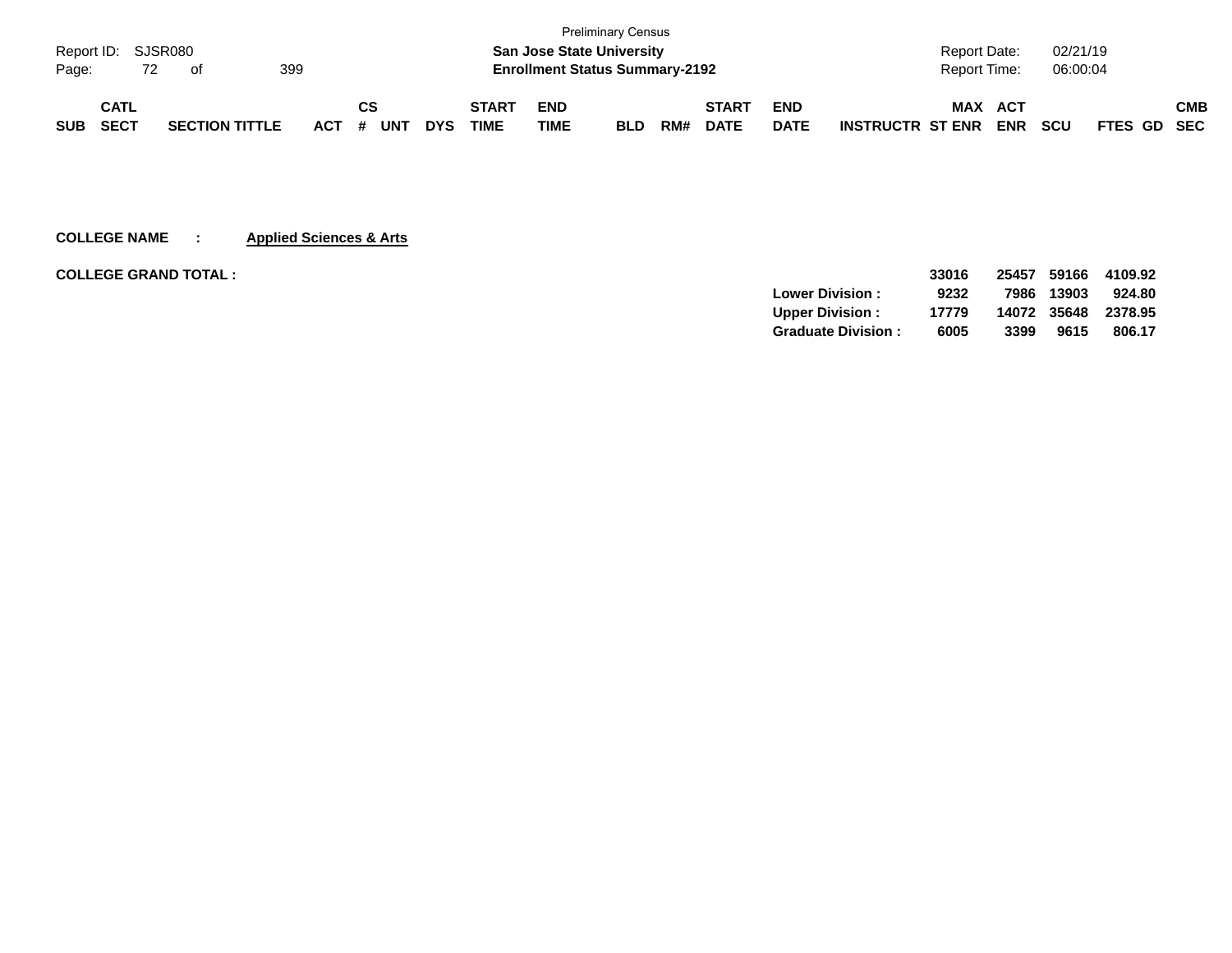Preliminary Census

**San Jose State University**
**Enrollment Status Summary-2192**

Report ID: SJSR080
Report Date: 02/21/19
Report Time: 06:00:04

| SUB | CATL SECT | SECTION TITTLE | ACT | CS # | UNT | DYS | START TIME | END TIME | BLD | RM# | START DATE | END DATE | INSTRUCTR | MAX ST ENR | ACT ENR | SCU | FTES | GD | CMB SEC |
|---|---|---|---|---|---|---|---|---|---|---|---|---|---|---|---|---|---|---|---|

**COLLEGE NAME : Applied Sciences & Arts**

**COLLEGE GRAND TOTAL :**

| | MAX ST ENR | ACT ENR | SCU | FTES |
|---|---|---|---|---|
| | 33016 | 25457 | 59166 | 4109.92 |
| Lower Division : | 9232 | 7986 | 13903 | 924.80 |
| Upper Division : | 17779 | 14072 | 35648 | 2378.95 |
| Graduate Division : | 6005 | 3399 | 9615 | 806.17 |